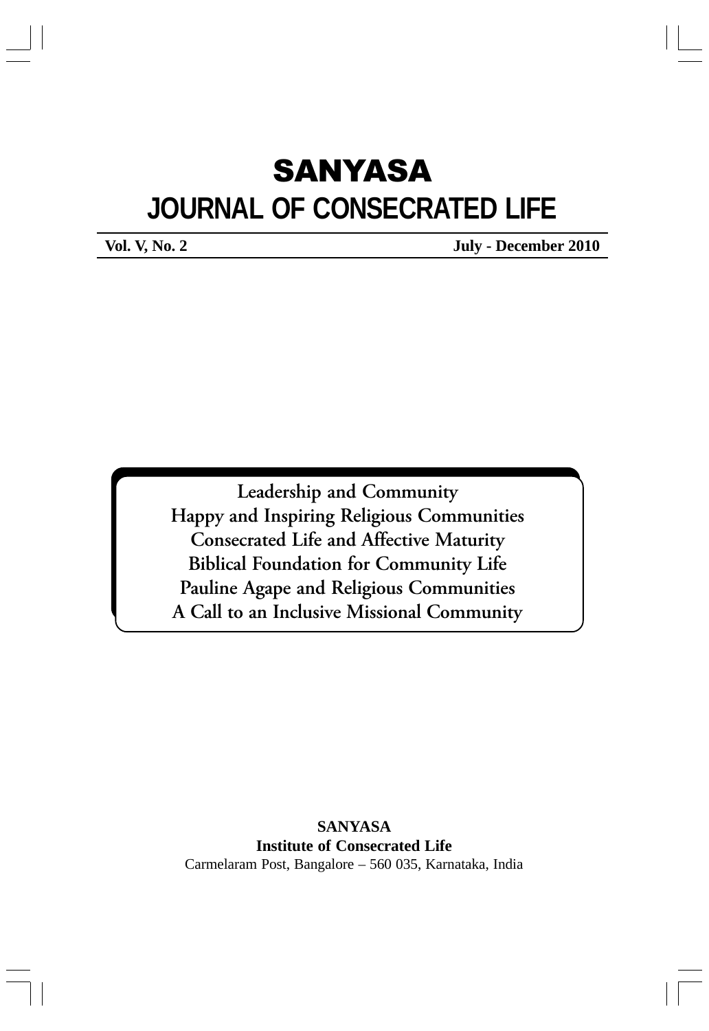# SANYASA

# JOURNAL OF CONSECRATED LIFE

**Vol. V, No. 2** **July - December 2010**

**Leadership and Community**
**Happy and Inspiring Religious Communities**
**Consecrated Life and Affective Maturity**
**Biblical Foundation for Community Life**
**Pauline Agape and Religious Communities**
**A Call to an Inclusive Missional Community**

**SANYASA**
**Institute of Consecrated Life**
Carmelaram Post, Bangalore – 560 035, Karnataka, India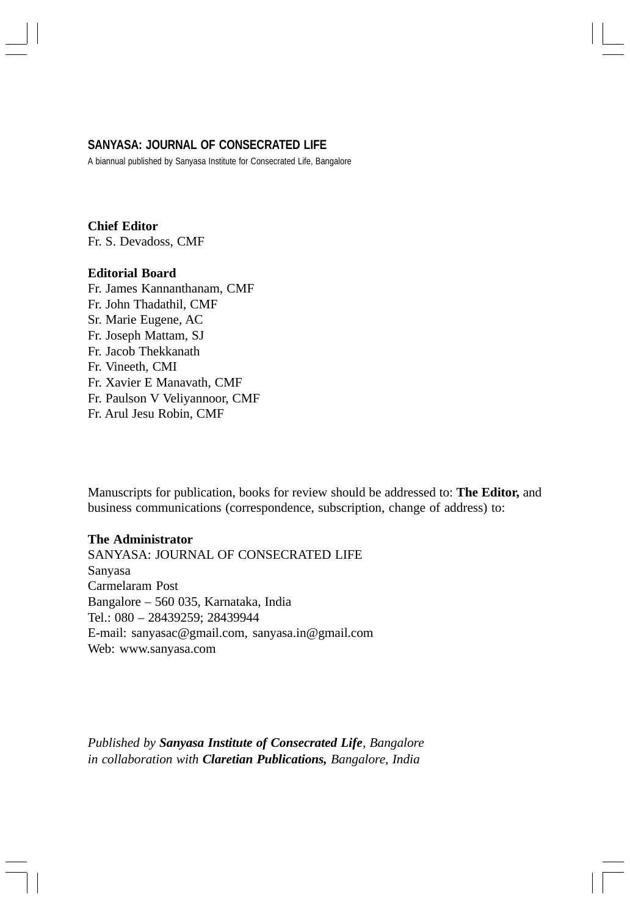**SANYASA: JOURNAL OF CONSECRATED LIFE**

A biannual published by Sanyasa Institute for Consecrated Life, Bangalore

**Chief Editor**
Fr. S. Devadoss, CMF

**Editorial Board**
Fr. James Kannanthanam, CMF
Fr. John Thadathil, CMF
Sr. Marie Eugene, AC
Fr. Joseph Mattam, SJ
Fr. Jacob Thekkanath
Fr. Vineeth, CMI
Fr. Xavier E Manavath, CMF
Fr. Paulson V Veliyannoor, CMF
Fr. Arul Jesu Robin, CMF

Manuscripts for publication, books for review should be addressed to: **The Editor,** and business communications (correspondence, subscription, change of address) to:

**The Administrator**
SANYASA: JOURNAL OF CONSECRATED LIFE
Sanyasa
Carmelaram Post
Bangalore – 560 035, Karnataka, India
Tel.: 080 – 28439259; 28439944
E-mail: sanyasac@gmail.com, sanyasa.in@gmail.com
Web: www.sanyasa.com

*Published by **Sanyasa Institute of Consecrated Life**, Bangalore*
*in collaboration with **Claretian Publications,** Bangalore, India*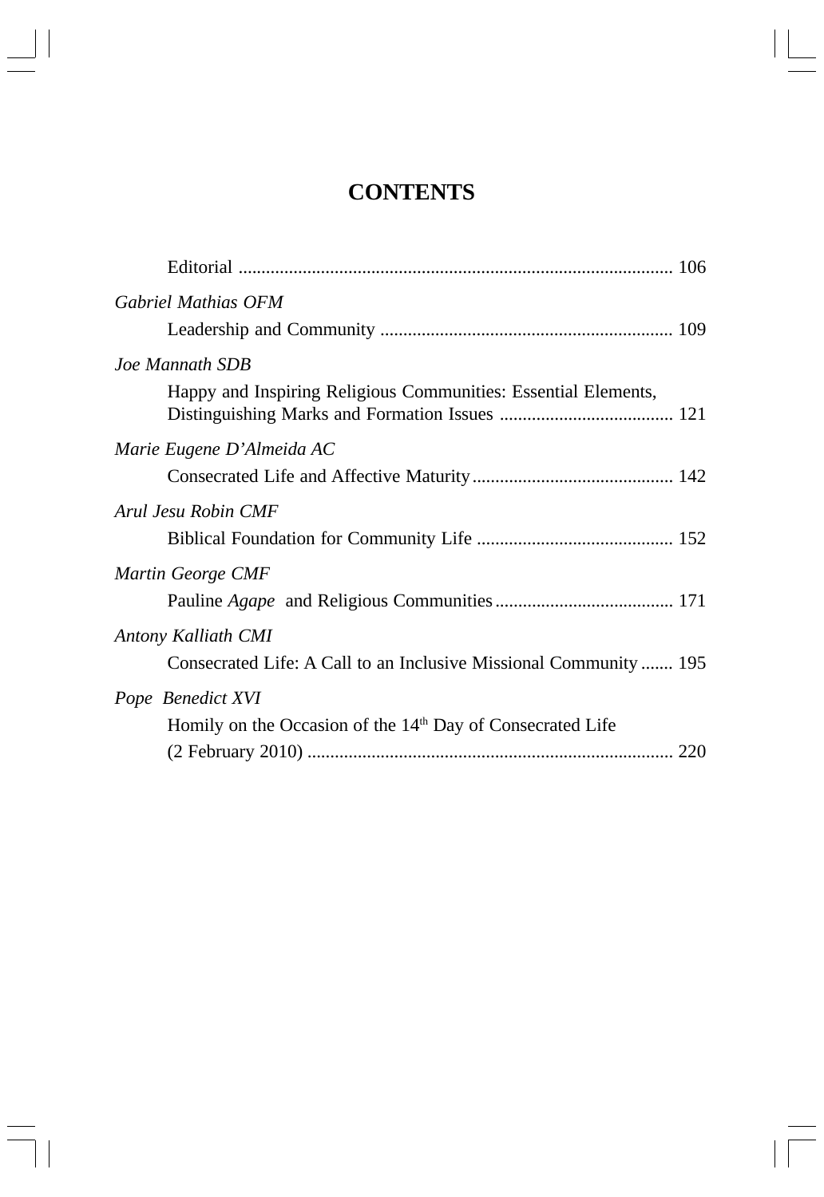# CONTENTS

Editorial ............................................................................................ 106

*Gabriel Mathias OFM*

Leadership and Community ............................................................... 109

*Joe Mannath SDB*

Happy and Inspiring Religious Communities: Essential Elements, Distinguishing Marks and Formation Issues ...................................... 121

*Marie Eugene D'Almeida AC*

Consecrated Life and Affective Maturity............................................ 142

*Arul Jesu Robin CMF*

Biblical Foundation for Community Life ........................................... 152

*Martin George CMF*

Pauline *Agape* and Religious Communities....................................... 171

*Antony Kalliath CMI*

Consecrated Life: A Call to an Inclusive Missional Community ....... 195

*Pope Benedict XVI*

Homily on the Occasion of the 14th Day of Consecrated Life (2 February 2010) ............................................................................... 220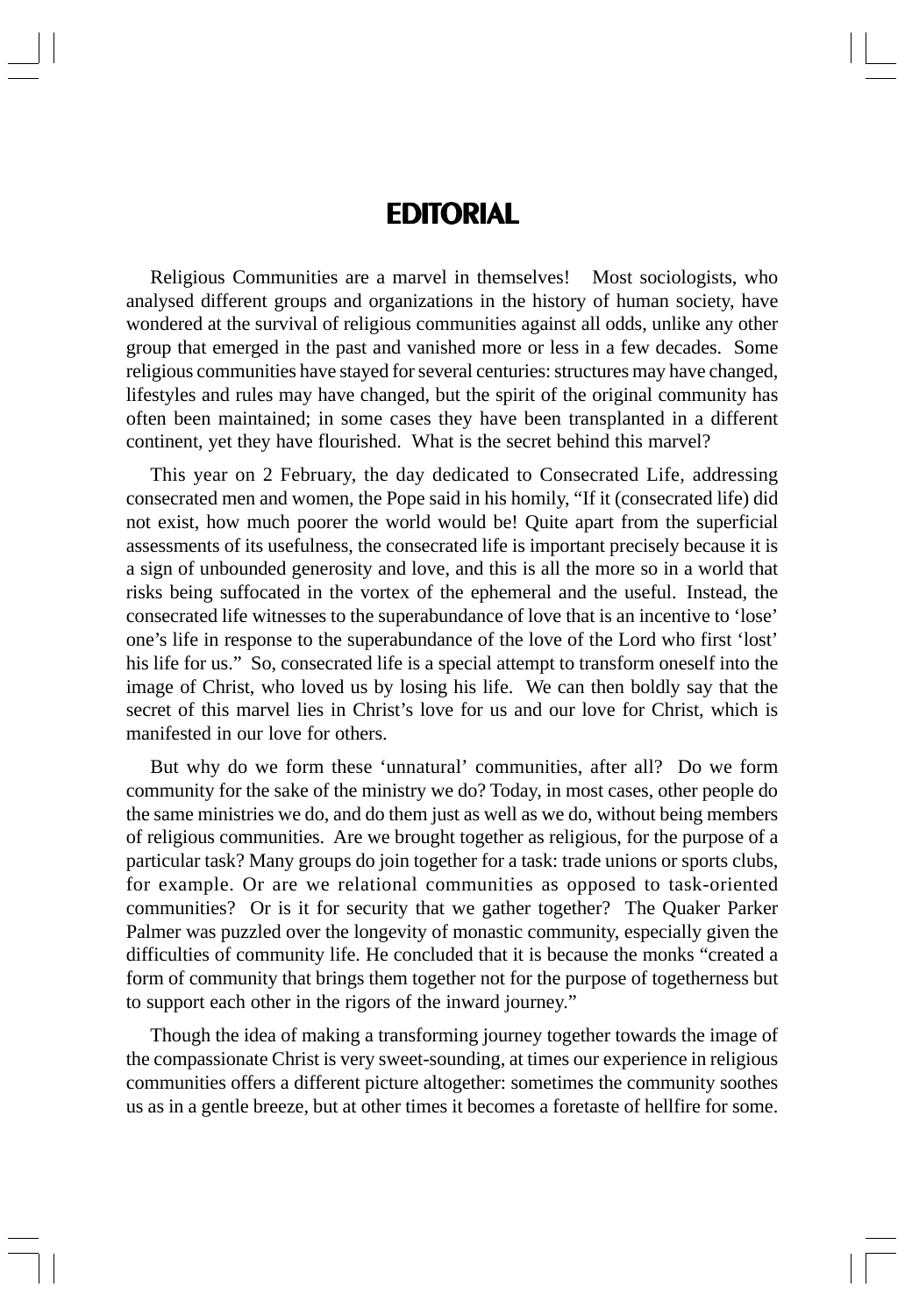# EDITORIAL

Religious Communities are a marvel in themselves! Most sociologists, who analysed different groups and organizations in the history of human society, have wondered at the survival of religious communities against all odds, unlike any other group that emerged in the past and vanished more or less in a few decades. Some religious communities have stayed for several centuries: structures may have changed, lifestyles and rules may have changed, but the spirit of the original community has often been maintained; in some cases they have been transplanted in a different continent, yet they have flourished. What is the secret behind this marvel?

This year on 2 February, the day dedicated to Consecrated Life, addressing consecrated men and women, the Pope said in his homily, "If it (consecrated life) did not exist, how much poorer the world would be! Quite apart from the superficial assessments of its usefulness, the consecrated life is important precisely because it is a sign of unbounded generosity and love, and this is all the more so in a world that risks being suffocated in the vortex of the ephemeral and the useful. Instead, the consecrated life witnesses to the superabundance of love that is an incentive to 'lose' one's life in response to the superabundance of the love of the Lord who first 'lost' his life for us." So, consecrated life is a special attempt to transform oneself into the image of Christ, who loved us by losing his life. We can then boldly say that the secret of this marvel lies in Christ's love for us and our love for Christ, which is manifested in our love for others.

But why do we form these 'unnatural' communities, after all? Do we form community for the sake of the ministry we do? Today, in most cases, other people do the same ministries we do, and do them just as well as we do, without being members of religious communities. Are we brought together as religious, for the purpose of a particular task? Many groups do join together for a task: trade unions or sports clubs, for example. Or are we relational communities as opposed to task-oriented communities? Or is it for security that we gather together? The Quaker Parker Palmer was puzzled over the longevity of monastic community, especially given the difficulties of community life. He concluded that it is because the monks "created a form of community that brings them together not for the purpose of togetherness but to support each other in the rigors of the inward journey."

Though the idea of making a transforming journey together towards the image of the compassionate Christ is very sweet-sounding, at times our experience in religious communities offers a different picture altogether: sometimes the community soothes us as in a gentle breeze, but at other times it becomes a foretaste of hellfire for some.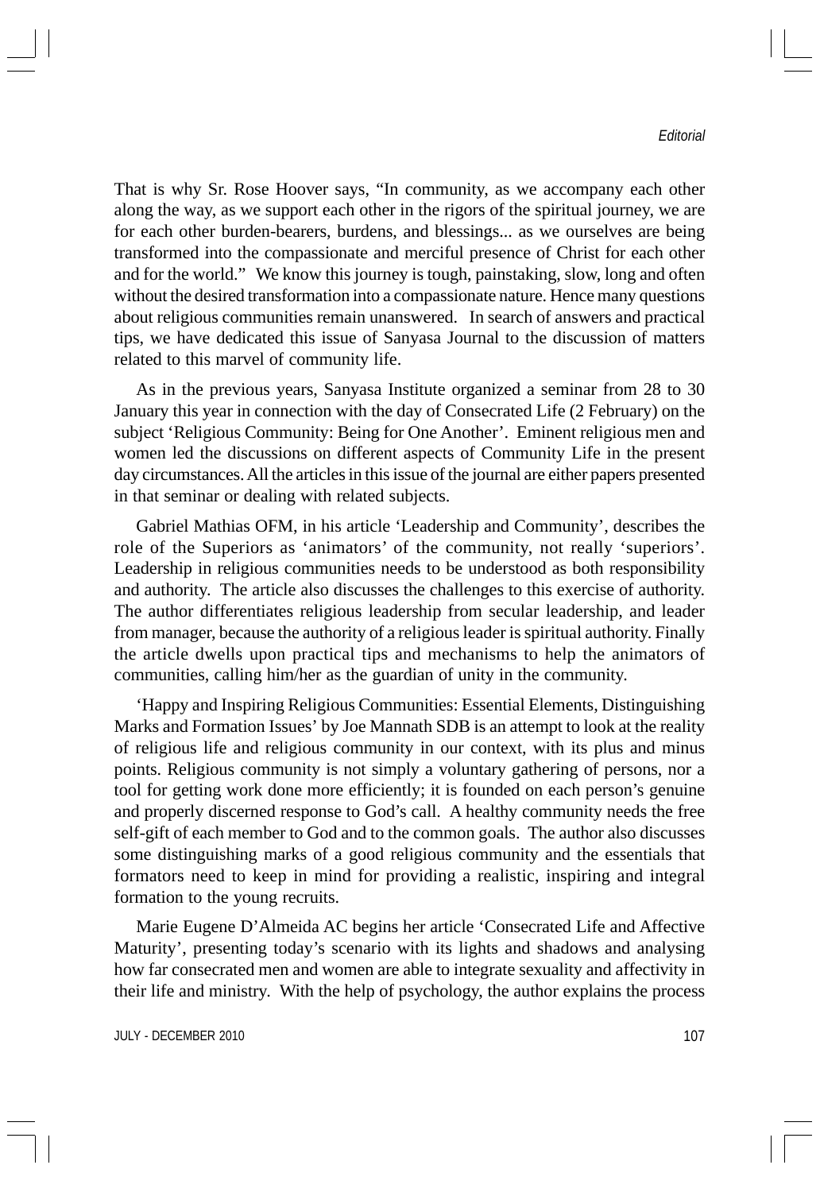That is why Sr. Rose Hoover says, "In community, as we accompany each other along the way, as we support each other in the rigors of the spiritual journey, we are for each other burden-bearers, burdens, and blessings... as we ourselves are being transformed into the compassionate and merciful presence of Christ for each other and for the world." We know this journey is tough, painstaking, slow, long and often without the desired transformation into a compassionate nature. Hence many questions about religious communities remain unanswered. In search of answers and practical tips, we have dedicated this issue of Sanyasa Journal to the discussion of matters related to this marvel of community life.

As in the previous years, Sanyasa Institute organized a seminar from 28 to 30 January this year in connection with the day of Consecrated Life (2 February) on the subject 'Religious Community: Being for One Another'. Eminent religious men and women led the discussions on different aspects of Community Life in the present day circumstances. All the articles in this issue of the journal are either papers presented in that seminar or dealing with related subjects.

Gabriel Mathias OFM, in his article 'Leadership and Community', describes the role of the Superiors as 'animators' of the community, not really 'superiors'. Leadership in religious communities needs to be understood as both responsibility and authority. The article also discusses the challenges to this exercise of authority. The author differentiates religious leadership from secular leadership, and leader from manager, because the authority of a religious leader is spiritual authority. Finally the article dwells upon practical tips and mechanisms to help the animators of communities, calling him/her as the guardian of unity in the community.

'Happy and Inspiring Religious Communities: Essential Elements, Distinguishing Marks and Formation Issues' by Joe Mannath SDB is an attempt to look at the reality of religious life and religious community in our context, with its plus and minus points. Religious community is not simply a voluntary gathering of persons, nor a tool for getting work done more efficiently; it is founded on each person's genuine and properly discerned response to God's call. A healthy community needs the free self-gift of each member to God and to the common goals. The author also discusses some distinguishing marks of a good religious community and the essentials that formators need to keep in mind for providing a realistic, inspiring and integral formation to the young recruits.

Marie Eugene D'Almeida AC begins her article 'Consecrated Life and Affective Maturity', presenting today's scenario with its lights and shadows and analysing how far consecrated men and women are able to integrate sexuality and affectivity in their life and ministry. With the help of psychology, the author explains the process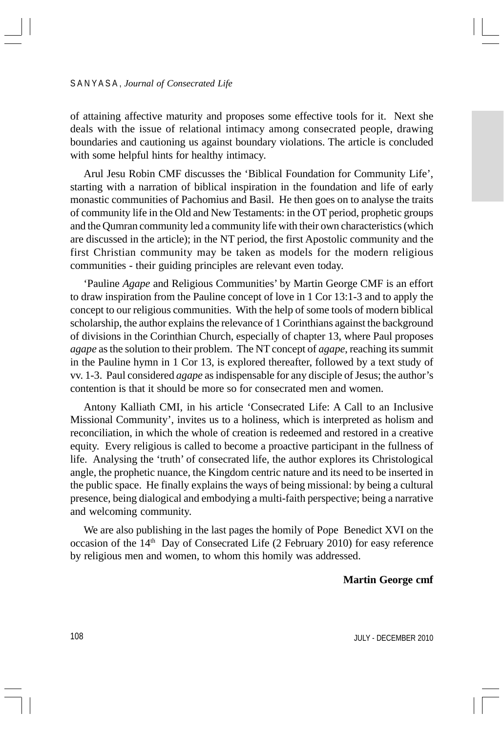of attaining affective maturity and proposes some effective tools for it. Next she deals with the issue of relational intimacy among consecrated people, drawing boundaries and cautioning us against boundary violations. The article is concluded with some helpful hints for healthy intimacy.

Arul Jesu Robin CMF discusses the 'Biblical Foundation for Community Life', starting with a narration of biblical inspiration in the foundation and life of early monastic communities of Pachomius and Basil. He then goes on to analyse the traits of community life in the Old and New Testaments: in the OT period, prophetic groups and the Qumran community led a community life with their own characteristics (which are discussed in the article); in the NT period, the first Apostolic community and the first Christian community may be taken as models for the modern religious communities - their guiding principles are relevant even today.

'Pauline *Agape* and Religious Communities' by Martin George CMF is an effort to draw inspiration from the Pauline concept of love in 1 Cor 13:1-3 and to apply the concept to our religious communities. With the help of some tools of modern biblical scholarship, the author explains the relevance of 1 Corinthians against the background of divisions in the Corinthian Church, especially of chapter 13, where Paul proposes *agape* as the solution to their problem. The NT concept of *agape*, reaching its summit in the Pauline hymn in 1 Cor 13, is explored thereafter, followed by a text study of vv. 1-3. Paul considered *agape* as indispensable for any disciple of Jesus; the author's contention is that it should be more so for consecrated men and women.

Antony Kalliath CMI, in his article 'Consecrated Life: A Call to an Inclusive Missional Community', invites us to a holiness, which is interpreted as holism and reconciliation, in which the whole of creation is redeemed and restored in a creative equity. Every religious is called to become a proactive participant in the fullness of life. Analysing the 'truth' of consecrated life, the author explores its Christological angle, the prophetic nuance, the Kingdom centric nature and its need to be inserted in the public space. He finally explains the ways of being missional: by being a cultural presence, being dialogical and embodying a multi-faith perspective; being a narrative and welcoming community.

We are also publishing in the last pages the homily of Pope Benedict XVI on the occasion of the 14th Day of Consecrated Life (2 February 2010) for easy reference by religious men and women, to whom this homily was addressed.

**Martin George cmf**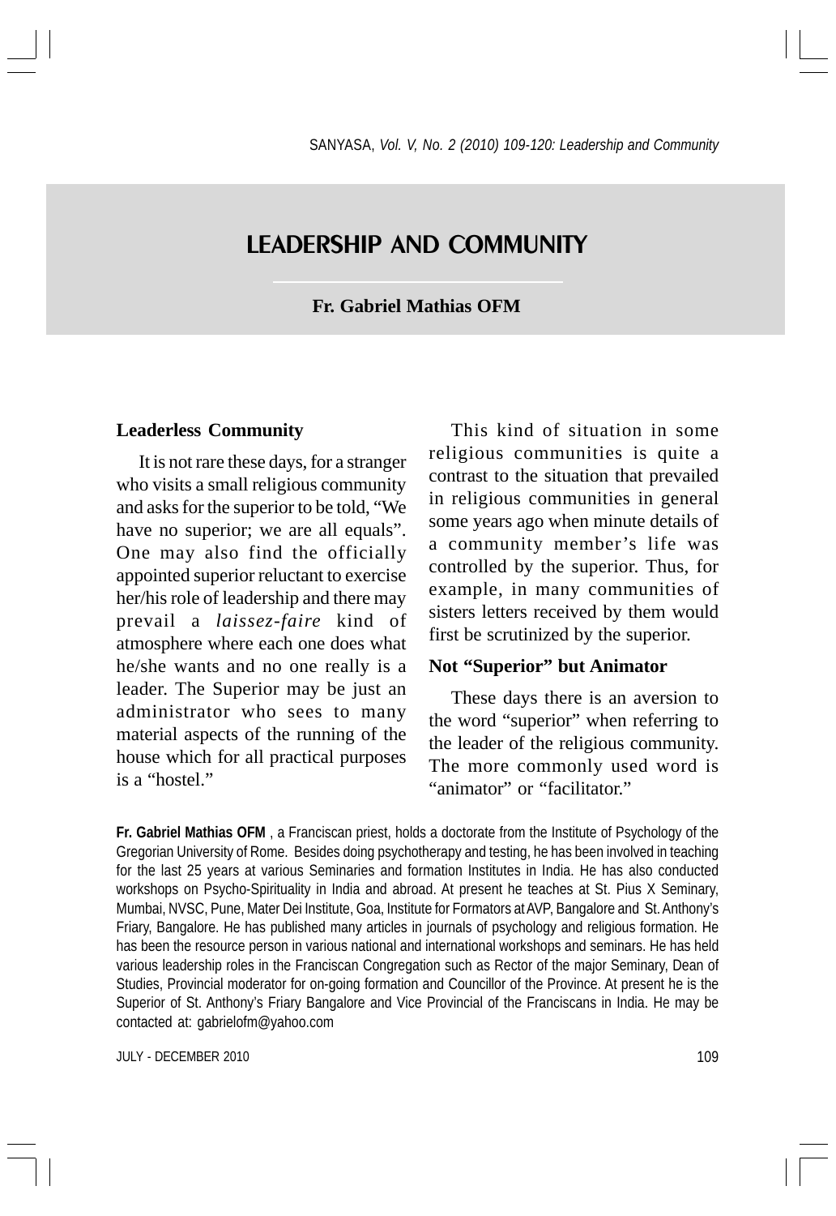# LEADERSHIP AND COMMUNITY

**Fr. Gabriel Mathias OFM**

### Leaderless Community

It is not rare these days, for a stranger who visits a small religious community and asks for the superior to be told, "We have no superior; we are all equals". One may also find the officially appointed superior reluctant to exercise her/his role of leadership and there may prevail a *laissez-faire* kind of atmosphere where each one does what he/she wants and no one really is a leader. The Superior may be just an administrator who sees to many material aspects of the running of the house which for all practical purposes is a "hostel."

This kind of situation in some religious communities is quite a contrast to the situation that prevailed in religious communities in general some years ago when minute details of a community member's life was controlled by the superior. Thus, for example, in many communities of sisters letters received by them would first be scrutinized by the superior.

### Not "Superior" but Animator

These days there is an aversion to the word "superior" when referring to the leader of the religious community. The more commonly used word is "animator" or "facilitator."

**Fr. Gabriel Mathias OFM** , a Franciscan priest, holds a doctorate from the Institute of Psychology of the Gregorian University of Rome. Besides doing psychotherapy and testing, he has been involved in teaching for the last 25 years at various Seminaries and formation Institutes in India. He has also conducted workshops on Psycho-Spirituality in India and abroad. At present he teaches at St. Pius X Seminary, Mumbai, NVSC, Pune, Mater Dei Institute, Goa, Institute for Formators at AVP, Bangalore and St. Anthony's Friary, Bangalore. He has published many articles in journals of psychology and religious formation. He has been the resource person in various national and international workshops and seminars. He has held various leadership roles in the Franciscan Congregation such as Rector of the major Seminary, Dean of Studies, Provincial moderator for on-going formation and Councillor of the Province. At present he is the Superior of St. Anthony's Friary Bangalore and Vice Provincial of the Franciscans in India. He may be contacted at: gabrielofm@yahoo.com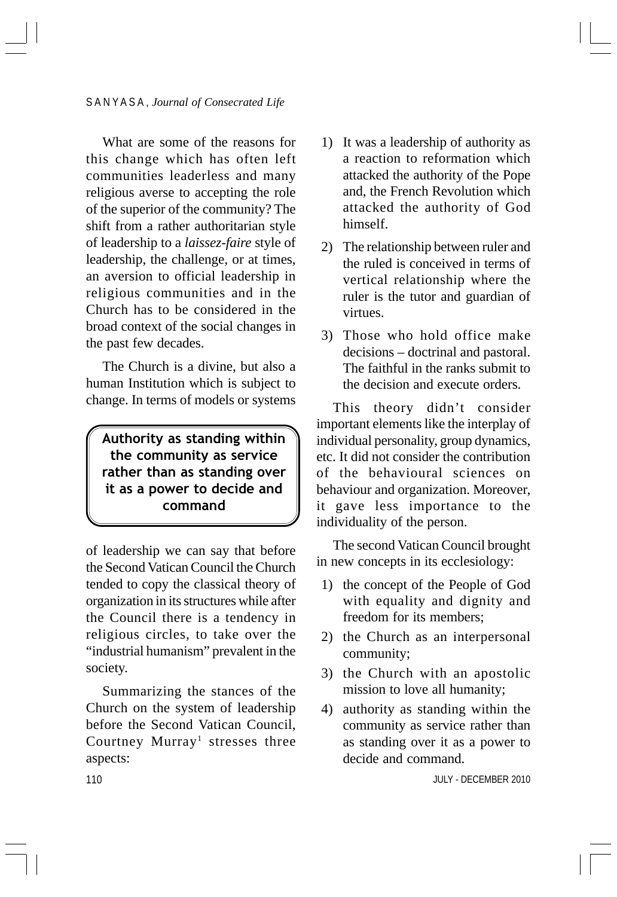What are some of the reasons for this change which has often left communities leaderless and many religious averse to accepting the role of the superior of the community? The shift from a rather authoritarian style of leadership to a *laissez-faire* style of leadership, the challenge, or at times, an aversion to official leadership in religious communities and in the Church has to be considered in the broad context of the social changes in the past few decades.

The Church is a divine, but also a human Institution which is subject to change. In terms of models or systems of leadership we can say that before the Second Vatican Council the Church tended to copy the classical theory of organization in its structures while after the Council there is a tendency in religious circles, to take over the "industrial humanism" prevalent in the society.

> **Authority as standing within the community as service rather than as standing over it as a power to decide and command**

Summarizing the stances of the Church on the system of leadership before the Second Vatican Council, Courtney Murray[1] stresses three aspects:

1) It was a leadership of authority as a reaction to reformation which attacked the authority of the Pope and, the French Revolution which attacked the authority of God himself.
2) The relationship between ruler and the ruled is conceived in terms of vertical relationship where the ruler is the tutor and guardian of virtues.
3) Those who hold office make decisions – doctrinal and pastoral. The faithful in the ranks submit to the decision and execute orders.

This theory didn't consider important elements like the interplay of individual personality, group dynamics, etc. It did not consider the contribution of the behavioural sciences on behaviour and organization. Moreover, it gave less importance to the individuality of the person.

The second Vatican Council brought in new concepts in its ecclesiology:

1) the concept of the People of God with equality and dignity and freedom for its members;
2) the Church as an interpersonal community;
3) the Church with an apostolic mission to love all humanity;
4) authority as standing within the community as service rather than as standing over it as a power to decide and command.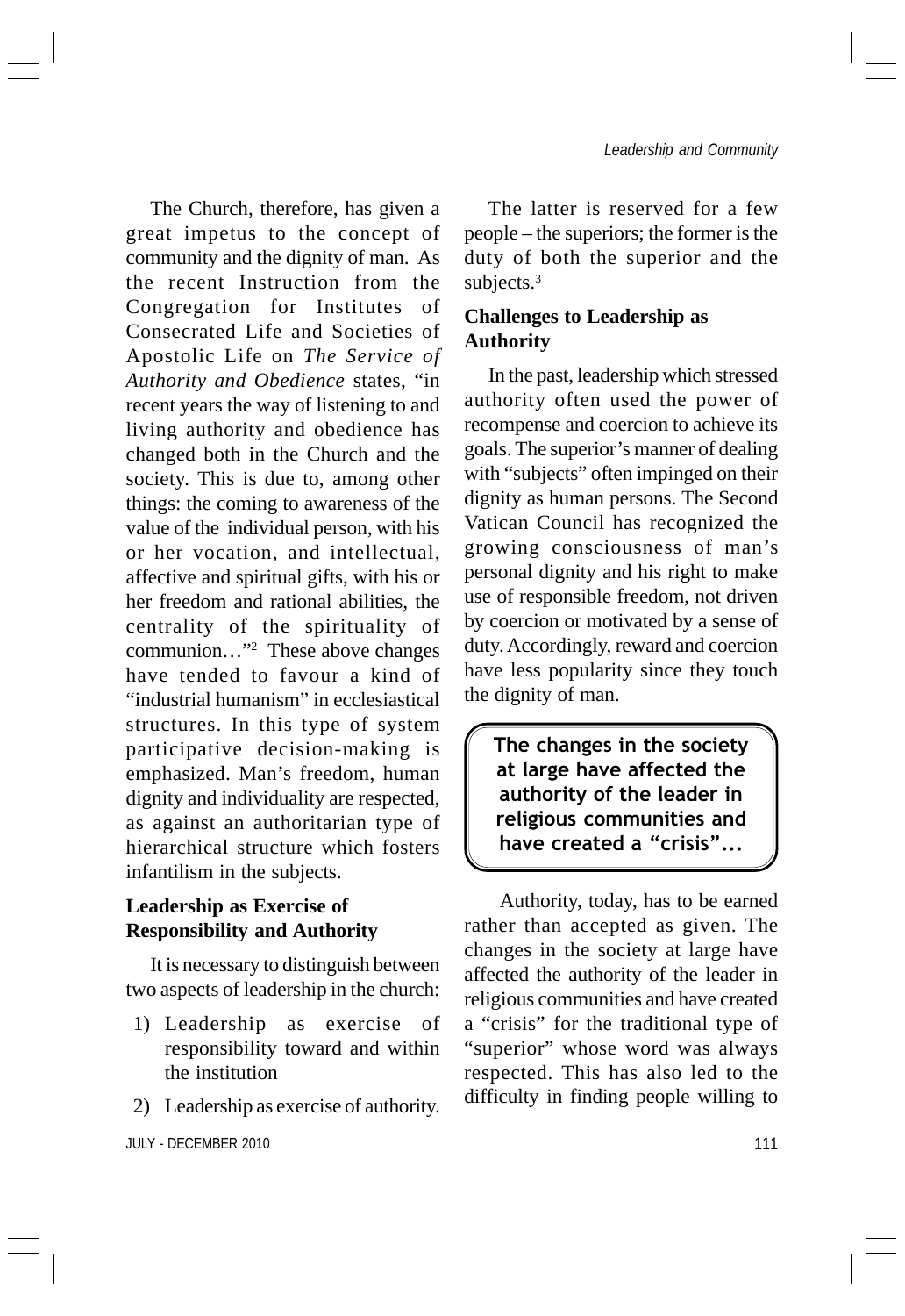The Church, therefore, has given a great impetus to the concept of community and the dignity of man. As the recent Instruction from the Congregation for Institutes of Consecrated Life and Societies of Apostolic Life on *The Service of Authority and Obedience* states, "in recent years the way of listening to and living authority and obedience has changed both in the Church and the society. This is due to, among other things: the coming to awareness of the value of the individual person, with his or her vocation, and intellectual, affective and spiritual gifts, with his or her freedom and rational abilities, the centrality of the spirituality of communion…"[2] These above changes have tended to favour a kind of "industrial humanism" in ecclesiastical structures. In this type of system participative decision-making is emphasized. Man's freedom, human dignity and individuality are respected, as against an authoritarian type of hierarchical structure which fosters infantilism in the subjects.

## Leadership as Exercise of Responsibility and Authority

It is necessary to distinguish between two aspects of leadership in the church:

1) Leadership as exercise of responsibility toward and within the institution
2) Leadership as exercise of authority.

The latter is reserved for a few people – the superiors; the former is the duty of both the superior and the subjects.[3]

## Challenges to Leadership as Authority

In the past, leadership which stressed authority often used the power of recompense and coercion to achieve its goals. The superior's manner of dealing with "subjects" often impinged on their dignity as human persons. The Second Vatican Council has recognized the growing consciousness of man's personal dignity and his right to make use of responsible freedom, not driven by coercion or motivated by a sense of duty. Accordingly, reward and coercion have less popularity since they touch the dignity of man.

**The changes in the society at large have affected the authority of the leader in religious communities and have created a "crisis"...**

Authority, today, has to be earned rather than accepted as given. The changes in the society at large have affected the authority of the leader in religious communities and have created a "crisis" for the traditional type of "superior" whose word was always respected. This has also led to the difficulty in finding people willing to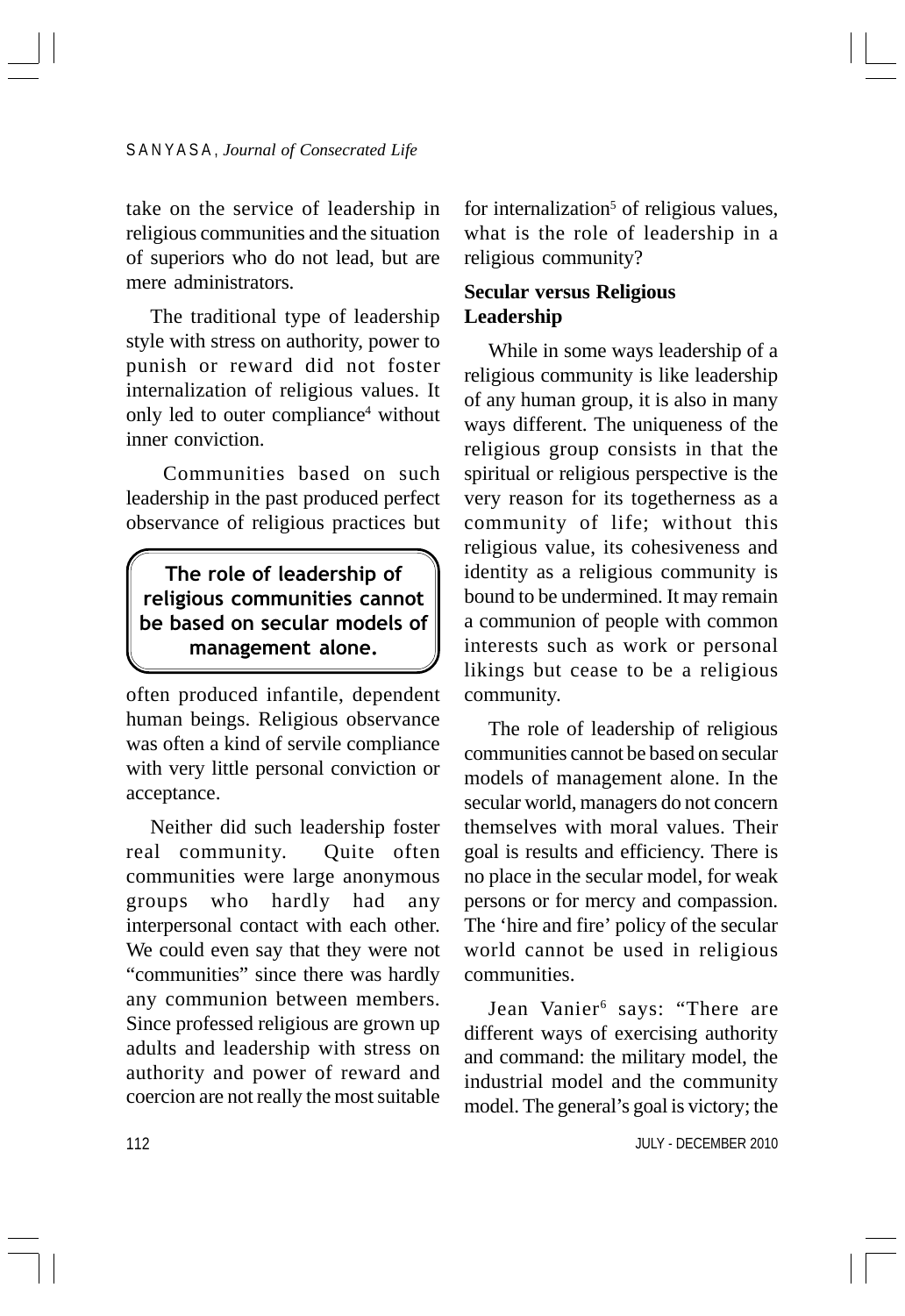take on the service of leadership in religious communities and the situation of superiors who do not lead, but are mere administrators.

The traditional type of leadership style with stress on authority, power to punish or reward did not foster internalization of religious values. It only led to outer compliance[4] without inner conviction.

Communities based on such leadership in the past produced perfect observance of religious practices but often produced infantile, dependent human beings. Religious observance was often a kind of servile compliance with very little personal conviction or acceptance.

> **The role of leadership of religious communities cannot be based on secular models of management alone.**

Neither did such leadership foster real community. Quite often communities were large anonymous groups who hardly had any interpersonal contact with each other. We could even say that they were not "communities" since there was hardly any communion between members. Since professed religious are grown up adults and leadership with stress on authority and power of reward and coercion are not really the most suitable for internalization[5] of religious values, what is the role of leadership in a religious community?

## Secular versus Religious Leadership

While in some ways leadership of a religious community is like leadership of any human group, it is also in many ways different. The uniqueness of the religious group consists in that the spiritual or religious perspective is the very reason for its togetherness as a community of life; without this religious value, its cohesiveness and identity as a religious community is bound to be undermined. It may remain a communion of people with common interests such as work or personal likings but cease to be a religious community.

The role of leadership of religious communities cannot be based on secular models of management alone. In the secular world, managers do not concern themselves with moral values. Their goal is results and efficiency. There is no place in the secular model, for weak persons or for mercy and compassion. The 'hire and fire' policy of the secular world cannot be used in religious communities.

Jean Vanier[6] says: "There are different ways of exercising authority and command: the military model, the industrial model and the community model. The general's goal is victory; the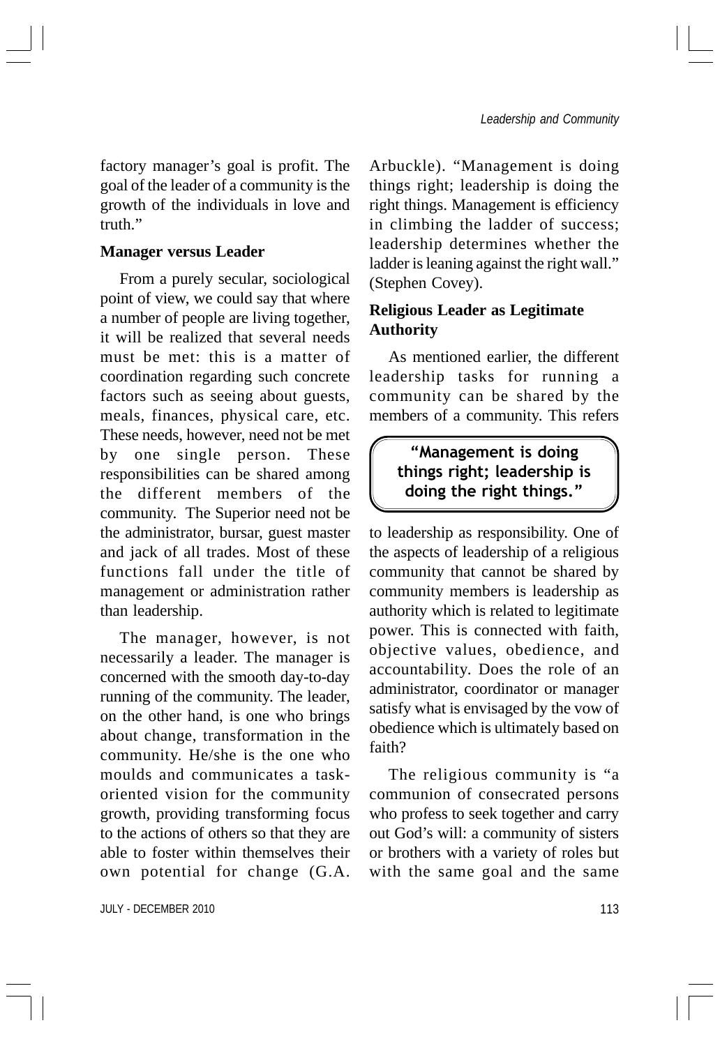factory manager's goal is profit. The goal of the leader of a community is the growth of the individuals in love and truth."

### Manager versus Leader

From a purely secular, sociological point of view, we could say that where a number of people are living together, it will be realized that several needs must be met: this is a matter of coordination regarding such concrete factors such as seeing about guests, meals, finances, physical care, etc. These needs, however, need not be met by one single person. These responsibilities can be shared among the different members of the community. The Superior need not be the administrator, bursar, guest master and jack of all trades. Most of these functions fall under the title of management or administration rather than leadership.

The manager, however, is not necessarily a leader. The manager is concerned with the smooth day-to-day running of the community. The leader, on the other hand, is one who brings about change, transformation in the community. He/she is the one who moulds and communicates a task-oriented vision for the community growth, providing transforming focus to the actions of others so that they are able to foster within themselves their own potential for change (G.A. Arbuckle). "Management is doing things right; leadership is doing the right things. Management is efficiency in climbing the ladder of success; leadership determines whether the ladder is leaning against the right wall." (Stephen Covey).

### Religious Leader as Legitimate Authority

As mentioned earlier, the different leadership tasks for running a community can be shared by the members of a community. This refers to leadership as responsibility. One of the aspects of leadership of a religious community that cannot be shared by community members is leadership as authority which is related to legitimate power. This is connected with faith, objective values, obedience, and accountability. Does the role of an administrator, coordinator or manager satisfy what is envisaged by the vow of obedience which is ultimately based on faith?

> "Management is doing things right; leadership is doing the right things."

The religious community is "a communion of consecrated persons who profess to seek together and carry out God's will: a community of sisters or brothers with a variety of roles but with the same goal and the same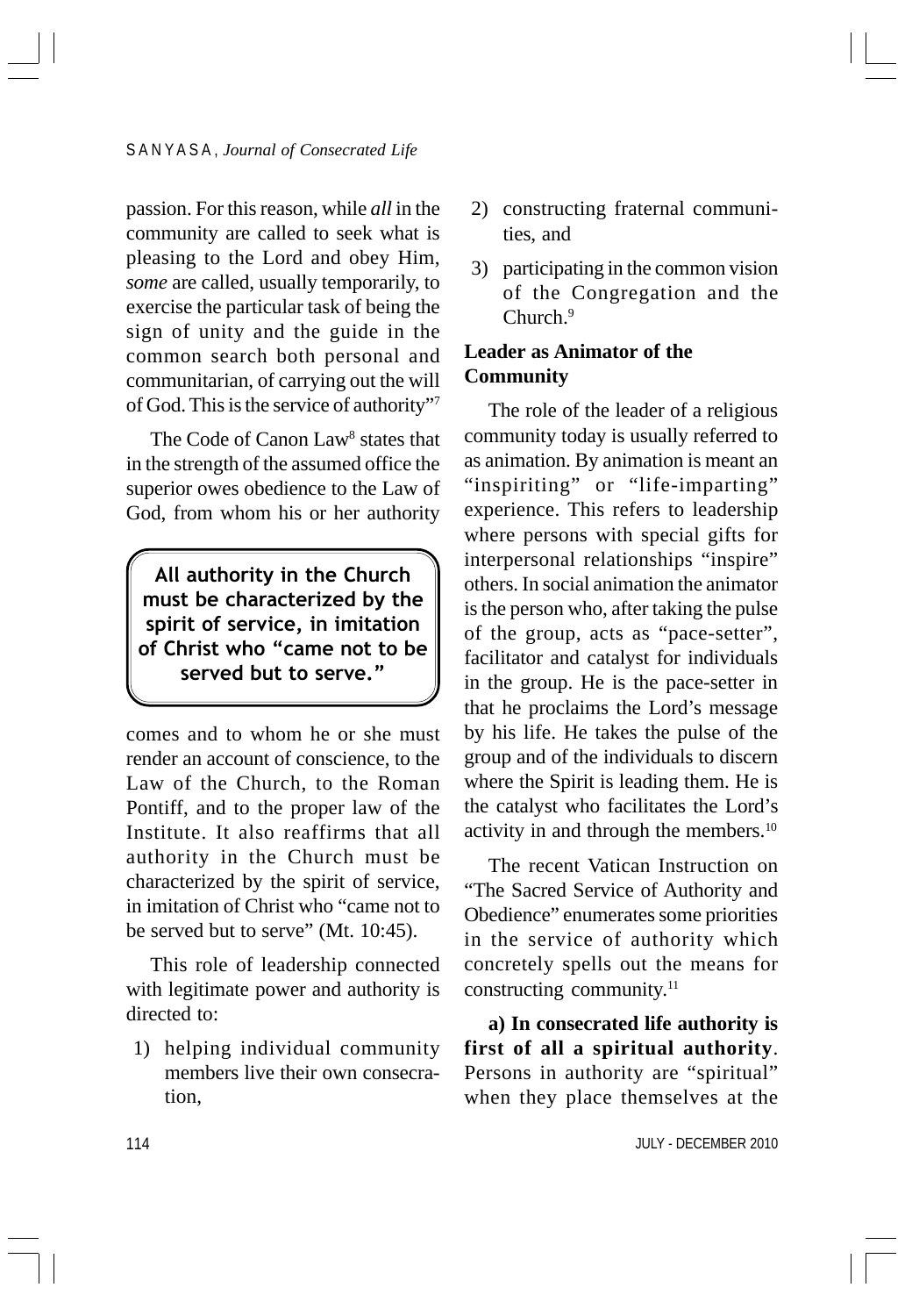passion. For this reason, while *all* in the community are called to seek what is pleasing to the Lord and obey Him, *some* are called, usually temporarily, to exercise the particular task of being the sign of unity and the guide in the common search both personal and communitarian, of carrying out the will of God. This is the service of authority"[7]

The Code of Canon Law[8] states that in the strength of the assumed office the superior owes obedience to the Law of God, from whom his or her authority comes and to whom he or she must render an account of conscience, to the Law of the Church, to the Roman Pontiff, and to the proper law of the Institute. It also reaffirms that all authority in the Church must be characterized by the spirit of service, in imitation of Christ who "came not to be served but to serve" (Mt. 10:45).

> **All authority in the Church must be characterized by the spirit of service, in imitation of Christ who "came not to be served but to serve."**

This role of leadership connected with legitimate power and authority is directed to:

1) helping individual community members live their own consecration,
2) constructing fraternal communities, and
3) participating in the common vision of the Congregation and the Church.[9]

## Leader as Animator of the Community

The role of the leader of a religious community today is usually referred to as animation. By animation is meant an "inspiriting" or "life-imparting" experience. This refers to leadership where persons with special gifts for interpersonal relationships "inspire" others. In social animation the animator is the person who, after taking the pulse of the group, acts as "pace-setter", facilitator and catalyst for individuals in the group. He is the pace-setter in that he proclaims the Lord's message by his life. He takes the pulse of the group and of the individuals to discern where the Spirit is leading them. He is the catalyst who facilitates the Lord's activity in and through the members.[10]

The recent Vatican Instruction on "The Sacred Service of Authority and Obedience" enumerates some priorities in the service of authority which concretely spells out the means for constructing community.[11]

**a) In consecrated life authority is first of all a spiritual authority**. Persons in authority are "spiritual" when they place themselves at the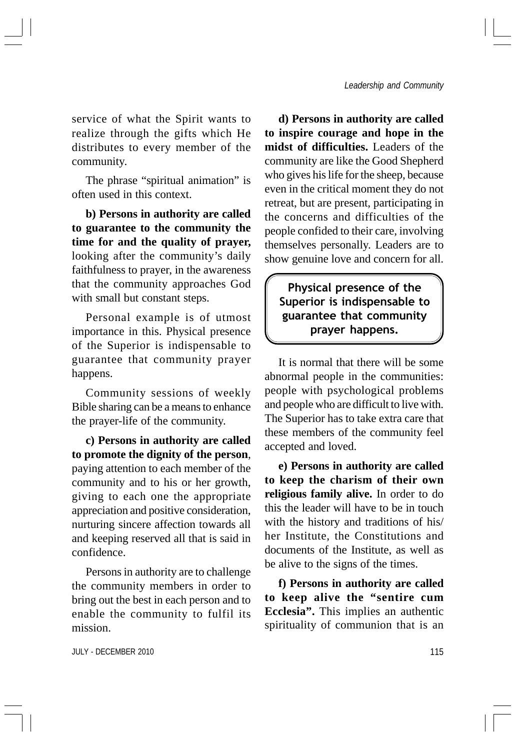service of what the Spirit wants to realize through the gifts which He distributes to every member of the community.

The phrase "spiritual animation" is often used in this context.

**b) Persons in authority are called to guarantee to the community the time for and the quality of prayer,** looking after the community's daily faithfulness to prayer, in the awareness that the community approaches God with small but constant steps.

Personal example is of utmost importance in this. Physical presence of the Superior is indispensable to guarantee that community prayer happens.

Community sessions of weekly Bible sharing can be a means to enhance the prayer-life of the community.

**c) Persons in authority are called to promote the dignity of the person**, paying attention to each member of the community and to his or her growth, giving to each one the appropriate appreciation and positive consideration, nurturing sincere affection towards all and keeping reserved all that is said in confidence.

Persons in authority are to challenge the community members in order to bring out the best in each person and to enable the community to fulfil its mission.

**d) Persons in authority are called to inspire courage and hope in the midst of difficulties.** Leaders of the community are like the Good Shepherd who gives his life for the sheep, because even in the critical moment they do not retreat, but are present, participating in the concerns and difficulties of the people confided to their care, involving themselves personally. Leaders are to show genuine love and concern for all.

> **Physical presence of the Superior is indispensable to guarantee that community prayer happens.**

It is normal that there will be some abnormal people in the communities: people with psychological problems and people who are difficult to live with. The Superior has to take extra care that these members of the community feel accepted and loved.

**e) Persons in authority are called to keep the charism of their own religious family alive.** In order to do this the leader will have to be in touch with the history and traditions of his/her Institute, the Constitutions and documents of the Institute, as well as be alive to the signs of the times.

**f) Persons in authority are called to keep alive the "sentire cum Ecclesia".** This implies an authentic spirituality of communion that is an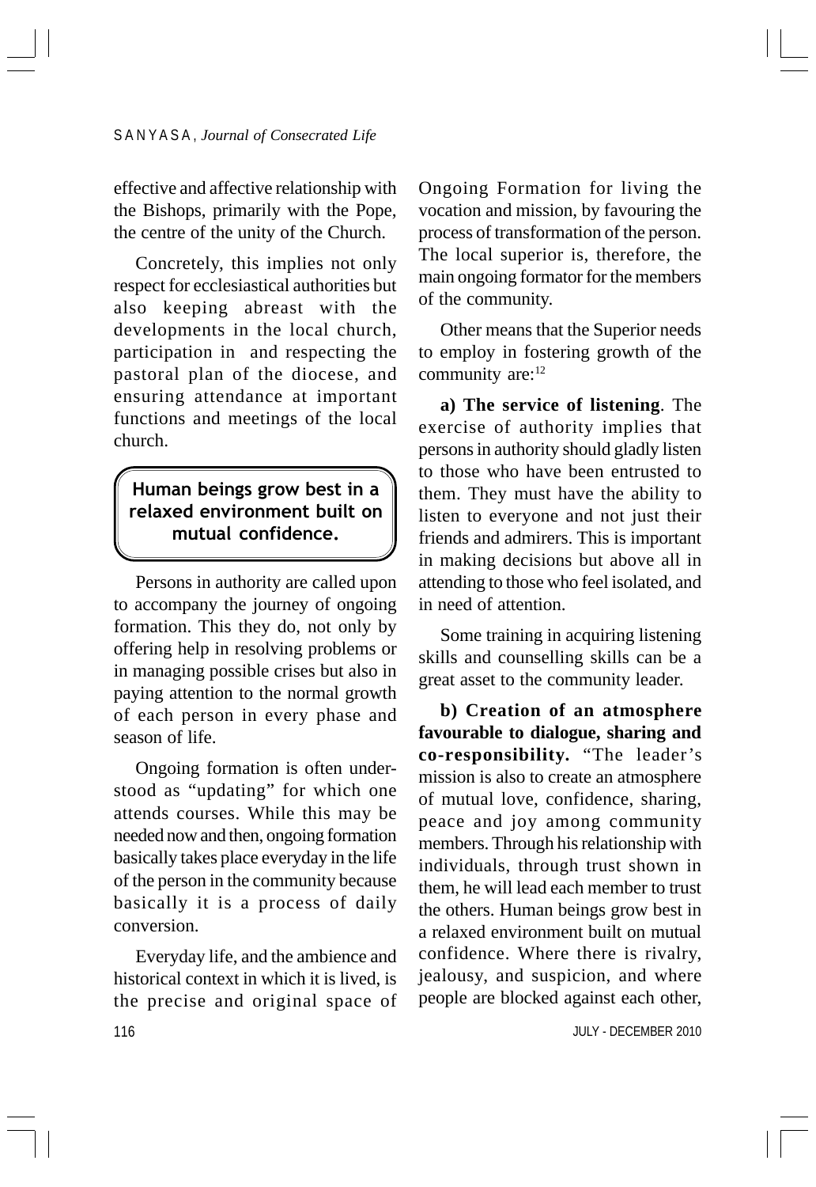effective and affective relationship with the Bishops, primarily with the Pope, the centre of the unity of the Church.

Concretely, this implies not only respect for ecclesiastical authorities but also keeping abreast with the developments in the local church, participation in and respecting the pastoral plan of the diocese, and ensuring attendance at important functions and meetings of the local church.

> **Human beings grow best in a relaxed environment built on mutual confidence.**

Persons in authority are called upon to accompany the journey of ongoing formation. This they do, not only by offering help in resolving problems or in managing possible crises but also in paying attention to the normal growth of each person in every phase and season of life.

Ongoing formation is often understood as "updating" for which one attends courses. While this may be needed now and then, ongoing formation basically takes place everyday in the life of the person in the community because basically it is a process of daily conversion.

Everyday life, and the ambience and historical context in which it is lived, is the precise and original space of Ongoing Formation for living the vocation and mission, by favouring the process of transformation of the person. The local superior is, therefore, the main ongoing formator for the members of the community.

Other means that the Superior needs to employ in fostering growth of the community are:[12]

**a) The service of listening**. The exercise of authority implies that persons in authority should gladly listen to those who have been entrusted to them. They must have the ability to listen to everyone and not just their friends and admirers. This is important in making decisions but above all in attending to those who feel isolated, and in need of attention.

Some training in acquiring listening skills and counselling skills can be a great asset to the community leader.

**b) Creation of an atmosphere favourable to dialogue, sharing and co-responsibility.** "The leader's mission is also to create an atmosphere of mutual love, confidence, sharing, peace and joy among community members. Through his relationship with individuals, through trust shown in them, he will lead each member to trust the others. Human beings grow best in a relaxed environment built on mutual confidence. Where there is rivalry, jealousy, and suspicion, and where people are blocked against each other,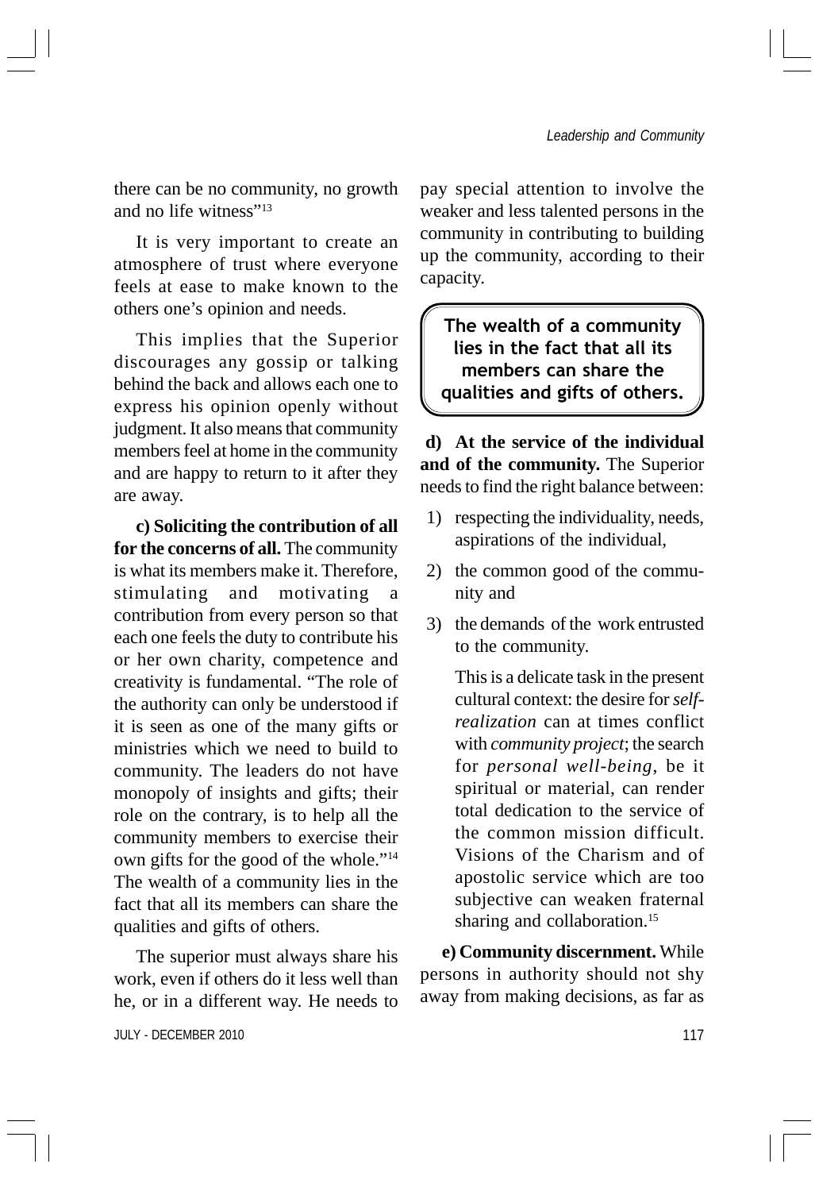there can be no community, no growth and no life witness"[13]

It is very important to create an atmosphere of trust where everyone feels at ease to make known to the others one's opinion and needs.

This implies that the Superior discourages any gossip or talking behind the back and allows each one to express his opinion openly without judgment. It also means that community members feel at home in the community and are happy to return to it after they are away.

**c) Soliciting the contribution of all for the concerns of all.** The community is what its members make it. Therefore, stimulating and motivating a contribution from every person so that each one feels the duty to contribute his or her own charity, competence and creativity is fundamental. "The role of the authority can only be understood if it is seen as one of the many gifts or ministries which we need to build to community. The leaders do not have monopoly of insights and gifts; their role on the contrary, is to help all the community members to exercise their own gifts for the good of the whole."[14] The wealth of a community lies in the fact that all its members can share the qualities and gifts of others.

The superior must always share his work, even if others do it less well than he, or in a different way. He needs to pay special attention to involve the weaker and less talented persons in the community in contributing to building up the community, according to their capacity.

> **The wealth of a community lies in the fact that all its members can share the qualities and gifts of others.**

**d) At the service of the individual and of the community.** The Superior needs to find the right balance between:

1) respecting the individuality, needs, aspirations of the individual,
2) the common good of the community and
3) the demands of the work entrusted to the community.

This is a delicate task in the present cultural context: the desire for *self-realization* can at times conflict with *community project*; the search for *personal well-being*, be it spiritual or material, can render total dedication to the service of the common mission difficult. Visions of the Charism and of apostolic service which are too subjective can weaken fraternal sharing and collaboration.[15]

**e) Community discernment.** While persons in authority should not shy away from making decisions, as far as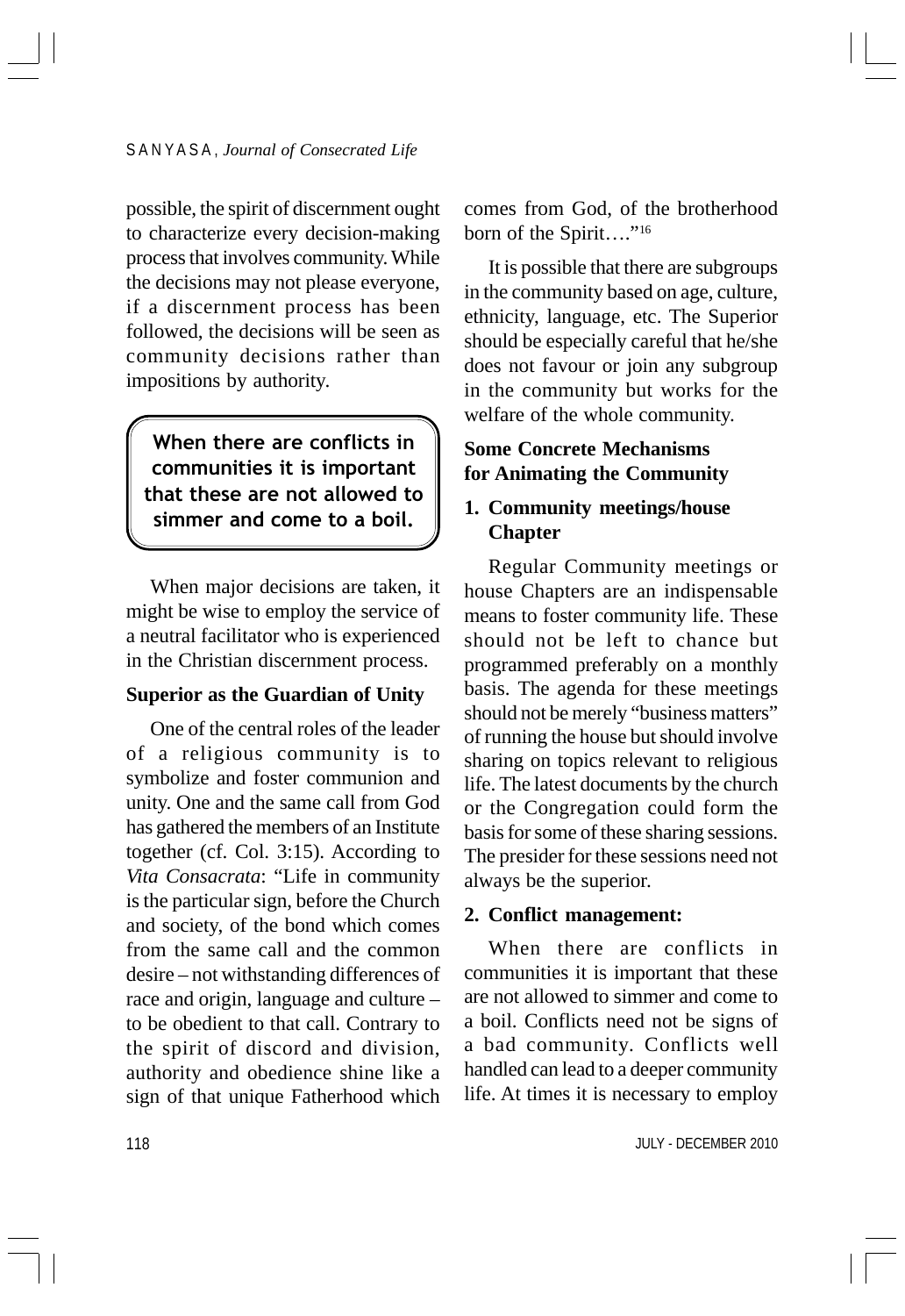possible, the spirit of discernment ought to characterize every decision-making process that involves community. While the decisions may not please everyone, if a discernment process has been followed, the decisions will be seen as community decisions rather than impositions by authority.

> **When there are conflicts in communities it is important that these are not allowed to simmer and come to a boil.**

When major decisions are taken, it might be wise to employ the service of a neutral facilitator who is experienced in the Christian discernment process.

**Superior as the Guardian of Unity**

One of the central roles of the leader of a religious community is to symbolize and foster communion and unity. One and the same call from God has gathered the members of an Institute together (cf. Col. 3:15). According to *Vita Consacrata*: "Life in community is the particular sign, before the Church and society, of the bond which comes from the same call and the common desire – not withstanding differences of race and origin, language and culture – to be obedient to that call. Contrary to the spirit of discord and division, authority and obedience shine like a sign of that unique Fatherhood which comes from God, of the brotherhood born of the Spirit…."[16]

It is possible that there are subgroups in the community based on age, culture, ethnicity, language, etc. The Superior should be especially careful that he/she does not favour or join any subgroup in the community but works for the welfare of the whole community.

**Some Concrete Mechanisms for Animating the Community**

**1. Community meetings/house Chapter**

Regular Community meetings or house Chapters are an indispensable means to foster community life. These should not be left to chance but programmed preferably on a monthly basis. The agenda for these meetings should not be merely "business matters" of running the house but should involve sharing on topics relevant to religious life. The latest documents by the church or the Congregation could form the basis for some of these sharing sessions. The presider for these sessions need not always be the superior.

**2. Conflict management:**

When there are conflicts in communities it is important that these are not allowed to simmer and come to a boil. Conflicts need not be signs of a bad community. Conflicts well handled can lead to a deeper community life. At times it is necessary to employ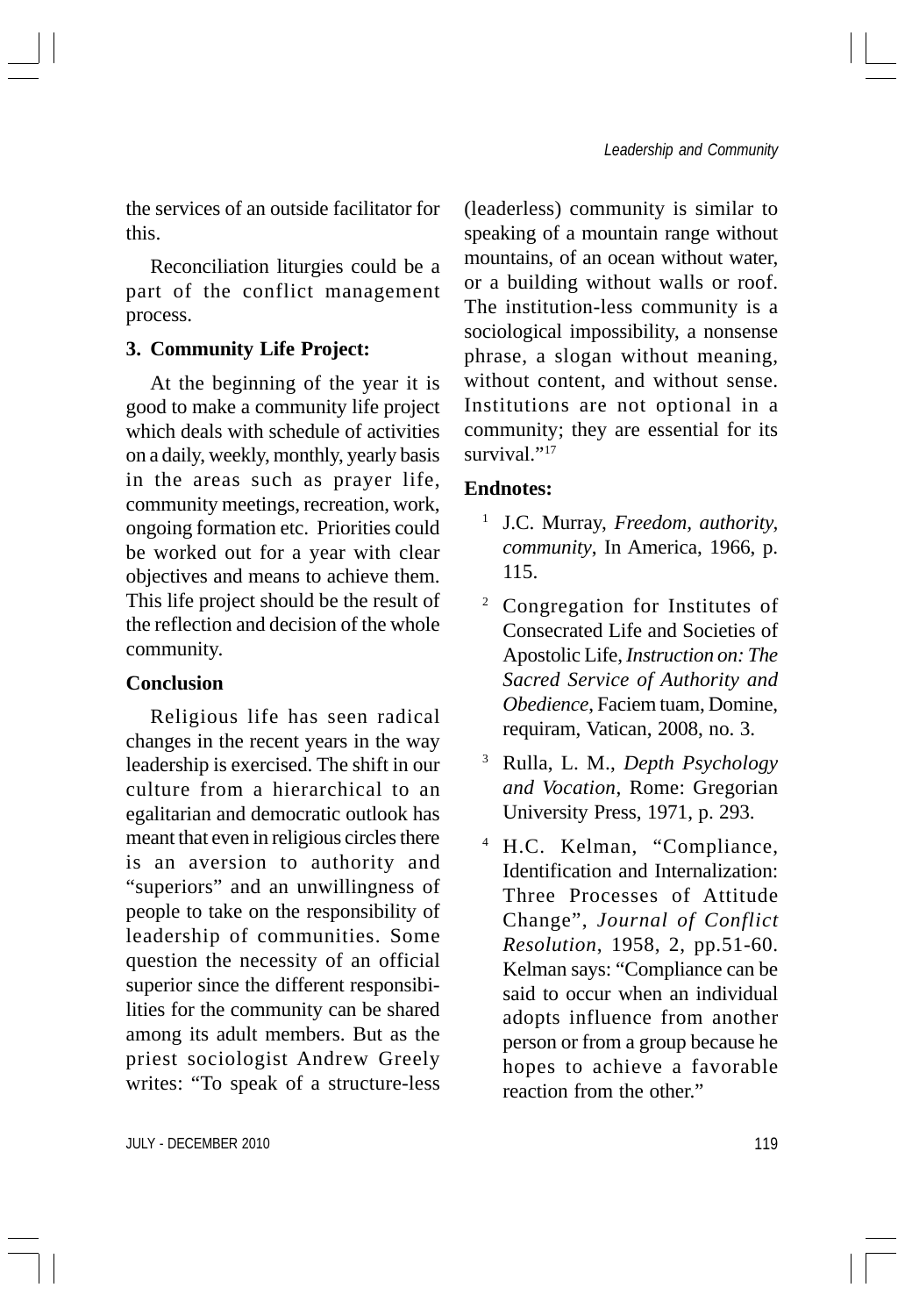the services of an outside facilitator for this.

Reconciliation liturgies could be a part of the conflict management process.

**3. Community Life Project:**

At the beginning of the year it is good to make a community life project which deals with schedule of activities on a daily, weekly, monthly, yearly basis in the areas such as prayer life, community meetings, recreation, work, ongoing formation etc. Priorities could be worked out for a year with clear objectives and means to achieve them. This life project should be the result of the reflection and decision of the whole community.

## Conclusion

Religious life has seen radical changes in the recent years in the way leadership is exercised. The shift in our culture from a hierarchical to an egalitarian and democratic outlook has meant that even in religious circles there is an aversion to authority and "superiors" and an unwillingness of people to take on the responsibility of leadership of communities. Some question the necessity of an official superior since the different responsibilities for the community can be shared among its adult members. But as the priest sociologist Andrew Greely writes: "To speak of a structure-less (leaderless) community is similar to speaking of a mountain range without mountains, of an ocean without water, or a building without walls or roof. The institution-less community is a sociological impossibility, a nonsense phrase, a slogan without meaning, without content, and without sense. Institutions are not optional in a community; they are essential for its survival."[17]

## Endnotes:

[1] J.C. Murray, *Freedom, authority, community*, In America, 1966, p. 115.

[2] Congregation for Institutes of Consecrated Life and Societies of Apostolic Life, *Instruction on: The Sacred Service of Authority and Obedience*, Faciem tuam, Domine, requiram, Vatican, 2008, no. 3.

[3] Rulla, L. M., *Depth Psychology and Vocation*, Rome: Gregorian University Press, 1971, p. 293.

[4] H.C. Kelman, "Compliance, Identification and Internalization: Three Processes of Attitude Change", *Journal of Conflict Resolution*, 1958, 2, pp.51-60. Kelman says: "Compliance can be said to occur when an individual adopts influence from another person or from a group because he hopes to achieve a favorable reaction from the other."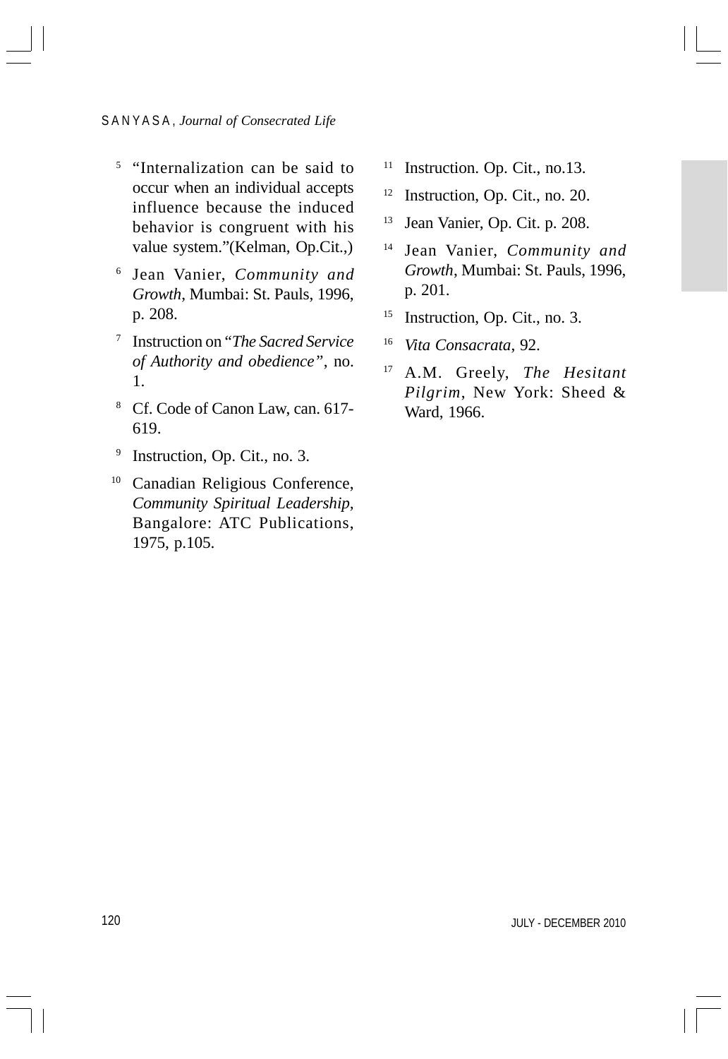[5] "Internalization can be said to occur when an individual accepts influence because the induced behavior is congruent with his value system."(Kelman, Op.Cit.,)

[6] Jean Vanier, *Community and Growth*, Mumbai: St. Pauls, 1996, p. 208.

[7] Instruction on "*The Sacred Service of Authority and obedience*", no. 1.

[8] Cf. Code of Canon Law, can. 617-619.

[9] Instruction, Op. Cit., no. 3.

[10] Canadian Religious Conference, *Community Spiritual Leadership,* Bangalore: ATC Publications, 1975, p.105.

[11] Instruction. Op. Cit., no.13.

[12] Instruction, Op. Cit., no. 20.

[13] Jean Vanier, Op. Cit. p. 208.

[14] Jean Vanier, *Community and Growth*, Mumbai: St. Pauls, 1996, p. 201.

[15] Instruction, Op. Cit., no. 3.

[16] *Vita Consacrata*, 92.

[17] A.M. Greely, *The Hesitant Pilgrim*, New York: Sheed & Ward, 1966.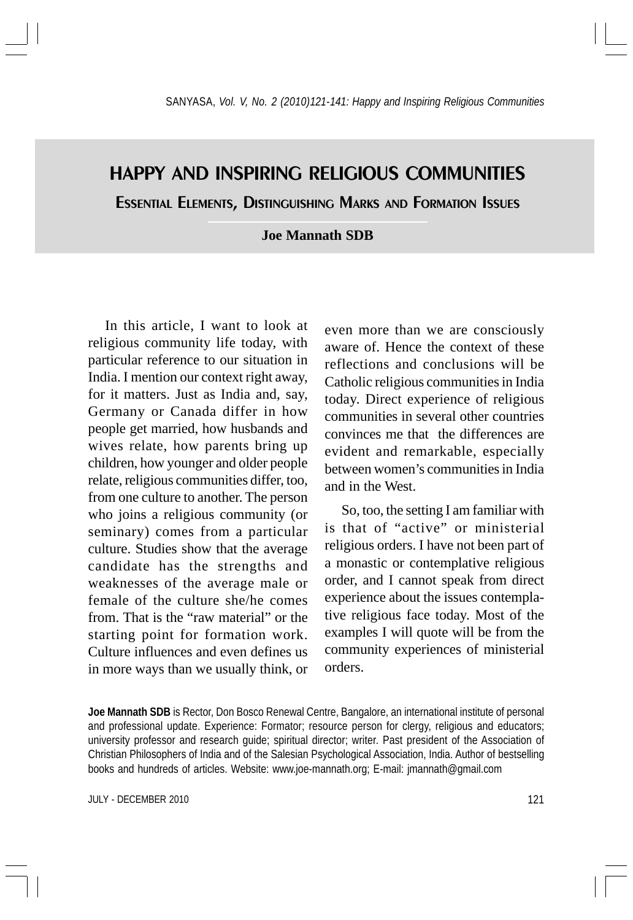# HAPPY AND INSPIRING RELIGIOUS COMMUNITIES

## Essential Elements, Distinguishing Marks and Formation Issues

**Joe Mannath SDB**

In this article, I want to look at religious community life today, with particular reference to our situation in India. I mention our context right away, for it matters. Just as India and, say, Germany or Canada differ in how people get married, how husbands and wives relate, how parents bring up children, how younger and older people relate, religious communities differ, too, from one culture to another. The person who joins a religious community (or seminary) comes from a particular culture. Studies show that the average candidate has the strengths and weaknesses of the average male or female of the culture she/he comes from. That is the "raw material" or the starting point for formation work. Culture influences and even defines us in more ways than we usually think, or even more than we are consciously aware of. Hence the context of these reflections and conclusions will be Catholic religious communities in India today. Direct experience of religious communities in several other countries convinces me that the differences are evident and remarkable, especially between women's communities in India and in the West.

So, too, the setting I am familiar with is that of "active" or ministerial religious orders. I have not been part of a monastic or contemplative religious order, and I cannot speak from direct experience about the issues contemplative religious face today. Most of the examples I will quote will be from the community experiences of ministerial orders.

**Joe Mannath SDB** is Rector, Don Bosco Renewal Centre, Bangalore, an international institute of personal and professional update. Experience: Formator; resource person for clergy, religious and educators; university professor and research guide; spiritual director; writer. Past president of the Association of Christian Philosophers of India and of the Salesian Psychological Association, India. Author of bestselling books and hundreds of articles. Website: www.joe-mannath.org; E-mail: jmannath@gmail.com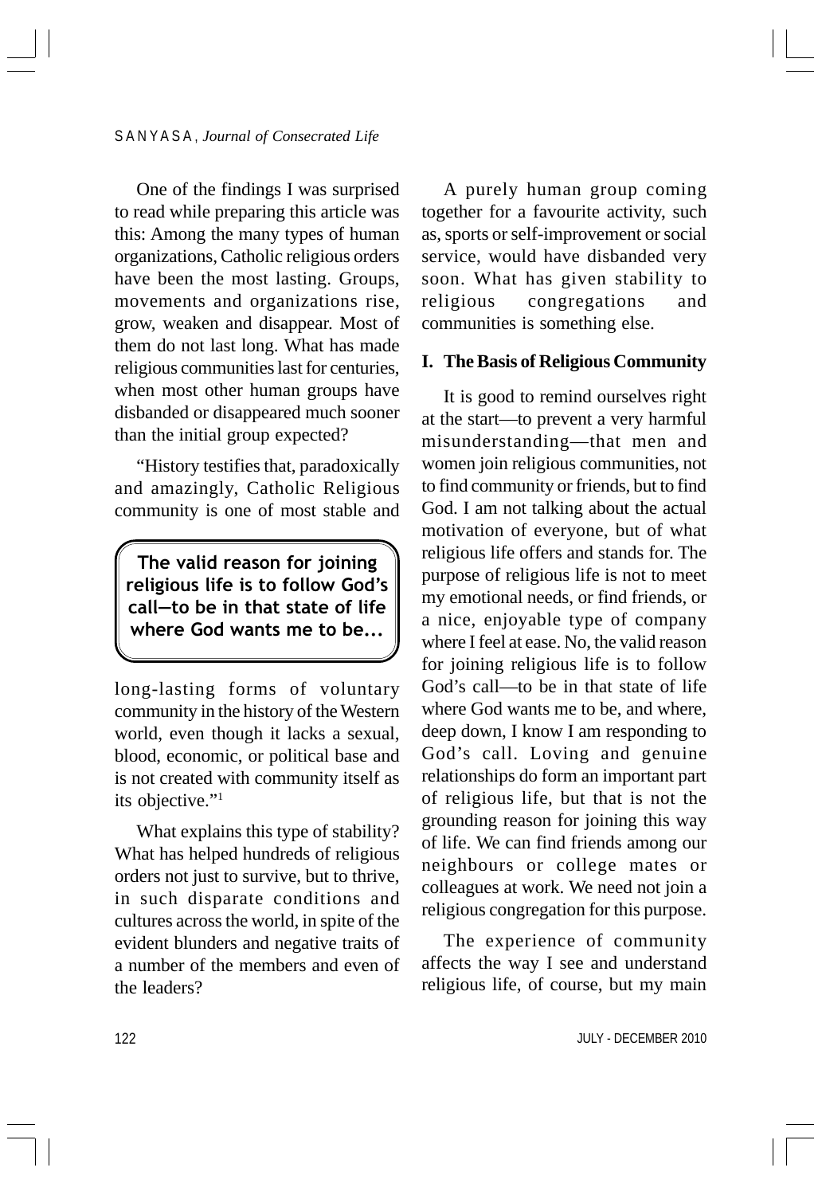One of the findings I was surprised to read while preparing this article was this: Among the many types of human organizations, Catholic religious orders have been the most lasting. Groups, movements and organizations rise, grow, weaken and disappear. Most of them do not last long. What has made religious communities last for centuries, when most other human groups have disbanded or disappeared much sooner than the initial group expected?

"History testifies that, paradoxically and amazingly, Catholic Religious community is one of most stable and long-lasting forms of voluntary community in the history of the Western world, even though it lacks a sexual, blood, economic, or political base and is not created with community itself as its objective."[1]

> **The valid reason for joining religious life is to follow God's call—to be in that state of life where God wants me to be...**

What explains this type of stability? What has helped hundreds of religious orders not just to survive, but to thrive, in such disparate conditions and cultures across the world, in spite of the evident blunders and negative traits of a number of the members and even of the leaders?

A purely human group coming together for a favourite activity, such as, sports or self-improvement or social service, would have disbanded very soon. What has given stability to religious congregations and communities is something else.

## I. The Basis of Religious Community

It is good to remind ourselves right at the start—to prevent a very harmful misunderstanding—that men and women join religious communities, not to find community or friends, but to find God. I am not talking about the actual motivation of everyone, but of what religious life offers and stands for. The purpose of religious life is not to meet my emotional needs, or find friends, or a nice, enjoyable type of company where I feel at ease. No, the valid reason for joining religious life is to follow God's call—to be in that state of life where God wants me to be, and where, deep down, I know I am responding to God's call. Loving and genuine relationships do form an important part of religious life, but that is not the grounding reason for joining this way of life. We can find friends among our neighbours or college mates or colleagues at work. We need not join a religious congregation for this purpose.

The experience of community affects the way I see and understand religious life, of course, but my main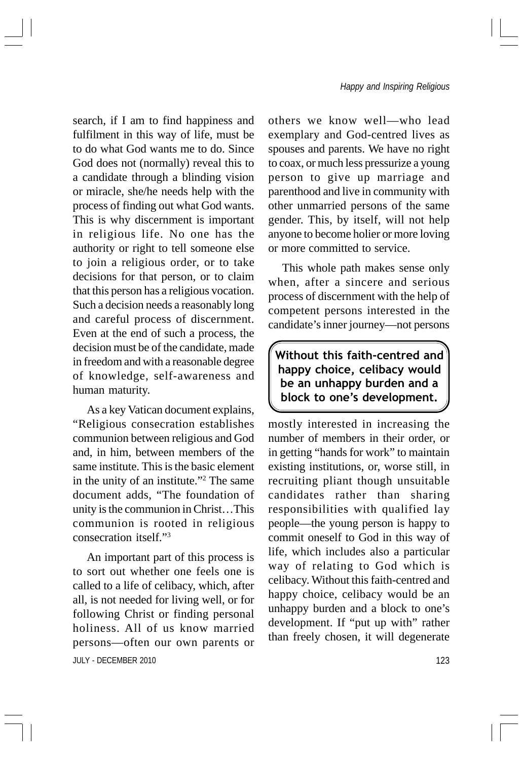search, if I am to find happiness and fulfilment in this way of life, must be to do what God wants me to do. Since God does not (normally) reveal this to a candidate through a blinding vision or miracle, she/he needs help with the process of finding out what God wants. This is why discernment is important in religious life. No one has the authority or right to tell someone else to join a religious order, or to take decisions for that person, or to claim that this person has a religious vocation. Such a decision needs a reasonably long and careful process of discernment. Even at the end of such a process, the decision must be of the candidate, made in freedom and with a reasonable degree of knowledge, self-awareness and human maturity.

As a key Vatican document explains, "Religious consecration establishes communion between religious and God and, in him, between members of the same institute. This is the basic element in the unity of an institute."[2] The same document adds, "The foundation of unity is the communion in Christ…This communion is rooted in religious consecration itself."[3]

An important part of this process is to sort out whether one feels one is called to a life of celibacy, which, after all, is not needed for living well, or for following Christ or finding personal holiness. All of us know married persons—often our own parents or others we know well—who lead exemplary and God-centred lives as spouses and parents. We have no right to coax, or much less pressurize a young person to give up marriage and parenthood and live in community with other unmarried persons of the same gender. This, by itself, will not help anyone to become holier or more loving or more committed to service.

This whole path makes sense only when, after a sincere and serious process of discernment with the help of competent persons interested in the candidate's inner journey—not persons mostly interested in increasing the number of members in their order, or in getting "hands for work" to maintain existing institutions, or, worse still, in recruiting pliant though unsuitable candidates rather than sharing responsibilities with qualified lay people—the young person is happy to commit oneself to God in this way of life, which includes also a particular way of relating to God which is celibacy. Without this faith-centred and happy choice, celibacy would be an unhappy burden and a block to one's development. If "put up with" rather than freely chosen, it will degenerate

> **Without this faith-centred and happy choice, celibacy would be an unhappy burden and a block to one's development.**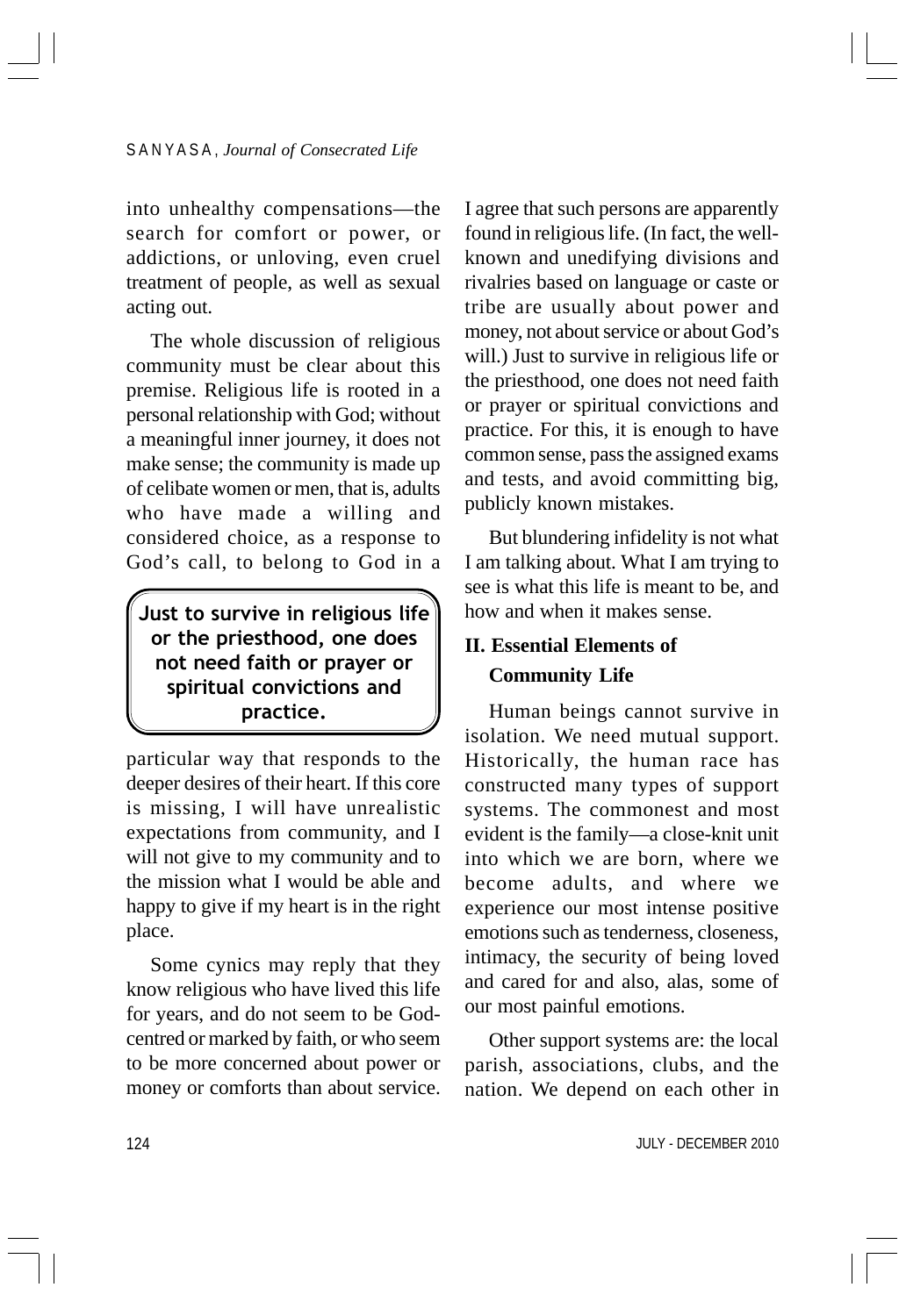into unhealthy compensations—the search for comfort or power, or addictions, or unloving, even cruel treatment of people, as well as sexual acting out.

The whole discussion of religious community must be clear about this premise. Religious life is rooted in a personal relationship with God; without a meaningful inner journey, it does not make sense; the community is made up of celibate women or men, that is, adults who have made a willing and considered choice, as a response to God's call, to belong to God in a particular way that responds to the deeper desires of their heart. If this core is missing, I will have unrealistic expectations from community, and I will not give to my community and to the mission what I would be able and happy to give if my heart is in the right place.

> **Just to survive in religious life or the priesthood, one does not need faith or prayer or spiritual convictions and practice.**

Some cynics may reply that they know religious who have lived this life for years, and do not seem to be God-centred or marked by faith, or who seem to be more concerned about power or money or comforts than about service. I agree that such persons are apparently found in religious life. (In fact, the well-known and unedifying divisions and rivalries based on language or caste or tribe are usually about power and money, not about service or about God's will.) Just to survive in religious life or the priesthood, one does not need faith or prayer or spiritual convictions and practice. For this, it is enough to have common sense, pass the assigned exams and tests, and avoid committing big, publicly known mistakes.

But blundering infidelity is not what I am talking about. What I am trying to see is what this life is meant to be, and how and when it makes sense.

## II. Essential Elements of Community Life

Human beings cannot survive in isolation. We need mutual support. Historically, the human race has constructed many types of support systems. The commonest and most evident is the family—a close-knit unit into which we are born, where we become adults, and where we experience our most intense positive emotions such as tenderness, closeness, intimacy, the security of being loved and cared for and also, alas, some of our most painful emotions.

Other support systems are: the local parish, associations, clubs, and the nation. We depend on each other in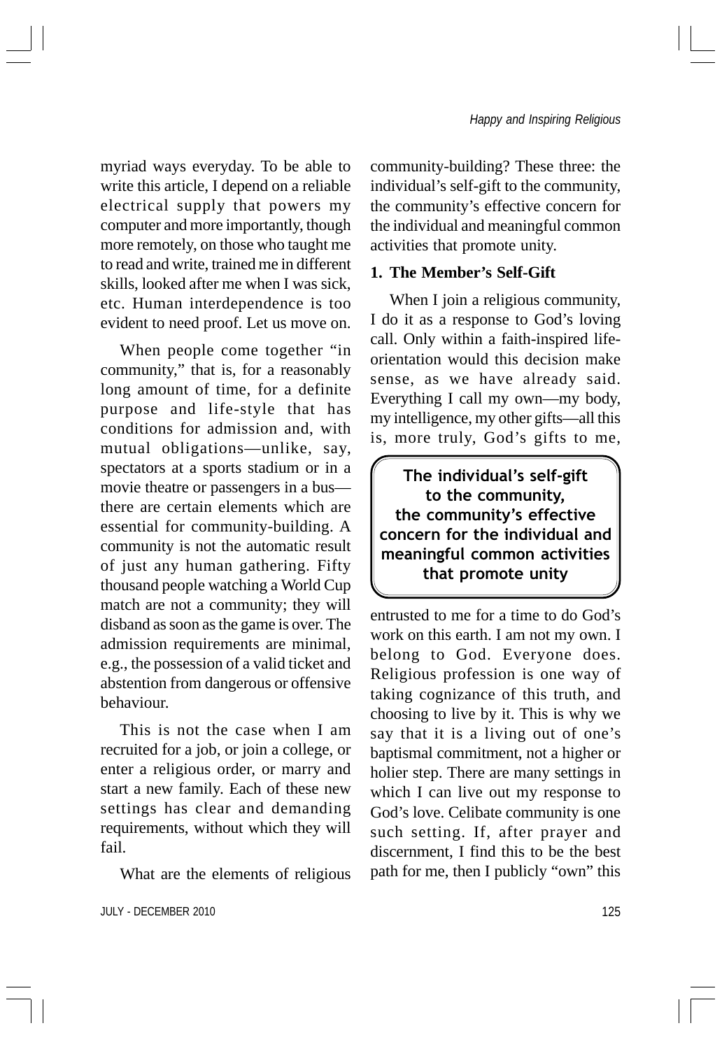myriad ways everyday. To be able to write this article, I depend on a reliable electrical supply that powers my computer and more importantly, though more remotely, on those who taught me to read and write, trained me in different skills, looked after me when I was sick, etc. Human interdependence is too evident to need proof. Let us move on.

When people come together "in community," that is, for a reasonably long amount of time, for a definite purpose and life-style that has conditions for admission and, with mutual obligations—unlike, say, spectators at a sports stadium or in a movie theatre or passengers in a bus—there are certain elements which are essential for community-building. A community is not the automatic result of just any human gathering. Fifty thousand people watching a World Cup match are not a community; they will disband as soon as the game is over. The admission requirements are minimal, e.g., the possession of a valid ticket and abstention from dangerous or offensive behaviour.

This is not the case when I am recruited for a job, or join a college, or enter a religious order, or marry and start a new family. Each of these new settings has clear and demanding requirements, without which they will fail.

What are the elements of religious community-building? These three: the individual's self-gift to the community, the community's effective concern for the individual and meaningful common activities that promote unity.

## 1. The Member's Self-Gift

When I join a religious community, I do it as a response to God's loving call. Only within a faith-inspired life-orientation would this decision make sense, as we have already said. Everything I call my own—my body, my intelligence, my other gifts—all this is, more truly, God's gifts to me, entrusted to me for a time to do God's work on this earth. I am not my own. I belong to God. Everyone does. Religious profession is one way of taking cognizance of this truth, and choosing to live by it. This is why we say that it is a living out of one's baptismal commitment, not a higher or holier step. There are many settings in which I can live out my response to God's love. Celibate community is one such setting. If, after prayer and discernment, I find this to be the best path for me, then I publicly "own" this

> **The individual's self-gift to the community, the community's effective concern for the individual and meaningful common activities that promote unity**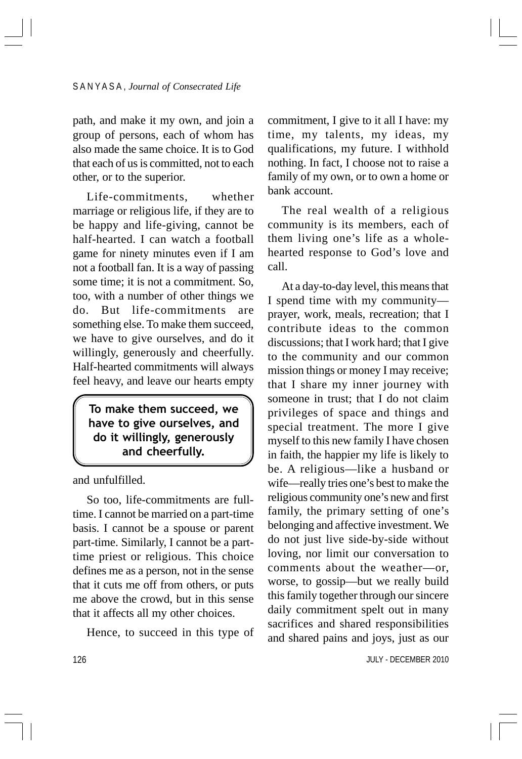path, and make it my own, and join a group of persons, each of whom has also made the same choice. It is to God that each of us is committed, not to each other, or to the superior.

Life-commitments, whether marriage or religious life, if they are to be happy and life-giving, cannot be half-hearted. I can watch a football game for ninety minutes even if I am not a football fan. It is a way of passing some time; it is not a commitment. So, too, with a number of other things we do. But life-commitments are something else. To make them succeed, we have to give ourselves, and do it willingly, generously and cheerfully. Half-hearted commitments will always feel heavy, and leave our hearts empty and unfulfilled.

> **To make them succeed, we have to give ourselves, and do it willingly, generously and cheerfully.**

So too, life-commitments are full-time. I cannot be married on a part-time basis. I cannot be a spouse or parent part-time. Similarly, I cannot be a part-time priest or religious. This choice defines me as a person, not in the sense that it cuts me off from others, or puts me above the crowd, but in this sense that it affects all my other choices.

Hence, to succeed in this type of commitment, I give to it all I have: my time, my talents, my ideas, my qualifications, my future. I withhold nothing. In fact, I choose not to raise a family of my own, or to own a home or bank account.

The real wealth of a religious community is its members, each of them living one's life as a whole-hearted response to God's love and call.

At a day-to-day level, this means that I spend time with my community—prayer, work, meals, recreation; that I contribute ideas to the common discussions; that I work hard; that I give to the community and our common mission things or money I may receive; that I share my inner journey with someone in trust; that I do not claim privileges of space and things and special treatment. The more I give myself to this new family I have chosen in faith, the happier my life is likely to be. A religious—like a husband or wife—really tries one's best to make the religious community one's new and first family, the primary setting of one's belonging and affective investment. We do not just live side-by-side without loving, nor limit our conversation to comments about the weather—or, worse, to gossip—but we really build this family together through our sincere daily commitment spelt out in many sacrifices and shared responsibilities and shared pains and joys, just as our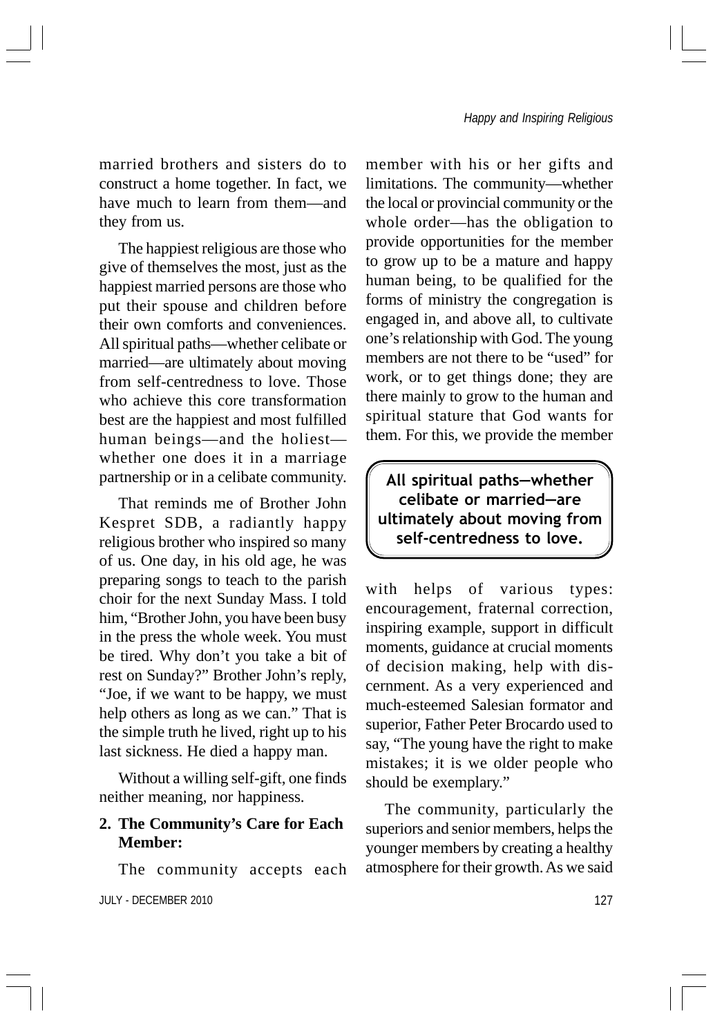married brothers and sisters do to construct a home together. In fact, we have much to learn from them—and they from us.

The happiest religious are those who give of themselves the most, just as the happiest married persons are those who put their spouse and children before their own comforts and conveniences. All spiritual paths—whether celibate or married—are ultimately about moving from self-centredness to love. Those who achieve this core transformation best are the happiest and most fulfilled human beings—and the holiest—whether one does it in a marriage partnership or in a celibate community.

That reminds me of Brother John Kespret SDB, a radiantly happy religious brother who inspired so many of us. One day, in his old age, he was preparing songs to teach to the parish choir for the next Sunday Mass. I told him, "Brother John, you have been busy in the press the whole week. You must be tired. Why don't you take a bit of rest on Sunday?" Brother John's reply, "Joe, if we want to be happy, we must help others as long as we can." That is the simple truth he lived, right up to his last sickness. He died a happy man.

Without a willing self-gift, one finds neither meaning, nor happiness.

**2. The Community's Care for Each Member:**

The community accepts each member with his or her gifts and limitations. The community—whether the local or provincial community or the whole order—has the obligation to provide opportunities for the member to grow up to be a mature and happy human being, to be qualified for the forms of ministry the congregation is engaged in, and above all, to cultivate one's relationship with God. The young members are not there to be "used" for work, or to get things done; they are there mainly to grow to the human and spiritual stature that God wants for them. For this, we provide the member

> **All spiritual paths—whether celibate or married—are ultimately about moving from self-centredness to love.**

with helps of various types: encouragement, fraternal correction, inspiring example, support in difficult moments, guidance at crucial moments of decision making, help with discernment. As a very experienced and much-esteemed Salesian formator and superior, Father Peter Brocardo used to say, "The young have the right to make mistakes; it is we older people who should be exemplary."

The community, particularly the superiors and senior members, helps the younger members by creating a healthy atmosphere for their growth. As we said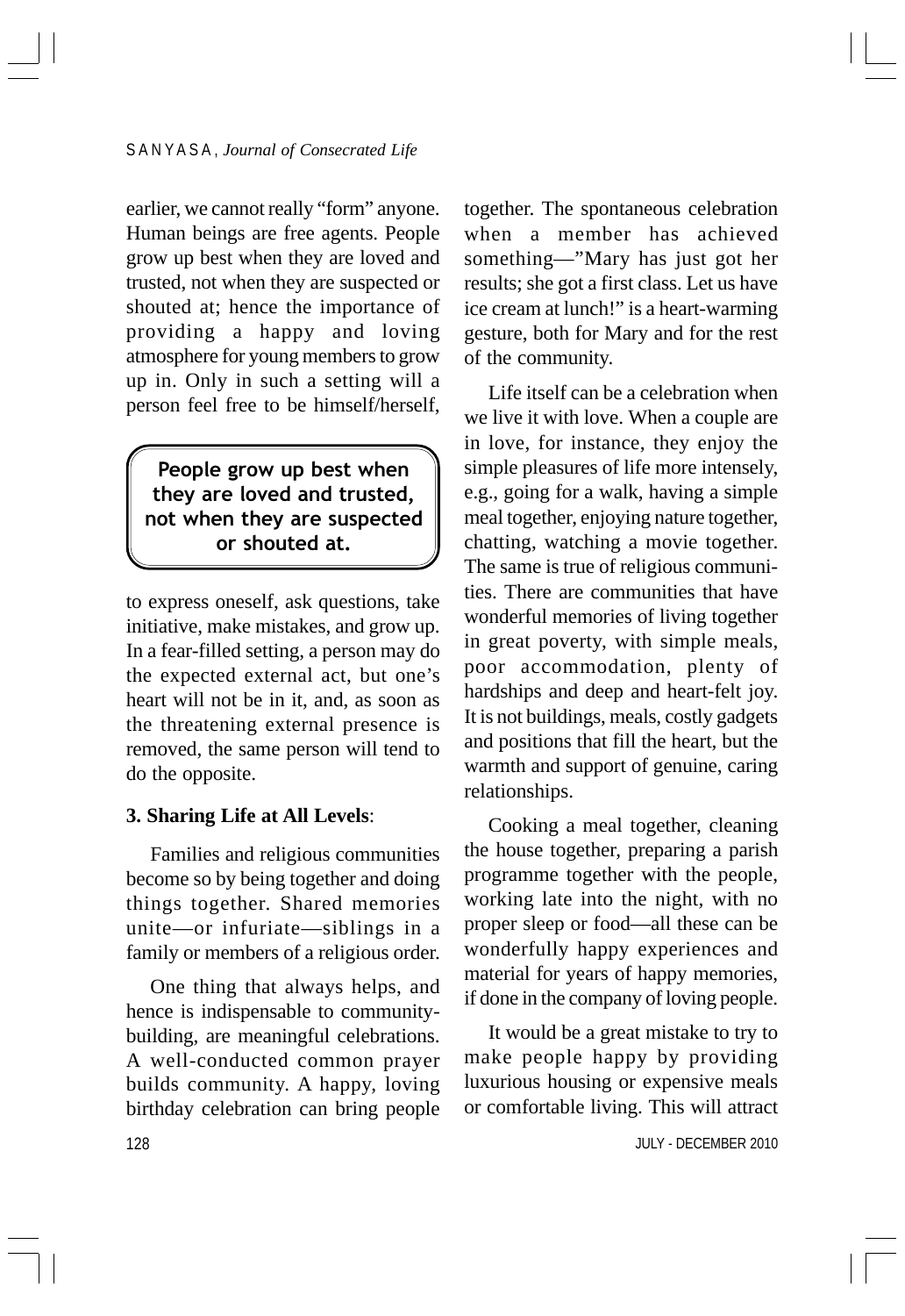earlier, we cannot really "form" anyone. Human beings are free agents. People grow up best when they are loved and trusted, not when they are suspected or shouted at; hence the importance of providing a happy and loving atmosphere for young members to grow up in. Only in such a setting will a person feel free to be himself/herself, to express oneself, ask questions, take initiative, make mistakes, and grow up. In a fear-filled setting, a person may do the expected external act, but one's heart will not be in it, and, as soon as the threatening external presence is removed, the same person will tend to do the opposite.

> **People grow up best when they are loved and trusted, not when they are suspected or shouted at.**

**3. Sharing Life at All Levels**:

Families and religious communities become so by being together and doing things together. Shared memories unite—or infuriate—siblings in a family or members of a religious order.

One thing that always helps, and hence is indispensable to community-building, are meaningful celebrations. A well-conducted common prayer builds community. A happy, loving birthday celebration can bring people together. The spontaneous celebration when a member has achieved something—"Mary has just got her results; she got a first class. Let us have ice cream at lunch!" is a heart-warming gesture, both for Mary and for the rest of the community.

Life itself can be a celebration when we live it with love. When a couple are in love, for instance, they enjoy the simple pleasures of life more intensely, e.g., going for a walk, having a simple meal together, enjoying nature together, chatting, watching a movie together. The same is true of religious communities. There are communities that have wonderful memories of living together in great poverty, with simple meals, poor accommodation, plenty of hardships and deep and heart-felt joy. It is not buildings, meals, costly gadgets and positions that fill the heart, but the warmth and support of genuine, caring relationships.

Cooking a meal together, cleaning the house together, preparing a parish programme together with the people, working late into the night, with no proper sleep or food—all these can be wonderfully happy experiences and material for years of happy memories, if done in the company of loving people.

It would be a great mistake to try to make people happy by providing luxurious housing or expensive meals or comfortable living. This will attract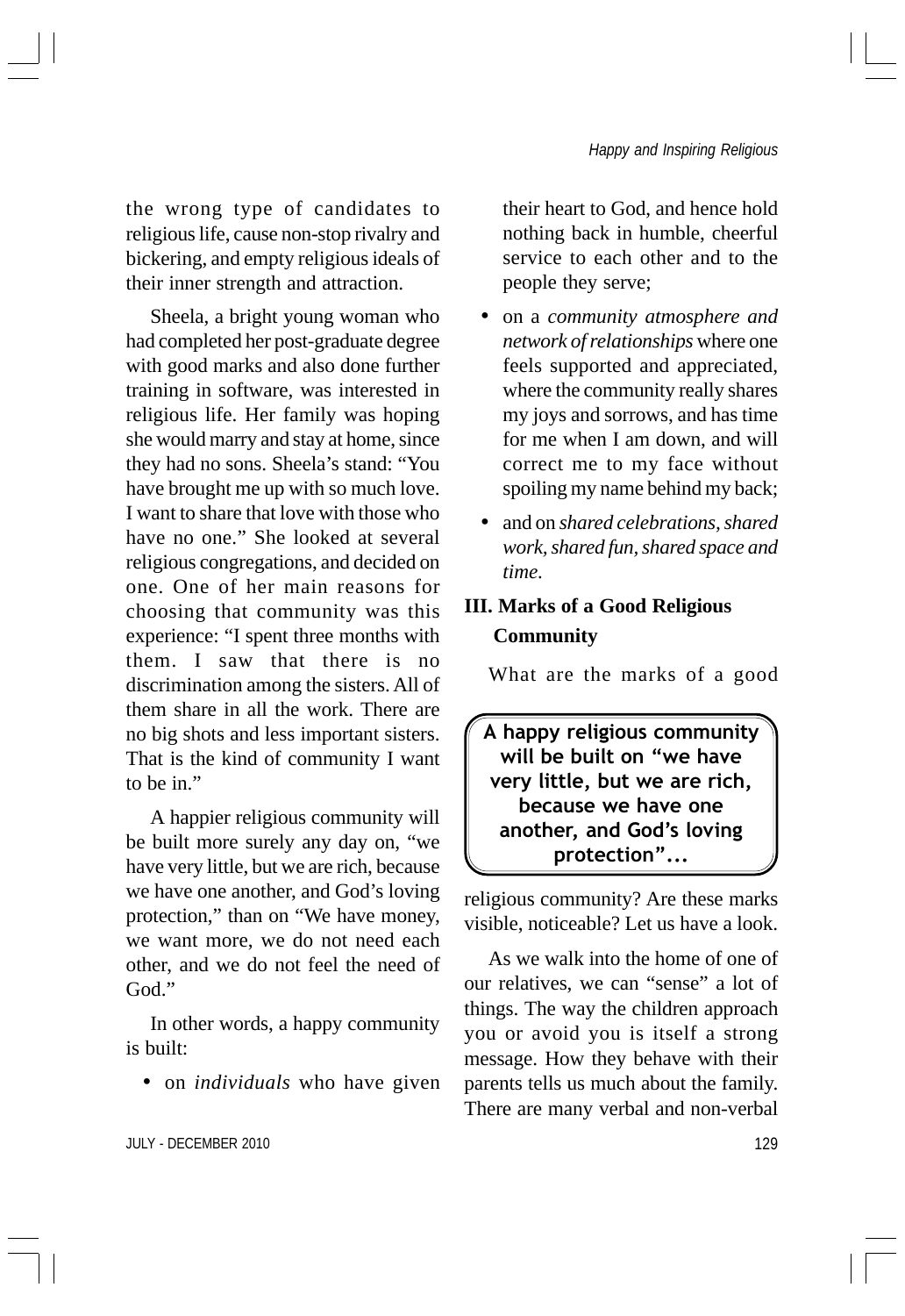the wrong type of candidates to religious life, cause non-stop rivalry and bickering, and empty religious ideals of their inner strength and attraction.

Sheela, a bright young woman who had completed her post-graduate degree with good marks and also done further training in software, was interested in religious life. Her family was hoping she would marry and stay at home, since they had no sons. Sheela's stand: "You have brought me up with so much love. I want to share that love with those who have no one." She looked at several religious congregations, and decided on one. One of her main reasons for choosing that community was this experience: "I spent three months with them. I saw that there is no discrimination among the sisters. All of them share in all the work. There are no big shots and less important sisters. That is the kind of community I want to be in."

A happier religious community will be built more surely any day on, "we have very little, but we are rich, because we have one another, and God's loving protection," than on "We have money, we want more, we do not need each other, and we do not feel the need of God."

In other words, a happy community is built:

- on *individuals* who have given their heart to God, and hence hold nothing back in humble, cheerful service to each other and to the people they serve;
- on a *community atmosphere and network of relationships* where one feels supported and appreciated, where the community really shares my joys and sorrows, and has time for me when I am down, and will correct me to my face without spoiling my name behind my back;
- and on *shared celebrations, shared work, shared fun, shared space and time.*

## III. Marks of a Good Religious Community

What are the marks of a good religious community? Are these marks visible, noticeable? Let us have a look.

> **A happy religious community will be built on "we have very little, but we are rich, because we have one another, and God's loving protection"...**

As we walk into the home of one of our relatives, we can "sense" a lot of things. The way the children approach you or avoid you is itself a strong message. How they behave with their parents tells us much about the family. There are many verbal and non-verbal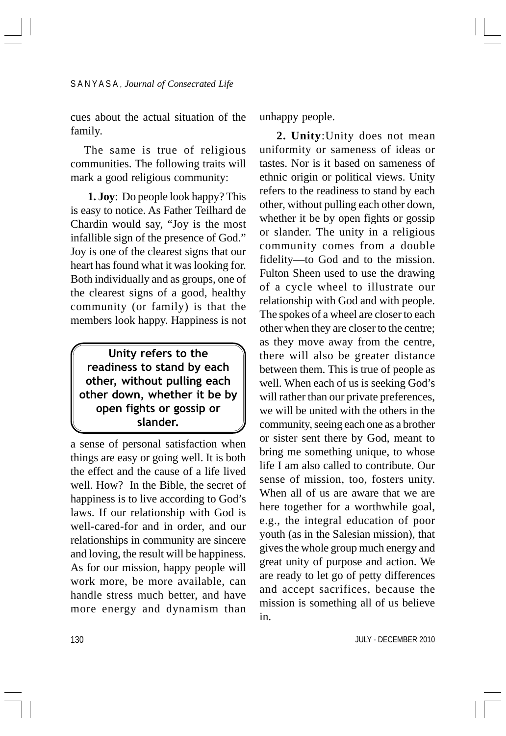cues about the actual situation of the family.

The same is true of religious communities. The following traits will mark a good religious community:

**1. Joy**: Do people look happy? This is easy to notice. As Father Teilhard de Chardin would say, "Joy is the most infallible sign of the presence of God." Joy is one of the clearest signs that our heart has found what it was looking for. Both individually and as groups, one of the clearest signs of a good, healthy community (or family) is that the members look happy. Happiness is not a sense of personal satisfaction when things are easy or going well. It is both the effect and the cause of a life lived well. How? In the Bible, the secret of happiness is to live according to God's laws. If our relationship with God is well-cared-for and in order, and our relationships in community are sincere and loving, the result will be happiness. As for our mission, happy people will work more, be more available, can handle stress much better, and have more energy and dynamism than unhappy people.

> **Unity refers to the readiness to stand by each other, without pulling each other down, whether it be by open fights or gossip or slander.**

**2. Unity**: Unity does not mean uniformity or sameness of ideas or tastes. Nor is it based on sameness of ethnic origin or political views. Unity refers to the readiness to stand by each other, without pulling each other down, whether it be by open fights or gossip or slander. The unity in a religious community comes from a double fidelity—to God and to the mission. Fulton Sheen used to use the drawing of a cycle wheel to illustrate our relationship with God and with people. The spokes of a wheel are closer to each other when they are closer to the centre; as they move away from the centre, there will also be greater distance between them. This is true of people as well. When each of us is seeking God's will rather than our private preferences, we will be united with the others in the community, seeing each one as a brother or sister sent there by God, meant to bring me something unique, to whose life I am also called to contribute. Our sense of mission, too, fosters unity. When all of us are aware that we are here together for a worthwhile goal, e.g., the integral education of poor youth (as in the Salesian mission), that gives the whole group much energy and great unity of purpose and action. We are ready to let go of petty differences and accept sacrifices, because the mission is something all of us believe in.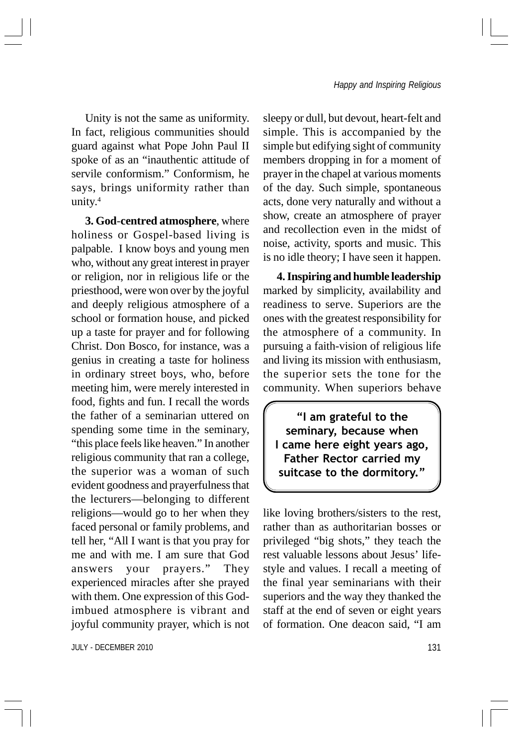Unity is not the same as uniformity. In fact, religious communities should guard against what Pope John Paul II spoke of as an "inauthentic attitude of servile conformism." Conformism, he says, brings uniformity rather than unity.[4]

**3. God-centred atmosphere**, where holiness or Gospel-based living is palpable. I know boys and young men who, without any great interest in prayer or religion, nor in religious life or the priesthood, were won over by the joyful and deeply religious atmosphere of a school or formation house, and picked up a taste for prayer and for following Christ. Don Bosco, for instance, was a genius in creating a taste for holiness in ordinary street boys, who, before meeting him, were merely interested in food, fights and fun. I recall the words the father of a seminarian uttered on spending some time in the seminary, "this place feels like heaven." In another religious community that ran a college, the superior was a woman of such evident goodness and prayerfulness that the lecturers—belonging to different religions—would go to her when they faced personal or family problems, and tell her, "All I want is that you pray for me and with me. I am sure that God answers your prayers." They experienced miracles after she prayed with them. One expression of this God-imbued atmosphere is vibrant and joyful community prayer, which is not sleepy or dull, but devout, heart-felt and simple. This is accompanied by the simple but edifying sight of community members dropping in for a moment of prayer in the chapel at various moments of the day. Such simple, spontaneous acts, done very naturally and without a show, create an atmosphere of prayer and recollection even in the midst of noise, activity, sports and music. This is no idle theory; I have seen it happen.

**4. Inspiring and humble leadership** marked by simplicity, availability and readiness to serve. Superiors are the ones with the greatest responsibility for the atmosphere of a community. In pursuing a faith-vision of religious life and living its mission with enthusiasm, the superior sets the tone for the community. When superiors behave like loving brothers/sisters to the rest, rather than as authoritarian bosses or privileged "big shots," they teach the rest valuable lessons about Jesus' life-style and values. I recall a meeting of the final year seminarians with their superiors and the way they thanked the staff at the end of seven or eight years of formation. One deacon said, "I am

> **"I am grateful to the seminary, because when I came here eight years ago, Father Rector carried my suitcase to the dormitory."**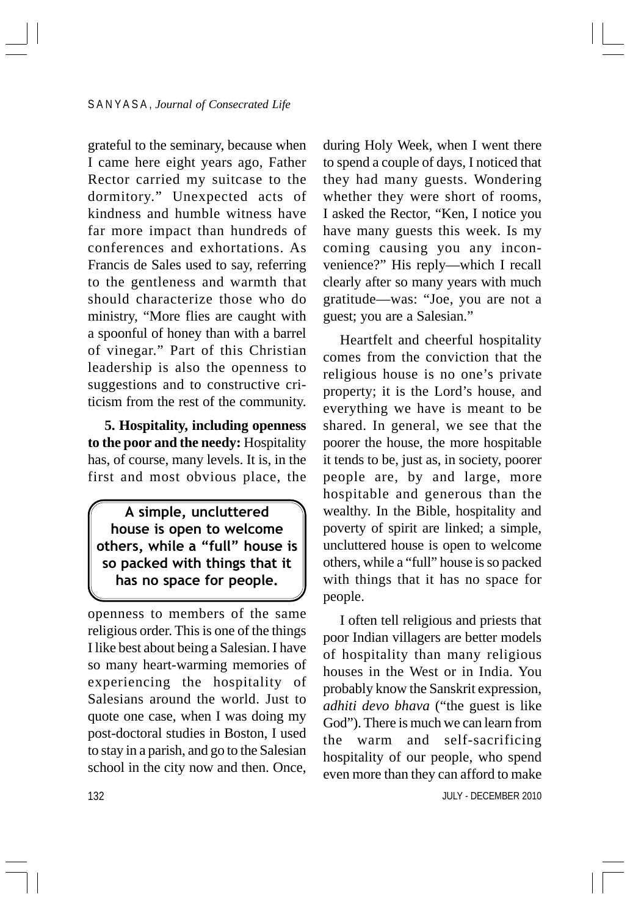grateful to the seminary, because when I came here eight years ago, Father Rector carried my suitcase to the dormitory." Unexpected acts of kindness and humble witness have far more impact than hundreds of conferences and exhortations. As Francis de Sales used to say, referring to the gentleness and warmth that should characterize those who do ministry, "More flies are caught with a spoonful of honey than with a barrel of vinegar." Part of this Christian leadership is also the openness to suggestions and to constructive criticism from the rest of the community.

**5. Hospitality, including openness to the poor and the needy:** Hospitality has, of course, many levels. It is, in the first and most obvious place, the openness to members of the same religious order. This is one of the things I like best about being a Salesian. I have so many heart-warming memories of experiencing the hospitality of Salesians around the world. Just to quote one case, when I was doing my post-doctoral studies in Boston, I used to stay in a parish, and go to the Salesian school in the city now and then. Once, during Holy Week, when I went there to spend a couple of days, I noticed that they had many guests. Wondering whether they were short of rooms, I asked the Rector, "Ken, I notice you have many guests this week. Is my coming causing you any inconvenience?" His reply—which I recall clearly after so many years with much gratitude—was: "Joe, you are not a guest; you are a Salesian."

> **A simple, uncluttered house is open to welcome others, while a "full" house is so packed with things that it has no space for people.**

Heartfelt and cheerful hospitality comes from the conviction that the religious house is no one's private property; it is the Lord's house, and everything we have is meant to be shared. In general, we see that the poorer the house, the more hospitable it tends to be, just as, in society, poorer people are, by and large, more hospitable and generous than the wealthy. In the Bible, hospitality and poverty of spirit are linked; a simple, uncluttered house is open to welcome others, while a "full" house is so packed with things that it has no space for people.

I often tell religious and priests that poor Indian villagers are better models of hospitality than many religious houses in the West or in India. You probably know the Sanskrit expression, *adhiti devo bhava* ("the guest is like God"). There is much we can learn from the warm and self-sacrificing hospitality of our people, who spend even more than they can afford to make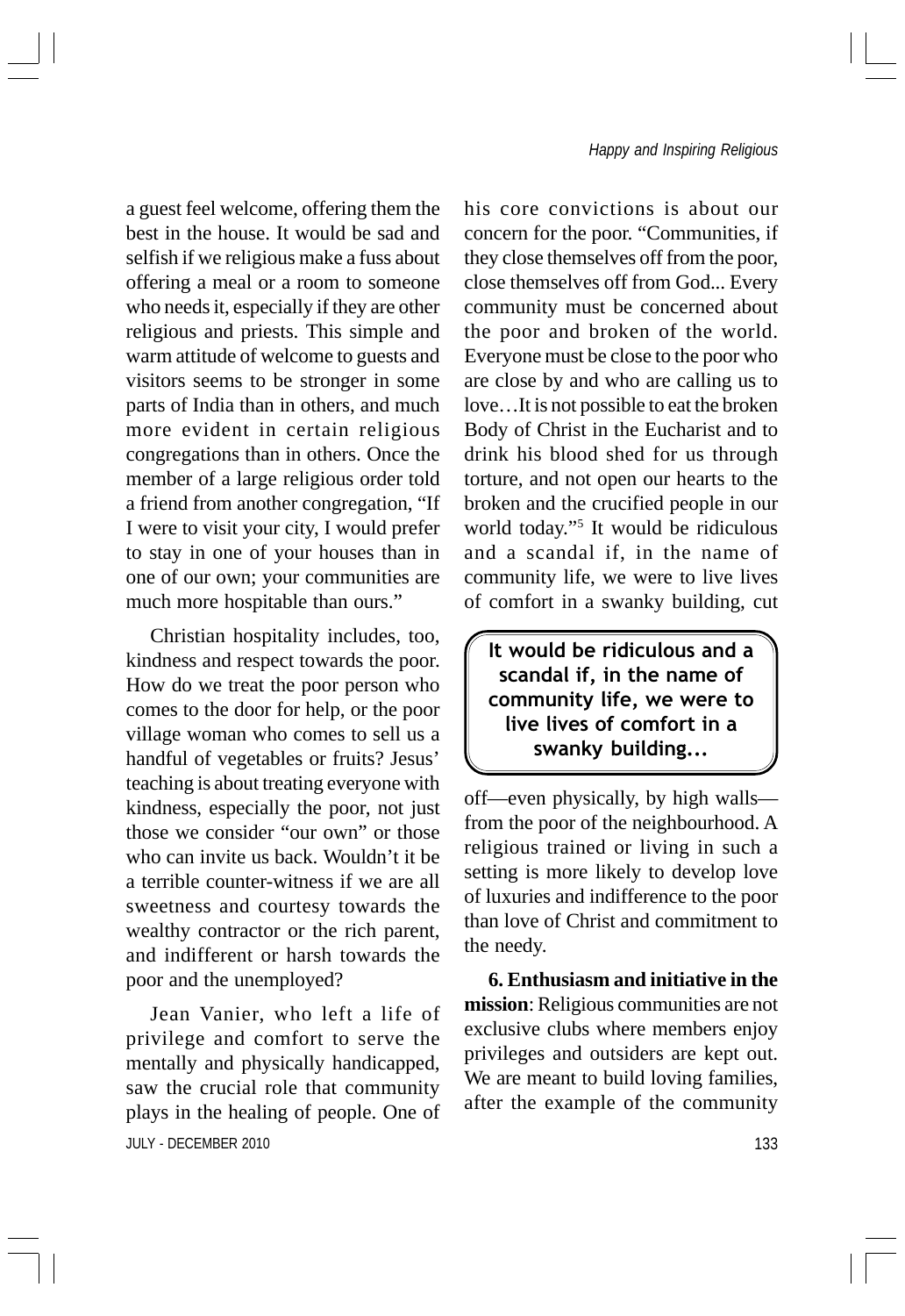a guest feel welcome, offering them the best in the house. It would be sad and selfish if we religious make a fuss about offering a meal or a room to someone who needs it, especially if they are other religious and priests. This simple and warm attitude of welcome to guests and visitors seems to be stronger in some parts of India than in others, and much more evident in certain religious congregations than in others. Once the member of a large religious order told a friend from another congregation, "If I were to visit your city, I would prefer to stay in one of your houses than in one of our own; your communities are much more hospitable than ours."

Christian hospitality includes, too, kindness and respect towards the poor. How do we treat the poor person who comes to the door for help, or the poor village woman who comes to sell us a handful of vegetables or fruits? Jesus' teaching is about treating everyone with kindness, especially the poor, not just those we consider "our own" or those who can invite us back. Wouldn't it be a terrible counter-witness if we are all sweetness and courtesy towards the wealthy contractor or the rich parent, and indifferent or harsh towards the poor and the unemployed?

Jean Vanier, who left a life of privilege and comfort to serve the mentally and physically handicapped, saw the crucial role that community plays in the healing of people. One of his core convictions is about our concern for the poor. "Communities, if they close themselves off from the poor, close themselves off from God... Every community must be concerned about the poor and broken of the world. Everyone must be close to the poor who are close by and who are calling us to love…It is not possible to eat the broken Body of Christ in the Eucharist and to drink his blood shed for us through torture, and not open our hearts to the broken and the crucified people in our world today."[5] It would be ridiculous and a scandal if, in the name of community life, we were to live lives of comfort in a swanky building, cut off—even physically, by high walls—from the poor of the neighbourhood. A religious trained or living in such a setting is more likely to develop love of luxuries and indifference to the poor than love of Christ and commitment to the needy.

> **It would be ridiculous and a scandal if, in the name of community life, we were to live lives of comfort in a swanky building...**

**6. Enthusiasm and initiative in the mission**: Religious communities are not exclusive clubs where members enjoy privileges and outsiders are kept out. We are meant to build loving families, after the example of the community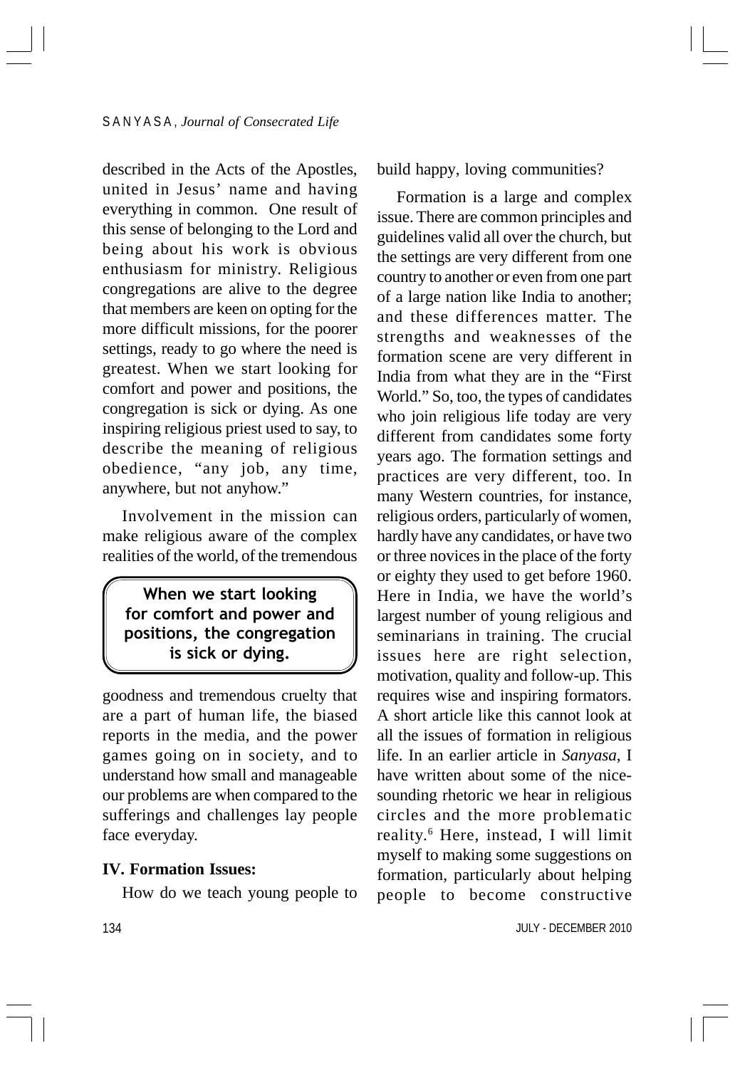described in the Acts of the Apostles, united in Jesus' name and having everything in common. One result of this sense of belonging to the Lord and being about his work is obvious enthusiasm for ministry. Religious congregations are alive to the degree that members are keen on opting for the more difficult missions, for the poorer settings, ready to go where the need is greatest. When we start looking for comfort and power and positions, the congregation is sick or dying. As one inspiring religious priest used to say, to describe the meaning of religious obedience, "any job, any time, anywhere, but not anyhow."

Involvement in the mission can make religious aware of the complex realities of the world, of the tremendous goodness and tremendous cruelty that are a part of human life, the biased reports in the media, and the power games going on in society, and to understand how small and manageable our problems are when compared to the sufferings and challenges lay people face everyday.

> **When we start looking for comfort and power and positions, the congregation is sick or dying.**

### IV. Formation Issues:

How do we teach young people to build happy, loving communities?

Formation is a large and complex issue. There are common principles and guidelines valid all over the church, but the settings are very different from one country to another or even from one part of a large nation like India to another; and these differences matter. The strengths and weaknesses of the formation scene are very different in India from what they are in the "First World." So, too, the types of candidates who join religious life today are very different from candidates some forty years ago. The formation settings and practices are very different, too. In many Western countries, for instance, religious orders, particularly of women, hardly have any candidates, or have two or three novices in the place of the forty or eighty they used to get before 1960. Here in India, we have the world's largest number of young religious and seminarians in training. The crucial issues here are right selection, motivation, quality and follow-up. This requires wise and inspiring formators. A short article like this cannot look at all the issues of formation in religious life. In an earlier article in *Sanyasa*, I have written about some of the nice-sounding rhetoric we hear in religious circles and the more problematic reality.[6] Here, instead, I will limit myself to making some suggestions on formation, particularly about helping people to become constructive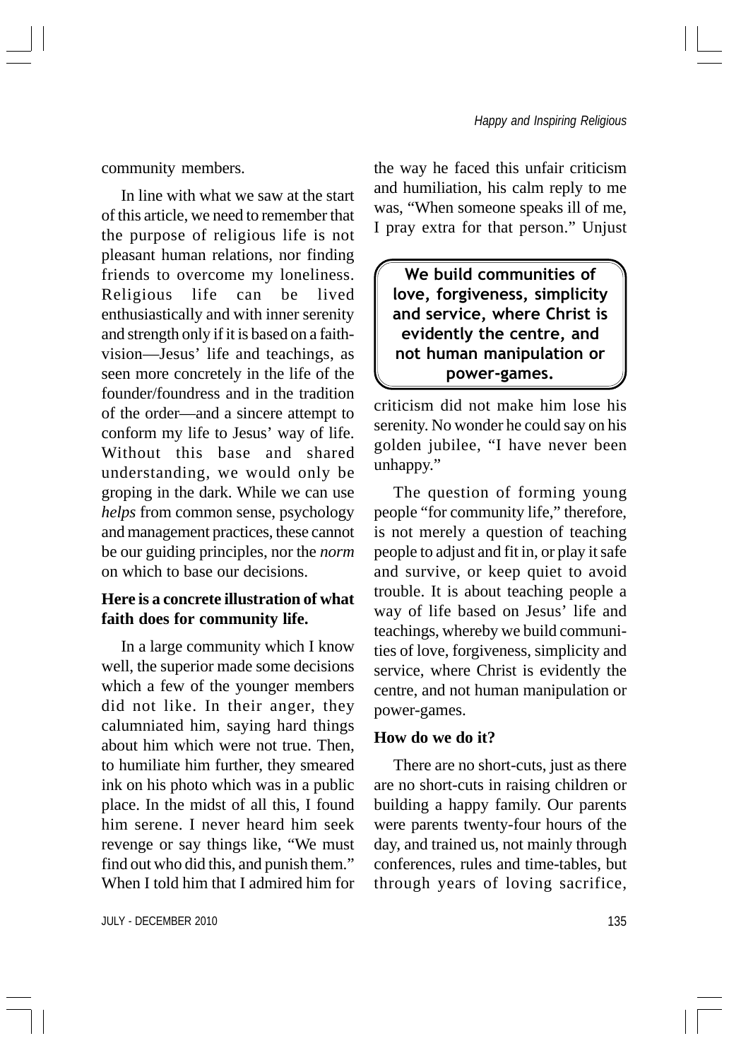community members.

In line with what we saw at the start of this article, we need to remember that the purpose of religious life is not pleasant human relations, nor finding friends to overcome my loneliness. Religious life can be lived enthusiastically and with inner serenity and strength only if it is based on a faith-vision—Jesus' life and teachings, as seen more concretely in the life of the founder/foundress and in the tradition of the order—and a sincere attempt to conform my life to Jesus' way of life. Without this base and shared understanding, we would only be groping in the dark. While we can use *helps* from common sense, psychology and management practices, these cannot be our guiding principles, nor the *norm* on which to base our decisions.

**Here is a concrete illustration of what faith does for community life.**

In a large community which I know well, the superior made some decisions which a few of the younger members did not like. In their anger, they calumniated him, saying hard things about him which were not true. Then, to humiliate him further, they smeared ink on his photo which was in a public place. In the midst of all this, I found him serene. I never heard him seek revenge or say things like, "We must find out who did this, and punish them." When I told him that I admired him for the way he faced this unfair criticism and humiliation, his calm reply to me was, "When someone speaks ill of me, I pray extra for that person." Unjust criticism did not make him lose his serenity. No wonder he could say on his golden jubilee, "I have never been unhappy."

> **We build communities of love, forgiveness, simplicity and service, where Christ is evidently the centre, and not human manipulation or power-games.**

The question of forming young people "for community life," therefore, is not merely a question of teaching people to adjust and fit in, or play it safe and survive, or keep quiet to avoid trouble. It is about teaching people a way of life based on Jesus' life and teachings, whereby we build communities of love, forgiveness, simplicity and service, where Christ is evidently the centre, and not human manipulation or power-games.

**How do we do it?**

There are no short-cuts, just as there are no short-cuts in raising children or building a happy family. Our parents were parents twenty-four hours of the day, and trained us, not mainly through conferences, rules and time-tables, but through years of loving sacrifice,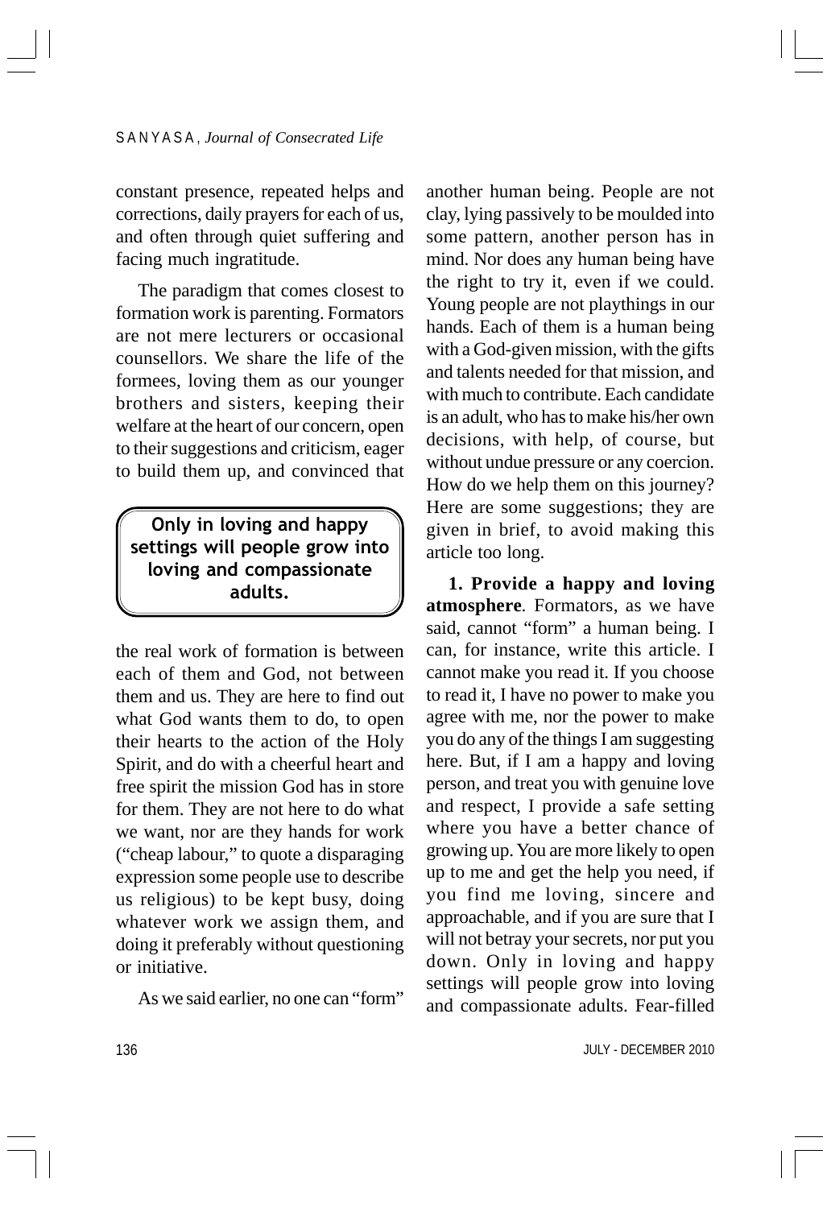constant presence, repeated helps and corrections, daily prayers for each of us, and often through quiet suffering and facing much ingratitude.

The paradigm that comes closest to formation work is parenting. Formators are not mere lecturers or occasional counsellors. We share the life of the formees, loving them as our younger brothers and sisters, keeping their welfare at the heart of our concern, open to their suggestions and criticism, eager to build them up, and convinced that the real work of formation is between each of them and God, not between them and us. They are here to find out what God wants them to do, to open their hearts to the action of the Holy Spirit, and do with a cheerful heart and free spirit the mission God has in store for them. They are not here to do what we want, nor are they hands for work ("cheap labour," to quote a disparaging expression some people use to describe us religious) to be kept busy, doing whatever work we assign them, and doing it preferably without questioning or initiative.

> **Only in loving and happy settings will people grow into loving and compassionate adults.**

As we said earlier, no one can "form" another human being. People are not clay, lying passively to be moulded into some pattern, another person has in mind. Nor does any human being have the right to try it, even if we could. Young people are not playthings in our hands. Each of them is a human being with a God-given mission, with the gifts and talents needed for that mission, and with much to contribute. Each candidate is an adult, who has to make his/her own decisions, with help, of course, but without undue pressure or any coercion. How do we help them on this journey? Here are some suggestions; they are given in brief, to avoid making this article too long.

**1. Provide a happy and loving atmosphere**. Formators, as we have said, cannot "form" a human being. I can, for instance, write this article. I cannot make you read it. If you choose to read it, I have no power to make you agree with me, nor the power to make you do any of the things I am suggesting here. But, if I am a happy and loving person, and treat you with genuine love and respect, I provide a safe setting where you have a better chance of growing up. You are more likely to open up to me and get the help you need, if you find me loving, sincere and approachable, and if you are sure that I will not betray your secrets, nor put you down. Only in loving and happy settings will people grow into loving and compassionate adults. Fear-filled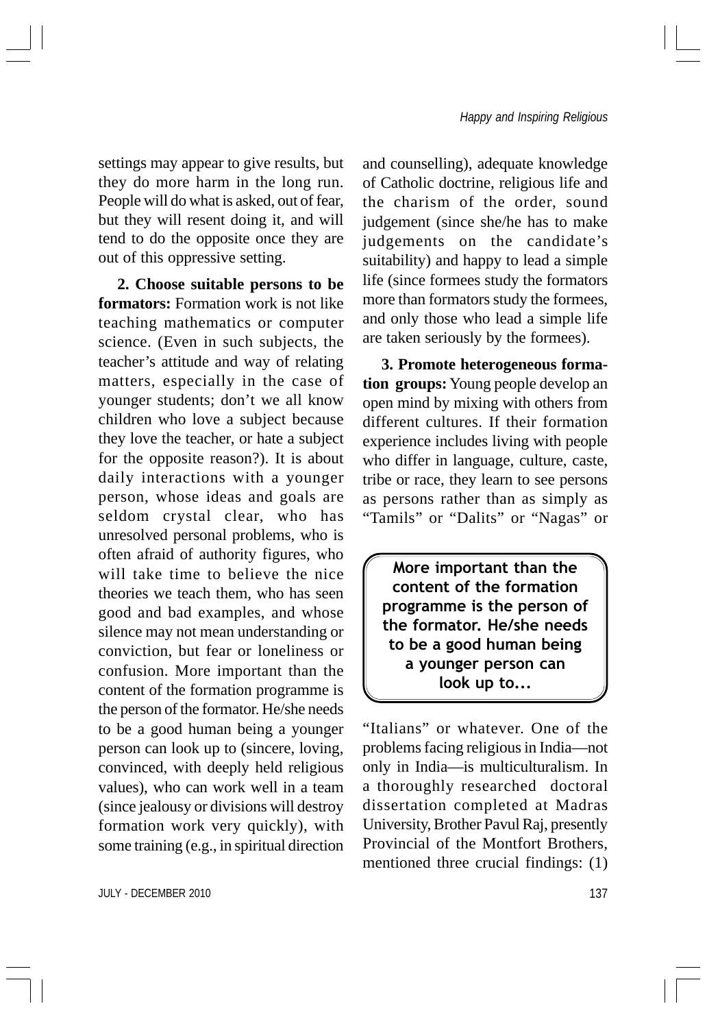settings may appear to give results, but they do more harm in the long run. People will do what is asked, out of fear, but they will resent doing it, and will tend to do the opposite once they are out of this oppressive setting.

**2. Choose suitable persons to be formators:** Formation work is not like teaching mathematics or computer science. (Even in such subjects, the teacher's attitude and way of relating matters, especially in the case of younger students; don't we all know children who love a subject because they love the teacher, or hate a subject for the opposite reason?). It is about daily interactions with a younger person, whose ideas and goals are seldom crystal clear, who has unresolved personal problems, who is often afraid of authority figures, who will take time to believe the nice theories we teach them, who has seen good and bad examples, and whose silence may not mean understanding or conviction, but fear or loneliness or confusion. More important than the content of the formation programme is the person of the formator. He/she needs to be a good human being a younger person can look up to (sincere, loving, convinced, with deeply held religious values), who can work well in a team (since jealousy or divisions will destroy formation work very quickly), with some training (e.g., in spiritual direction and counselling), adequate knowledge of Catholic doctrine, religious life and the charism of the order, sound judgement (since she/he has to make judgements on the candidate's suitability) and happy to lead a simple life (since formees study the formators more than formators study the formees, and only those who lead a simple life are taken seriously by the formees).

**3. Promote heterogeneous formation groups:** Young people develop an open mind by mixing with others from different cultures. If their formation experience includes living with people who differ in language, culture, caste, tribe or race, they learn to see persons as persons rather than as simply as "Tamils" or "Dalits" or "Nagas" or "Italians" or whatever. One of the problems facing religious in India—not only in India—is multiculturalism. In a thoroughly researched doctoral dissertation completed at Madras University, Brother Pavul Raj, presently Provincial of the Montfort Brothers, mentioned three crucial findings: (1)

> **More important than the content of the formation programme is the person of the formator. He/she needs to be a good human being a younger person can look up to...**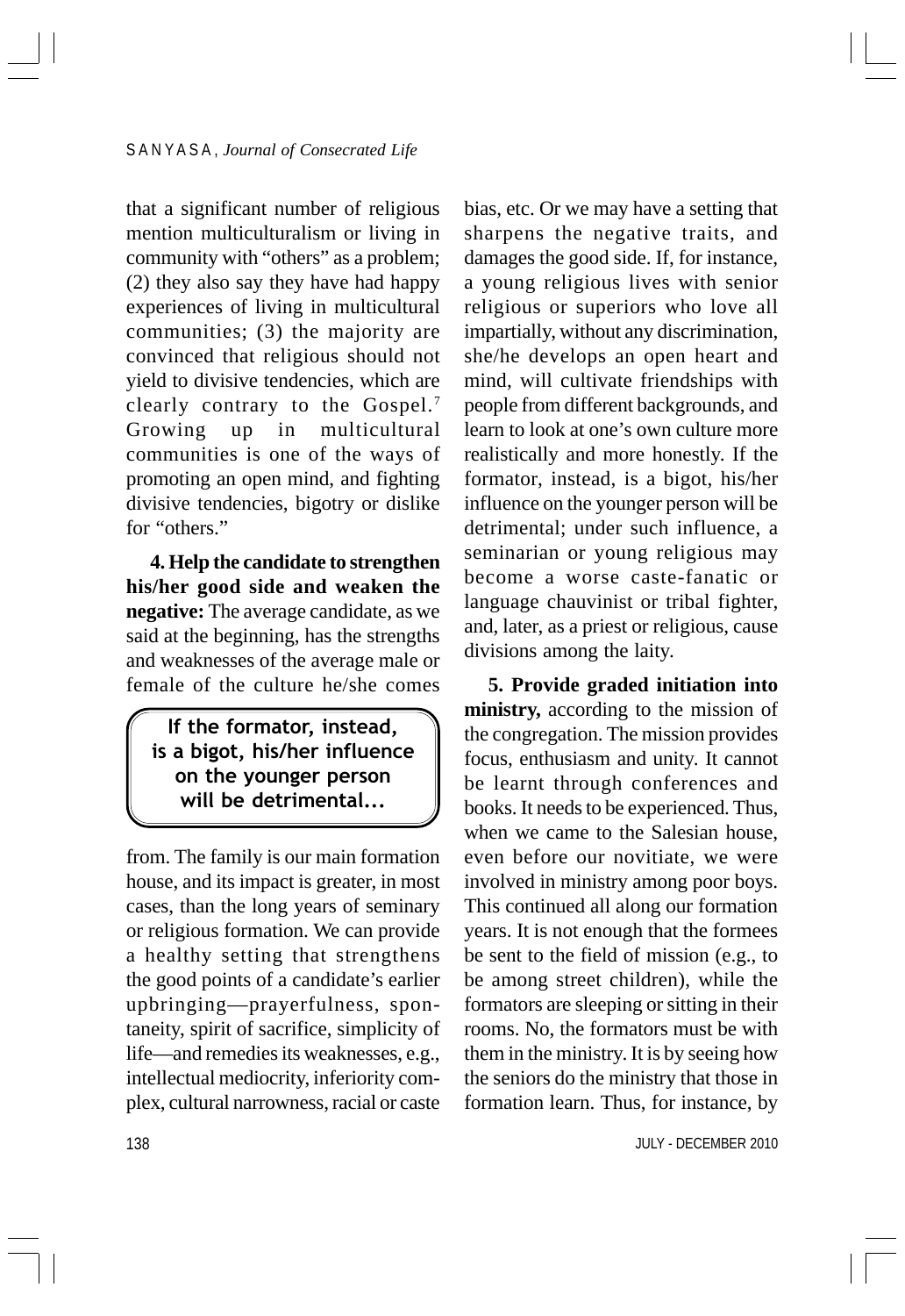that a significant number of religious mention multiculturalism or living in community with "others" as a problem; (2) they also say they have had happy experiences of living in multicultural communities; (3) the majority are convinced that religious should not yield to divisive tendencies, which are clearly contrary to the Gospel.[7] Growing up in multicultural communities is one of the ways of promoting an open mind, and fighting divisive tendencies, bigotry or dislike for "others."

**4. Help the candidate to strengthen his/her good side and weaken the negative:** The average candidate, as we said at the beginning, has the strengths and weaknesses of the average male or female of the culture he/she comes from. The family is our main formation house, and its impact is greater, in most cases, than the long years of seminary or religious formation. We can provide a healthy setting that strengthens the good points of a candidate's earlier upbringing—prayerfulness, spontaneity, spirit of sacrifice, simplicity of life—and remedies its weaknesses, e.g., intellectual mediocrity, inferiority complex, cultural narrowness, racial or caste bias, etc. Or we may have a setting that sharpens the negative traits, and damages the good side. If, for instance, a young religious lives with senior religious or superiors who love all impartially, without any discrimination, she/he develops an open heart and mind, will cultivate friendships with people from different backgrounds, and learn to look at one's own culture more realistically and more honestly. If the formator, instead, is a bigot, his/her influence on the younger person will be detrimental; under such influence, a seminarian or young religious may become a worse caste-fanatic or language chauvinist or tribal fighter, and, later, as a priest or religious, cause divisions among the laity.

> **If the formator, instead, is a bigot, his/her influence on the younger person will be detrimental...**

**5. Provide graded initiation into ministry,** according to the mission of the congregation. The mission provides focus, enthusiasm and unity. It cannot be learnt through conferences and books. It needs to be experienced. Thus, when we came to the Salesian house, even before our novitiate, we were involved in ministry among poor boys. This continued all along our formation years. It is not enough that the formees be sent to the field of mission (e.g., to be among street children), while the formators are sleeping or sitting in their rooms. No, the formators must be with them in the ministry. It is by seeing how the seniors do the ministry that those in formation learn. Thus, for instance, by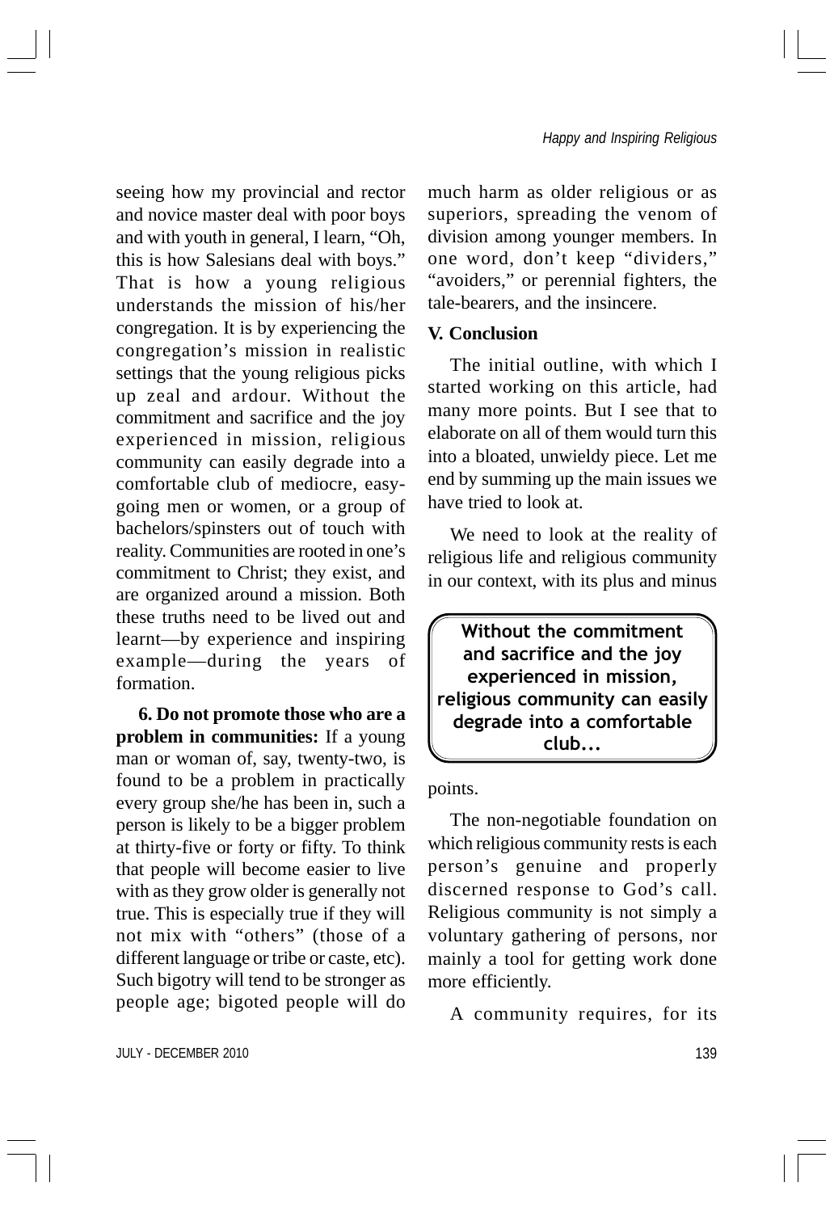seeing how my provincial and rector and novice master deal with poor boys and with youth in general, I learn, "Oh, this is how Salesians deal with boys." That is how a young religious understands the mission of his/her congregation. It is by experiencing the congregation's mission in realistic settings that the young religious picks up zeal and ardour. Without the commitment and sacrifice and the joy experienced in mission, religious community can easily degrade into a comfortable club of mediocre, easy-going men or women, or a group of bachelors/spinsters out of touch with reality. Communities are rooted in one's commitment to Christ; they exist, and are organized around a mission. Both these truths need to be lived out and learnt—by experience and inspiring example—during the years of formation.

**6. Do not promote those who are a problem in communities:** If a young man or woman of, say, twenty-two, is found to be a problem in practically every group she/he has been in, such a person is likely to be a bigger problem at thirty-five or forty or fifty. To think that people will become easier to live with as they grow older is generally not true. This is especially true if they will not mix with "others" (those of a different language or tribe or caste, etc). Such bigotry will tend to be stronger as people age; bigoted people will do much harm as older religious or as superiors, spreading the venom of division among younger members. In one word, don't keep "dividers," "avoiders," or perennial fighters, the tale-bearers, and the insincere.

## V. Conclusion

The initial outline, with which I started working on this article, had many more points. But I see that to elaborate on all of them would turn this into a bloated, unwieldy piece. Let me end by summing up the main issues we have tried to look at.

We need to look at the reality of religious life and religious community in our context, with its plus and minus points.

> **Without the commitment and sacrifice and the joy experienced in mission, religious community can easily degrade into a comfortable club...**

The non-negotiable foundation on which religious community rests is each person's genuine and properly discerned response to God's call. Religious community is not simply a voluntary gathering of persons, nor mainly a tool for getting work done more efficiently.

A community requires, for its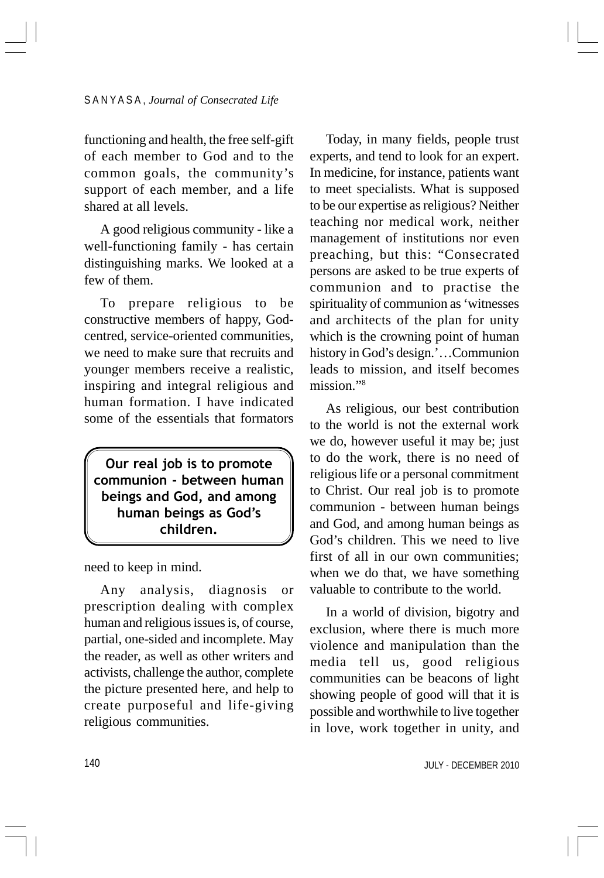functioning and health, the free self-gift of each member to God and to the common goals, the community's support of each member, and a life shared at all levels.

A good religious community - like a well-functioning family - has certain distinguishing marks. We looked at a few of them.

To prepare religious to be constructive members of happy, God-centred, service-oriented communities, we need to make sure that recruits and younger members receive a realistic, inspiring and integral religious and human formation. I have indicated some of the essentials that formators need to keep in mind.

> **Our real job is to promote communion - between human beings and God, and among human beings as God's children.**

Any analysis, diagnosis or prescription dealing with complex human and religious issues is, of course, partial, one-sided and incomplete. May the reader, as well as other writers and activists, challenge the author, complete the picture presented here, and help to create purposeful and life-giving religious communities.

Today, in many fields, people trust experts, and tend to look for an expert. In medicine, for instance, patients want to meet specialists. What is supposed to be our expertise as religious? Neither teaching nor medical work, neither management of institutions nor even preaching, but this: "Consecrated persons are asked to be true experts of communion and to practise the spirituality of communion as 'witnesses and architects of the plan for unity which is the crowning point of human history in God's design.'…Communion leads to mission, and itself becomes mission."[8]

As religious, our best contribution to the world is not the external work we do, however useful it may be; just to do the work, there is no need of religious life or a personal commitment to Christ. Our real job is to promote communion - between human beings and God, and among human beings as God's children. This we need to live first of all in our own communities; when we do that, we have something valuable to contribute to the world.

In a world of division, bigotry and exclusion, where there is much more violence and manipulation than the media tell us, good religious communities can be beacons of light showing people of good will that it is possible and worthwhile to live together in love, work together in unity, and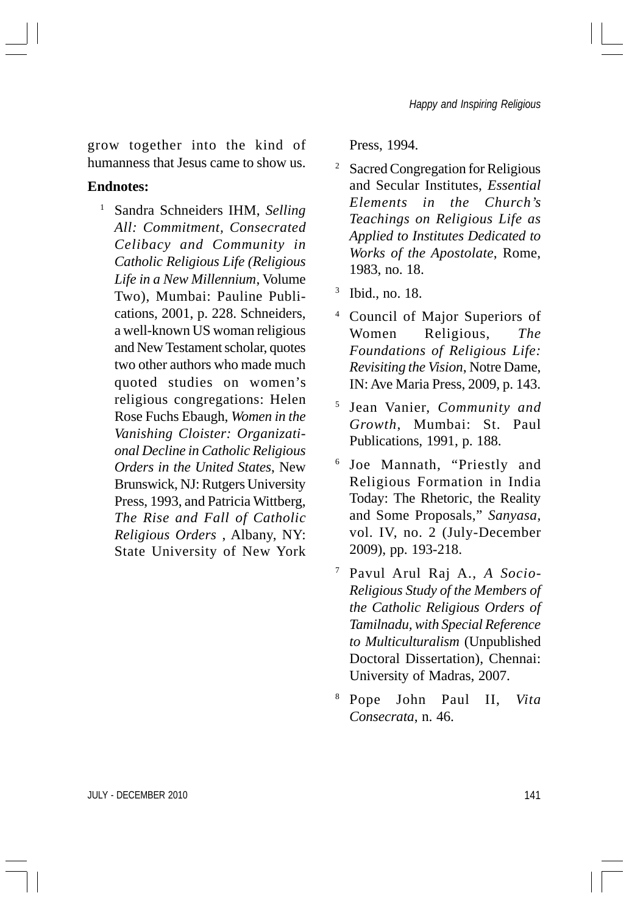grow together into the kind of humanness that Jesus came to show us.

**Endnotes:**

1. Sandra Schneiders IHM, *Selling All: Commitment, Consecrated Celibacy and Community in Catholic Religious Life (Religious Life in a New Millennium*, Volume Two), Mumbai: Pauline Publications, 2001, p. 228. Schneiders, a well-known US woman religious and New Testament scholar, quotes two other authors who made much quoted studies on women's religious congregations: Helen Rose Fuchs Ebaugh, *Women in the Vanishing Cloister: Organizational Decline in Catholic Religious Orders in the United States*, New Brunswick, NJ: Rutgers University Press, 1993, and Patricia Wittberg, *The Rise and Fall of Catholic Religious Orders* , Albany, NY: State University of New York Press, 1994.

2. Sacred Congregation for Religious and Secular Institutes, *Essential Elements in the Church's Teachings on Religious Life as Applied to Institutes Dedicated to Works of the Apostolate*, Rome, 1983, no. 18.

3. Ibid., no. 18.

4. Council of Major Superiors of Women Religious, *The Foundations of Religious Life: Revisiting the Vision*, Notre Dame, IN: Ave Maria Press, 2009, p. 143.

5. Jean Vanier, *Community and Growth*, Mumbai: St. Paul Publications, 1991, p. 188.

6. Joe Mannath, "Priestly and Religious Formation in India Today: The Rhetoric, the Reality and Some Proposals," *Sanyasa*, vol. IV, no. 2 (July-December 2009), pp. 193-218.

7. Pavul Arul Raj A., *A Socio-Religious Study of the Members of the Catholic Religious Orders of Tamilnadu, with Special Reference to Multiculturalism* (Unpublished Doctoral Dissertation), Chennai: University of Madras, 2007.

8. Pope John Paul II, *Vita Consecrata*, n. 46.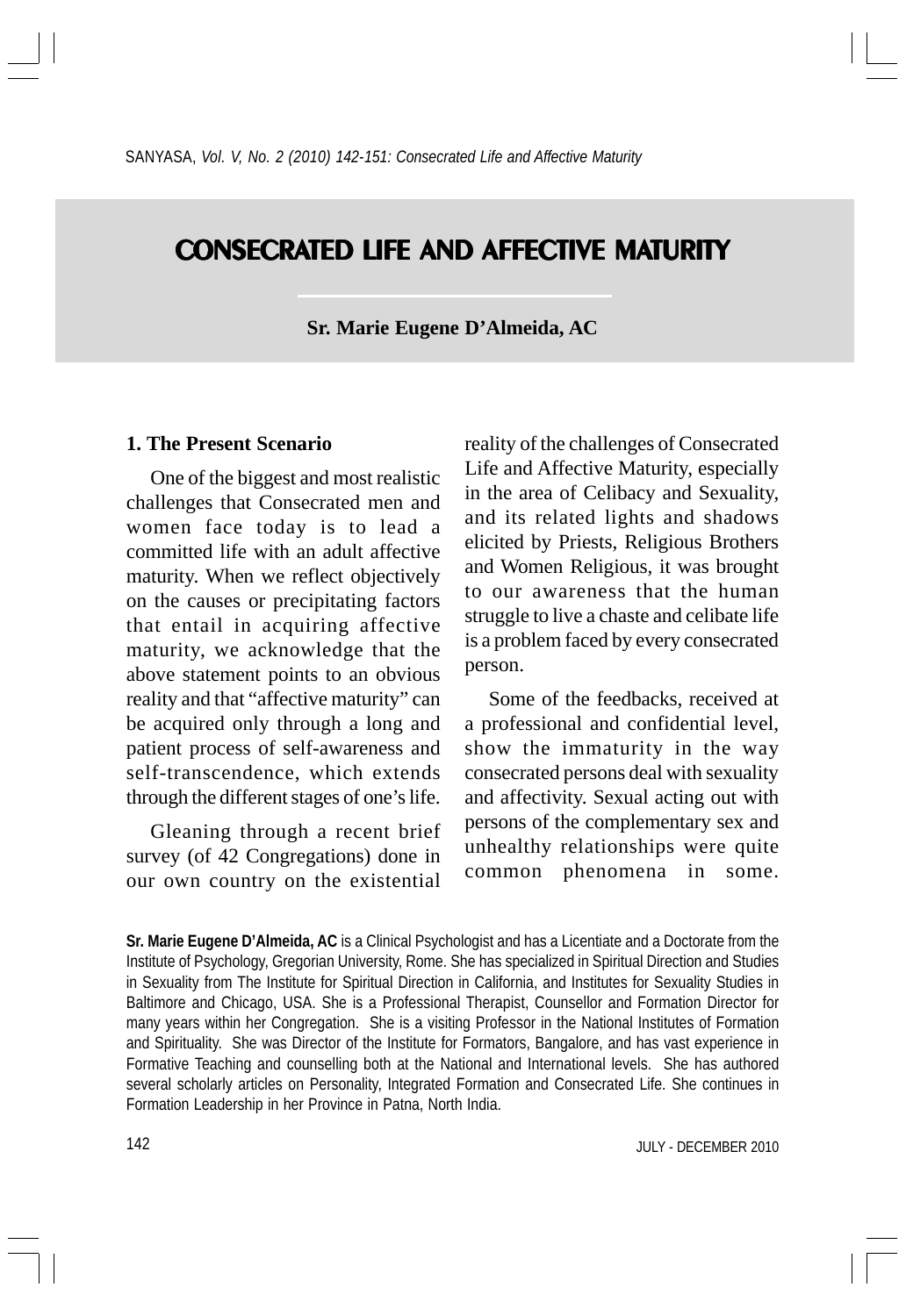# CONSECRATED LIFE AND AFFECTIVE MATURITY

**Sr. Marie Eugene D'Almeida, AC**

## 1. The Present Scenario

One of the biggest and most realistic challenges that Consecrated men and women face today is to lead a committed life with an adult affective maturity. When we reflect objectively on the causes or precipitating factors that entail in acquiring affective maturity, we acknowledge that the above statement points to an obvious reality and that "affective maturity" can be acquired only through a long and patient process of self-awareness and self-transcendence, which extends through the different stages of one's life.

Gleaning through a recent brief survey (of 42 Congregations) done in our own country on the existential reality of the challenges of Consecrated Life and Affective Maturity, especially in the area of Celibacy and Sexuality, and its related lights and shadows elicited by Priests, Religious Brothers and Women Religious, it was brought to our awareness that the human struggle to live a chaste and celibate life is a problem faced by every consecrated person.

Some of the feedbacks, received at a professional and confidential level, show the immaturity in the way consecrated persons deal with sexuality and affectivity. Sexual acting out with persons of the complementary sex and unhealthy relationships were quite common phenomena in some.

**Sr. Marie Eugene D'Almeida, AC** is a Clinical Psychologist and has a Licentiate and a Doctorate from the Institute of Psychology, Gregorian University, Rome. She has specialized in Spiritual Direction and Studies in Sexuality from The Institute for Spiritual Direction in California, and Institutes for Sexuality Studies in Baltimore and Chicago, USA. She is a Professional Therapist, Counsellor and Formation Director for many years within her Congregation. She is a visiting Professor in the National Institutes of Formation and Spirituality. She was Director of the Institute for Formators, Bangalore, and has vast experience in Formative Teaching and counselling both at the National and International levels. She has authored several scholarly articles on Personality, Integrated Formation and Consecrated Life. She continues in Formation Leadership in her Province in Patna, North India.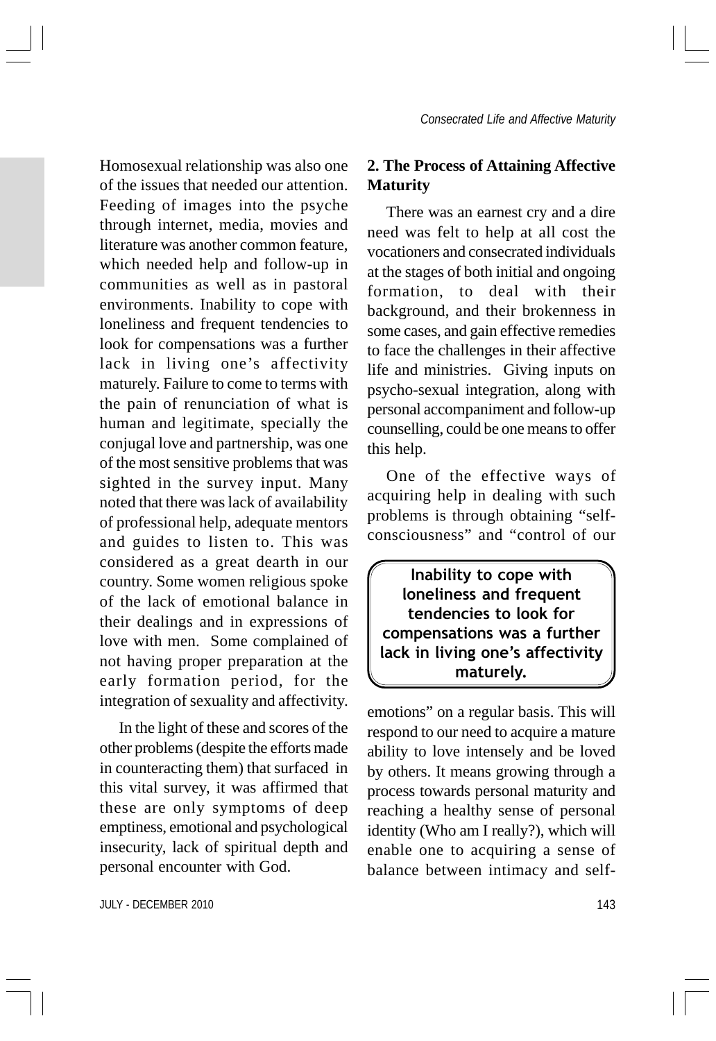Homosexual relationship was also one of the issues that needed our attention. Feeding of images into the psyche through internet, media, movies and literature was another common feature, which needed help and follow-up in communities as well as in pastoral environments. Inability to cope with loneliness and frequent tendencies to look for compensations was a further lack in living one's affectivity maturely. Failure to come to terms with the pain of renunciation of what is human and legitimate, specially the conjugal love and partnership, was one of the most sensitive problems that was sighted in the survey input. Many noted that there was lack of availability of professional help, adequate mentors and guides to listen to. This was considered as a great dearth in our country. Some women religious spoke of the lack of emotional balance in their dealings and in expressions of love with men. Some complained of not having proper preparation at the early formation period, for the integration of sexuality and affectivity.

In the light of these and scores of the other problems (despite the efforts made in counteracting them) that surfaced in this vital survey, it was affirmed that these are only symptoms of deep emptiness, emotional and psychological insecurity, lack of spiritual depth and personal encounter with God.

## 2. The Process of Attaining Affective Maturity

There was an earnest cry and a dire need was felt to help at all cost the vocationers and consecrated individuals at the stages of both initial and ongoing formation, to deal with their background, and their brokenness in some cases, and gain effective remedies to face the challenges in their affective life and ministries. Giving inputs on psycho-sexual integration, along with personal accompaniment and follow-up counselling, could be one means to offer this help.

One of the effective ways of acquiring help in dealing with such problems is through obtaining "self-consciousness" and "control of our emotions" on a regular basis. This will respond to our need to acquire a mature ability to love intensely and be loved by others. It means growing through a process towards personal maturity and reaching a healthy sense of personal identity (Who am I really?), which will enable one to acquiring a sense of balance between intimacy and self-

> **Inability to cope with loneliness and frequent tendencies to look for compensations was a further lack in living one's affectivity maturely.**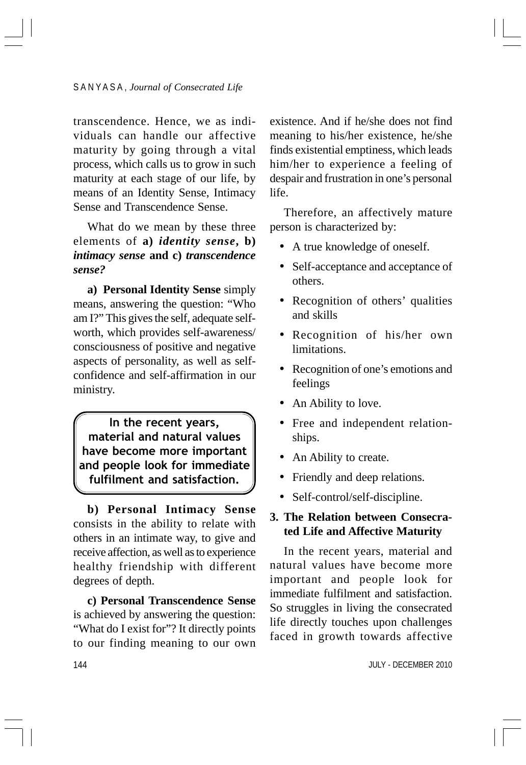transcendence. Hence, we as individuals can handle our affective maturity by going through a vital process, which calls us to grow in such maturity at each stage of our life, by means of an Identity Sense, Intimacy Sense and Transcendence Sense.

What do we mean by these three elements of **a)** ***identity sense*****, b)** ***intimacy sense*** **and c)** ***transcendence sense?***

**a) Personal Identity Sense** simply means, answering the question: "Who am I?" This gives the self, adequate self-worth, which provides self-awareness/ consciousness of positive and negative aspects of personality, as well as self-confidence and self-affirmation in our ministry.

> **In the recent years, material and natural values have become more important and people look for immediate fulfilment and satisfaction.**

**b) Personal Intimacy Sense** consists in the ability to relate with others in an intimate way, to give and receive affection, as well as to experience healthy friendship with different degrees of depth.

**c) Personal Transcendence Sense** is achieved by answering the question: "What do I exist for"? It directly points to our finding meaning to our own existence. And if he/she does not find meaning to his/her existence, he/she finds existential emptiness, which leads him/her to experience a feeling of despair and frustration in one's personal life.

Therefore, an affectively mature person is characterized by:

- A true knowledge of oneself.
- Self-acceptance and acceptance of others.
- Recognition of others' qualities and skills
- Recognition of his/her own limitations.
- Recognition of one's emotions and feelings
- An Ability to love.
- Free and independent relationships.
- An Ability to create.
- Friendly and deep relations.
- Self-control/self-discipline.

## 3. The Relation between Consecrated Life and Affective Maturity

In the recent years, material and natural values have become more important and people look for immediate fulfilment and satisfaction. So struggles in living the consecrated life directly touches upon challenges faced in growth towards affective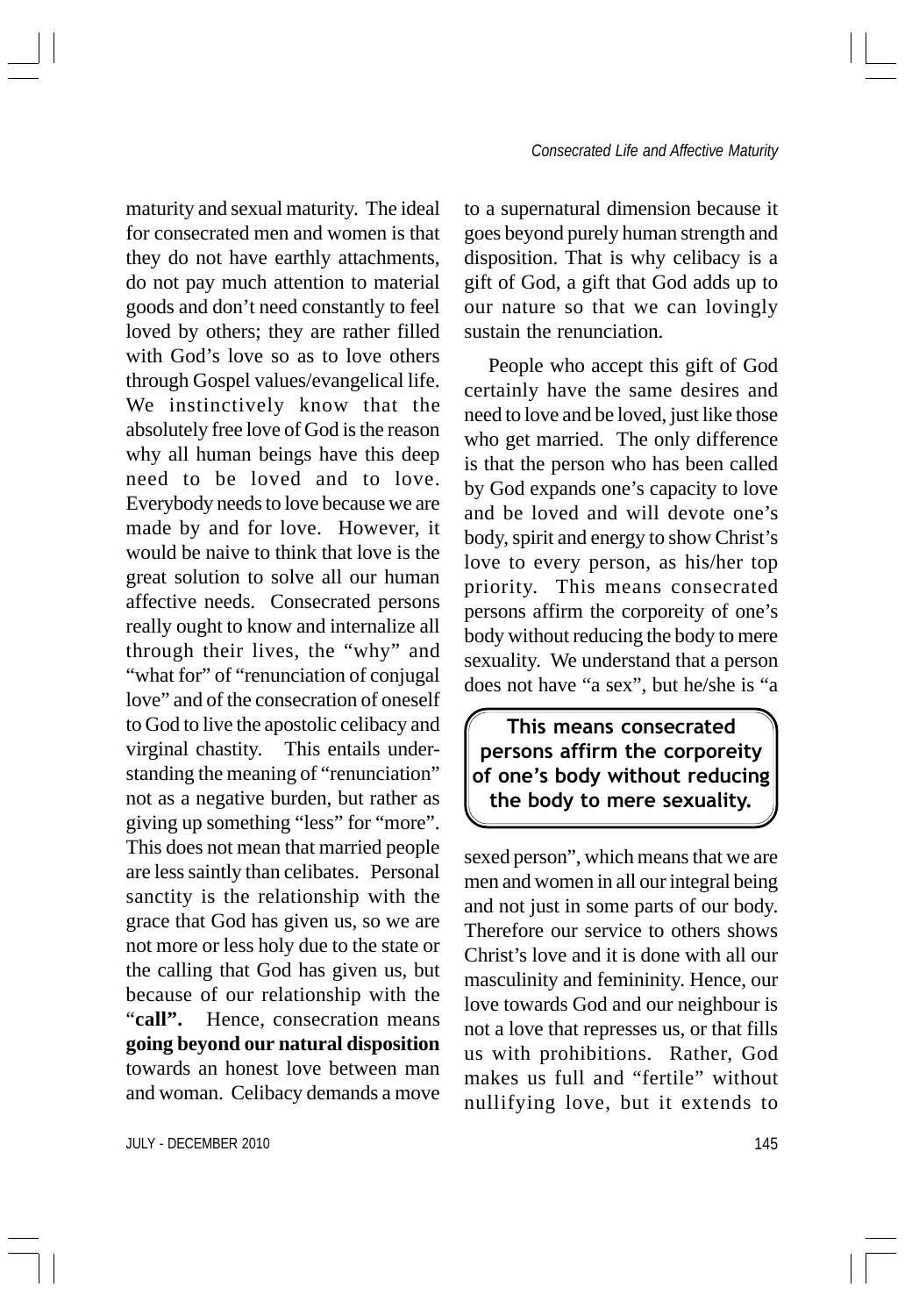maturity and sexual maturity. The ideal for consecrated men and women is that they do not have earthly attachments, do not pay much attention to material goods and don't need constantly to feel loved by others; they are rather filled with God's love so as to love others through Gospel values/evangelical life. We instinctively know that the absolutely free love of God is the reason why all human beings have this deep need to be loved and to love. Everybody needs to love because we are made by and for love. However, it would be naive to think that love is the great solution to solve all our human affective needs. Consecrated persons really ought to know and internalize all through their lives, the "why" and "what for" of "renunciation of conjugal love" and of the consecration of oneself to God to live the apostolic celibacy and virginal chastity. This entails understanding the meaning of "renunciation" not as a negative burden, but rather as giving up something "less" for "more". This does not mean that married people are less saintly than celibates. Personal sanctity is the relationship with the grace that God has given us, so we are not more or less holy due to the state or the calling that God has given us, but because of our relationship with the "**call".** Hence, consecration means **going beyond our natural disposition** towards an honest love between man and woman. Celibacy demands a move to a supernatural dimension because it goes beyond purely human strength and disposition. That is why celibacy is a gift of God, a gift that God adds up to our nature so that we can lovingly sustain the renunciation.

People who accept this gift of God certainly have the same desires and need to love and be loved, just like those who get married. The only difference is that the person who has been called by God expands one's capacity to love and be loved and will devote one's body, spirit and energy to show Christ's love to every person, as his/her top priority. This means consecrated persons affirm the corporeity of one's body without reducing the body to mere sexuality. We understand that a person does not have "a sex", but he/she is "a sexed person", which means that we are men and women in all our integral being and not just in some parts of our body. Therefore our service to others shows Christ's love and it is done with all our masculinity and femininity. Hence, our love towards God and our neighbour is not a love that represses us, or that fills us with prohibitions. Rather, God makes us full and "fertile" without nullifying love, but it extends to

> **This means consecrated persons affirm the corporeity of one's body without reducing the body to mere sexuality.**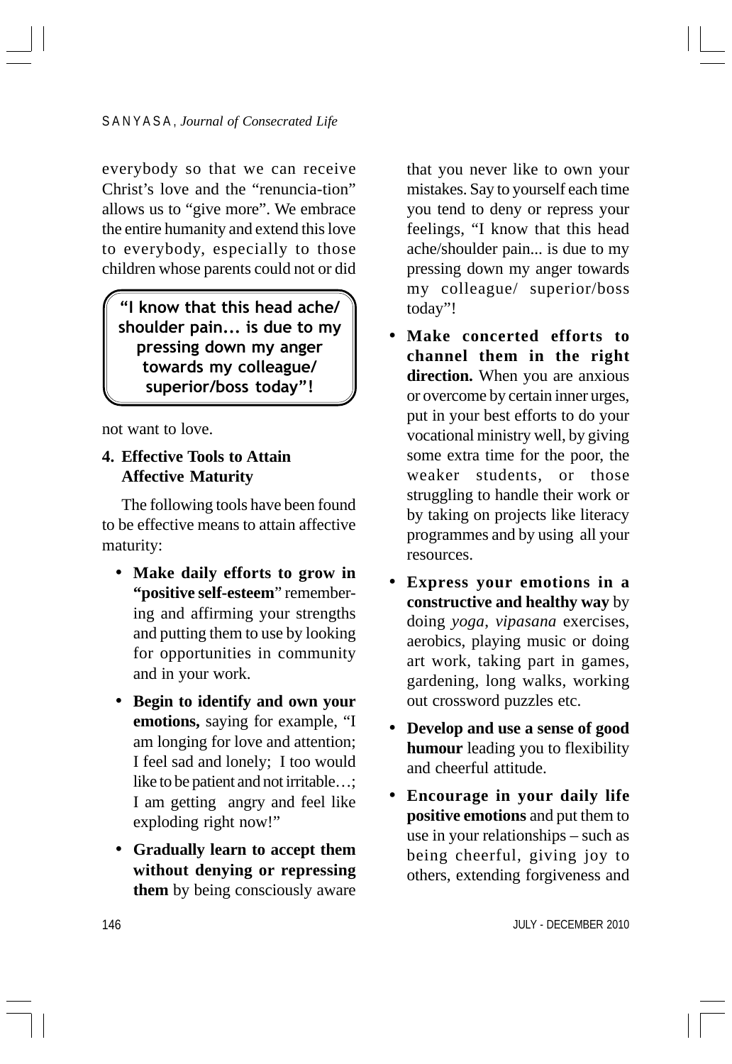everybody so that we can receive Christ's love and the "renuncia-tion" allows us to "give more". We embrace the entire humanity and extend this love to everybody, especially to those children whose parents could not or did not want to love.

> **"I know that this head ache/ shoulder pain... is due to my pressing down my anger towards my colleague/ superior/boss today"!**

## 4. Effective Tools to Attain Affective Maturity

The following tools have been found to be effective means to attain affective maturity:

- **Make daily efforts to grow in "positive self-esteem"** remembering and affirming your strengths and putting them to use by looking for opportunities in community and in your work.
- **Begin to identify and own your emotions,** saying for example, "I am longing for love and attention; I feel sad and lonely; I too would like to be patient and not irritable…; I am getting angry and feel like exploding right now!"
- **Gradually learn to accept them without denying or repressing them** by being consciously aware that you never like to own your mistakes. Say to yourself each time you tend to deny or repress your feelings, "I know that this head ache/shoulder pain... is due to my pressing down my anger towards my colleague/ superior/boss today"!
- **Make concerted efforts to channel them in the right direction.** When you are anxious or overcome by certain inner urges, put in your best efforts to do your vocational ministry well, by giving some extra time for the poor, the weaker students, or those struggling to handle their work or by taking on projects like literacy programmes and by using all your resources.
- **Express your emotions in a constructive and healthy way** by doing *yoga*, *vipasana* exercises, aerobics, playing music or doing art work, taking part in games, gardening, long walks, working out crossword puzzles etc.
- **Develop and use a sense of good humour** leading you to flexibility and cheerful attitude.
- **Encourage in your daily life positive emotions** and put them to use in your relationships – such as being cheerful, giving joy to others, extending forgiveness and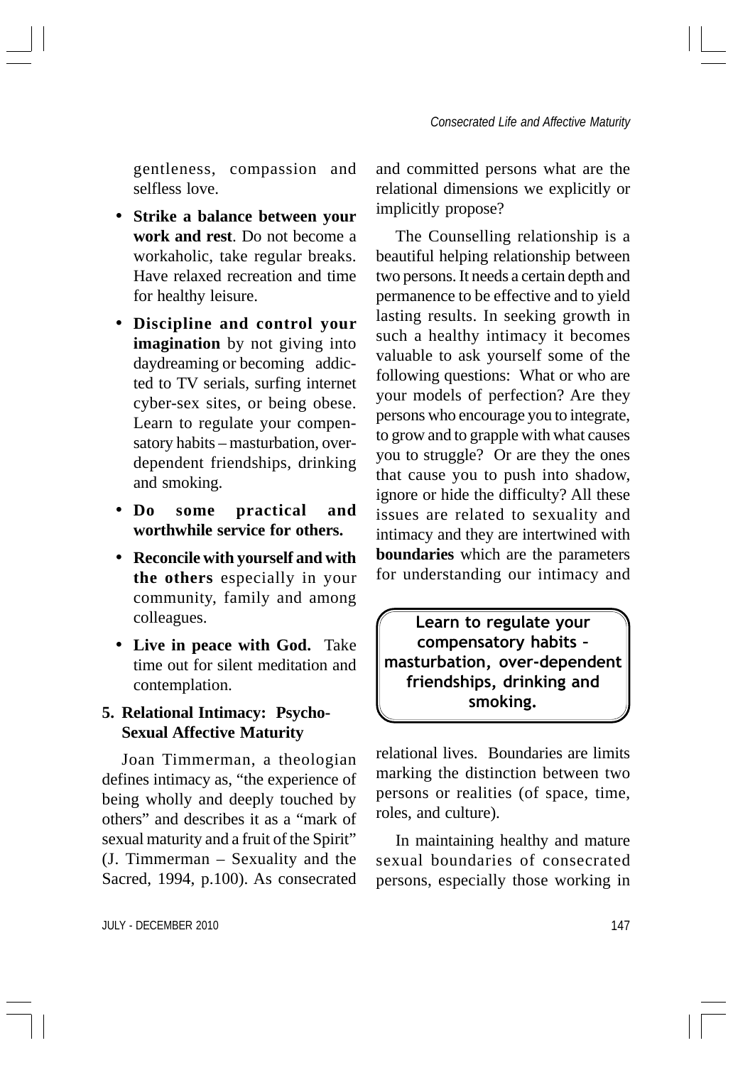gentleness, compassion and selfless love.

- **Strike a balance between your work and rest**. Do not become a workaholic, take regular breaks. Have relaxed recreation and time for healthy leisure.
- **Discipline and control your imagination** by not giving into daydreaming or becoming addicted to TV serials, surfing internet cyber-sex sites, or being obese. Learn to regulate your compensatory habits – masturbation, over-dependent friendships, drinking and smoking.
- **Do some practical and worthwhile service for others.**
- **Reconcile with yourself and with the others** especially in your community, family and among colleagues.
- **Live in peace with God.** Take time out for silent meditation and contemplation.

## 5. Relational Intimacy: Psycho-Sexual Affective Maturity

Joan Timmerman, a theologian defines intimacy as, "the experience of being wholly and deeply touched by others" and describes it as a "mark of sexual maturity and a fruit of the Spirit" (J. Timmerman – Sexuality and the Sacred, 1994, p.100). As consecrated and committed persons what are the relational dimensions we explicitly or implicitly propose?

The Counselling relationship is a beautiful helping relationship between two persons. It needs a certain depth and permanence to be effective and to yield lasting results. In seeking growth in such a healthy intimacy it becomes valuable to ask yourself some of the following questions: What or who are your models of perfection? Are they persons who encourage you to integrate, to grow and to grapple with what causes you to struggle? Or are they the ones that cause you to push into shadow, ignore or hide the difficulty? All these issues are related to sexuality and intimacy and they are intertwined with **boundaries** which are the parameters for understanding our intimacy and relational lives. Boundaries are limits marking the distinction between two persons or realities (of space, time, roles, and culture).

> **Learn to regulate your compensatory habits – masturbation, over-dependent friendships, drinking and smoking.**

In maintaining healthy and mature sexual boundaries of consecrated persons, especially those working in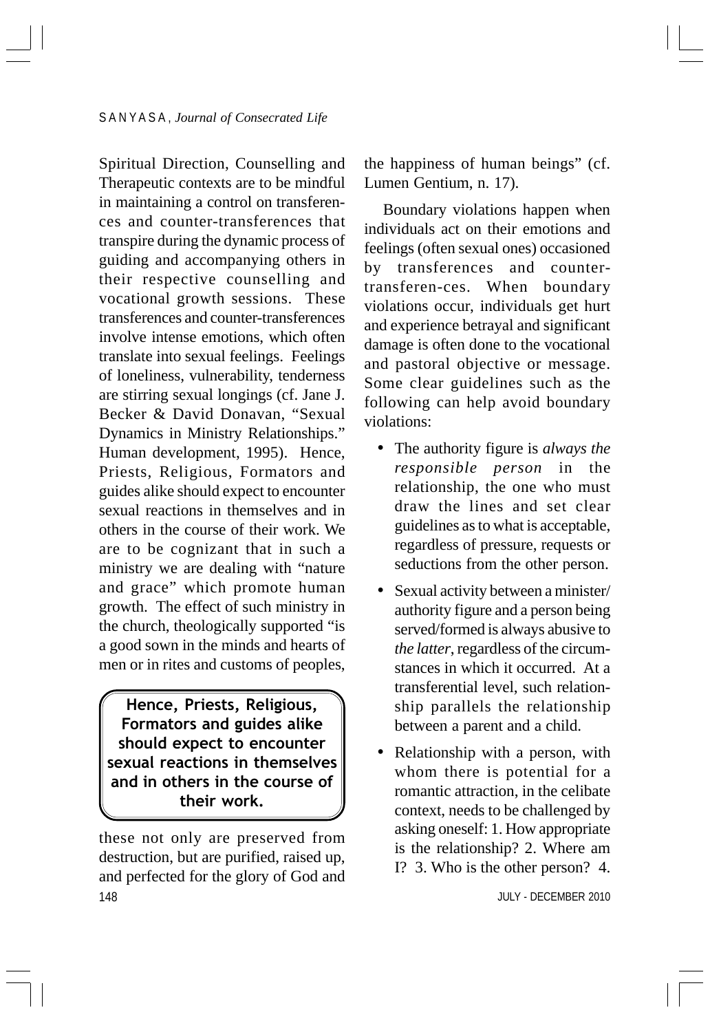Spiritual Direction, Counselling and Therapeutic contexts are to be mindful in maintaining a control on transferences and counter-transferences that transpire during the dynamic process of guiding and accompanying others in their respective counselling and vocational growth sessions. These transferences and counter-transferences involve intense emotions, which often translate into sexual feelings. Feelings of loneliness, vulnerability, tenderness are stirring sexual longings (cf. Jane J. Becker & David Donavan, "Sexual Dynamics in Ministry Relationships." Human development, 1995). Hence, Priests, Religious, Formators and guides alike should expect to encounter sexual reactions in themselves and in others in the course of their work. We are to be cognizant that in such a ministry we are dealing with "nature and grace" which promote human growth. The effect of such ministry in the church, theologically supported "is a good sown in the minds and hearts of men or in rites and customs of peoples, these not only are preserved from destruction, but are purified, raised up, and perfected for the glory of God and the happiness of human beings" (cf. Lumen Gentium, n. 17).

> **Hence, Priests, Religious, Formators and guides alike should expect to encounter sexual reactions in themselves and in others in the course of their work.**

Boundary violations happen when individuals act on their emotions and feelings (often sexual ones) occasioned by transferences and counter-transferen-ces. When boundary violations occur, individuals get hurt and experience betrayal and significant damage is often done to the vocational and pastoral objective or message. Some clear guidelines such as the following can help avoid boundary violations:

- The authority figure is *always the responsible person* in the relationship, the one who must draw the lines and set clear guidelines as to what is acceptable, regardless of pressure, requests or seductions from the other person.
- Sexual activity between a minister/ authority figure and a person being served/formed is always abusive to *the latter*, regardless of the circumstances in which it occurred. At a transferential level, such relationship parallels the relationship between a parent and a child.
- Relationship with a person, with whom there is potential for a romantic attraction, in the celibate context, needs to be challenged by asking oneself: 1. How appropriate is the relationship? 2. Where am I? 3. Who is the other person? 4.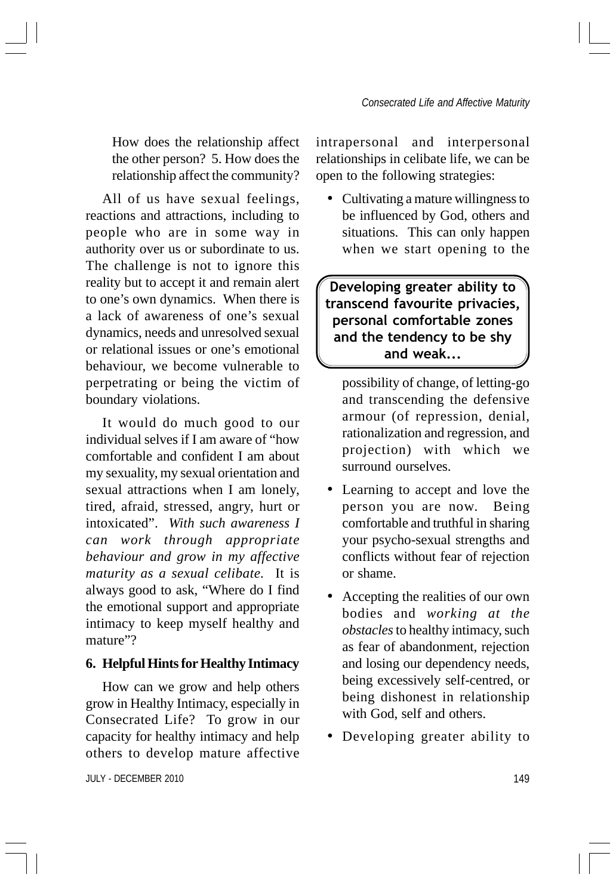How does the relationship affect the other person? 5. How does the relationship affect the community?

All of us have sexual feelings, reactions and attractions, including to people who are in some way in authority over us or subordinate to us. The challenge is not to ignore this reality but to accept it and remain alert to one's own dynamics. When there is a lack of awareness of one's sexual dynamics, needs and unresolved sexual or relational issues or one's emotional behaviour, we become vulnerable to perpetrating or being the victim of boundary violations.

It would do much good to our individual selves if I am aware of "how comfortable and confident I am about my sexuality, my sexual orientation and sexual attractions when I am lonely, tired, afraid, stressed, angry, hurt or intoxicated". *With such awareness I can work through appropriate behaviour and grow in my affective maturity as a sexual celibate.* It is always good to ask, "Where do I find the emotional support and appropriate intimacy to keep myself healthy and mature"?

### 6. Helpful Hints for Healthy Intimacy

How can we grow and help others grow in Healthy Intimacy, especially in Consecrated Life? To grow in our capacity for healthy intimacy and help others to develop mature affective intrapersonal and interpersonal relationships in celibate life, we can be open to the following strategies:

- Cultivating a mature willingness to be influenced by God, others and situations. This can only happen when we start opening to the possibility of change, of letting-go and transcending the defensive armour (of repression, denial, rationalization and regression, and projection) with which we surround ourselves.
- Learning to accept and love the person you are now. Being comfortable and truthful in sharing your psycho-sexual strengths and conflicts without fear of rejection or shame.
- Accepting the realities of our own bodies and *working at the obstacles* to healthy intimacy, such as fear of abandonment, rejection and losing our dependency needs, being excessively self-centred, or being dishonest in relationship with God, self and others.
- Developing greater ability to

> **Developing greater ability to transcend favourite privacies, personal comfortable zones and the tendency to be shy and weak...**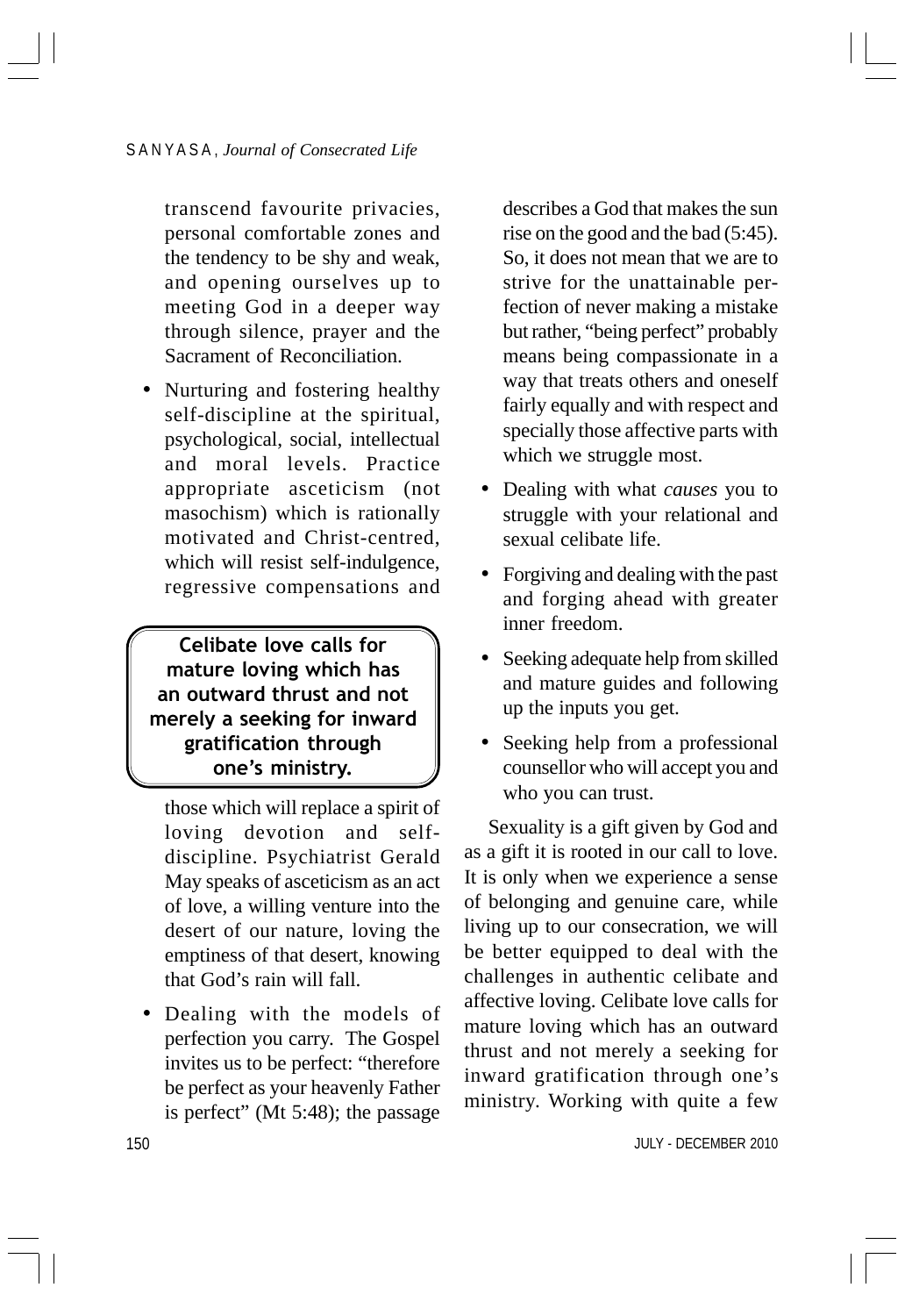transcend favourite privacies, personal comfortable zones and the tendency to be shy and weak, and opening ourselves up to meeting God in a deeper way through silence, prayer and the Sacrament of Reconciliation.

- Nurturing and fostering healthy self-discipline at the spiritual, psychological, social, intellectual and moral levels. Practice appropriate asceticism (not masochism) which is rationally motivated and Christ-centred, which will resist self-indulgence, regressive compensations and those which will replace a spirit of loving devotion and self-discipline. Psychiatrist Gerald May speaks of asceticism as an act of love, a willing venture into the desert of our nature, loving the emptiness of that desert, knowing that God's rain will fall.

> **Celibate love calls for mature loving which has an outward thrust and not merely a seeking for inward gratification through one's ministry.**

- Dealing with the models of perfection you carry. The Gospel invites us to be perfect: "therefore be perfect as your heavenly Father is perfect" (Mt 5:48); the passage describes a God that makes the sun rise on the good and the bad (5:45). So, it does not mean that we are to strive for the unattainable perfection of never making a mistake but rather, "being perfect" probably means being compassionate in a way that treats others and oneself fairly equally and with respect and specially those affective parts with which we struggle most.

- Dealing with what *causes* you to struggle with your relational and sexual celibate life.

- Forgiving and dealing with the past and forging ahead with greater inner freedom.

- Seeking adequate help from skilled and mature guides and following up the inputs you get.

- Seeking help from a professional counsellor who will accept you and who you can trust.

Sexuality is a gift given by God and as a gift it is rooted in our call to love. It is only when we experience a sense of belonging and genuine care, while living up to our consecration, we will be better equipped to deal with the challenges in authentic celibate and affective loving. Celibate love calls for mature loving which has an outward thrust and not merely a seeking for inward gratification through one's ministry. Working with quite a few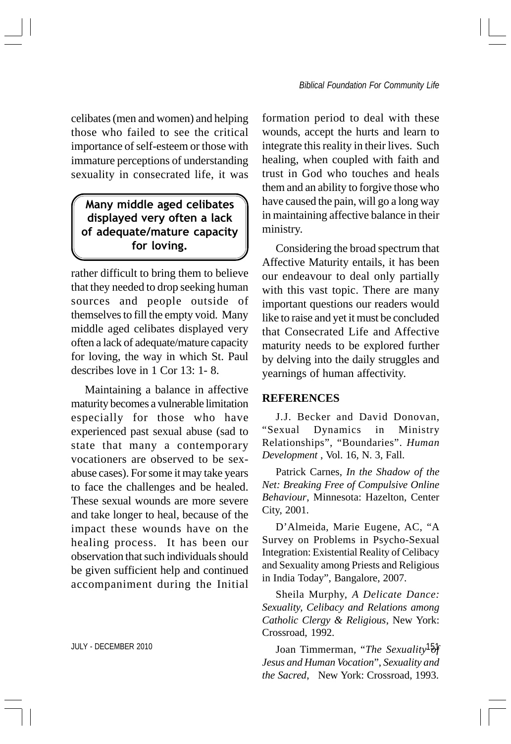celibates (men and women) and helping those who failed to see the critical importance of self-esteem or those with immature perceptions of understanding sexuality in consecrated life, it was rather difficult to bring them to believe that they needed to drop seeking human sources and people outside of themselves to fill the empty void. Many middle aged celibates displayed very often a lack of adequate/mature capacity for loving, the way in which St. Paul describes love in 1 Cor 13: 1- 8.

> **Many middle aged celibates displayed very often a lack of adequate/mature capacity for loving.**

Maintaining a balance in affective maturity becomes a vulnerable limitation especially for those who have experienced past sexual abuse (sad to state that many a contemporary vocationers are observed to be sex-abuse cases). For some it may take years to face the challenges and be healed. These sexual wounds are more severe and take longer to heal, because of the impact these wounds have on the healing process. It has been our observation that such individuals should be given sufficient help and continued accompaniment during the Initial formation period to deal with these wounds, accept the hurts and learn to integrate this reality in their lives. Such healing, when coupled with faith and trust in God who touches and heals them and an ability to forgive those who have caused the pain, will go a long way in maintaining affective balance in their ministry.

Considering the broad spectrum that Affective Maturity entails, it has been our endeavour to deal only partially with this vast topic. There are many important questions our readers would like to raise and yet it must be concluded that Consecrated Life and Affective maturity needs to be explored further by delving into the daily struggles and yearnings of human affectivity.

## REFERENCES

J.J. Becker and David Donovan, "Sexual Dynamics in Ministry Relationships", "Boundaries". *Human Development* , Vol. 16, N. 3, Fall.

Patrick Carnes, *In the Shadow of the Net: Breaking Free of Compulsive Online Behaviour*, Minnesota: Hazelton, Center City, 2001.

D'Almeida, Marie Eugene, AC, "A Survey on Problems in Psycho-Sexual Integration: Existential Reality of Celibacy and Sexuality among Priests and Religious in India Today", Bangalore, 2007.

Sheila Murphy, *A Delicate Dance: Sexuality, Celibacy and Relations among Catholic Clergy & Religious*, New York: Crossroad, 1992.

Joan Timmerman, "*The Sexuality of Jesus and Human Vocation*", *Sexuality and the Sacred*, New York: Crossroad, 1993.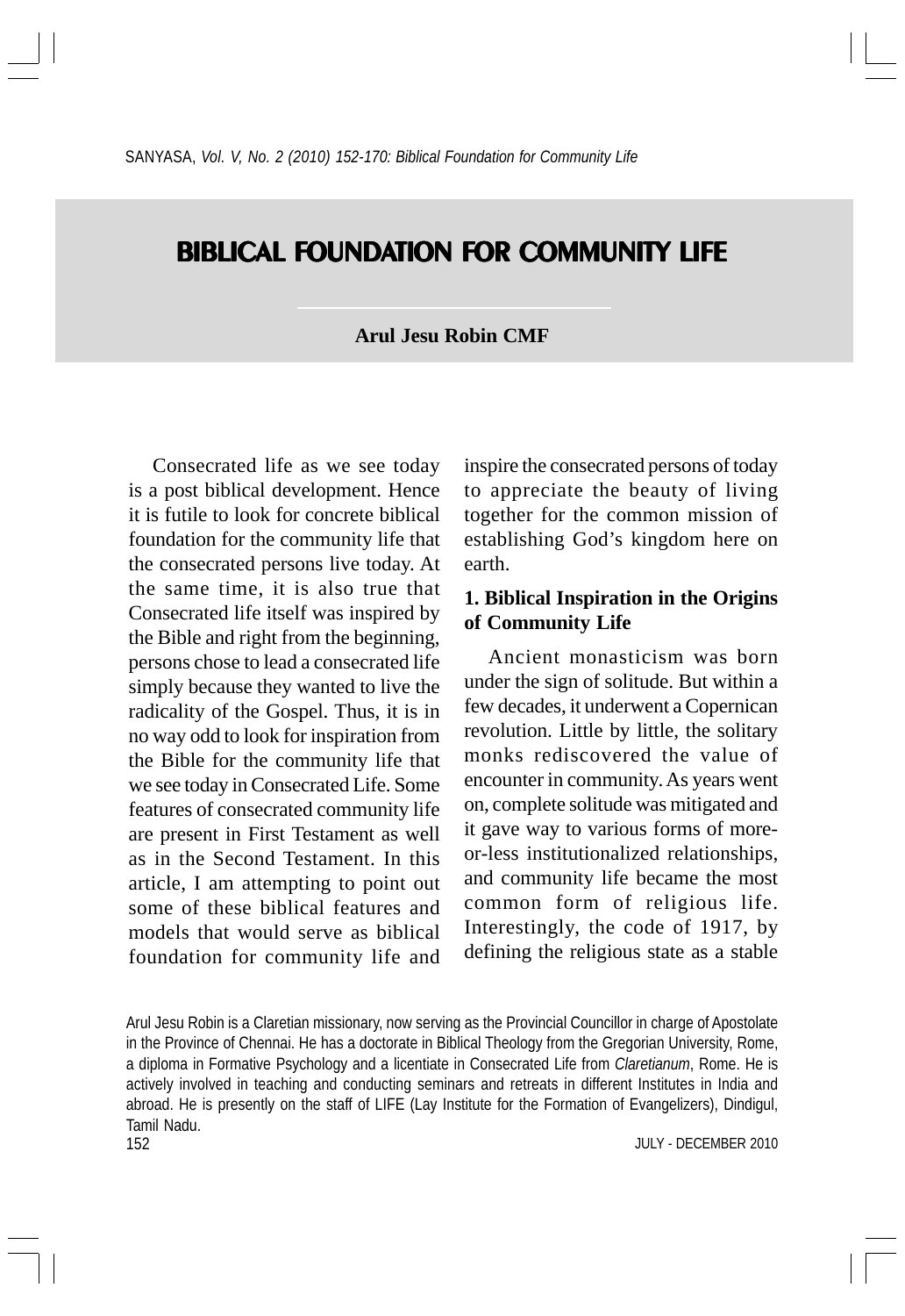# BIBLICAL FOUNDATION FOR COMMUNITY LIFE

**Arul Jesu Robin CMF**

Consecrated life as we see today is a post biblical development. Hence it is futile to look for concrete biblical foundation for the community life that the consecrated persons live today. At the same time, it is also true that Consecrated life itself was inspired by the Bible and right from the beginning, persons chose to lead a consecrated life simply because they wanted to live the radicality of the Gospel. Thus, it is in no way odd to look for inspiration from the Bible for the community life that we see today in Consecrated Life. Some features of consecrated community life are present in First Testament as well as in the Second Testament. In this article, I am attempting to point out some of these biblical features and models that would serve as biblical foundation for community life and inspire the consecrated persons of today to appreciate the beauty of living together for the common mission of establishing God's kingdom here on earth.

## 1. Biblical Inspiration in the Origins of Community Life

Ancient monasticism was born under the sign of solitude. But within a few decades, it underwent a Copernican revolution. Little by little, the solitary monks rediscovered the value of encounter in community. As years went on, complete solitude was mitigated and it gave way to various forms of more-or-less institutionalized relationships, and community life became the most common form of religious life. Interestingly, the code of 1917, by defining the religious state as a stable

Arul Jesu Robin is a Claretian missionary, now serving as the Provincial Councillor in charge of Apostolate in the Province of Chennai. He has a doctorate in Biblical Theology from the Gregorian University, Rome, a diploma in Formative Psychology and a licentiate in Consecrated Life from *Claretianum*, Rome. He is actively involved in teaching and conducting seminars and retreats in different Institutes in India and abroad. He is presently on the staff of LIFE (Lay Institute for the Formation of Evangelizers), Dindigul, Tamil Nadu.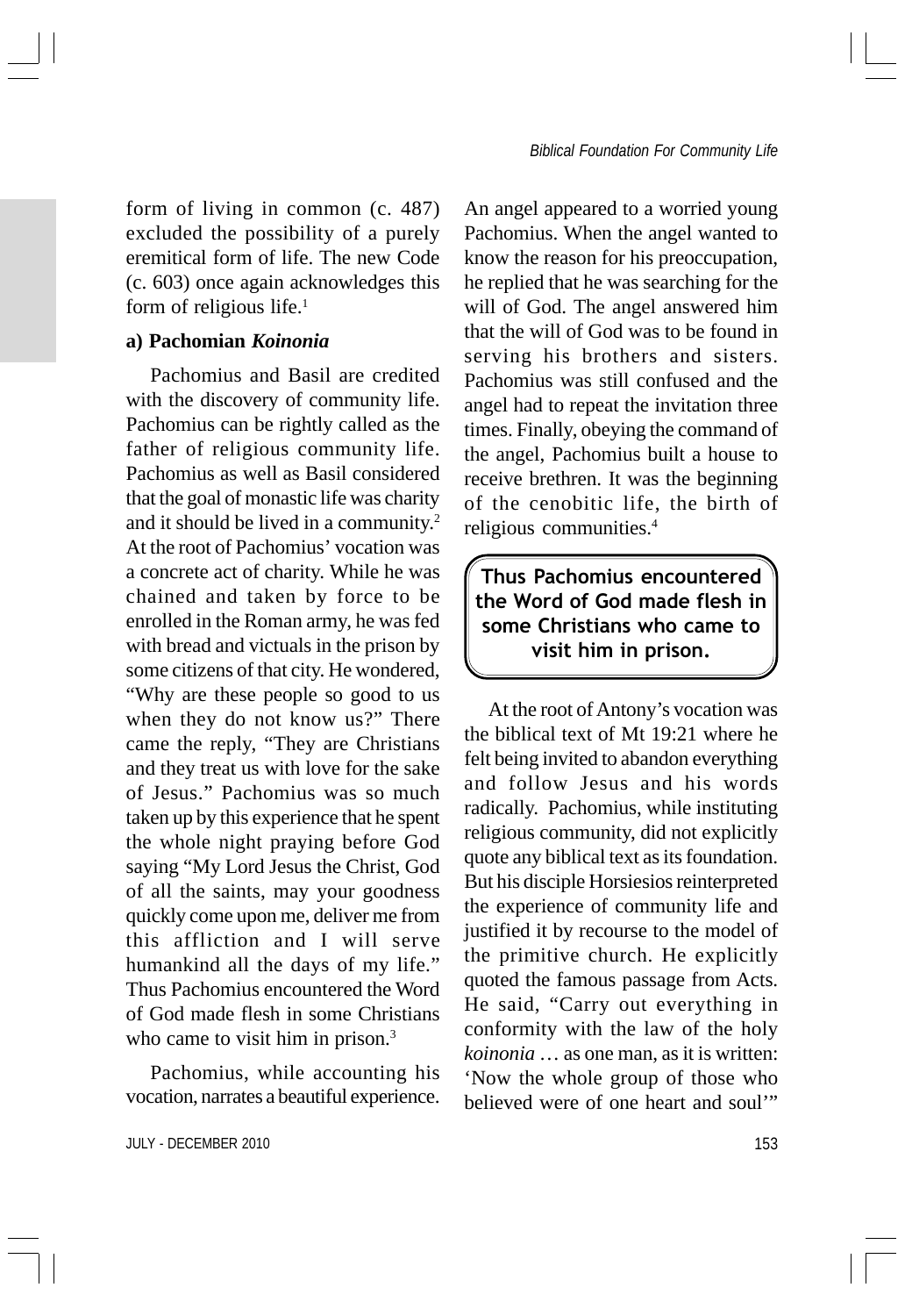form of living in common (c. 487) excluded the possibility of a purely eremitical form of life. The new Code (c. 603) once again acknowledges this form of religious life.[1]

### a) Pachomian *Koinonia*

Pachomius and Basil are credited with the discovery of community life. Pachomius can be rightly called as the father of religious community life. Pachomius as well as Basil considered that the goal of monastic life was charity and it should be lived in a community.[2] At the root of Pachomius' vocation was a concrete act of charity. While he was chained and taken by force to be enrolled in the Roman army, he was fed with bread and victuals in the prison by some citizens of that city. He wondered, "Why are these people so good to us when they do not know us?" There came the reply, "They are Christians and they treat us with love for the sake of Jesus." Pachomius was so much taken up by this experience that he spent the whole night praying before God saying "My Lord Jesus the Christ, God of all the saints, may your goodness quickly come upon me, deliver me from this affliction and I will serve humankind all the days of my life." Thus Pachomius encountered the Word of God made flesh in some Christians who came to visit him in prison.[3]

Pachomius, while accounting his vocation, narrates a beautiful experience. An angel appeared to a worried young Pachomius. When the angel wanted to know the reason for his preoccupation, he replied that he was searching for the will of God. The angel answered him that the will of God was to be found in serving his brothers and sisters. Pachomius was still confused and the angel had to repeat the invitation three times. Finally, obeying the command of the angel, Pachomius built a house to receive brethren. It was the beginning of the cenobitic life, the birth of religious communities.[4]

> **Thus Pachomius encountered the Word of God made flesh in some Christians who came to visit him in prison.**

At the root of Antony's vocation was the biblical text of Mt 19:21 where he felt being invited to abandon everything and follow Jesus and his words radically. Pachomius, while instituting religious community, did not explicitly quote any biblical text as its foundation. But his disciple Horsiesios reinterpreted the experience of community life and justified it by recourse to the model of the primitive church. He explicitly quoted the famous passage from Acts. He said, "Carry out everything in conformity with the law of the holy *koinonia* … as one man, as it is written: 'Now the whole group of those who believed were of one heart and soul'"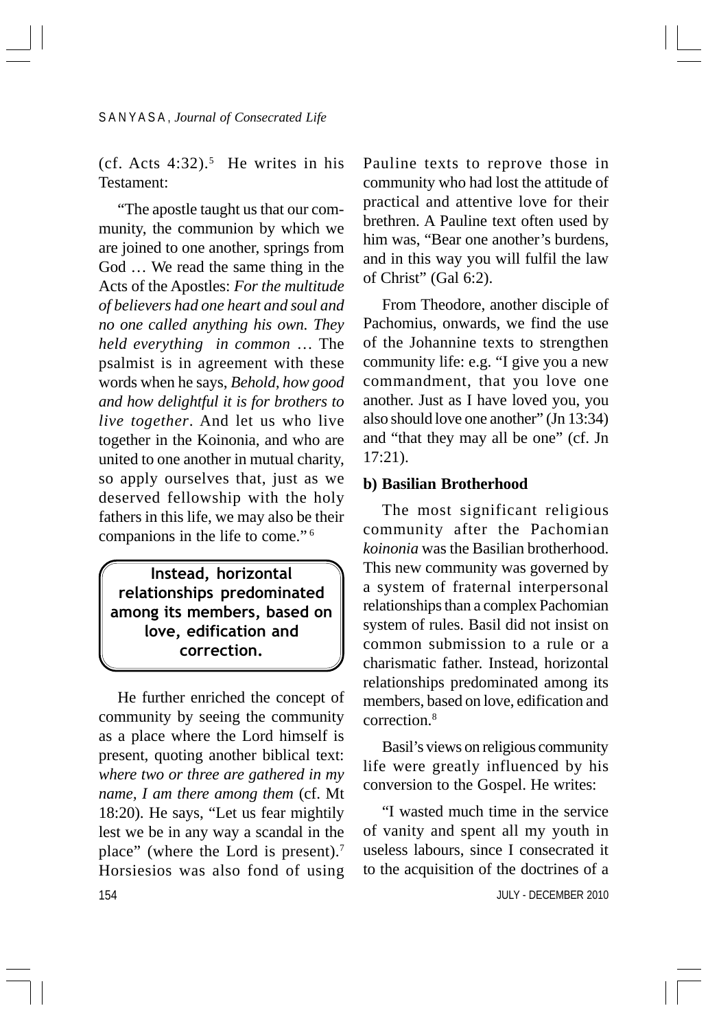(cf. Acts 4:32).[5] He writes in his Testament:

"The apostle taught us that our community, the communion by which we are joined to one another, springs from God … We read the same thing in the Acts of the Apostles: *For the multitude of believers had one heart and soul and no one called anything his own. They held everything in common* … The psalmist is in agreement with these words when he says, *Behold, how good and how delightful it is for brothers to live together*. And let us who live together in the Koinonia, and who are united to one another in mutual charity, so apply ourselves that, just as we deserved fellowship with the holy fathers in this life, we may also be their companions in the life to come."[6]

**Instead, horizontal relationships predominated among its members, based on love, edification and correction.**

He further enriched the concept of community by seeing the community as a place where the Lord himself is present, quoting another biblical text: *where two or three are gathered in my name, I am there among them* (cf. Mt 18:20). He says, "Let us fear mightily lest we be in any way a scandal in the place" (where the Lord is present).[7] Horsiesios was also fond of using Pauline texts to reprove those in community who had lost the attitude of practical and attentive love for their brethren. A Pauline text often used by him was, "Bear one another's burdens, and in this way you will fulfil the law of Christ" (Gal 6:2).

From Theodore, another disciple of Pachomius, onwards, we find the use of the Johannine texts to strengthen community life: e.g. "I give you a new commandment, that you love one another. Just as I have loved you, you also should love one another" (Jn 13:34) and "that they may all be one" (cf. Jn 17:21).

**b) Basilian Brotherhood**

The most significant religious community after the Pachomian *koinonia* was the Basilian brotherhood. This new community was governed by a system of fraternal interpersonal relationships than a complex Pachomian system of rules. Basil did not insist on common submission to a rule or a charismatic father. Instead, horizontal relationships predominated among its members, based on love, edification and correction.[8]

Basil's views on religious community life were greatly influenced by his conversion to the Gospel. He writes:

"I wasted much time in the service of vanity and spent all my youth in useless labours, since I consecrated it to the acquisition of the doctrines of a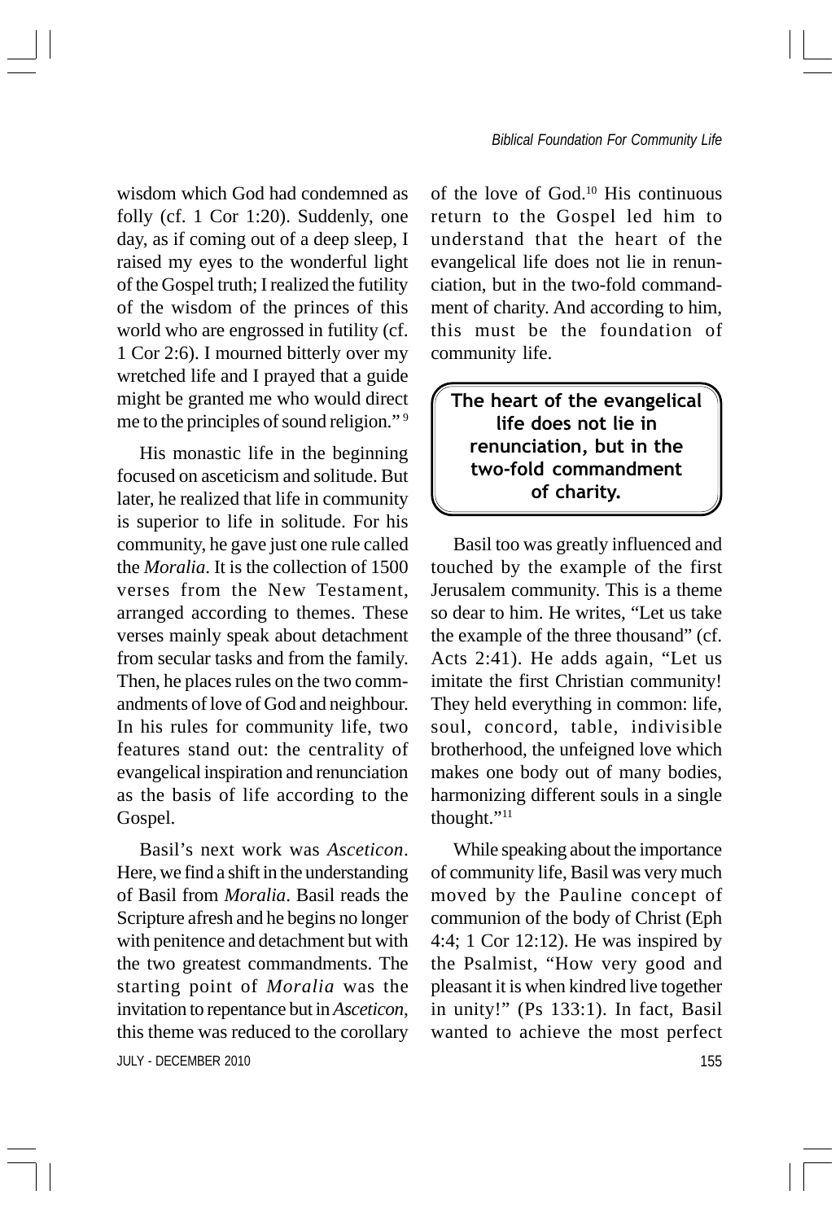wisdom which God had condemned as folly (cf. 1 Cor 1:20). Suddenly, one day, as if coming out of a deep sleep, I raised my eyes to the wonderful light of the Gospel truth; I realized the futility of the wisdom of the princes of this world who are engrossed in futility (cf. 1 Cor 2:6). I mourned bitterly over my wretched life and I prayed that a guide might be granted me who would direct me to the principles of sound religion." [9]

His monastic life in the beginning focused on asceticism and solitude. But later, he realized that life in community is superior to life in solitude. For his community, he gave just one rule called the *Moralia*. It is the collection of 1500 verses from the New Testament, arranged according to themes. These verses mainly speak about detachment from secular tasks and from the family. Then, he places rules on the two commandments of love of God and neighbour. In his rules for community life, two features stand out: the centrality of evangelical inspiration and renunciation as the basis of life according to the Gospel.

Basil's next work was *Asceticon*. Here, we find a shift in the understanding of Basil from *Moralia*. Basil reads the Scripture afresh and he begins no longer with penitence and detachment but with the two greatest commandments. The starting point of *Moralia* was the invitation to repentance but in *Asceticon*, this theme was reduced to the corollary of the love of God.[10] His continuous return to the Gospel led him to understand that the heart of the evangelical life does not lie in renunciation, but in the two-fold commandment of charity. And according to him, this must be the foundation of community life.

**The heart of the evangelical life does not lie in renunciation, but in the two-fold commandment of charity.**

Basil too was greatly influenced and touched by the example of the first Jerusalem community. This is a theme so dear to him. He writes, "Let us take the example of the three thousand" (cf. Acts 2:41). He adds again, "Let us imitate the first Christian community! They held everything in common: life, soul, concord, table, indivisible brotherhood, the unfeigned love which makes one body out of many bodies, harmonizing different souls in a single thought."[11]

While speaking about the importance of community life, Basil was very much moved by the Pauline concept of communion of the body of Christ (Eph 4:4; 1 Cor 12:12). He was inspired by the Psalmist, "How very good and pleasant it is when kindred live together in unity!" (Ps 133:1). In fact, Basil wanted to achieve the most perfect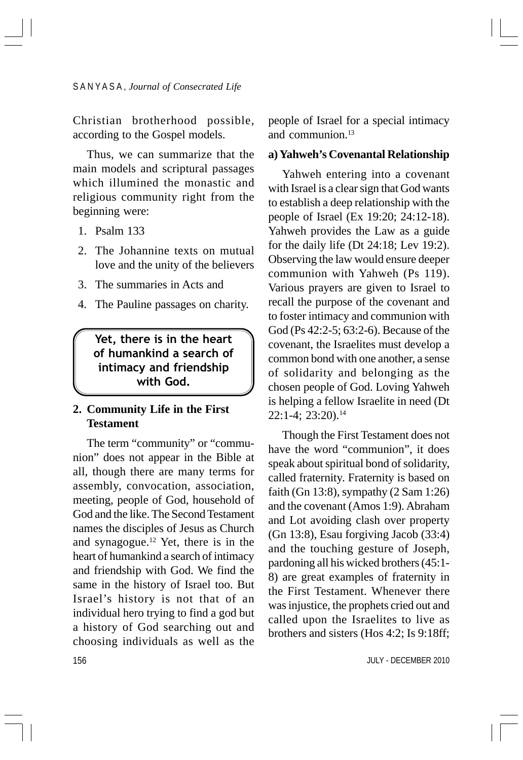Christian brotherhood possible, according to the Gospel models.

Thus, we can summarize that the main models and scriptural passages which illumined the monastic and religious community right from the beginning were:

1. Psalm 133
2. The Johannine texts on mutual love and the unity of the believers
3. The summaries in Acts and
4. The Pauline passages on charity.

> **Yet, there is in the heart of humankind a search of intimacy and friendship with God.**

## 2. Community Life in the First Testament

The term "community" or "communion" does not appear in the Bible at all, though there are many terms for assembly, convocation, association, meeting, people of God, household of God and the like. The Second Testament names the disciples of Jesus as Church and synagogue.[12] Yet, there is in the heart of humankind a search of intimacy and friendship with God. We find the same in the history of Israel too. But Israel's history is not that of an individual hero trying to find a god but a history of God searching out and choosing individuals as well as the people of Israel for a special intimacy and communion.[13]

### a) Yahweh's Covenantal Relationship

Yahweh entering into a covenant with Israel is a clear sign that God wants to establish a deep relationship with the people of Israel (Ex 19:20; 24:12-18). Yahweh provides the Law as a guide for the daily life (Dt 24:18; Lev 19:2). Observing the law would ensure deeper communion with Yahweh (Ps 119). Various prayers are given to Israel to recall the purpose of the covenant and to foster intimacy and communion with God (Ps 42:2-5; 63:2-6). Because of the covenant, the Israelites must develop a common bond with one another, a sense of solidarity and belonging as the chosen people of God. Loving Yahweh is helping a fellow Israelite in need (Dt 22:1-4; 23:20).[14]

Though the First Testament does not have the word "communion", it does speak about spiritual bond of solidarity, called fraternity. Fraternity is based on faith (Gn 13:8), sympathy (2 Sam 1:26) and the covenant (Amos 1:9). Abraham and Lot avoiding clash over property (Gn 13:8), Esau forgiving Jacob (33:4) and the touching gesture of Joseph, pardoning all his wicked brothers (45:1-8) are great examples of fraternity in the First Testament. Whenever there was injustice, the prophets cried out and called upon the Israelites to live as brothers and sisters (Hos 4:2; Is 9:18ff;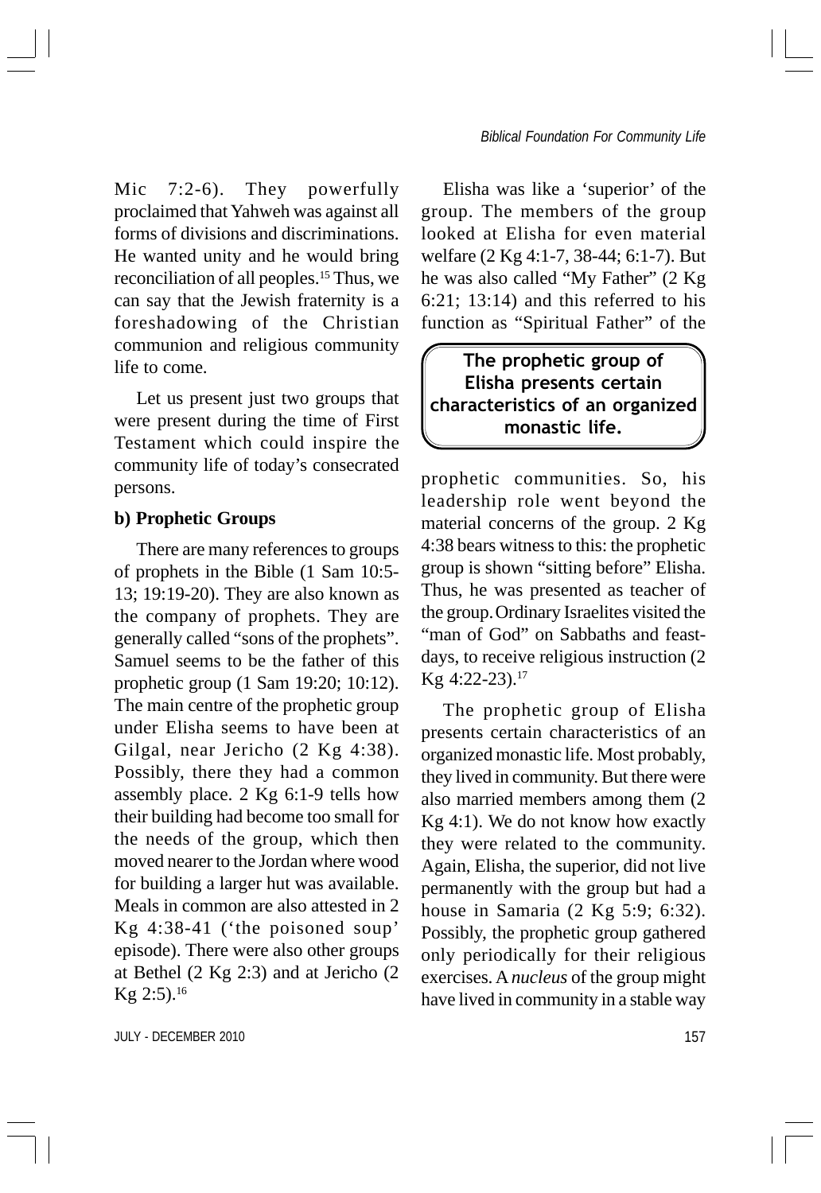Mic 7:2-6). They powerfully proclaimed that Yahweh was against all forms of divisions and discriminations. He wanted unity and he would bring reconciliation of all peoples.[15] Thus, we can say that the Jewish fraternity is a foreshadowing of the Christian communion and religious community life to come.

Let us present just two groups that were present during the time of First Testament which could inspire the community life of today's consecrated persons.

**b) Prophetic Groups**

There are many references to groups of prophets in the Bible (1 Sam 10:5-13; 19:19-20). They are also known as the company of prophets. They are generally called "sons of the prophets". Samuel seems to be the father of this prophetic group (1 Sam 19:20; 10:12). The main centre of the prophetic group under Elisha seems to have been at Gilgal, near Jericho (2 Kg 4:38). Possibly, there they had a common assembly place. 2 Kg 6:1-9 tells how their building had become too small for the needs of the group, which then moved nearer to the Jordan where wood for building a larger hut was available. Meals in common are also attested in 2 Kg 4:38-41 ('the poisoned soup' episode). There were also other groups at Bethel (2 Kg 2:3) and at Jericho (2 Kg 2:5).[16]

Elisha was like a 'superior' of the group. The members of the group looked at Elisha for even material welfare (2 Kg 4:1-7, 38-44; 6:1-7). But he was also called "My Father" (2 Kg 6:21; 13:14) and this referred to his function as "Spiritual Father" of the prophetic communities. So, his leadership role went beyond the material concerns of the group. 2 Kg 4:38 bears witness to this: the prophetic group is shown "sitting before" Elisha. Thus, he was presented as teacher of the group. Ordinary Israelites visited the "man of God" on Sabbaths and feast-days, to receive religious instruction (2 Kg 4:22-23).[17]

> **The prophetic group of Elisha presents certain characteristics of an organized monastic life.**

The prophetic group of Elisha presents certain characteristics of an organized monastic life. Most probably, they lived in community. But there were also married members among them (2 Kg 4:1). We do not know how exactly they were related to the community. Again, Elisha, the superior, did not live permanently with the group but had a house in Samaria (2 Kg 5:9; 6:32). Possibly, the prophetic group gathered only periodically for their religious exercises. A *nucleus* of the group might have lived in community in a stable way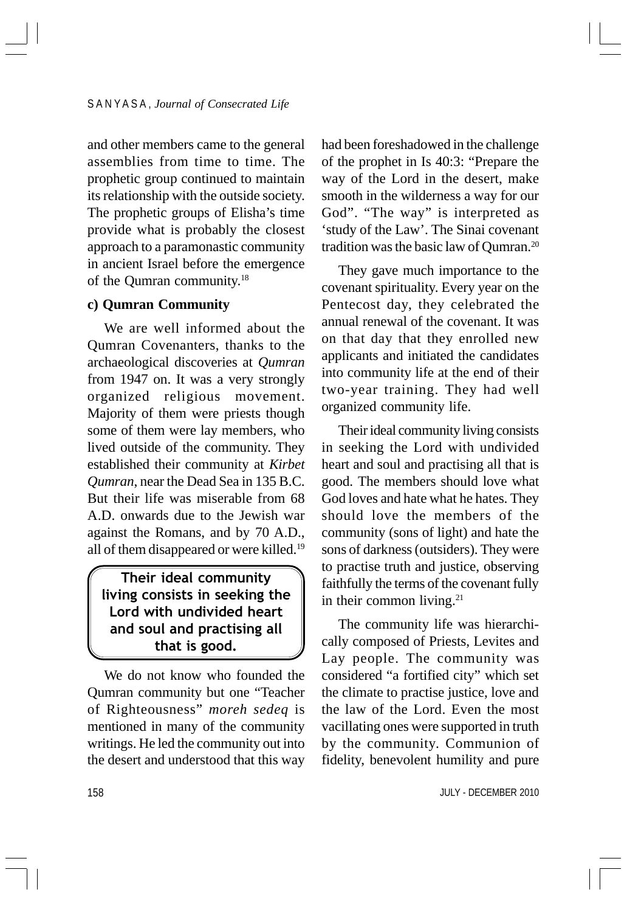and other members came to the general assemblies from time to time. The prophetic group continued to maintain its relationship with the outside society. The prophetic groups of Elisha's time provide what is probably the closest approach to a paramonastic community in ancient Israel before the emergence of the Qumran community.[18]

### c) Qumran Community

We are well informed about the Qumran Covenanters, thanks to the archaeological discoveries at *Qumran* from 1947 on. It was a very strongly organized religious movement. Majority of them were priests though some of them were lay members, who lived outside of the community. They established their community at *Kirbet Qumran*, near the Dead Sea in 135 B.C. But their life was miserable from 68 A.D. onwards due to the Jewish war against the Romans, and by 70 A.D., all of them disappeared or were killed.[19]

> **Their ideal community living consists in seeking the Lord with undivided heart and soul and practising all that is good.**

We do not know who founded the Qumran community but one "Teacher of Righteousness" *moreh sedeq* is mentioned in many of the community writings. He led the community out into the desert and understood that this way had been foreshadowed in the challenge of the prophet in Is 40:3: "Prepare the way of the Lord in the desert, make smooth in the wilderness a way for our God". "The way" is interpreted as 'study of the Law'. The Sinai covenant tradition was the basic law of Qumran.[20]

They gave much importance to the covenant spirituality. Every year on the Pentecost day, they celebrated the annual renewal of the covenant. It was on that day that they enrolled new applicants and initiated the candidates into community life at the end of their two-year training. They had well organized community life.

Their ideal community living consists in seeking the Lord with undivided heart and soul and practising all that is good. The members should love what God loves and hate what he hates. They should love the members of the community (sons of light) and hate the sons of darkness (outsiders). They were to practise truth and justice, observing faithfully the terms of the covenant fully in their common living.[21]

The community life was hierarchically composed of Priests, Levites and Lay people. The community was considered "a fortified city" which set the climate to practise justice, love and the law of the Lord. Even the most vacillating ones were supported in truth by the community. Communion of fidelity, benevolent humility and pure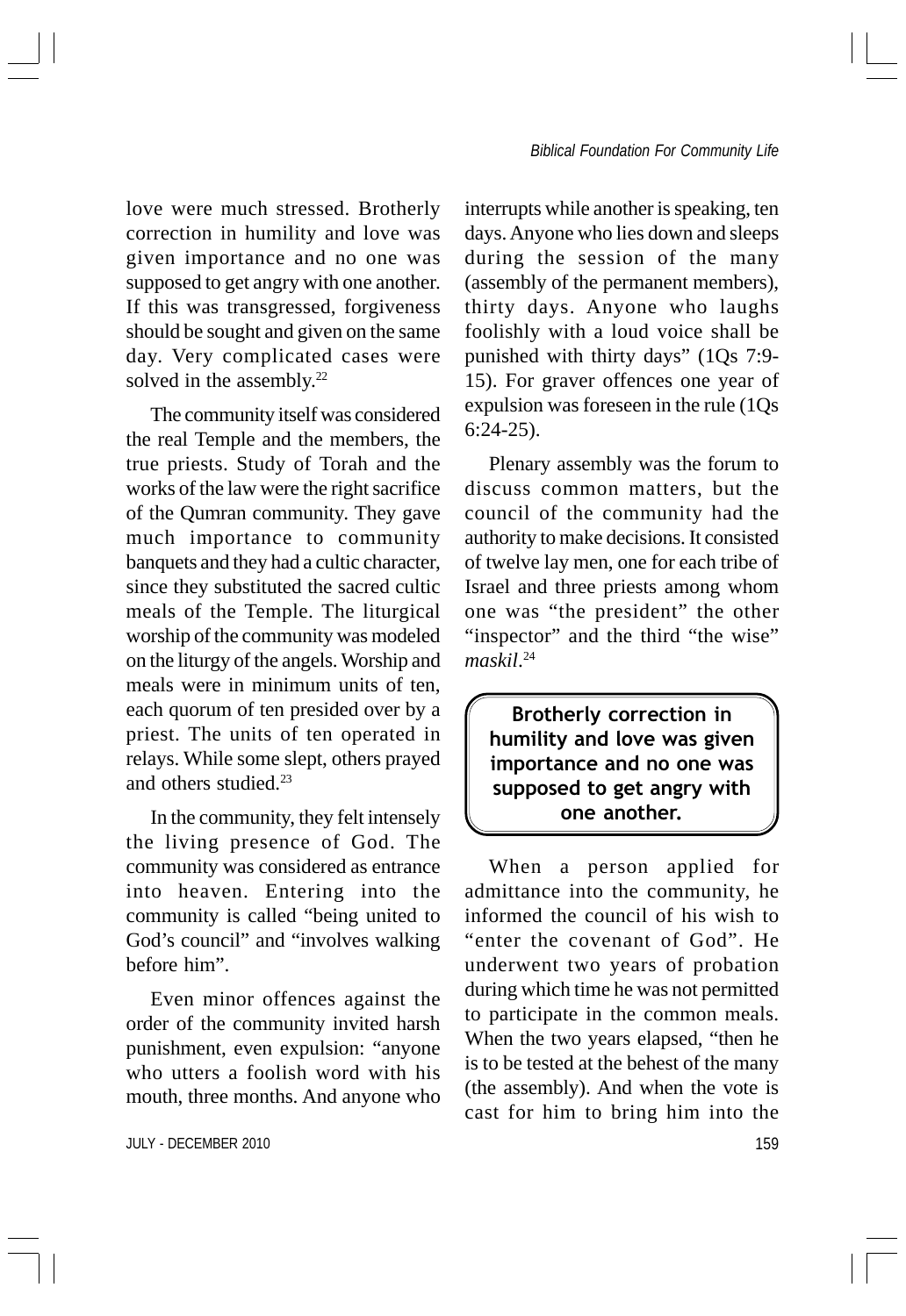love were much stressed. Brotherly correction in humility and love was given importance and no one was supposed to get angry with one another. If this was transgressed, forgiveness should be sought and given on the same day. Very complicated cases were solved in the assembly.[22]

The community itself was considered the real Temple and the members, the true priests. Study of Torah and the works of the law were the right sacrifice of the Qumran community. They gave much importance to community banquets and they had a cultic character, since they substituted the sacred cultic meals of the Temple. The liturgical worship of the community was modeled on the liturgy of the angels. Worship and meals were in minimum units of ten, each quorum of ten presided over by a priest. The units of ten operated in relays. While some slept, others prayed and others studied.[23]

In the community, they felt intensely the living presence of God. The community was considered as entrance into heaven. Entering into the community is called "being united to God's council" and "involves walking before him".

Even minor offences against the order of the community invited harsh punishment, even expulsion: "anyone who utters a foolish word with his mouth, three months. And anyone who interrupts while another is speaking, ten days. Anyone who lies down and sleeps during the session of the many (assembly of the permanent members), thirty days. Anyone who laughs foolishly with a loud voice shall be punished with thirty days" (1Qs 7:9-15). For graver offences one year of expulsion was foreseen in the rule (1Qs 6:24-25).

Plenary assembly was the forum to discuss common matters, but the council of the community had the authority to make decisions. It consisted of twelve lay men, one for each tribe of Israel and three priests among whom one was "the president" the other "inspector" and the third "the wise" *maskil*.[24]

**Brotherly correction in humility and love was given importance and no one was supposed to get angry with one another.**

When a person applied for admittance into the community, he informed the council of his wish to "enter the covenant of God". He underwent two years of probation during which time he was not permitted to participate in the common meals. When the two years elapsed, "then he is to be tested at the behest of the many (the assembly). And when the vote is cast for him to bring him into the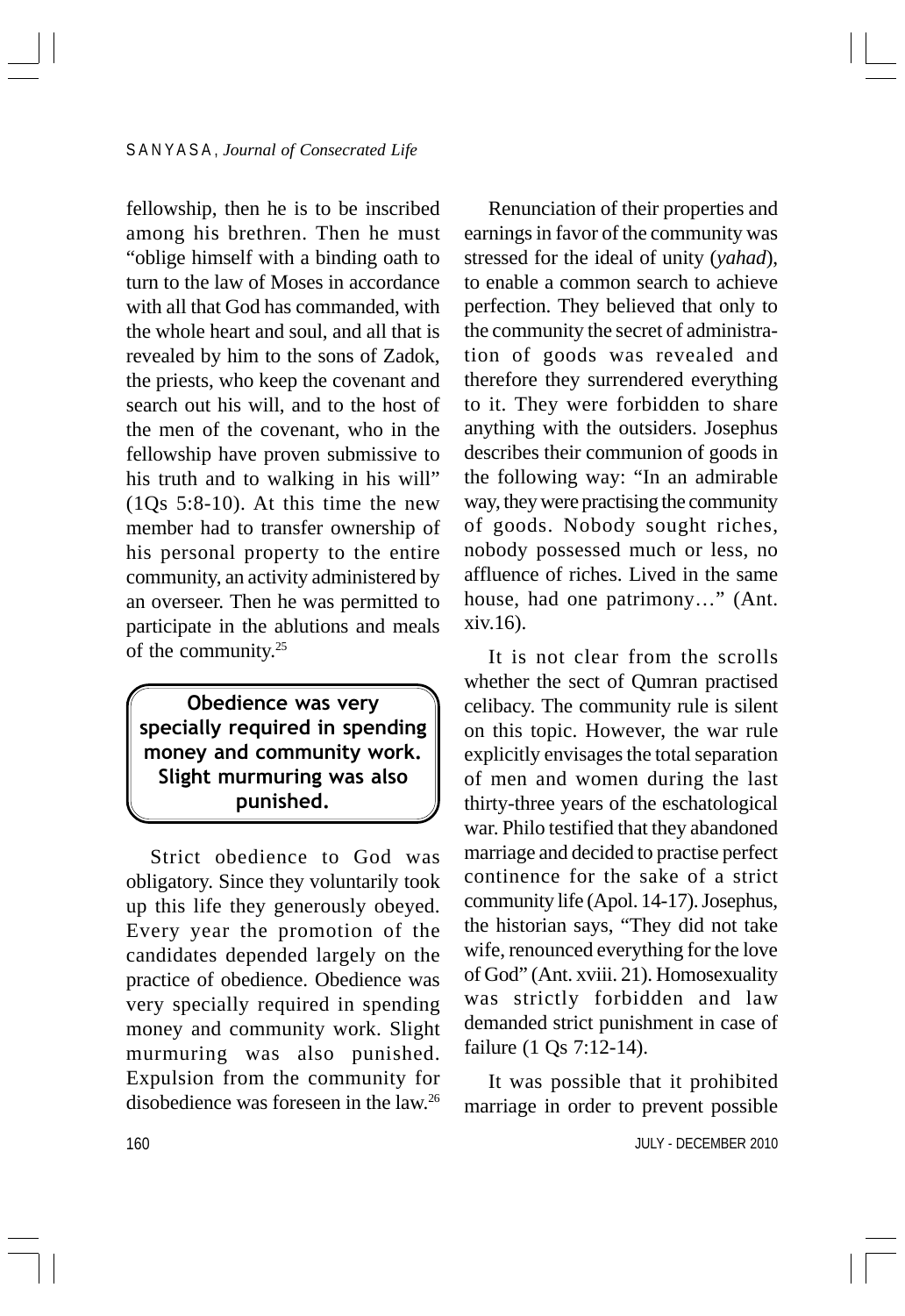fellowship, then he is to be inscribed among his brethren. Then he must "oblige himself with a binding oath to turn to the law of Moses in accordance with all that God has commanded, with the whole heart and soul, and all that is revealed by him to the sons of Zadok, the priests, who keep the covenant and search out his will, and to the host of the men of the covenant, who in the fellowship have proven submissive to his truth and to walking in his will" (1Qs 5:8-10). At this time the new member had to transfer ownership of his personal property to the entire community, an activity administered by an overseer. Then he was permitted to participate in the ablutions and meals of the community.[25]

**Obedience was very specially required in spending money and community work. Slight murmuring was also punished.**

Strict obedience to God was obligatory. Since they voluntarily took up this life they generously obeyed. Every year the promotion of the candidates depended largely on the practice of obedience. Obedience was very specially required in spending money and community work. Slight murmuring was also punished. Expulsion from the community for disobedience was foreseen in the law.[26]

Renunciation of their properties and earnings in favor of the community was stressed for the ideal of unity (*yahad*), to enable a common search to achieve perfection. They believed that only to the community the secret of administration of goods was revealed and therefore they surrendered everything to it. They were forbidden to share anything with the outsiders. Josephus describes their communion of goods in the following way: "In an admirable way, they were practising the community of goods. Nobody sought riches, nobody possessed much or less, no affluence of riches. Lived in the same house, had one patrimony…" (Ant. xiv.16).

It is not clear from the scrolls whether the sect of Qumran practised celibacy. The community rule is silent on this topic. However, the war rule explicitly envisages the total separation of men and women during the last thirty-three years of the eschatological war. Philo testified that they abandoned marriage and decided to practise perfect continence for the sake of a strict community life (Apol. 14-17). Josephus, the historian says, "They did not take wife, renounced everything for the love of God" (Ant. xviii. 21). Homosexuality was strictly forbidden and law demanded strict punishment in case of failure (1 Qs 7:12-14).

It was possible that it prohibited marriage in order to prevent possible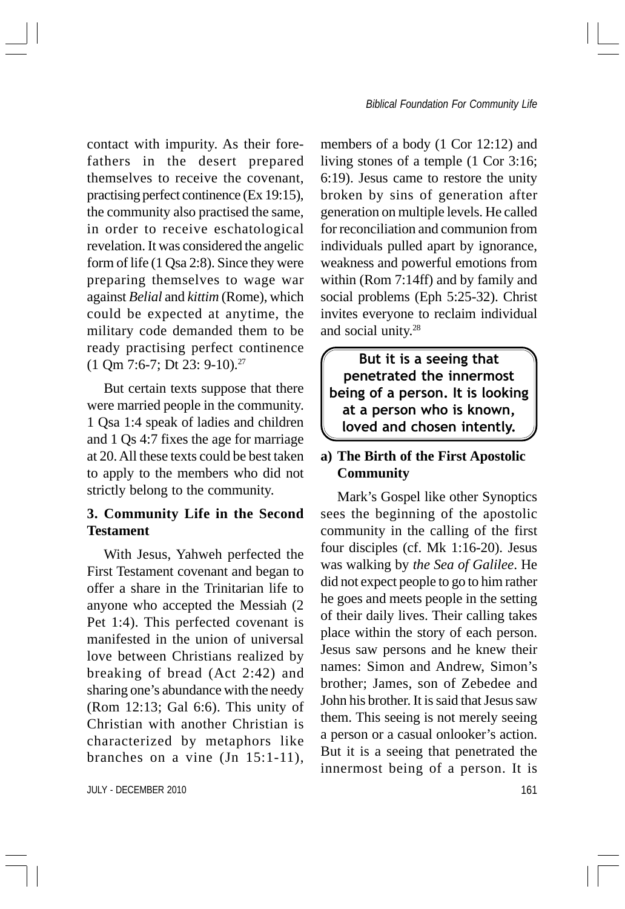contact with impurity. As their forefathers in the desert prepared themselves to receive the covenant, practising perfect continence (Ex 19:15), the community also practised the same, in order to receive eschatological revelation. It was considered the angelic form of life (1 Qsa 2:8). Since they were preparing themselves to wage war against *Belial* and *kittim* (Rome), which could be expected at anytime, the military code demanded them to be ready practising perfect continence (1 Qm 7:6-7; Dt 23: 9-10).[27]

But certain texts suppose that there were married people in the community. 1 Qsa 1:4 speak of ladies and children and 1 Qs 4:7 fixes the age for marriage at 20. All these texts could be best taken to apply to the members who did not strictly belong to the community.

### 3. Community Life in the Second Testament

With Jesus, Yahweh perfected the First Testament covenant and began to offer a share in the Trinitarian life to anyone who accepted the Messiah (2 Pet 1:4). This perfected covenant is manifested in the union of universal love between Christians realized by breaking of bread (Act 2:42) and sharing one's abundance with the needy (Rom 12:13; Gal 6:6). This unity of Christian with another Christian is characterized by metaphors like branches on a vine (Jn 15:1-11), members of a body (1 Cor 12:12) and living stones of a temple (1 Cor 3:16; 6:19). Jesus came to restore the unity broken by sins of generation after generation on multiple levels. He called for reconciliation and communion from individuals pulled apart by ignorance, weakness and powerful emotions from within (Rom 7:14ff) and by family and social problems (Eph 5:25-32). Christ invites everyone to reclaim individual and social unity.[28]

> **But it is a seeing that penetrated the innermost being of a person. It is looking at a person who is known, loved and chosen intently.**

#### a) The Birth of the First Apostolic Community

Mark's Gospel like other Synoptics sees the beginning of the apostolic community in the calling of the first four disciples (cf. Mk 1:16-20). Jesus was walking by *the Sea of Galilee*. He did not expect people to go to him rather he goes and meets people in the setting of their daily lives. Their calling takes place within the story of each person. Jesus saw persons and he knew their names: Simon and Andrew, Simon's brother; James, son of Zebedee and John his brother. It is said that Jesus saw them. This seeing is not merely seeing a person or a casual onlooker's action. But it is a seeing that penetrated the innermost being of a person. It is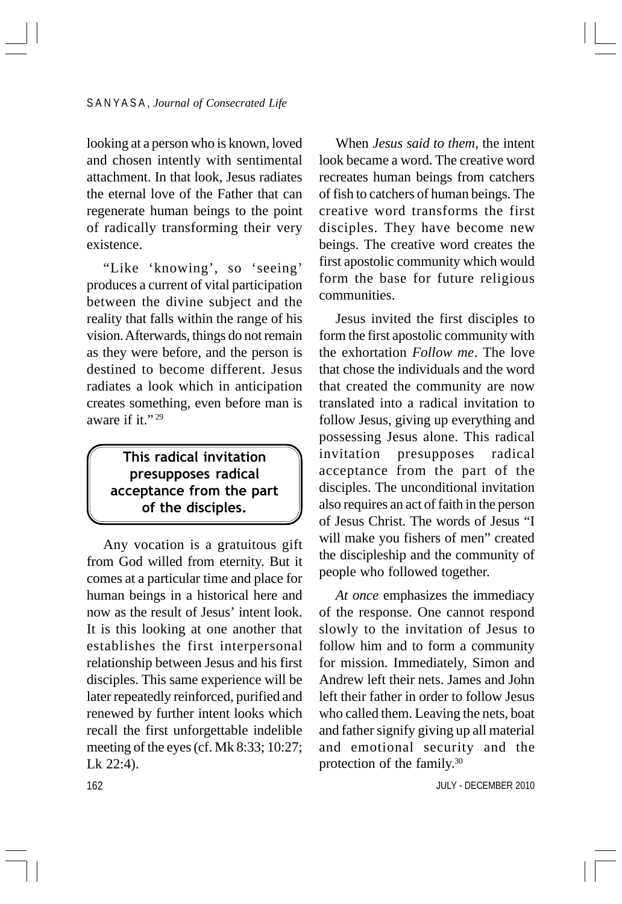looking at a person who is known, loved and chosen intently with sentimental attachment. In that look, Jesus radiates the eternal love of the Father that can regenerate human beings to the point of radically transforming their very existence.

"Like 'knowing', so 'seeing' produces a current of vital participation between the divine subject and the reality that falls within the range of his vision. Afterwards, things do not remain as they were before, and the person is destined to become different. Jesus radiates a look which in anticipation creates something, even before man is aware if it." [29]

> **This radical invitation presupposes radical acceptance from the part of the disciples.**

Any vocation is a gratuitous gift from God willed from eternity. But it comes at a particular time and place for human beings in a historical here and now as the result of Jesus' intent look. It is this looking at one another that establishes the first interpersonal relationship between Jesus and his first disciples. This same experience will be later repeatedly reinforced, purified and renewed by further intent looks which recall the first unforgettable indelible meeting of the eyes (cf. Mk 8:33; 10:27; Lk 22:4).

When *Jesus said to them*, the intent look became a word. The creative word recreates human beings from catchers of fish to catchers of human beings. The creative word transforms the first disciples. They have become new beings. The creative word creates the first apostolic community which would form the base for future religious communities.

Jesus invited the first disciples to form the first apostolic community with the exhortation *Follow me*. The love that chose the individuals and the word that created the community are now translated into a radical invitation to follow Jesus, giving up everything and possessing Jesus alone. This radical invitation presupposes radical acceptance from the part of the disciples. The unconditional invitation also requires an act of faith in the person of Jesus Christ. The words of Jesus "I will make you fishers of men" created the discipleship and the community of people who followed together.

*At once* emphasizes the immediacy of the response. One cannot respond slowly to the invitation of Jesus to follow him and to form a community for mission. Immediately, Simon and Andrew left their nets. James and John left their father in order to follow Jesus who called them. Leaving the nets, boat and father signify giving up all material and emotional security and the protection of the family.[30]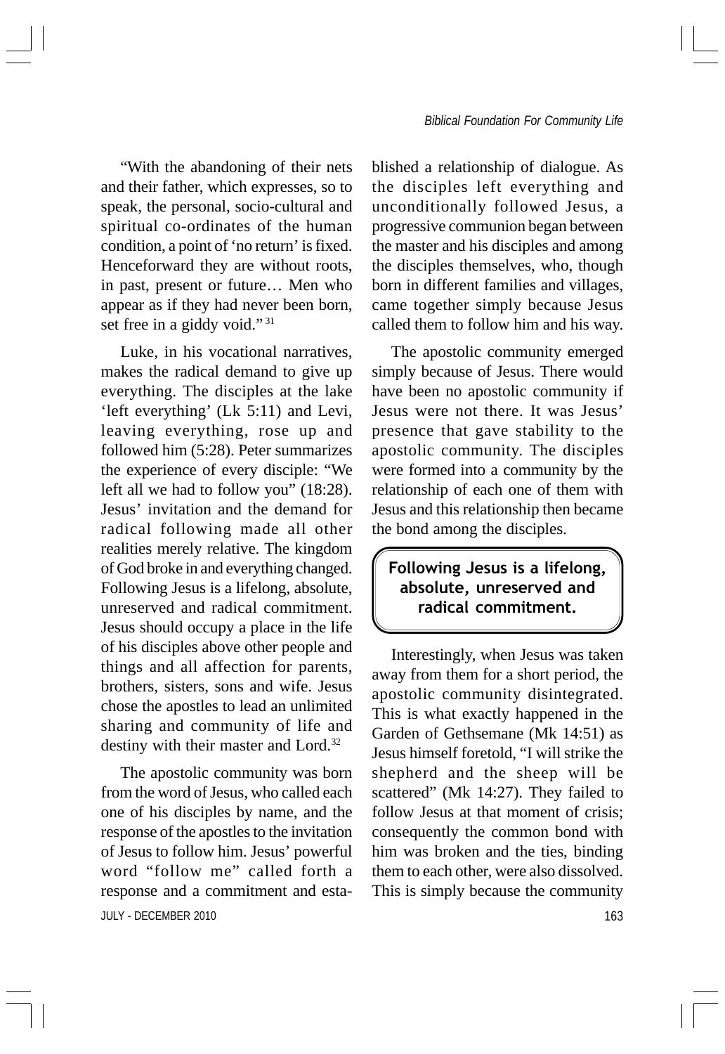"With the abandoning of their nets and their father, which expresses, so to speak, the personal, socio-cultural and spiritual co-ordinates of the human condition, a point of 'no return' is fixed. Henceforward they are without roots, in past, present or future… Men who appear as if they had never been born, set free in a giddy void." [31]

Luke, in his vocational narratives, makes the radical demand to give up everything. The disciples at the lake 'left everything' (Lk 5:11) and Levi, leaving everything, rose up and followed him (5:28). Peter summarizes the experience of every disciple: "We left all we had to follow you" (18:28). Jesus' invitation and the demand for radical following made all other realities merely relative. The kingdom of God broke in and everything changed. Following Jesus is a lifelong, absolute, unreserved and radical commitment. Jesus should occupy a place in the life of his disciples above other people and things and all affection for parents, brothers, sisters, sons and wife. Jesus chose the apostles to lead an unlimited sharing and community of life and destiny with their master and Lord.[32]

The apostolic community was born from the word of Jesus, who called each one of his disciples by name, and the response of the apostles to the invitation of Jesus to follow him. Jesus' powerful word "follow me" called forth a response and a commitment and established a relationship of dialogue. As the disciples left everything and unconditionally followed Jesus, a progressive communion began between the master and his disciples and among the disciples themselves, who, though born in different families and villages, came together simply because Jesus called them to follow him and his way.

The apostolic community emerged simply because of Jesus. There would have been no apostolic community if Jesus were not there. It was Jesus' presence that gave stability to the apostolic community. The disciples were formed into a community by the relationship of each one of them with Jesus and this relationship then became the bond among the disciples.

**Following Jesus is a lifelong, absolute, unreserved and radical commitment.**

Interestingly, when Jesus was taken away from them for a short period, the apostolic community disintegrated. This is what exactly happened in the Garden of Gethsemane (Mk 14:51) as Jesus himself foretold, "I will strike the shepherd and the sheep will be scattered" (Mk 14:27). They failed to follow Jesus at that moment of crisis; consequently the common bond with him was broken and the ties, binding them to each other, were also dissolved. This is simply because the community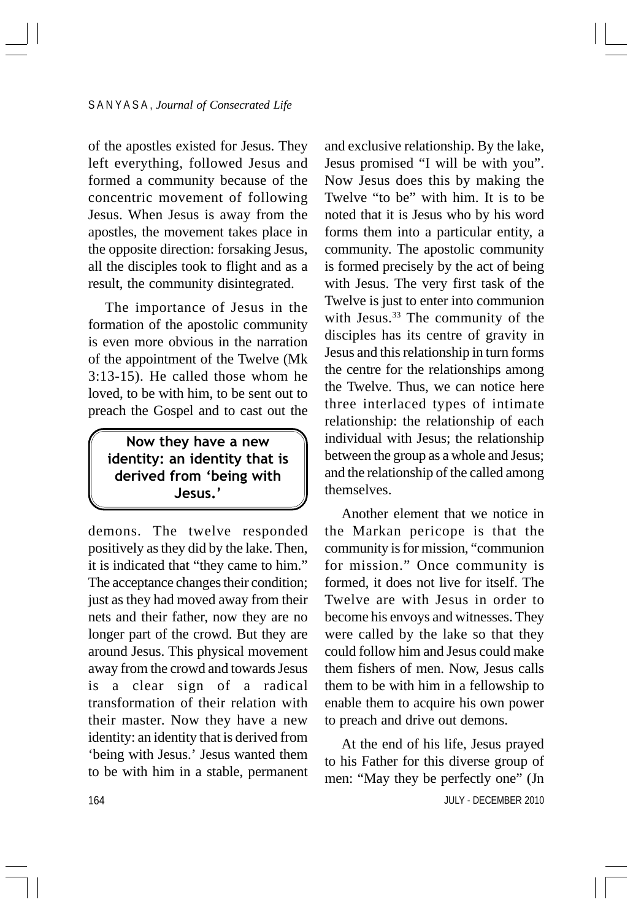of the apostles existed for Jesus. They left everything, followed Jesus and formed a community because of the concentric movement of following Jesus. When Jesus is away from the apostles, the movement takes place in the opposite direction: forsaking Jesus, all the disciples took to flight and as a result, the community disintegrated.

The importance of Jesus in the formation of the apostolic community is even more obvious in the narration of the appointment of the Twelve (Mk 3:13-15). He called those whom he loved, to be with him, to be sent out to preach the Gospel and to cast out the demons. The twelve responded positively as they did by the lake. Then, it is indicated that "they came to him." The acceptance changes their condition; just as they had moved away from their nets and their father, now they are no longer part of the crowd. But they are around Jesus. This physical movement away from the crowd and towards Jesus is a clear sign of a radical transformation of their relation with their master. Now they have a new identity: an identity that is derived from 'being with Jesus.' Jesus wanted them to be with him in a stable, permanent and exclusive relationship. By the lake, Jesus promised "I will be with you". Now Jesus does this by making the Twelve "to be" with him. It is to be noted that it is Jesus who by his word forms them into a particular entity, a community. The apostolic community is formed precisely by the act of being with Jesus. The very first task of the Twelve is just to enter into communion with Jesus.[33] The community of the disciples has its centre of gravity in Jesus and this relationship in turn forms the centre for the relationships among the Twelve. Thus, we can notice here three interlaced types of intimate relationship: the relationship of each individual with Jesus; the relationship between the group as a whole and Jesus; and the relationship of the called among themselves.

> **Now they have a new identity: an identity that is derived from 'being with Jesus.'**

Another element that we notice in the Markan pericope is that the community is for mission, "communion for mission." Once community is formed, it does not live for itself. The Twelve are with Jesus in order to become his envoys and witnesses. They were called by the lake so that they could follow him and Jesus could make them fishers of men. Now, Jesus calls them to be with him in a fellowship to enable them to acquire his own power to preach and drive out demons.

At the end of his life, Jesus prayed to his Father for this diverse group of men: "May they be perfectly one" (Jn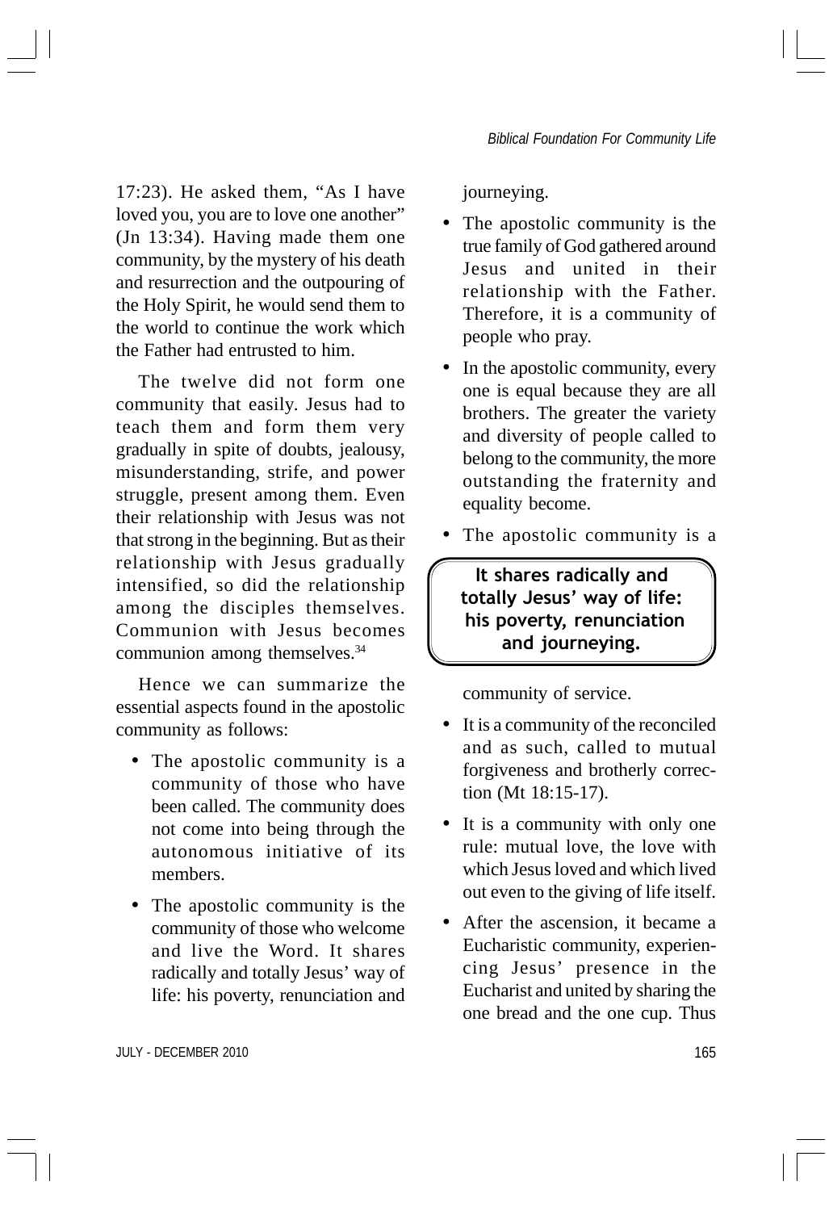17:23). He asked them, "As I have loved you, you are to love one another" (Jn 13:34). Having made them one community, by the mystery of his death and resurrection and the outpouring of the Holy Spirit, he would send them to the world to continue the work which the Father had entrusted to him.

The twelve did not form one community that easily. Jesus had to teach them and form them very gradually in spite of doubts, jealousy, misunderstanding, strife, and power struggle, present among them. Even their relationship with Jesus was not that strong in the beginning. But as their relationship with Jesus gradually intensified, so did the relationship among the disciples themselves. Communion with Jesus becomes communion among themselves.[34]

Hence we can summarize the essential aspects found in the apostolic community as follows:

- The apostolic community is a community of those who have been called. The community does not come into being through the autonomous initiative of its members.
- The apostolic community is the community of those who welcome and live the Word. It shares radically and totally Jesus' way of life: his poverty, renunciation and journeying.
- The apostolic community is the true family of God gathered around Jesus and united in their relationship with the Father. Therefore, it is a community of people who pray.
- In the apostolic community, every one is equal because they are all brothers. The greater the variety and diversity of people called to belong to the community, the more outstanding the fraternity and equality become.
- The apostolic community is a community of service.
- It is a community of the reconciled and as such, called to mutual forgiveness and brotherly correction (Mt 18:15-17).
- It is a community with only one rule: mutual love, the love with which Jesus loved and which lived out even to the giving of life itself.
- After the ascension, it became a Eucharistic community, experiencing Jesus' presence in the Eucharist and united by sharing the one bread and the one cup. Thus

**It shares radically and totally Jesus' way of life: his poverty, renunciation and journeying.**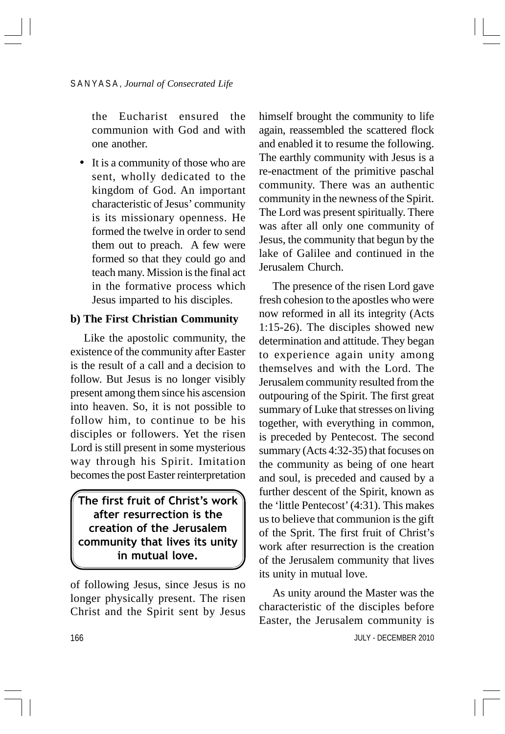the Eucharist ensured the communion with God and with one another.

- It is a community of those who are sent, wholly dedicated to the kingdom of God. An important characteristic of Jesus' community is its missionary openness. He formed the twelve in order to send them out to preach. A few were formed so that they could go and teach many. Mission is the final act in the formative process which Jesus imparted to his disciples.

**b) The First Christian Community**

Like the apostolic community, the existence of the community after Easter is the result of a call and a decision to follow. But Jesus is no longer visibly present among them since his ascension into heaven. So, it is not possible to follow him, to continue to be his disciples or followers. Yet the risen Lord is still present in some mysterious way through his Spirit. Imitation becomes the post Easter reinterpretation of following Jesus, since Jesus is no longer physically present. The risen Christ and the Spirit sent by Jesus himself brought the community to life again, reassembled the scattered flock and enabled it to resume the following. The earthly community with Jesus is a re-enactment of the primitive paschal community. There was an authentic community in the newness of the Spirit. The Lord was present spiritually. There was after all only one community of Jesus, the community that begun by the lake of Galilee and continued in the Jerusalem Church.

> **The first fruit of Christ's work after resurrection is the creation of the Jerusalem community that lives its unity in mutual love.**

The presence of the risen Lord gave fresh cohesion to the apostles who were now reformed in all its integrity (Acts 1:15-26). The disciples showed new determination and attitude. They began to experience again unity among themselves and with the Lord. The Jerusalem community resulted from the outpouring of the Spirit. The first great summary of Luke that stresses on living together, with everything in common, is preceded by Pentecost. The second summary (Acts 4:32-35) that focuses on the community as being of one heart and soul, is preceded and caused by a further descent of the Spirit, known as the 'little Pentecost' (4:31). This makes us to believe that communion is the gift of the Sprit. The first fruit of Christ's work after resurrection is the creation of the Jerusalem community that lives its unity in mutual love.

As unity around the Master was the characteristic of the disciples before Easter, the Jerusalem community is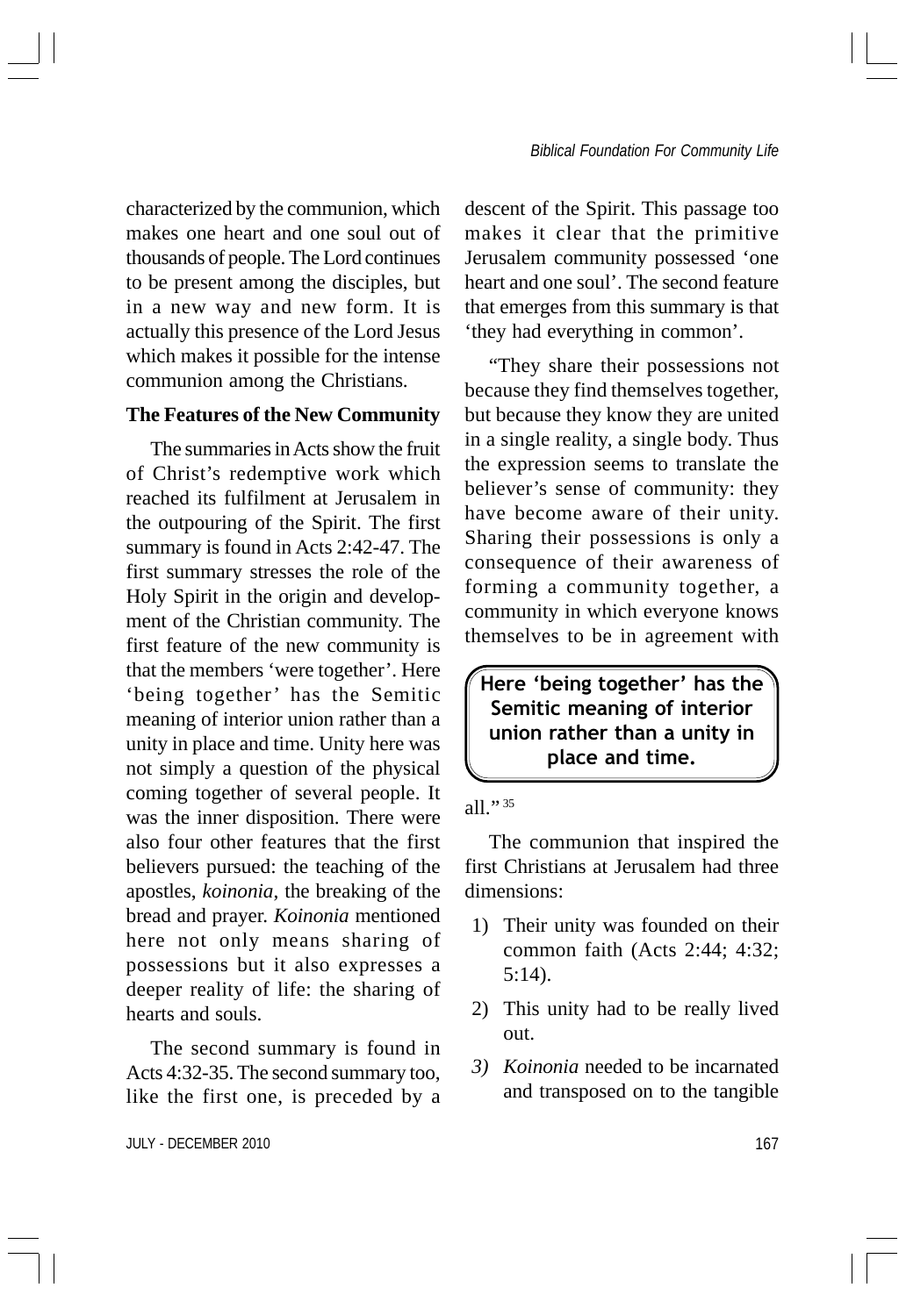characterized by the communion, which makes one heart and one soul out of thousands of people. The Lord continues to be present among the disciples, but in a new way and new form. It is actually this presence of the Lord Jesus which makes it possible for the intense communion among the Christians.

**The Features of the New Community**

The summaries in Acts show the fruit of Christ's redemptive work which reached its fulfilment at Jerusalem in the outpouring of the Spirit. The first summary is found in Acts 2:42-47. The first summary stresses the role of the Holy Spirit in the origin and development of the Christian community. The first feature of the new community is that the members 'were together'. Here 'being together' has the Semitic meaning of interior union rather than a unity in place and time. Unity here was not simply a question of the physical coming together of several people. It was the inner disposition. There were also four other features that the first believers pursued: the teaching of the apostles, *koinonia*, the breaking of the bread and prayer. *Koinonia* mentioned here not only means sharing of possessions but it also expresses a deeper reality of life: the sharing of hearts and souls.

The second summary is found in Acts 4:32-35. The second summary too, like the first one, is preceded by a descent of the Spirit. This passage too makes it clear that the primitive Jerusalem community possessed 'one heart and one soul'. The second feature that emerges from this summary is that 'they had everything in common'.

"They share their possessions not because they find themselves together, but because they know they are united in a single reality, a single body. Thus the expression seems to translate the believer's sense of community: they have become aware of their unity. Sharing their possessions is only a consequence of their awareness of forming a community together, a community in which everyone knows themselves to be in agreement with all."[35]

> **Here 'being together' has the Semitic meaning of interior union rather than a unity in place and time.**

The communion that inspired the first Christians at Jerusalem had three dimensions:

1) Their unity was founded on their common faith (Acts 2:44; 4:32; 5:14).
2) This unity had to be really lived out.
3) *Koinonia* needed to be incarnated and transposed on to the tangible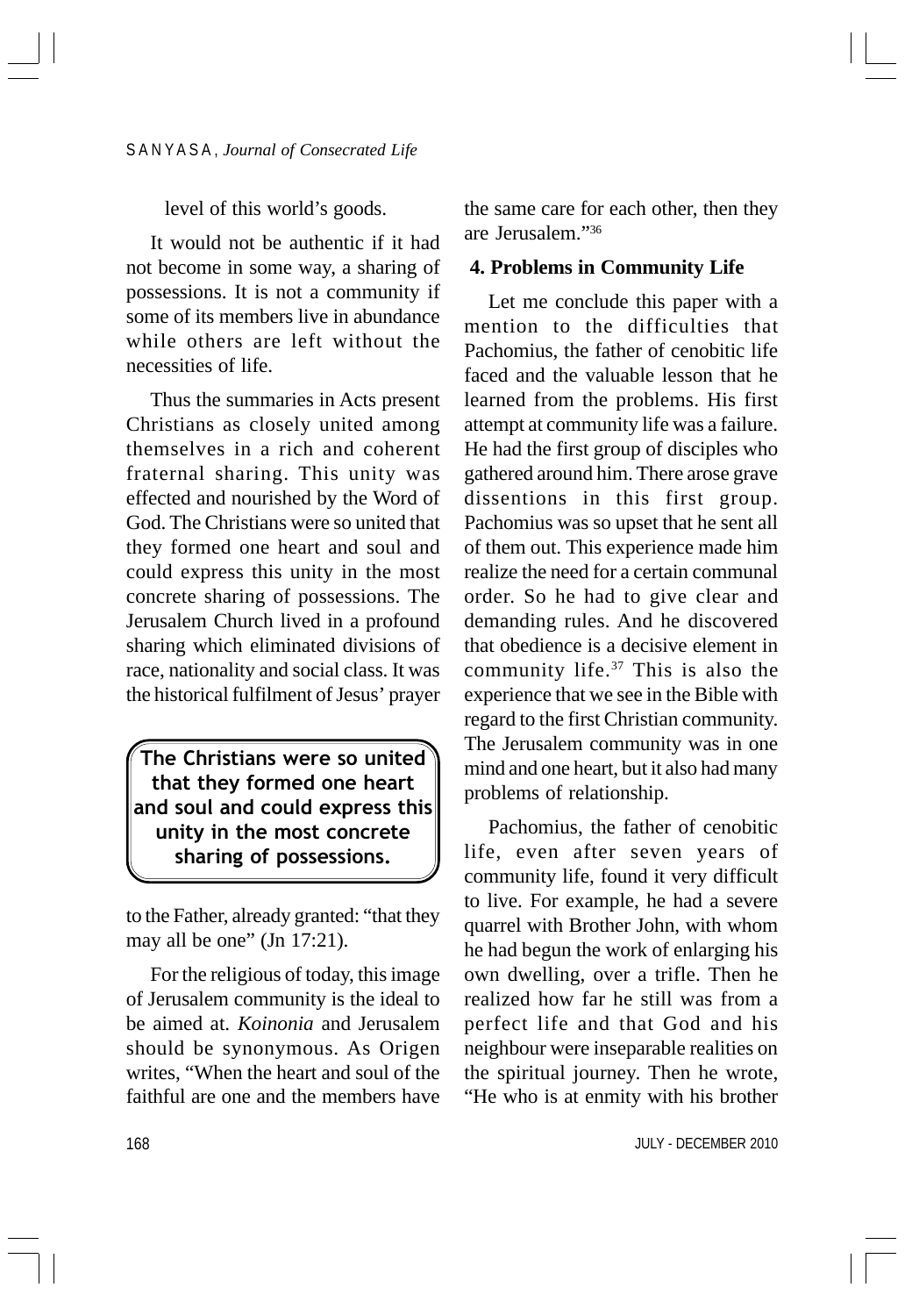level of this world's goods.

It would not be authentic if it had not become in some way, a sharing of possessions. It is not a community if some of its members live in abundance while others are left without the necessities of life.

Thus the summaries in Acts present Christians as closely united among themselves in a rich and coherent fraternal sharing. This unity was effected and nourished by the Word of God. The Christians were so united that they formed one heart and soul and could express this unity in the most concrete sharing of possessions. The Jerusalem Church lived in a profound sharing which eliminated divisions of race, nationality and social class. It was the historical fulfilment of Jesus' prayer to the Father, already granted: "that they may all be one" (Jn 17:21).

> **The Christians were so united that they formed one heart and soul and could express this unity in the most concrete sharing of possessions.**

For the religious of today, this image of Jerusalem community is the ideal to be aimed at. *Koinonia* and Jerusalem should be synonymous. As Origen writes, "When the heart and soul of the faithful are one and the members have the same care for each other, then they are Jerusalem."[36]

## 4. Problems in Community Life

Let me conclude this paper with a mention to the difficulties that Pachomius, the father of cenobitic life faced and the valuable lesson that he learned from the problems. His first attempt at community life was a failure. He had the first group of disciples who gathered around him. There arose grave dissentions in this first group. Pachomius was so upset that he sent all of them out. This experience made him realize the need for a certain communal order. So he had to give clear and demanding rules. And he discovered that obedience is a decisive element in community life.[37] This is also the experience that we see in the Bible with regard to the first Christian community. The Jerusalem community was in one mind and one heart, but it also had many problems of relationship.

Pachomius, the father of cenobitic life, even after seven years of community life, found it very difficult to live. For example, he had a severe quarrel with Brother John, with whom he had begun the work of enlarging his own dwelling, over a trifle. Then he realized how far he still was from a perfect life and that God and his neighbour were inseparable realities on the spiritual journey. Then he wrote, "He who is at enmity with his brother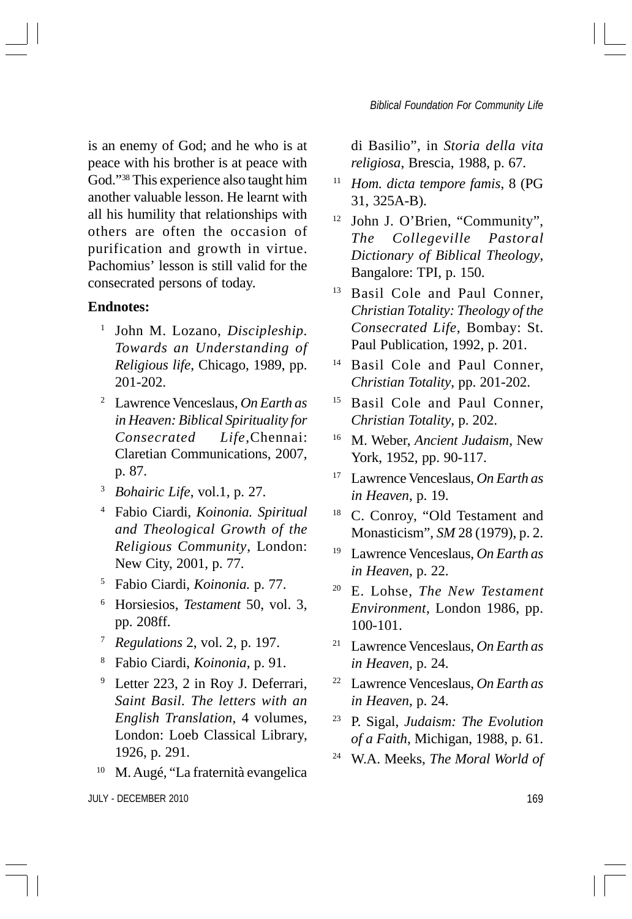is an enemy of God; and he who is at peace with his brother is at peace with God."[38] This experience also taught him another valuable lesson. He learnt with all his humility that relationships with others are often the occasion of purification and growth in virtue. Pachomius' lesson is still valid for the consecrated persons of today.

**Endnotes:**

1. John M. Lozano, *Discipleship. Towards an Understanding of Religious life*, Chicago, 1989, pp. 201-202.
2. Lawrence Venceslaus, *On Earth as in Heaven: Biblical Spirituality for Consecrated Life*, Chennai: Claretian Communications, 2007, p. 87.
3. *Bohairic Life*, vol.1, p. 27.
4. Fabio Ciardi, *Koinonia. Spiritual and Theological Growth of the Religious Community*, London: New City, 2001, p. 77.
5. Fabio Ciardi, *Koinonia.* p. 77.
6. Horsiesios, *Testament* 50, vol. 3, pp. 208ff.
7. *Regulations* 2, vol. 2, p. 197.
8. Fabio Ciardi, *Koinonia*, p. 91.
9. Letter 223, 2 in Roy J. Deferrari, *Saint Basil. The letters with an English Translation*, 4 volumes, London: Loeb Classical Library, 1926, p. 291.
10. M. Augé, "La fraternità evangelica di Basilio", in *Storia della vita religiosa*, Brescia, 1988, p. 67.
11. *Hom. dicta tempore famis*, 8 (PG 31, 325A-B).
12. John J. O'Brien, "Community", *The Collegeville Pastoral Dictionary of Biblical Theology*, Bangalore: TPI, p. 150.
13. Basil Cole and Paul Conner, *Christian Totality: Theology of the Consecrated Life*, Bombay: St. Paul Publication, 1992, p. 201.
14. Basil Cole and Paul Conner, *Christian Totality*, pp. 201-202.
15. Basil Cole and Paul Conner, *Christian Totality*, p. 202.
16. M. Weber, *Ancient Judaism*, New York, 1952, pp. 90-117.
17. Lawrence Venceslaus, *On Earth as in Heaven*, p. 19.
18. C. Conroy, "Old Testament and Monasticism", *SM* 28 (1979), p. 2.
19. Lawrence Venceslaus, *On Earth as in Heaven*, p. 22.
20. E. Lohse, *The New Testament Environment*, London 1986, pp. 100-101.
21. Lawrence Venceslaus, *On Earth as in Heaven*, p. 24.
22. Lawrence Venceslaus, *On Earth as in Heaven*, p. 24.
23. P. Sigal, *Judaism: The Evolution of a Faith*, Michigan, 1988, p. 61.
24. W.A. Meeks, *The Moral World of*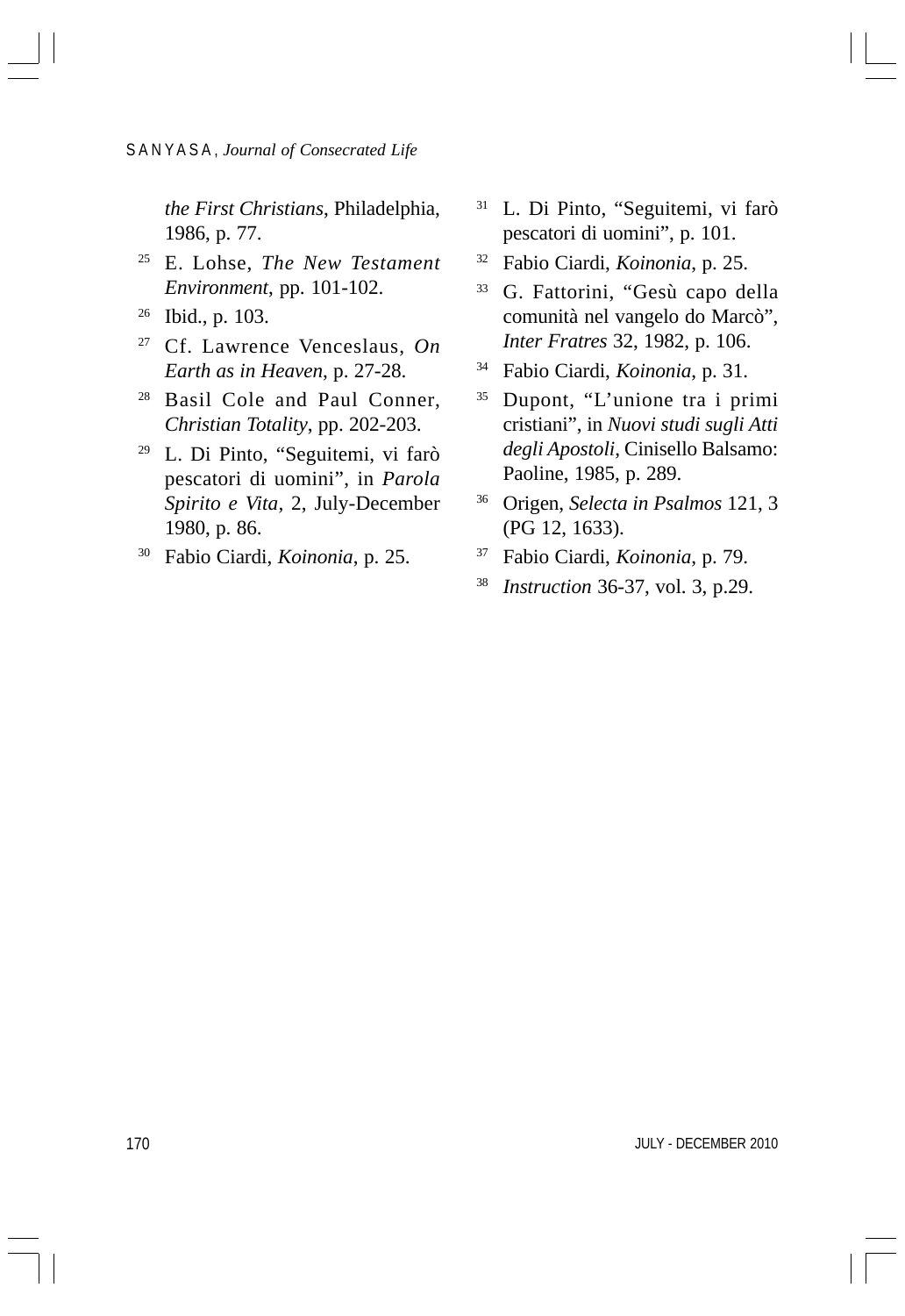*the First Christians*, Philadelphia, 1986, p. 77.

[25] E. Lohse, *The New Testament Environment*, pp. 101-102.

[26] Ibid., p. 103.

[27] Cf. Lawrence Venceslaus, *On Earth as in Heaven*, p. 27-28.

[28] Basil Cole and Paul Conner, *Christian Totality*, pp. 202-203.

[29] L. Di Pinto, "Seguitemi, vi farò pescatori di uomini", in *Parola Spirito e Vita*, 2, July-December 1980, p. 86.

[30] Fabio Ciardi, *Koinonia*, p. 25.

[31] L. Di Pinto, "Seguitemi, vi farò pescatori di uomini", p. 101.

[32] Fabio Ciardi, *Koinonia*, p. 25.

[33] G. Fattorini, "Gesù capo della comunità nel vangelo do Marcò", *Inter Fratres* 32, 1982, p. 106.

[34] Fabio Ciardi, *Koinonia*, p. 31.

[35] Dupont, "L'unione tra i primi cristiani", in *Nuovi studi sugli Atti degli Apostoli*, Cinisello Balsamo: Paoline, 1985, p. 289.

[36] Origen, *Selecta in Psalmos* 121, 3 (PG 12, 1633).

[37] Fabio Ciardi, *Koinonia*, p. 79.

[38] *Instruction* 36-37, vol. 3, p.29.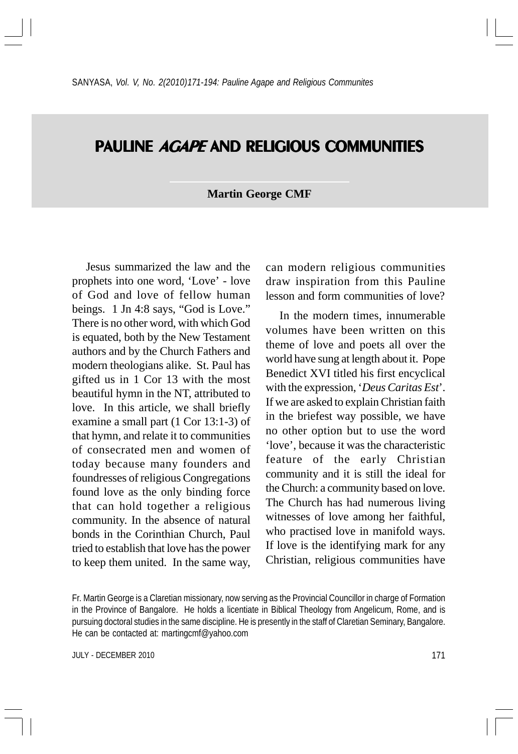# PAULINE *AGAPE* AND RELIGIOUS COMMUNITIES

**Martin George CMF**

Jesus summarized the law and the prophets into one word, 'Love' - love of God and love of fellow human beings. 1 Jn 4:8 says, "God is Love." There is no other word, with which God is equated, both by the New Testament authors and by the Church Fathers and modern theologians alike. St. Paul has gifted us in 1 Cor 13 with the most beautiful hymn in the NT, attributed to love. In this article, we shall briefly examine a small part (1 Cor 13:1-3) of that hymn, and relate it to communities of consecrated men and women of today because many founders and foundresses of religious Congregations found love as the only binding force that can hold together a religious community. In the absence of natural bonds in the Corinthian Church, Paul tried to establish that love has the power to keep them united. In the same way, can modern religious communities draw inspiration from this Pauline lesson and form communities of love?

In the modern times, innumerable volumes have been written on this theme of love and poets all over the world have sung at length about it. Pope Benedict XVI titled his first encyclical with the expression, '*Deus Caritas Est*'. If we are asked to explain Christian faith in the briefest way possible, we have no other option but to use the word 'love', because it was the characteristic feature of the early Christian community and it is still the ideal for the Church: a community based on love. The Church has had numerous living witnesses of love among her faithful, who practised love in manifold ways. If love is the identifying mark for any Christian, religious communities have

Fr. Martin George is a Claretian missionary, now serving as the Provincial Councillor in charge of Formation in the Province of Bangalore. He holds a licentiate in Biblical Theology from Angelicum, Rome, and is pursuing doctoral studies in the same discipline. He is presently in the staff of Claretian Seminary, Bangalore. He can be contacted at: martingcmf@yahoo.com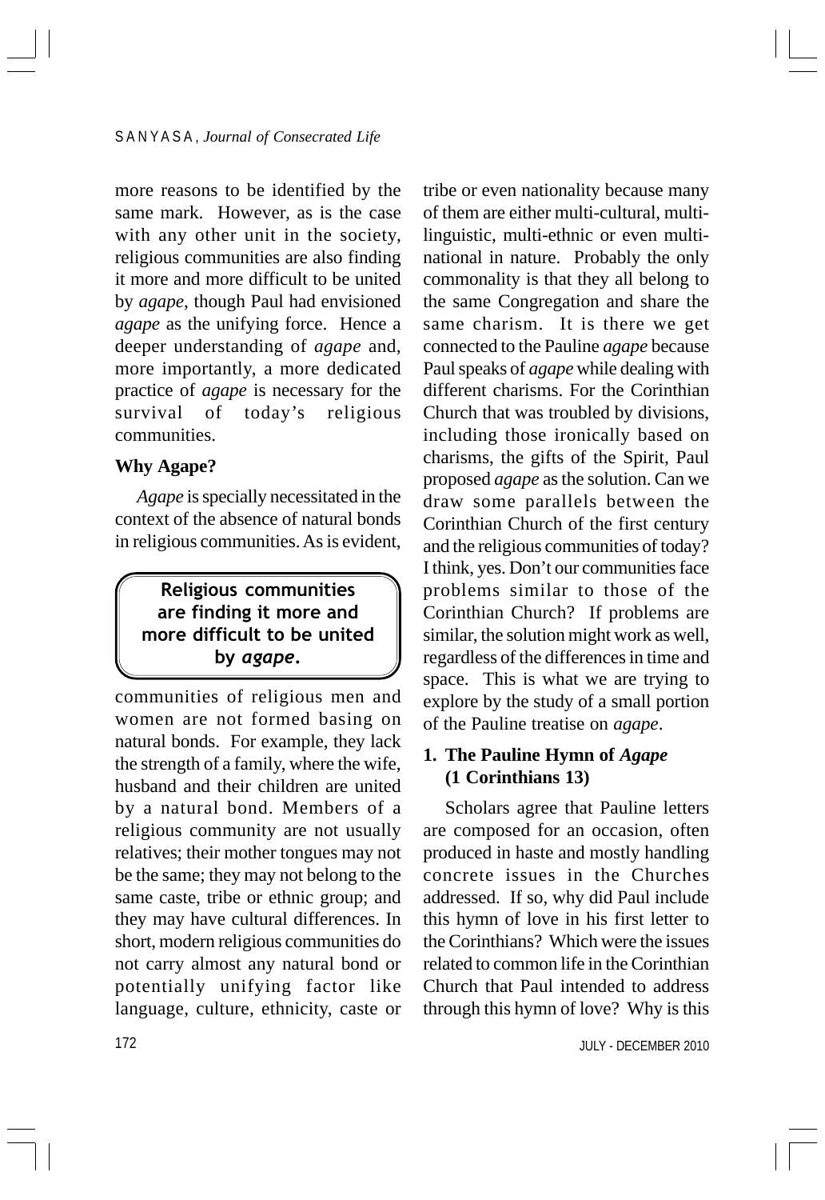more reasons to be identified by the same mark. However, as is the case with any other unit in the society, religious communities are also finding it more and more difficult to be united by *agape*, though Paul had envisioned *agape* as the unifying force. Hence a deeper understanding of *agape* and, more importantly, a more dedicated practice of *agape* is necessary for the survival of today's religious communities.

**Why Agape?**

*Agape* is specially necessitated in the context of the absence of natural bonds in religious communities. As is evident, communities of religious men and women are not formed basing on natural bonds. For example, they lack the strength of a family, where the wife, husband and their children are united by a natural bond. Members of a religious community are not usually relatives; their mother tongues may not be the same; they may not belong to the same caste, tribe or ethnic group; and they may have cultural differences. In short, modern religious communities do not carry almost any natural bond or potentially unifying factor like language, culture, ethnicity, caste or tribe or even nationality because many of them are either multi-cultural, multi-linguistic, multi-ethnic or even multi-national in nature. Probably the only commonality is that they all belong to the same Congregation and share the same charism. It is there we get connected to the Pauline *agape* because Paul speaks of *agape* while dealing with different charisms. For the Corinthian Church that was troubled by divisions, including those ironically based on charisms, the gifts of the Spirit, Paul proposed *agape* as the solution. Can we draw some parallels between the Corinthian Church of the first century and the religious communities of today? I think, yes. Don't our communities face problems similar to those of the Corinthian Church? If problems are similar, the solution might work as well, regardless of the differences in time and space. This is what we are trying to explore by the study of a small portion of the Pauline treatise on *agape*.

> **Religious communities are finding it more and more difficult to be united by *agape*.**

**1. The Pauline Hymn of *Agape* (1 Corinthians 13)**

Scholars agree that Pauline letters are composed for an occasion, often produced in haste and mostly handling concrete issues in the Churches addressed. If so, why did Paul include this hymn of love in his first letter to the Corinthians? Which were the issues related to common life in the Corinthian Church that Paul intended to address through this hymn of love? Why is this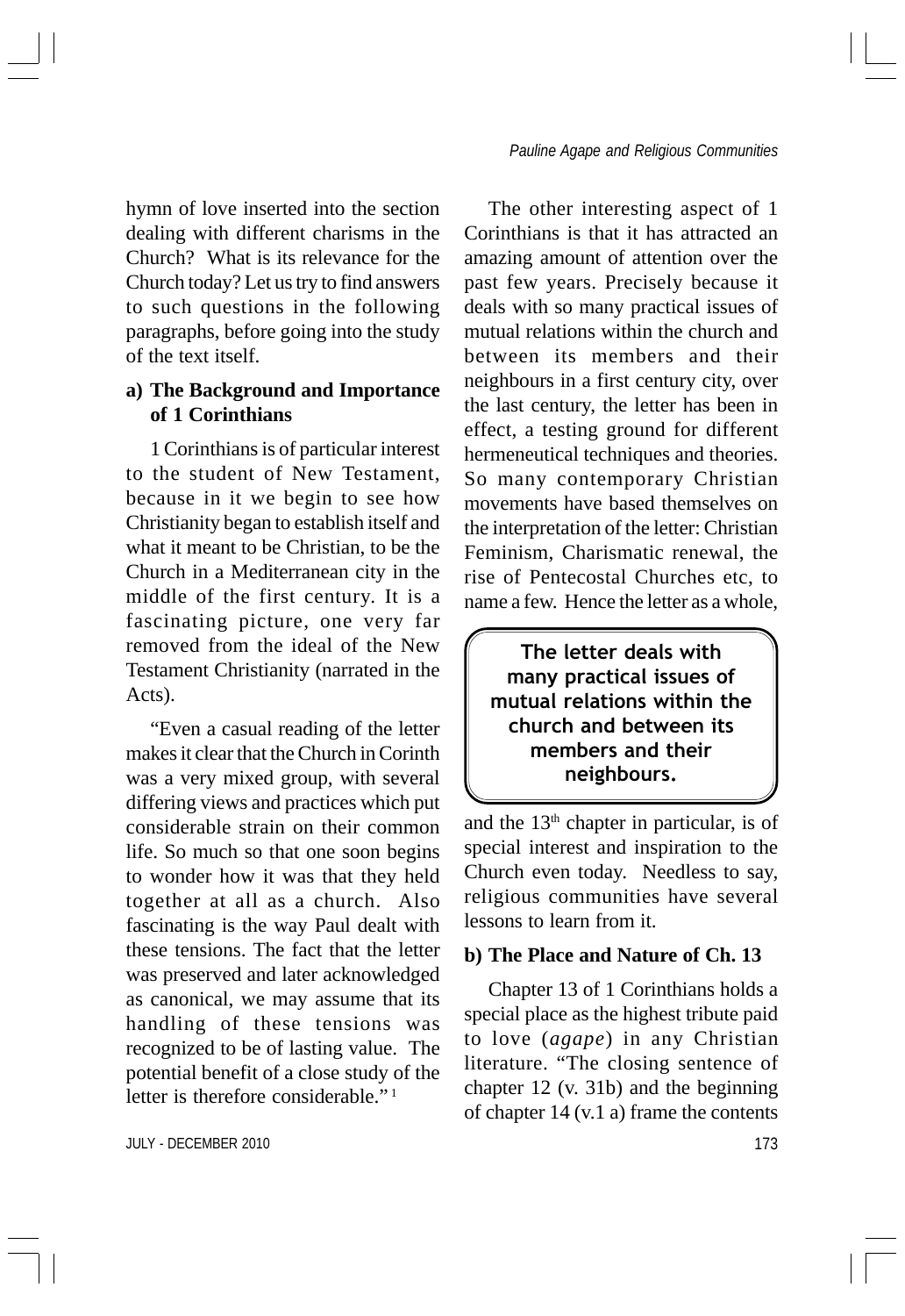hymn of love inserted into the section dealing with different charisms in the Church? What is its relevance for the Church today? Let us try to find answers to such questions in the following paragraphs, before going into the study of the text itself.

### a) The Background and Importance of 1 Corinthians

1 Corinthians is of particular interest to the student of New Testament, because in it we begin to see how Christianity began to establish itself and what it meant to be Christian, to be the Church in a Mediterranean city in the middle of the first century. It is a fascinating picture, one very far removed from the ideal of the New Testament Christianity (narrated in the Acts).

"Even a casual reading of the letter makes it clear that the Church in Corinth was a very mixed group, with several differing views and practices which put considerable strain on their common life. So much so that one soon begins to wonder how it was that they held together at all as a church. Also fascinating is the way Paul dealt with these tensions. The fact that the letter was preserved and later acknowledged as canonical, we may assume that its handling of these tensions was recognized to be of lasting value. The potential benefit of a close study of the letter is therefore considerable."[1]

The other interesting aspect of 1 Corinthians is that it has attracted an amazing amount of attention over the past few years. Precisely because it deals with so many practical issues of mutual relations within the church and between its members and their neighbours in a first century city, over the last century, the letter has been in effect, a testing ground for different hermeneutical techniques and theories. So many contemporary Christian movements have based themselves on the interpretation of the letter: Christian Feminism, Charismatic renewal, the rise of Pentecostal Churches etc, to name a few. Hence the letter as a whole, and the 13[th] chapter in particular, is of special interest and inspiration to the Church even today. Needless to say, religious communities have several lessons to learn from it.

**The letter deals with many practical issues of mutual relations within the church and between its members and their neighbours.**

### b) The Place and Nature of Ch. 13

Chapter 13 of 1 Corinthians holds a special place as the highest tribute paid to love (*agape*) in any Christian literature. "The closing sentence of chapter 12 (v. 31b) and the beginning of chapter 14 (v.1 a) frame the contents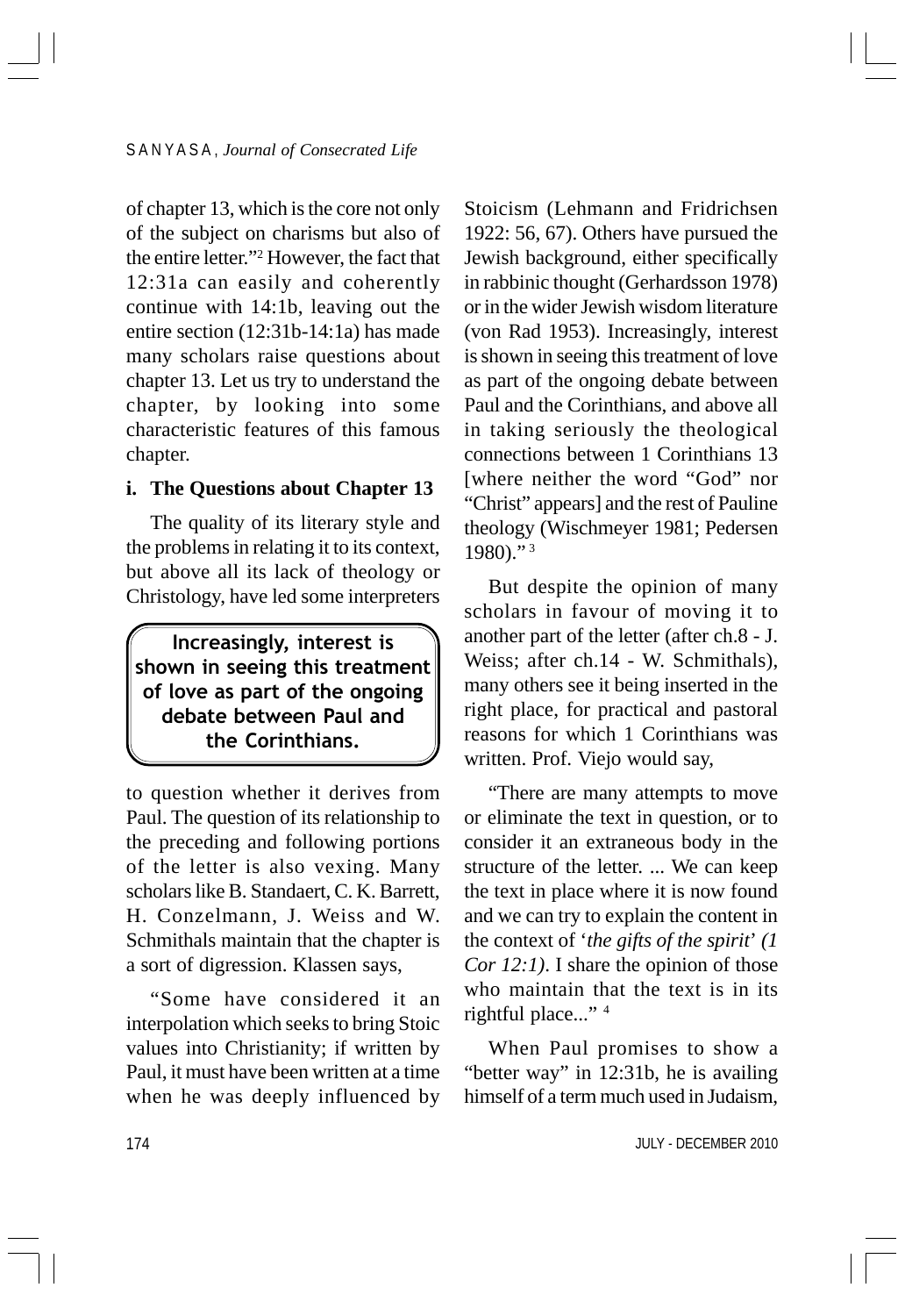of chapter 13, which is the core not only of the subject on charisms but also of the entire letter."[2] However, the fact that 12:31a can easily and coherently continue with 14:1b, leaving out the entire section (12:31b-14:1a) has made many scholars raise questions about chapter 13. Let us try to understand the chapter, by looking into some characteristic features of this famous chapter.

### i. The Questions about Chapter 13

The quality of its literary style and the problems in relating it to its context, but above all its lack of theology or Christology, have led some interpreters to question whether it derives from Paul. The question of its relationship to the preceding and following portions of the letter is also vexing. Many scholars like B. Standaert, C. K. Barrett, H. Conzelmann, J. Weiss and W. Schmithals maintain that the chapter is a sort of digression. Klassen says,

> **Increasingly, interest is shown in seeing this treatment of love as part of the ongoing debate between Paul and the Corinthians.**

"Some have considered it an interpolation which seeks to bring Stoic values into Christianity; if written by Paul, it must have been written at a time when he was deeply influenced by Stoicism (Lehmann and Fridrichsen 1922: 56, 67). Others have pursued the Jewish background, either specifically in rabbinic thought (Gerhardsson 1978) or in the wider Jewish wisdom literature (von Rad 1953). Increasingly, interest is shown in seeing this treatment of love as part of the ongoing debate between Paul and the Corinthians, and above all in taking seriously the theological connections between 1 Corinthians 13 [where neither the word "God" nor "Christ" appears] and the rest of Pauline theology (Wischmeyer 1981; Pedersen 1980)."[3]

But despite the opinion of many scholars in favour of moving it to another part of the letter (after ch.8 - J. Weiss; after ch.14 - W. Schmithals), many others see it being inserted in the right place, for practical and pastoral reasons for which 1 Corinthians was written. Prof. Viejo would say,

"There are many attempts to move or eliminate the text in question, or to consider it an extraneous body in the structure of the letter. ... We can keep the text in place where it is now found and we can try to explain the content in the context of '*the gifts of the spirit*' *(1 Cor 12:1)*. I share the opinion of those who maintain that the text is in its rightful place..."[4]

When Paul promises to show a "better way" in 12:31b, he is availing himself of a term much used in Judaism,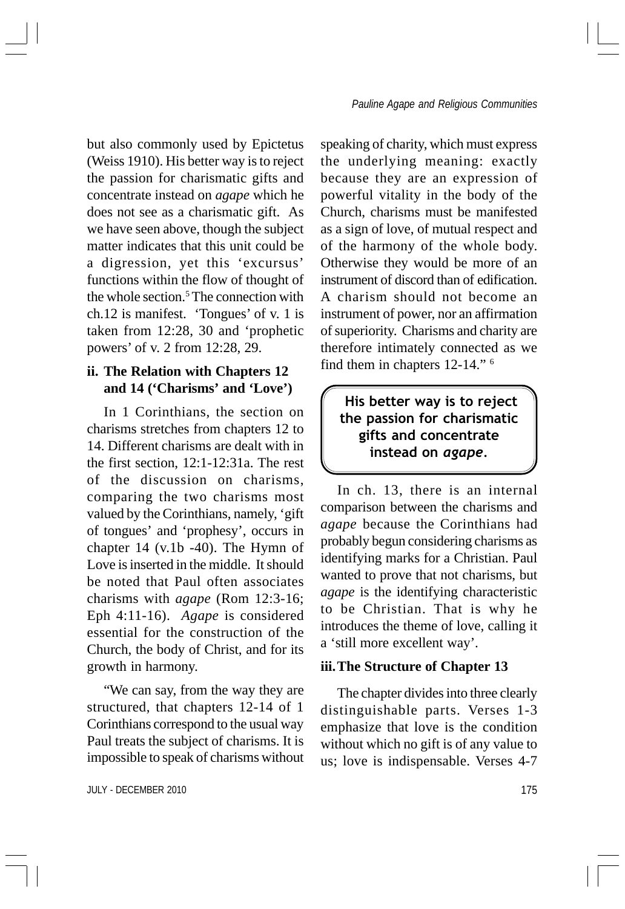but also commonly used by Epictetus (Weiss 1910). His better way is to reject the passion for charismatic gifts and concentrate instead on *agape* which he does not see as a charismatic gift. As we have seen above, though the subject matter indicates that this unit could be a digression, yet this 'excursus' functions within the flow of thought of the whole section.[5] The connection with ch.12 is manifest. 'Tongues' of v. 1 is taken from 12:28, 30 and 'prophetic powers' of v. 2 from 12:28, 29.

### ii. The Relation with Chapters 12 and 14 ('Charisms' and 'Love')

In 1 Corinthians, the section on charisms stretches from chapters 12 to 14. Different charisms are dealt with in the first section, 12:1-12:31a. The rest of the discussion on charisms, comparing the two charisms most valued by the Corinthians, namely, 'gift of tongues' and 'prophesy', occurs in chapter 14 (v.1b -40). The Hymn of Love is inserted in the middle. It should be noted that Paul often associates charisms with *agape* (Rom 12:3-16; Eph 4:11-16). *Agape* is considered essential for the construction of the Church, the body of Christ, and for its growth in harmony.

"We can say, from the way they are structured, that chapters 12-14 of 1 Corinthians correspond to the usual way Paul treats the subject of charisms. It is impossible to speak of charisms without speaking of charity, which must express the underlying meaning: exactly because they are an expression of powerful vitality in the body of the Church, charisms must be manifested as a sign of love, of mutual respect and of the harmony of the whole body. Otherwise they would be more of an instrument of discord than of edification. A charism should not become an instrument of power, nor an affirmation of superiority. Charisms and charity are therefore intimately connected as we find them in chapters 12-14." [6]

> **His better way is to reject the passion for charismatic gifts and concentrate instead on *agape*.**

In ch. 13, there is an internal comparison between the charisms and *agape* because the Corinthians had probably begun considering charisms as identifying marks for a Christian. Paul wanted to prove that not charisms, but *agape* is the identifying characteristic to be Christian. That is why he introduces the theme of love, calling it a 'still more excellent way'.

### iii. The Structure of Chapter 13

The chapter divides into three clearly distinguishable parts. Verses 1-3 emphasize that love is the condition without which no gift is of any value to us; love is indispensable. Verses 4-7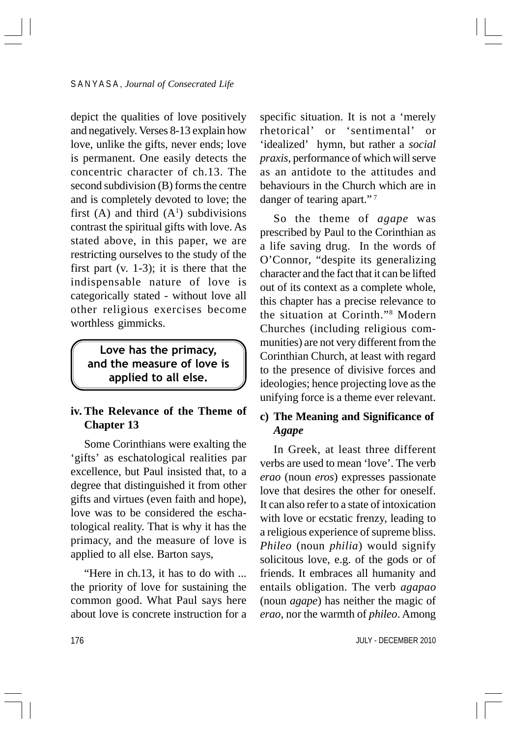depict the qualities of love positively and negatively. Verses 8-13 explain how love, unlike the gifts, never ends; love is permanent. One easily detects the concentric character of ch.13. The second subdivision (B) forms the centre and is completely devoted to love; the first (A) and third ($A^1$) subdivisions contrast the spiritual gifts with love. As stated above, in this paper, we are restricting ourselves to the study of the first part (v. 1-3); it is there that the indispensable nature of love is categorically stated - without love all other religious exercises become worthless gimmicks.

> **Love has the primacy, and the measure of love is applied to all else.**

### iv. The Relevance of the Theme of Chapter 13

Some Corinthians were exalting the 'gifts' as eschatological realities par excellence, but Paul insisted that, to a degree that distinguished it from other gifts and virtues (even faith and hope), love was to be considered the eschatological reality. That is why it has the primacy, and the measure of love is applied to all else. Barton says,

"Here in ch.13, it has to do with ... the priority of love for sustaining the common good. What Paul says here about love is concrete instruction for a specific situation. It is not a 'merely rhetorical' or 'sentimental' or 'idealized' hymn, but rather a *social praxis*, performance of which will serve as an antidote to the attitudes and behaviours in the Church which are in danger of tearing apart."[7]

So the theme of *agape* was prescribed by Paul to the Corinthian as a life saving drug. In the words of O'Connor, "despite its generalizing character and the fact that it can be lifted out of its context as a complete whole, this chapter has a precise relevance to the situation at Corinth."[8] Modern Churches (including religious communities) are not very different from the Corinthian Church, at least with regard to the presence of divisive forces and ideologies; hence projecting love as the unifying force is a theme ever relevant.

### c) The Meaning and Significance of *Agape*

In Greek, at least three different verbs are used to mean 'love'. The verb *erao* (noun *eros*) expresses passionate love that desires the other for oneself. It can also refer to a state of intoxication with love or ecstatic frenzy, leading to a religious experience of supreme bliss. *Phileo* (noun *philia*) would signify solicitous love, e.g. of the gods or of friends. It embraces all humanity and entails obligation. The verb *agapao* (noun *agape*) has neither the magic of *erao*, nor the warmth of *phileo*. Among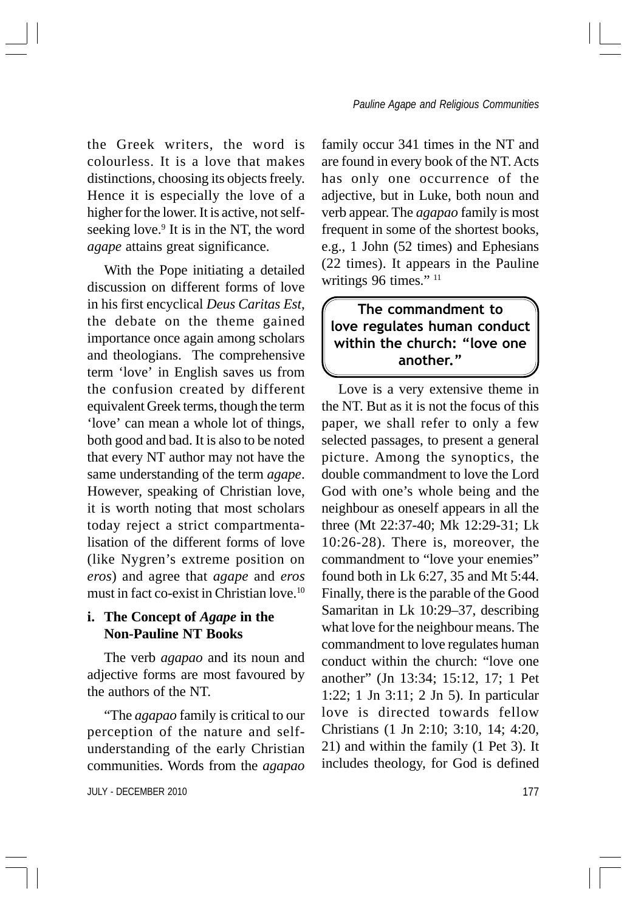the Greek writers, the word is colourless. It is a love that makes distinctions, choosing its objects freely. Hence it is especially the love of a higher for the lower. It is active, not self-seeking love.[9] It is in the NT, the word *agape* attains great significance.

With the Pope initiating a detailed discussion on different forms of love in his first encyclical *Deus Caritas Est*, the debate on the theme gained importance once again among scholars and theologians. The comprehensive term 'love' in English saves us from the confusion created by different equivalent Greek terms, though the term 'love' can mean a whole lot of things, both good and bad. It is also to be noted that every NT author may not have the same understanding of the term *agape*. However, speaking of Christian love, it is worth noting that most scholars today reject a strict compartmentalisation of the different forms of love (like Nygren's extreme position on *eros*) and agree that *agape* and *eros* must in fact co-exist in Christian love.[10]

### i. The Concept of *Agape* in the Non-Pauline NT Books

The verb *agapao* and its noun and adjective forms are most favoured by the authors of the NT.

"The *agapao* family is critical to our perception of the nature and self-understanding of the early Christian communities. Words from the *agapao* family occur 341 times in the NT and are found in every book of the NT. Acts has only one occurrence of the adjective, but in Luke, both noun and verb appear. The *agapao* family is most frequent in some of the shortest books, e.g., 1 John (52 times) and Ephesians (22 times). It appears in the Pauline writings 96 times." [11]

> **The commandment to love regulates human conduct within the church: "love one another."**

Love is a very extensive theme in the NT. But as it is not the focus of this paper, we shall refer to only a few selected passages, to present a general picture. Among the synoptics, the double commandment to love the Lord God with one's whole being and the neighbour as oneself appears in all the three (Mt 22:37-40; Mk 12:29-31; Lk 10:26-28). There is, moreover, the commandment to "love your enemies" found both in Lk 6:27, 35 and Mt 5:44. Finally, there is the parable of the Good Samaritan in Lk 10:29–37, describing what love for the neighbour means. The commandment to love regulates human conduct within the church: "love one another" (Jn 13:34; 15:12, 17; 1 Pet 1:22; 1 Jn 3:11; 2 Jn 5). In particular love is directed towards fellow Christians (1 Jn 2:10; 3:10, 14; 4:20, 21) and within the family (1 Pet 3). It includes theology, for God is defined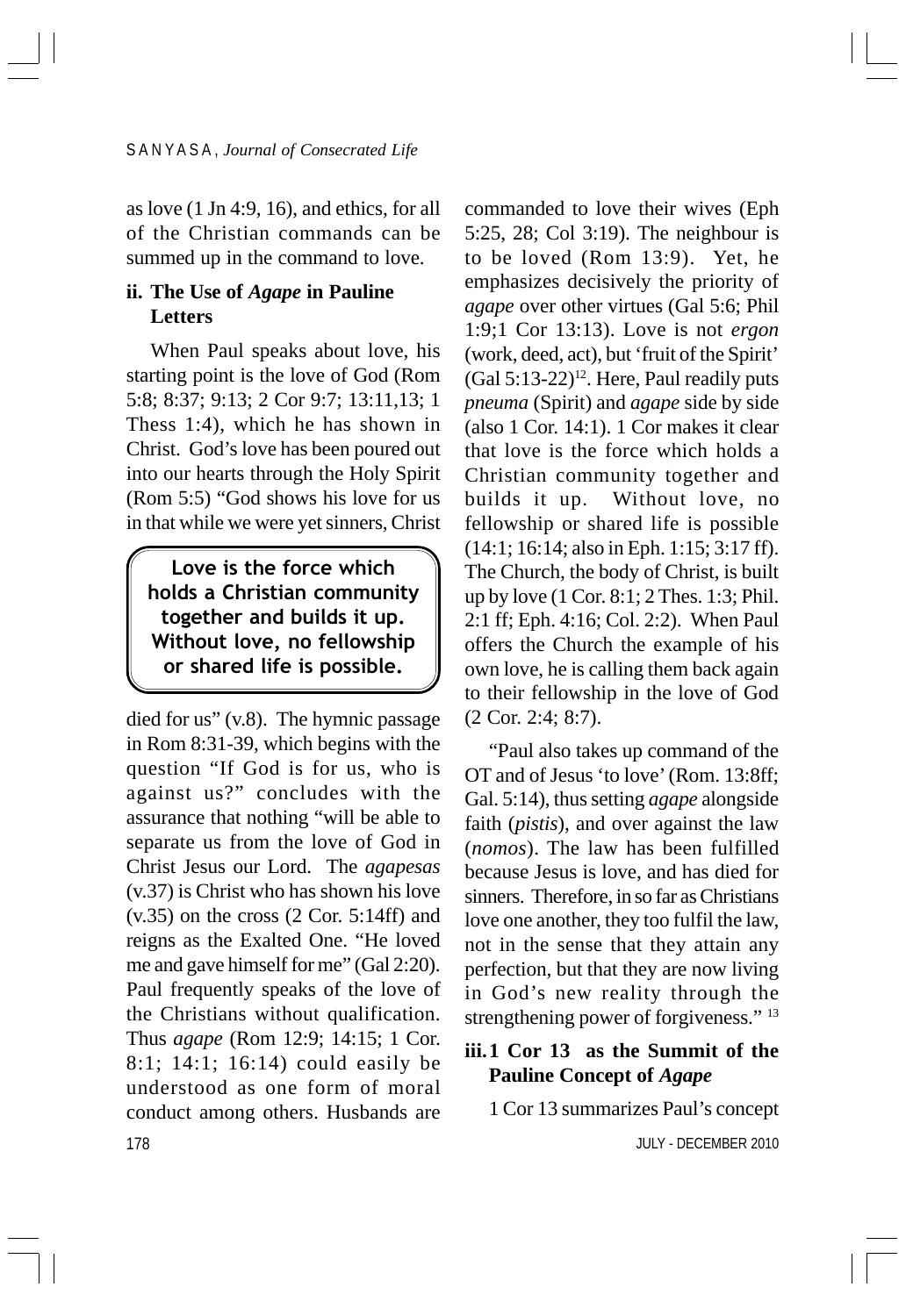as love (1 Jn 4:9, 16), and ethics, for all of the Christian commands can be summed up in the command to love.

### ii. The Use of *Agape* in Pauline Letters

When Paul speaks about love, his starting point is the love of God (Rom 5:8; 8:37; 9:13; 2 Cor 9:7; 13:11,13; 1 Thess 1:4), which he has shown in Christ. God's love has been poured out into our hearts through the Holy Spirit (Rom 5:5) "God shows his love for us in that while we were yet sinners, Christ died for us" (v.8). The hymnic passage in Rom 8:31-39, which begins with the question "If God is for us, who is against us?" concludes with the assurance that nothing "will be able to separate us from the love of God in Christ Jesus our Lord. The *agapesas* (v.37) is Christ who has shown his love (v.35) on the cross (2 Cor. 5:14ff) and reigns as the Exalted One. "He loved me and gave himself for me" (Gal 2:20). Paul frequently speaks of the love of the Christians without qualification. Thus *agape* (Rom 12:9; 14:15; 1 Cor. 8:1; 14:1; 16:14) could easily be understood as one form of moral conduct among others. Husbands are commanded to love their wives (Eph 5:25, 28; Col 3:19). The neighbour is to be loved (Rom 13:9). Yet, he emphasizes decisively the priority of *agape* over other virtues (Gal 5:6; Phil 1:9;1 Cor 13:13). Love is not *ergon* (work, deed, act), but 'fruit of the Spirit' (Gal 5:13-22)[12]. Here, Paul readily puts *pneuma* (Spirit) and *agape* side by side (also 1 Cor. 14:1). 1 Cor makes it clear that love is the force which holds a Christian community together and builds it up. Without love, no fellowship or shared life is possible (14:1; 16:14; also in Eph. 1:15; 3:17 ff). The Church, the body of Christ, is built up by love (1 Cor. 8:1; 2 Thes. 1:3; Phil. 2:1 ff; Eph. 4:16; Col. 2:2). When Paul offers the Church the example of his own love, he is calling them back again to their fellowship in the love of God (2 Cor. 2:4; 8:7).

> **Love is the force which holds a Christian community together and builds it up. Without love, no fellowship or shared life is possible.**

"Paul also takes up command of the OT and of Jesus 'to love' (Rom. 13:8ff; Gal. 5:14), thus setting *agape* alongside faith (*pistis*), and over against the law (*nomos*). The law has been fulfilled because Jesus is love, and has died for sinners. Therefore, in so far as Christians love one another, they too fulfil the law, not in the sense that they attain any perfection, but that they are now living in God's new reality through the strengthening power of forgiveness." [13]

### iii. 1 Cor 13 as the Summit of the Pauline Concept of *Agape*

1 Cor 13 summarizes Paul's concept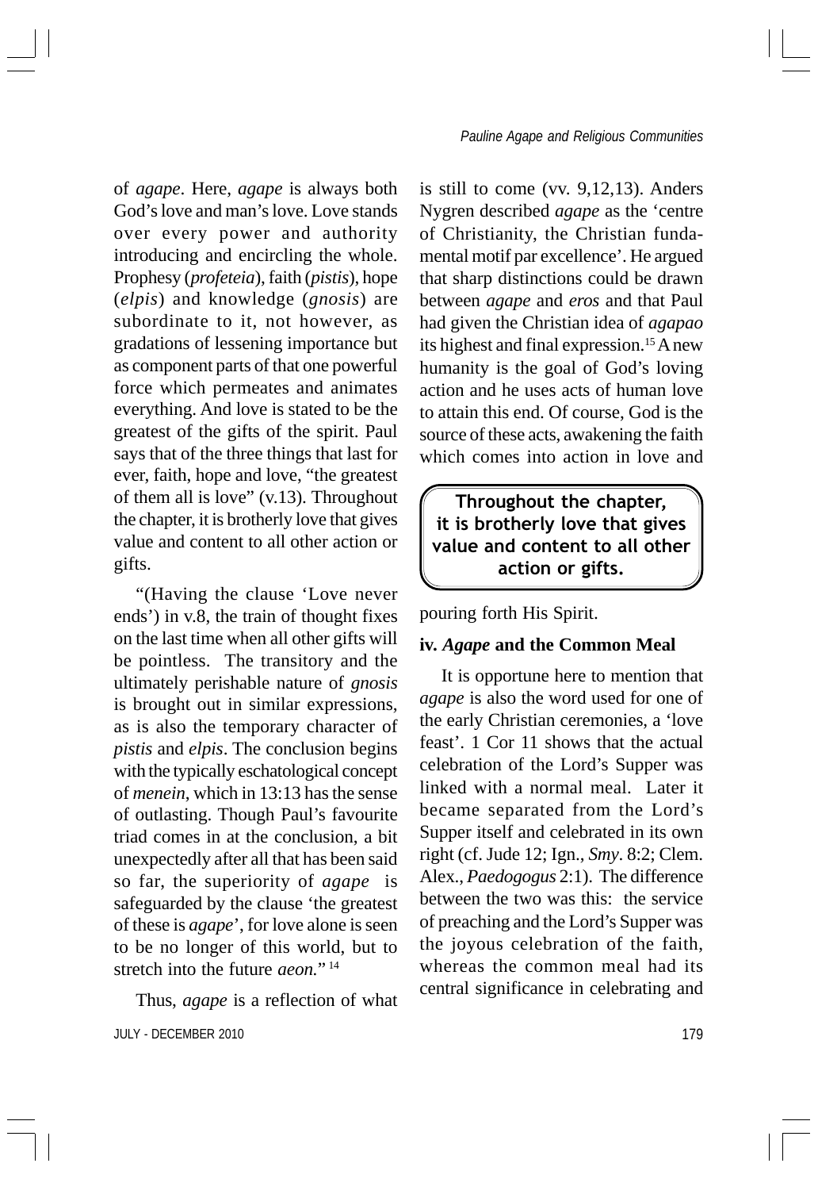of *agape*. Here, *agape* is always both God's love and man's love. Love stands over every power and authority introducing and encircling the whole. Prophesy (*profeteia*), faith (*pistis*), hope (*elpis*) and knowledge (*gnosis*) are subordinate to it, not however, as gradations of lessening importance but as component parts of that one powerful force which permeates and animates everything. And love is stated to be the greatest of the gifts of the spirit. Paul says that of the three things that last for ever, faith, hope and love, "the greatest of them all is love" (v.13). Throughout the chapter, it is brotherly love that gives value and content to all other action or gifts.

"(Having the clause 'Love never ends') in v.8, the train of thought fixes on the last time when all other gifts will be pointless. The transitory and the ultimately perishable nature of *gnosis* is brought out in similar expressions, as is also the temporary character of *pistis* and *elpis*. The conclusion begins with the typically eschatological concept of *menein*, which in 13:13 has the sense of outlasting. Though Paul's favourite triad comes in at the conclusion, a bit unexpectedly after all that has been said so far, the superiority of *agape* is safeguarded by the clause 'the greatest of these is *agape*', for love alone is seen to be no longer of this world, but to stretch into the future *aeon.*"[14]

Thus, *agape* is a reflection of what is still to come (vv. 9,12,13). Anders Nygren described *agape* as the 'centre of Christianity, the Christian fundamental motif par excellence'. He argued that sharp distinctions could be drawn between *agape* and *eros* and that Paul had given the Christian idea of *agapao* its highest and final expression.[15] A new humanity is the goal of God's loving action and he uses acts of human love to attain this end. Of course, God is the source of these acts, awakening the faith which comes into action in love and pouring forth His Spirit.

> **Throughout the chapter, it is brotherly love that gives value and content to all other action or gifts.**

**iv. *Agape* and the Common Meal**

It is opportune here to mention that *agape* is also the word used for one of the early Christian ceremonies, a 'love feast'. 1 Cor 11 shows that the actual celebration of the Lord's Supper was linked with a normal meal. Later it became separated from the Lord's Supper itself and celebrated in its own right (cf. Jude 12; Ign., *Smy*. 8:2; Clem. Alex., *Paedogogus* 2:1). The difference between the two was this: the service of preaching and the Lord's Supper was the joyous celebration of the faith, whereas the common meal had its central significance in celebrating and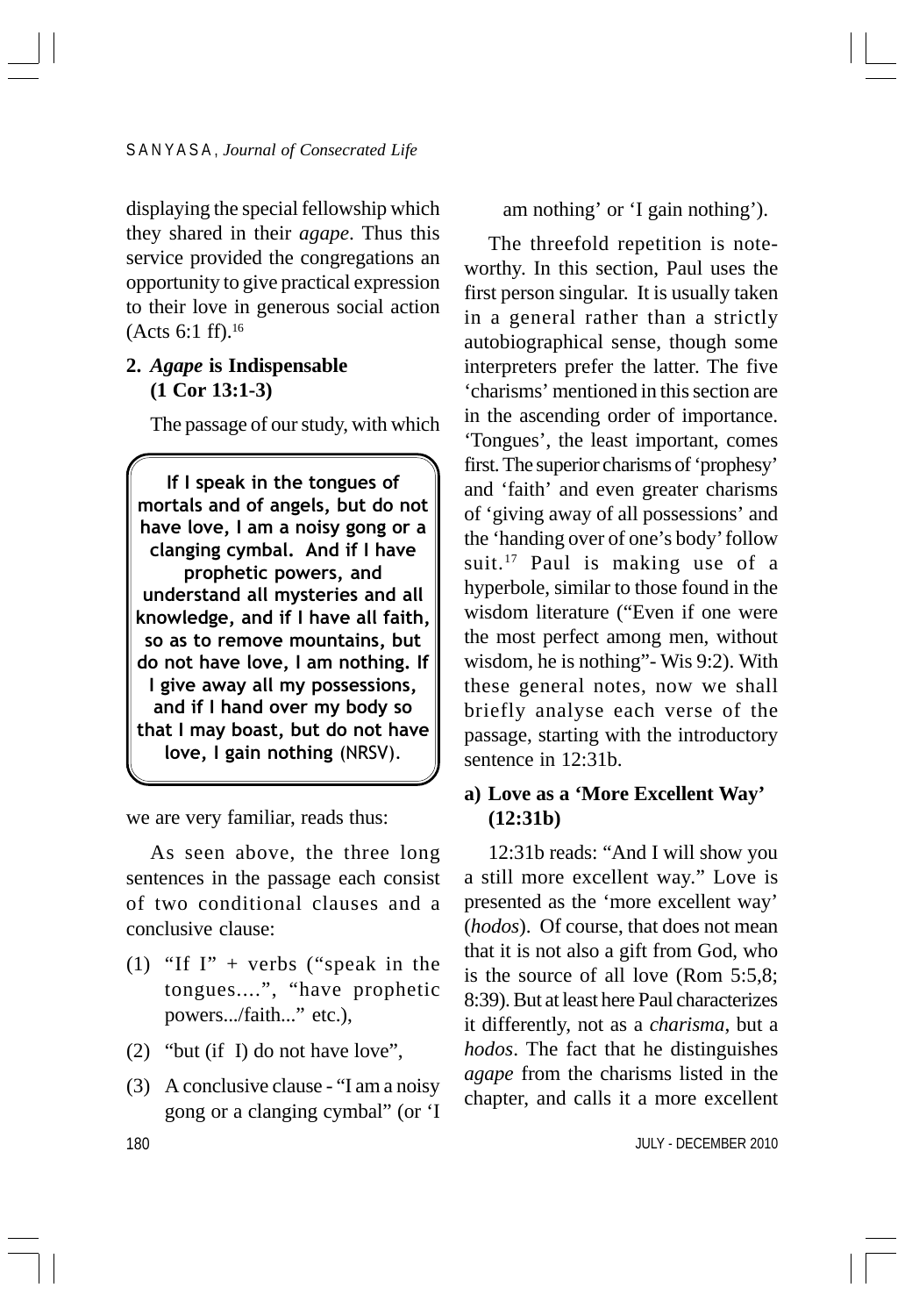displaying the special fellowship which they shared in their *agape*. Thus this service provided the congregations an opportunity to give practical expression to their love in generous social action (Acts 6:1 ff).[16]

## 2. *Agape* is Indispensable (1 Cor 13:1-3)

The passage of our study, with which we are very familiar, reads thus:

> **If I speak in the tongues of mortals and of angels, but do not have love, I am a noisy gong or a clanging cymbal. And if I have prophetic powers, and understand all mysteries and all knowledge, and if I have all faith, so as to remove mountains, but do not have love, I am nothing. If I give away all my possessions, and if I hand over my body so that I may boast, but do not have love, I gain nothing** (NRSV).

As seen above, the three long sentences in the passage each consist of two conditional clauses and a conclusive clause:

(1) "If I" + verbs ("speak in the tongues....", "have prophetic powers.../faith..." etc.),

(2) "but (if I) do not have love",

(3) A conclusive clause - "I am a noisy gong or a clanging cymbal" (or 'I am nothing' or 'I gain nothing').

The threefold repetition is noteworthy. In this section, Paul uses the first person singular. It is usually taken in a general rather than a strictly autobiographical sense, though some interpreters prefer the latter. The five 'charisms' mentioned in this section are in the ascending order of importance. 'Tongues', the least important, comes first. The superior charisms of 'prophesy' and 'faith' and even greater charisms of 'giving away of all possessions' and the 'handing over of one's body' follow suit.[17] Paul is making use of a hyperbole, similar to those found in the wisdom literature ("Even if one were the most perfect among men, without wisdom, he is nothing"- Wis 9:2). With these general notes, now we shall briefly analyse each verse of the passage, starting with the introductory sentence in 12:31b.

### a) Love as a 'More Excellent Way' (12:31b)

12:31b reads: "And I will show you a still more excellent way." Love is presented as the 'more excellent way' (*hodos*). Of course, that does not mean that it is not also a gift from God, who is the source of all love (Rom 5:5,8; 8:39). But at least here Paul characterizes it differently, not as a *charisma*, but a *hodos*. The fact that he distinguishes *agape* from the charisms listed in the chapter, and calls it a more excellent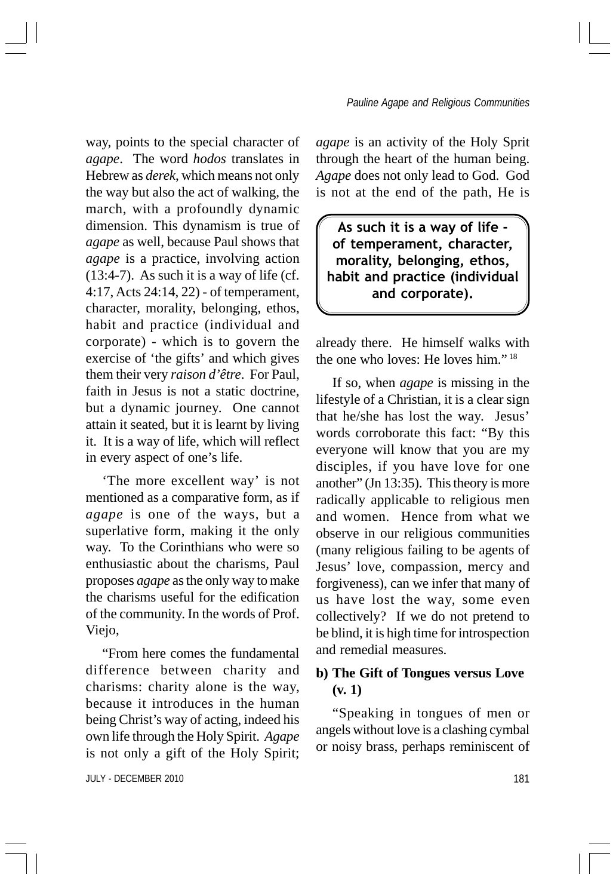way, points to the special character of *agape*. The word *hodos* translates in Hebrew as *derek*, which means not only the way but also the act of walking, the march, with a profoundly dynamic dimension. This dynamism is true of *agape* as well, because Paul shows that *agape* is a practice, involving action (13:4-7). As such it is a way of life (cf. 4:17, Acts 24:14, 22) - of temperament, character, morality, belonging, ethos, habit and practice (individual and corporate) - which is to govern the exercise of 'the gifts' and which gives them their very *raison d'être*. For Paul, faith in Jesus is not a static doctrine, but a dynamic journey. One cannot attain it seated, but it is learnt by living it. It is a way of life, which will reflect in every aspect of one's life.

'The more excellent way' is not mentioned as a comparative form, as if *agape* is one of the ways, but a superlative form, making it the only way. To the Corinthians who were so enthusiastic about the charisms, Paul proposes *agape* as the only way to make the charisms useful for the edification of the community. In the words of Prof. Viejo,

"From here comes the fundamental difference between charity and charisms: charity alone is the way, because it introduces in the human being Christ's way of acting, indeed his own life through the Holy Spirit. *Agape* is not only a gift of the Holy Spirit; *agape* is an activity of the Holy Sprit through the heart of the human being. *Agape* does not only lead to God. God is not at the end of the path, He is already there. He himself walks with the one who loves: He loves him." [18]

> **As such it is a way of life - of temperament, character, morality, belonging, ethos, habit and practice (individual and corporate).**

If so, when *agape* is missing in the lifestyle of a Christian, it is a clear sign that he/she has lost the way. Jesus' words corroborate this fact: "By this everyone will know that you are my disciples, if you have love for one another" (Jn 13:35). This theory is more radically applicable to religious men and women. Hence from what we observe in our religious communities (many religious failing to be agents of Jesus' love, compassion, mercy and forgiveness), can we infer that many of us have lost the way, some even collectively? If we do not pretend to be blind, it is high time for introspection and remedial measures.

### b) The Gift of Tongues versus Love (v. 1)

"Speaking in tongues of men or angels without love is a clashing cymbal or noisy brass, perhaps reminiscent of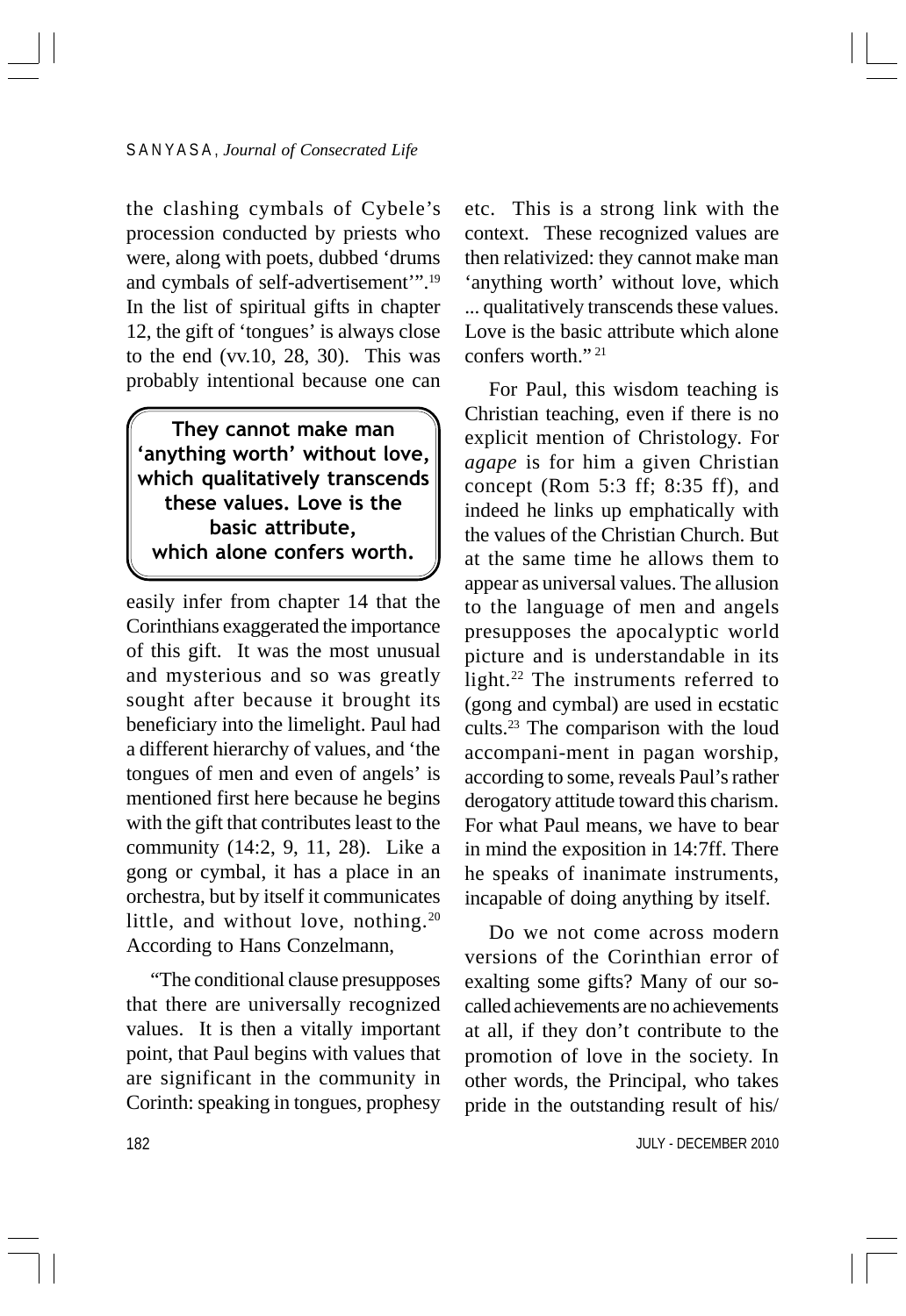the clashing cymbals of Cybele's procession conducted by priests who were, along with poets, dubbed 'drums and cymbals of self-advertisement'".[19] In the list of spiritual gifts in chapter 12, the gift of 'tongues' is always close to the end (vv.10, 28, 30). This was probably intentional because one can easily infer from chapter 14 that the Corinthians exaggerated the importance of this gift. It was the most unusual and mysterious and so was greatly sought after because it brought its beneficiary into the limelight. Paul had a different hierarchy of values, and 'the tongues of men and even of angels' is mentioned first here because he begins with the gift that contributes least to the community (14:2, 9, 11, 28). Like a gong or cymbal, it has a place in an orchestra, but by itself it communicates little, and without love, nothing.[20] According to Hans Conzelmann,

> **They cannot make man 'anything worth' without love, which qualitatively transcends these values. Love is the basic attribute, which alone confers worth.**

"The conditional clause presupposes that there are universally recognized values. It is then a vitally important point, that Paul begins with values that are significant in the community in Corinth: speaking in tongues, prophesy etc. This is a strong link with the context. These recognized values are then relativized: they cannot make man 'anything worth' without love, which ... qualitatively transcends these values. Love is the basic attribute which alone confers worth." [21]

For Paul, this wisdom teaching is Christian teaching, even if there is no explicit mention of Christology. For *agape* is for him a given Christian concept (Rom 5:3 ff; 8:35 ff), and indeed he links up emphatically with the values of the Christian Church. But at the same time he allows them to appear as universal values. The allusion to the language of men and angels presupposes the apocalyptic world picture and is understandable in its light.[22] The instruments referred to (gong and cymbal) are used in ecstatic cults.[23] The comparison with the loud accompani-ment in pagan worship, according to some, reveals Paul's rather derogatory attitude toward this charism. For what Paul means, we have to bear in mind the exposition in 14:7ff. There he speaks of inanimate instruments, incapable of doing anything by itself.

Do we not come across modern versions of the Corinthian error of exalting some gifts? Many of our so-called achievements are no achievements at all, if they don't contribute to the promotion of love in the society. In other words, the Principal, who takes pride in the outstanding result of his/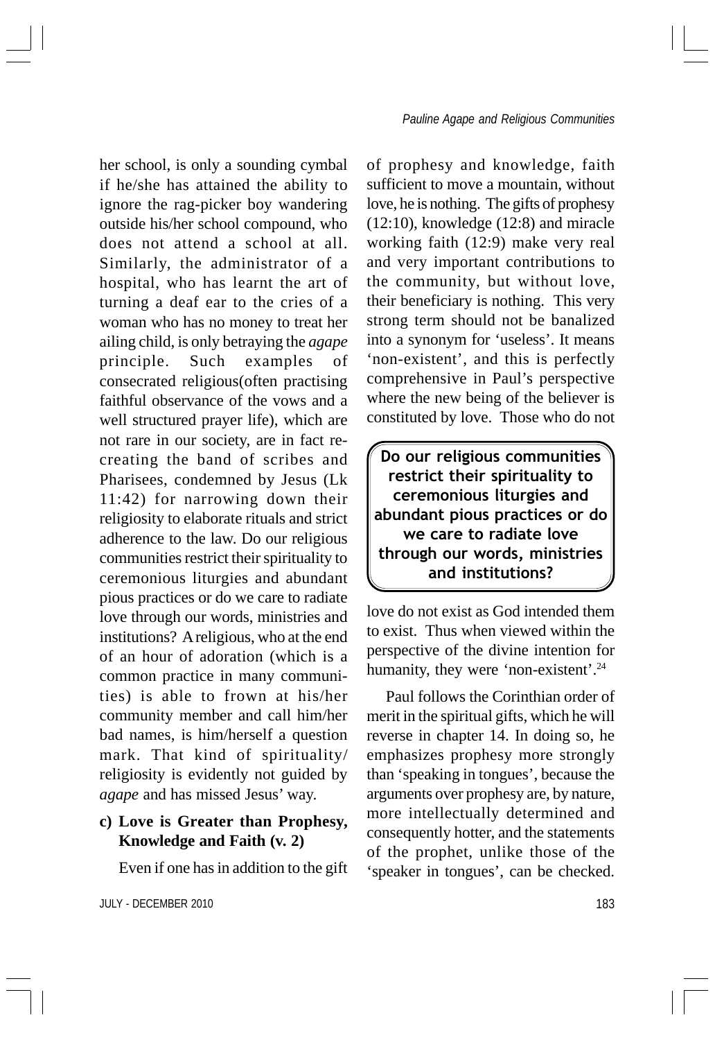her school, is only a sounding cymbal if he/she has attained the ability to ignore the rag-picker boy wandering outside his/her school compound, who does not attend a school at all. Similarly, the administrator of a hospital, who has learnt the art of turning a deaf ear to the cries of a woman who has no money to treat her ailing child, is only betraying the *agape* principle. Such examples of consecrated religious(often practising faithful observance of the vows and a well structured prayer life), which are not rare in our society, are in fact re-creating the band of scribes and Pharisees, condemned by Jesus (Lk 11:42) for narrowing down their religiosity to elaborate rituals and strict adherence to the law. Do our religious communities restrict their spirituality to ceremonious liturgies and abundant pious practices or do we care to radiate love through our words, ministries and institutions? A religious, who at the end of an hour of adoration (which is a common practice in many communities) is able to frown at his/her community member and call him/her bad names, is him/herself a question mark. That kind of spirituality/religiosity is evidently not guided by *agape* and has missed Jesus' way.

**c) Love is Greater than Prophesy, Knowledge and Faith (v. 2)**

Even if one has in addition to the gift of prophesy and knowledge, faith sufficient to move a mountain, without love, he is nothing. The gifts of prophesy (12:10), knowledge (12:8) and miracle working faith (12:9) make very real and very important contributions to the community, but without love, their beneficiary is nothing. This very strong term should not be banalized into a synonym for 'useless'. It means 'non-existent', and this is perfectly comprehensive in Paul's perspective where the new being of the believer is constituted by love. Those who do not love do not exist as God intended them to exist. Thus when viewed within the perspective of the divine intention for humanity, they were 'non-existent'.[24]

> **Do our religious communities restrict their spirituality to ceremonious liturgies and abundant pious practices or do we care to radiate love through our words, ministries and institutions?**

Paul follows the Corinthian order of merit in the spiritual gifts, which he will reverse in chapter 14. In doing so, he emphasizes prophesy more strongly than 'speaking in tongues', because the arguments over prophesy are, by nature, more intellectually determined and consequently hotter, and the statements of the prophet, unlike those of the 'speaker in tongues', can be checked.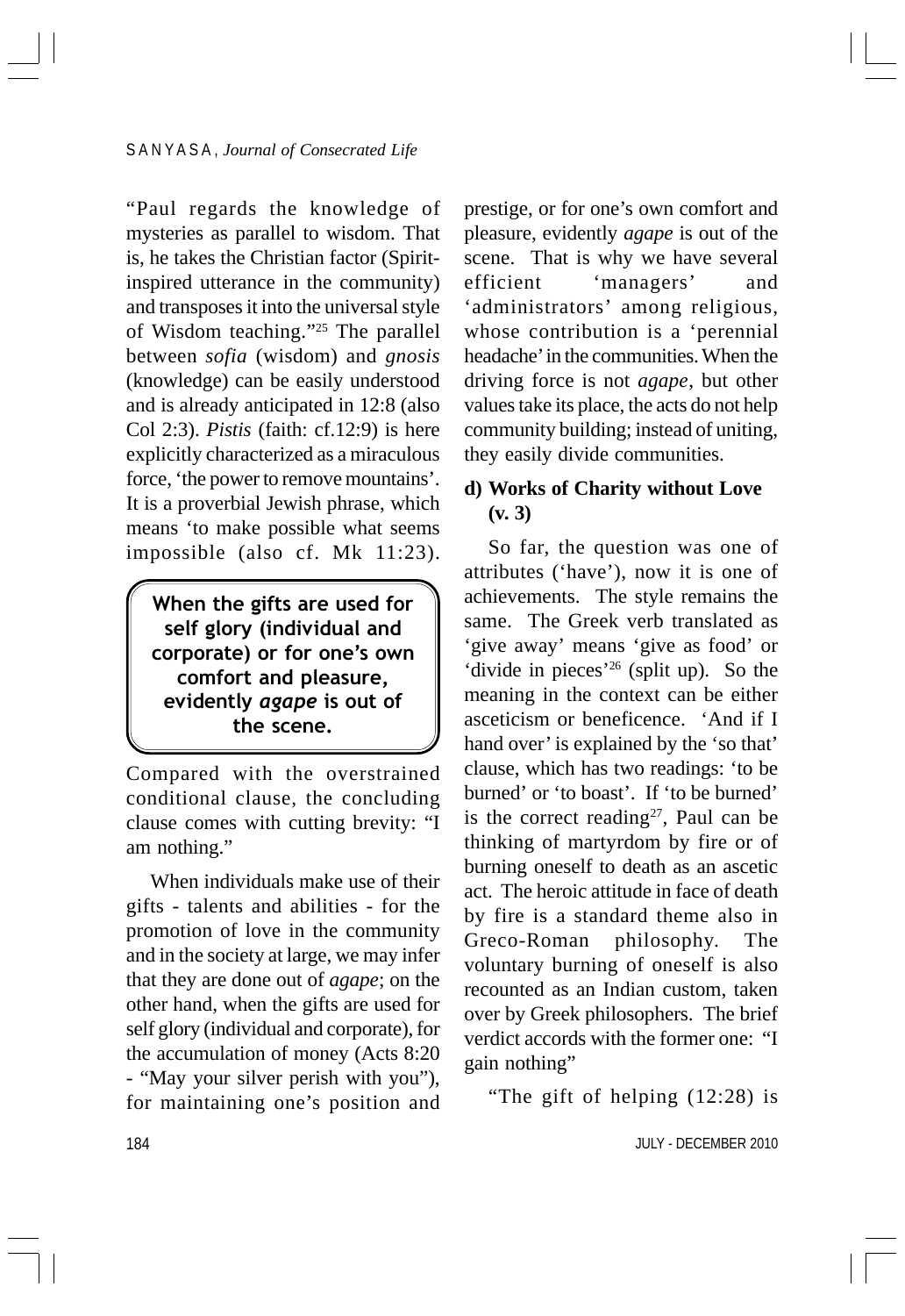"Paul regards the knowledge of mysteries as parallel to wisdom. That is, he takes the Christian factor (Spirit-inspired utterance in the community) and transposes it into the universal style of Wisdom teaching."[25] The parallel between *sofia* (wisdom) and *gnosis* (knowledge) can be easily understood and is already anticipated in 12:8 (also Col 2:3). *Pistis* (faith: cf.12:9) is here explicitly characterized as a miraculous force, 'the power to remove mountains'. It is a proverbial Jewish phrase, which means 'to make possible what seems impossible (also cf. Mk 11:23).

> **When the gifts are used for self glory (individual and corporate) or for one's own comfort and pleasure, evidently *agape* is out of the scene.**

Compared with the overstrained conditional clause, the concluding clause comes with cutting brevity: "I am nothing."

When individuals make use of their gifts - talents and abilities - for the promotion of love in the community and in the society at large, we may infer that they are done out of *agape*; on the other hand, when the gifts are used for self glory (individual and corporate), for the accumulation of money (Acts 8:20 - "May your silver perish with you"), for maintaining one's position and prestige, or for one's own comfort and pleasure, evidently *agape* is out of the scene. That is why we have several efficient 'managers' and 'administrators' among religious, whose contribution is a 'perennial headache' in the communities. When the driving force is not *agape*, but other values take its place, the acts do not help community building; instead of uniting, they easily divide communities.

### d) Works of Charity without Love (v. 3)

So far, the question was one of attributes ('have'), now it is one of achievements. The style remains the same. The Greek verb translated as 'give away' means 'give as food' or 'divide in pieces'[26] (split up). So the meaning in the context can be either asceticism or beneficence. 'And if I hand over' is explained by the 'so that' clause, which has two readings: 'to be burned' or 'to boast'. If 'to be burned' is the correct reading[27], Paul can be thinking of martyrdom by fire or of burning oneself to death as an ascetic act. The heroic attitude in face of death by fire is a standard theme also in Greco-Roman philosophy. The voluntary burning of oneself is also recounted as an Indian custom, taken over by Greek philosophers. The brief verdict accords with the former one: "I gain nothing"

"The gift of helping (12:28) is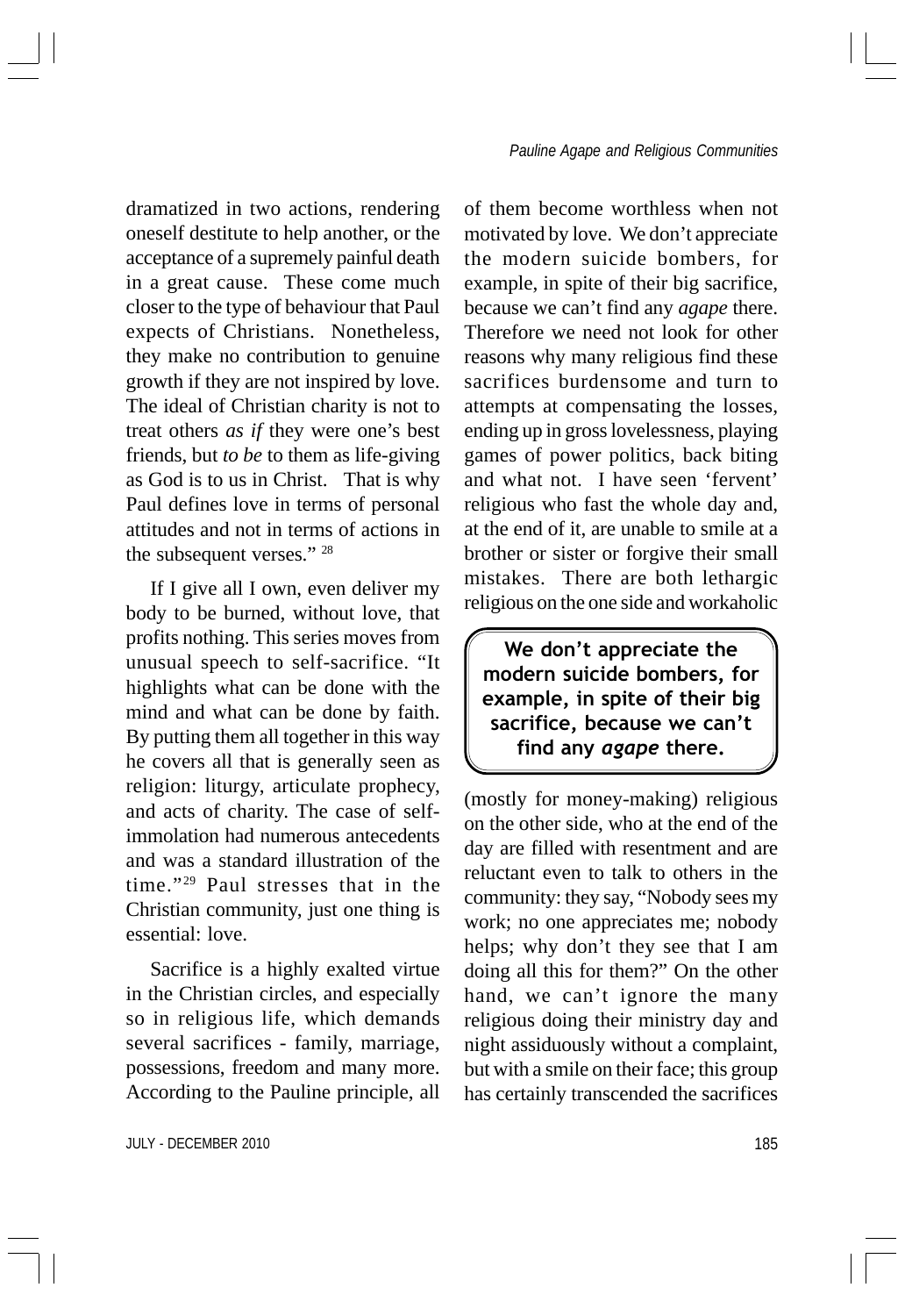dramatized in two actions, rendering oneself destitute to help another, or the acceptance of a supremely painful death in a great cause. These come much closer to the type of behaviour that Paul expects of Christians. Nonetheless, they make no contribution to genuine growth if they are not inspired by love. The ideal of Christian charity is not to treat others *as if* they were one's best friends, but *to be* to them as life-giving as God is to us in Christ. That is why Paul defines love in terms of personal attitudes and not in terms of actions in the subsequent verses." [28]

If I give all I own, even deliver my body to be burned, without love, that profits nothing. This series moves from unusual speech to self-sacrifice. "It highlights what can be done with the mind and what can be done by faith. By putting them all together in this way he covers all that is generally seen as religion: liturgy, articulate prophecy, and acts of charity. The case of self-immolation had numerous antecedents and was a standard illustration of the time."[29] Paul stresses that in the Christian community, just one thing is essential: love.

Sacrifice is a highly exalted virtue in the Christian circles, and especially so in religious life, which demands several sacrifices - family, marriage, possessions, freedom and many more. According to the Pauline principle, all of them become worthless when not motivated by love. We don't appreciate the modern suicide bombers, for example, in spite of their big sacrifice, because we can't find any *agape* there. Therefore we need not look for other reasons why many religious find these sacrifices burdensome and turn to attempts at compensating the losses, ending up in gross lovelessness, playing games of power politics, back biting and what not. I have seen 'fervent' religious who fast the whole day and, at the end of it, are unable to smile at a brother or sister or forgive their small mistakes. There are both lethargic religious on the one side and workaholic (mostly for money-making) religious on the other side, who at the end of the day are filled with resentment and are reluctant even to talk to others in the community: they say, "Nobody sees my work; no one appreciates me; nobody helps; why don't they see that I am doing all this for them?" On the other hand, we can't ignore the many religious doing their ministry day and night assiduously without a complaint, but with a smile on their face; this group has certainly transcended the sacrifices

> **We don't appreciate the modern suicide bombers, for example, in spite of their big sacrifice, because we can't find any *agape* there.**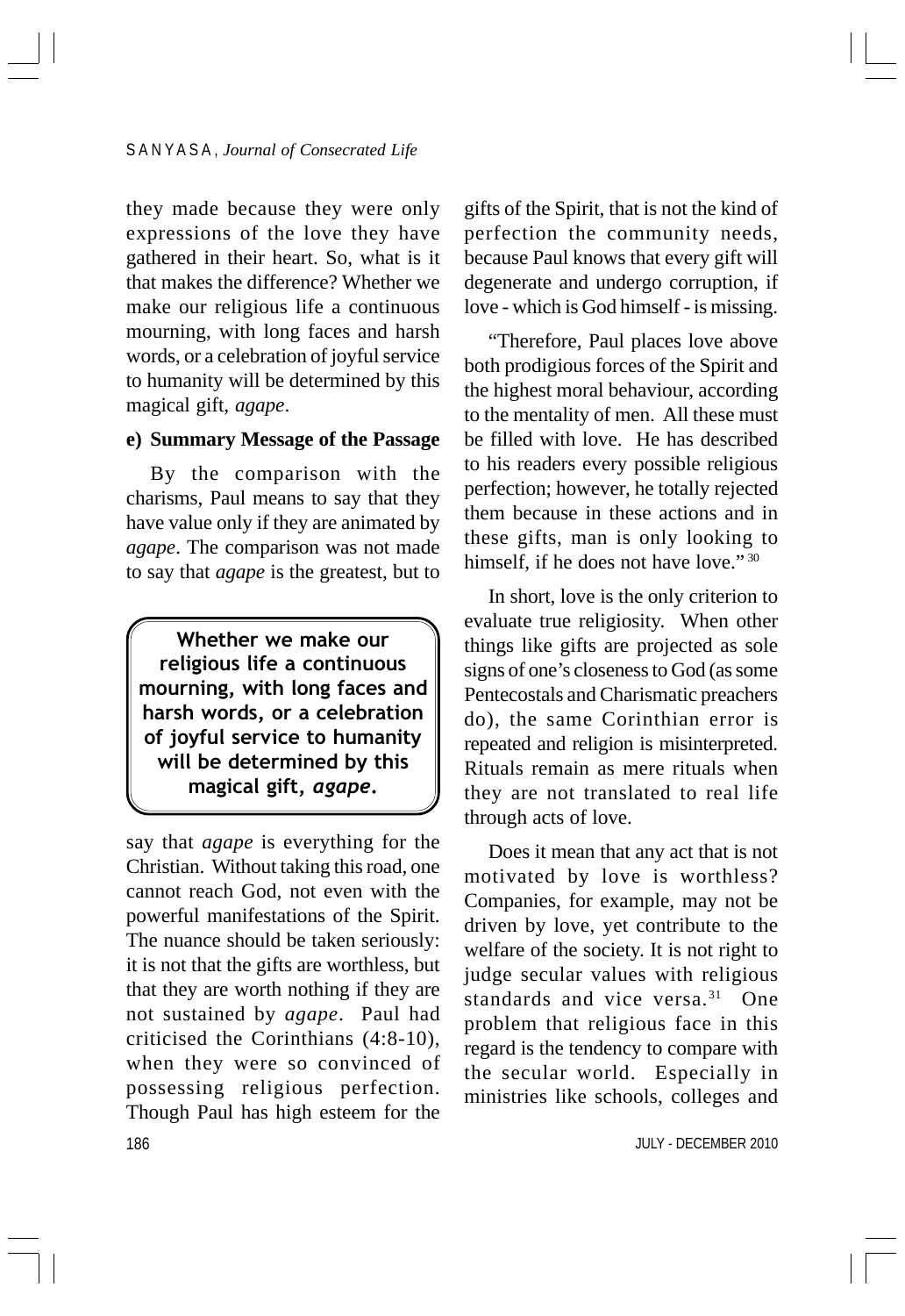they made because they were only expressions of the love they have gathered in their heart. So, what is it that makes the difference? Whether we make our religious life a continuous mourning, with long faces and harsh words, or a celebration of joyful service to humanity will be determined by this magical gift, *agape*.

**e) Summary Message of the Passage**

By the comparison with the charisms, Paul means to say that they have value only if they are animated by *agape*. The comparison was not made to say that *agape* is the greatest, but to say that *agape* is everything for the Christian. Without taking this road, one cannot reach God, not even with the powerful manifestations of the Spirit. The nuance should be taken seriously: it is not that the gifts are worthless, but that they are worth nothing if they are not sustained by *agape*. Paul had criticised the Corinthians (4:8-10), when they were so convinced of possessing religious perfection. Though Paul has high esteem for the gifts of the Spirit, that is not the kind of perfection the community needs, because Paul knows that every gift will degenerate and undergo corruption, if love - which is God himself - is missing.

> **Whether we make our religious life a continuous mourning, with long faces and harsh words, or a celebration of joyful service to humanity will be determined by this magical gift, *agape*.**

"Therefore, Paul places love above both prodigious forces of the Spirit and the highest moral behaviour, according to the mentality of men. All these must be filled with love. He has described to his readers every possible religious perfection; however, he totally rejected them because in these actions and in these gifts, man is only looking to himself, if he does not have love." [30]

In short, love is the only criterion to evaluate true religiosity. When other things like gifts are projected as sole signs of one's closeness to God (as some Pentecostals and Charismatic preachers do), the same Corinthian error is repeated and religion is misinterpreted. Rituals remain as mere rituals when they are not translated to real life through acts of love.

Does it mean that any act that is not motivated by love is worthless? Companies, for example, may not be driven by love, yet contribute to the welfare of the society. It is not right to judge secular values with religious standards and vice versa.[31] One problem that religious face in this regard is the tendency to compare with the secular world. Especially in ministries like schools, colleges and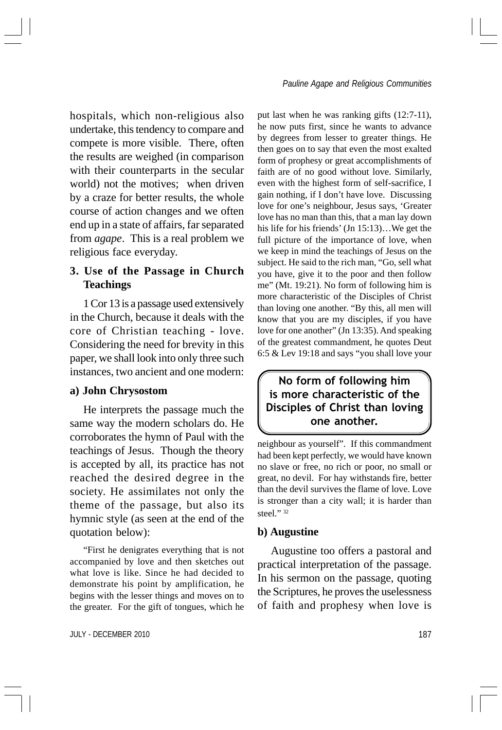hospitals, which non-religious also undertake, this tendency to compare and compete is more visible. There, often the results are weighed (in comparison with their counterparts in the secular world) not the motives; when driven by a craze for better results, the whole course of action changes and we often end up in a state of affairs, far separated from *agape*. This is a real problem we religious face everyday.

## 3. Use of the Passage in Church Teachings

1 Cor 13 is a passage used extensively in the Church, because it deals with the core of Christian teaching - love. Considering the need for brevity in this paper, we shall look into only three such instances, two ancient and one modern:

### a) John Chrysostom

He interprets the passage much the same way the modern scholars do. He corroborates the hymn of Paul with the teachings of Jesus. Though the theory is accepted by all, its practice has not reached the desired degree in the society. He assimilates not only the theme of the passage, but also its hymnic style (as seen at the end of the quotation below):

> "First he denigrates everything that is not accompanied by love and then sketches out what love is like. Since he had decided to demonstrate his point by amplification, he begins with the lesser things and moves on to the greater. For the gift of tongues, which he put last when he was ranking gifts (12:7-11), he now puts first, since he wants to advance by degrees from lesser to greater things. He then goes on to say that even the most exalted form of prophesy or great accomplishments of faith are of no good without love. Similarly, even with the highest form of self-sacrifice, I gain nothing, if I don't have love. Discussing love for one's neighbour, Jesus says, 'Greater love has no man than this, that a man lay down his life for his friends' (Jn 15:13)…We get the full picture of the importance of love, when we keep in mind the teachings of Jesus on the subject. He said to the rich man, "Go, sell what you have, give it to the poor and then follow me" (Mt. 19:21). No form of following him is more characteristic of the Disciples of Christ than loving one another. "By this, all men will know that you are my disciples, if you have love for one another" (Jn 13:35). And speaking of the greatest commandment, he quotes Deut 6:5 & Lev 19:18 and says "you shall love your neighbour as yourself". If this commandment had been kept perfectly, we would have known no slave or free, no rich or poor, no small or great, no devil. For hay withstands fire, better than the devil survives the flame of love. Love is stronger than a city wall; it is harder than steel." [32]

**No form of following him is more characteristic of the Disciples of Christ than loving one another.**

### b) Augustine

Augustine too offers a pastoral and practical interpretation of the passage. In his sermon on the passage, quoting the Scriptures, he proves the uselessness of faith and prophesy when love is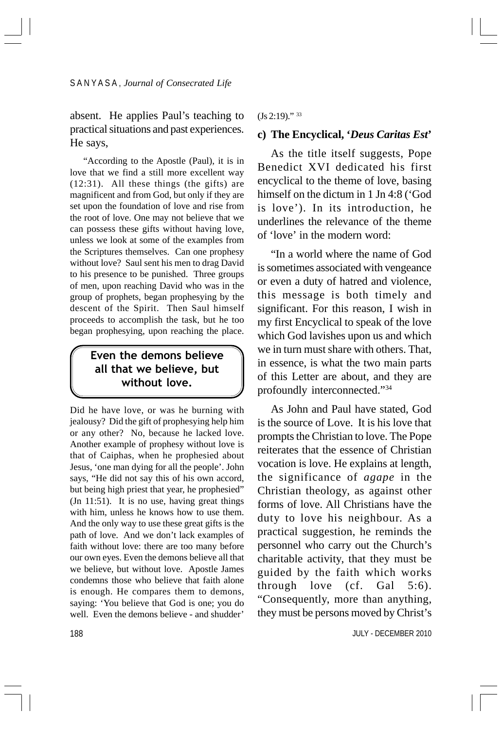absent. He applies Paul's teaching to practical situations and past experiences. He says,

"According to the Apostle (Paul), it is in love that we find a still more excellent way (12:31). All these things (the gifts) are magnificent and from God, but only if they are set upon the foundation of love and rise from the root of love. One may not believe that we can possess these gifts without having love, unless we look at some of the examples from the Scriptures themselves. Can one prophesy without love? Saul sent his men to drag David to his presence to be punished. Three groups of men, upon reaching David who was in the group of prophets, began prophesying by the descent of the Spirit. Then Saul himself proceeds to accomplish the task, but he too began prophesying, upon reaching the place.

> **Even the demons believe all that we believe, but without love.**

Did he have love, or was he burning with jealousy? Did the gift of prophesying help him or any other? No, because he lacked love. Another example of prophesy without love is that of Caiphas, when he prophesied about Jesus, 'one man dying for all the people'. John says, "He did not say this of his own accord, but being high priest that year, he prophesied" (Jn 11:51). It is no use, having great things with him, unless he knows how to use them. And the only way to use these great gifts is the path of love. And we don't lack examples of faith without love: there are too many before our own eyes. Even the demons believe all that we believe, but without love. Apostle James condemns those who believe that faith alone is enough. He compares them to demons, saying: 'You believe that God is one; you do well. Even the demons believe - and shudder' (Js 2:19)." [33]

### c) The Encyclical, '*Deus Caritas Est*'

As the title itself suggests, Pope Benedict XVI dedicated his first encyclical to the theme of love, basing himself on the dictum in 1 Jn 4:8 ('God is love'). In its introduction, he underlines the relevance of the theme of 'love' in the modern word:

"In a world where the name of God is sometimes associated with vengeance or even a duty of hatred and violence, this message is both timely and significant. For this reason, I wish in my first Encyclical to speak of the love which God lavishes upon us and which we in turn must share with others. That, in essence, is what the two main parts of this Letter are about, and they are profoundly interconnected."[34]

As John and Paul have stated, God is the source of Love. It is his love that prompts the Christian to love. The Pope reiterates that the essence of Christian vocation is love. He explains at length, the significance of *agape* in the Christian theology, as against other forms of love. All Christians have the duty to love his neighbour. As a practical suggestion, he reminds the personnel who carry out the Church's charitable activity, that they must be guided by the faith which works through love (cf. Gal 5:6). "Consequently, more than anything, they must be persons moved by Christ's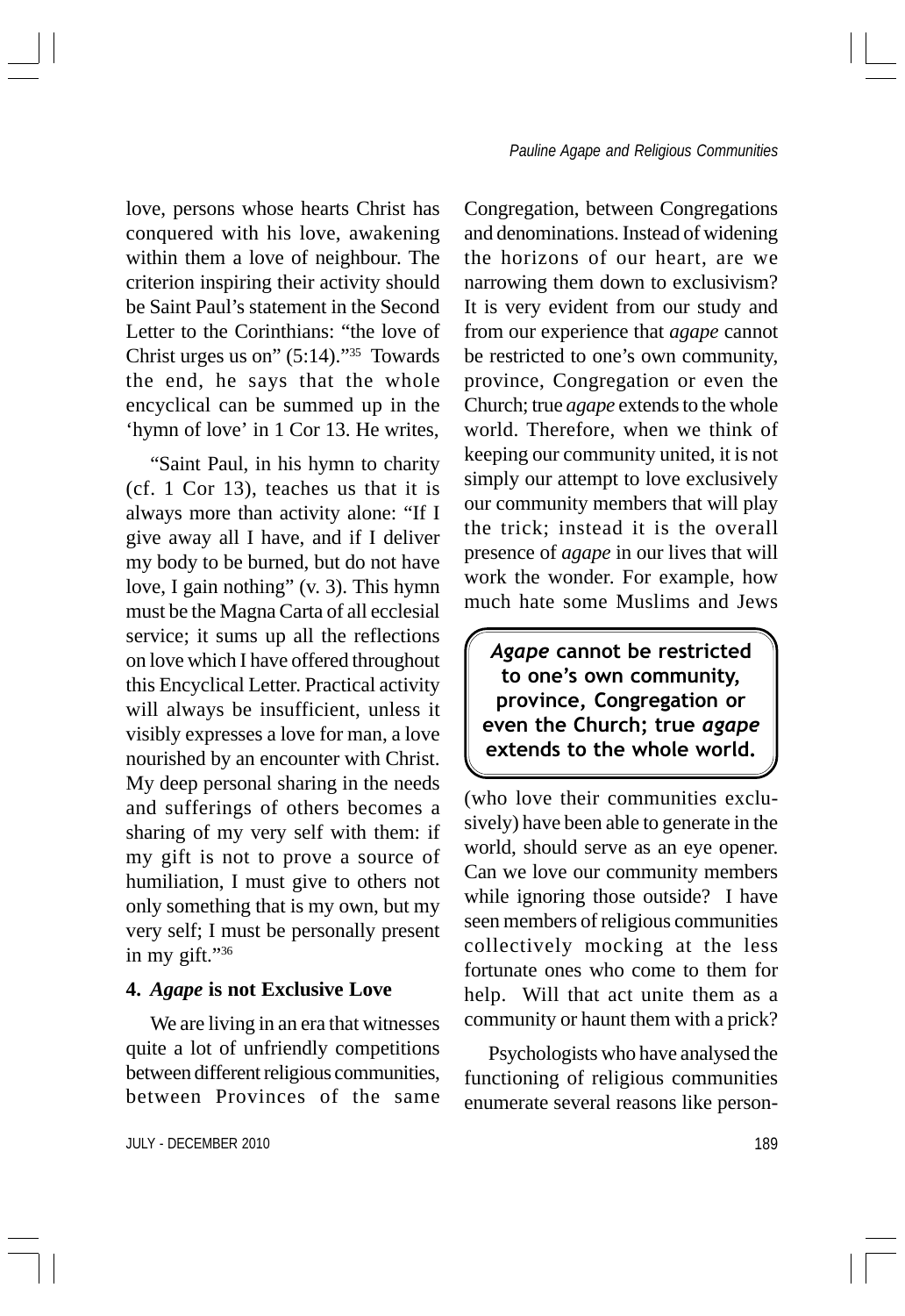love, persons whose hearts Christ has conquered with his love, awakening within them a love of neighbour. The criterion inspiring their activity should be Saint Paul's statement in the Second Letter to the Corinthians: "the love of Christ urges us on" (5:14)."[35] Towards the end, he says that the whole encyclical can be summed up in the 'hymn of love' in 1 Cor 13. He writes,

"Saint Paul, in his hymn to charity (cf. 1 Cor 13), teaches us that it is always more than activity alone: "If I give away all I have, and if I deliver my body to be burned, but do not have love, I gain nothing" (v. 3). This hymn must be the Magna Carta of all ecclesial service; it sums up all the reflections on love which I have offered throughout this Encyclical Letter. Practical activity will always be insufficient, unless it visibly expresses a love for man, a love nourished by an encounter with Christ. My deep personal sharing in the needs and sufferings of others becomes a sharing of my very self with them: if my gift is not to prove a source of humiliation, I must give to others not only something that is my own, but my very self; I must be personally present in my gift."[36]

## 4. *Agape* is not Exclusive Love

We are living in an era that witnesses quite a lot of unfriendly competitions between different religious communities, between Provinces of the same Congregation, between Congregations and denominations. Instead of widening the horizons of our heart, are we narrowing them down to exclusivism? It is very evident from our study and from our experience that *agape* cannot be restricted to one's own community, province, Congregation or even the Church; true *agape* extends to the whole world. Therefore, when we think of keeping our community united, it is not simply our attempt to love exclusively our community members that will play the trick; instead it is the overall presence of *agape* in our lives that will work the wonder. For example, how much hate some Muslims and Jews (who love their communities exclusively) have been able to generate in the world, should serve as an eye opener. Can we love our community members while ignoring those outside? I have seen members of religious communities collectively mocking at the less fortunate ones who come to them for help. Will that act unite them as a community or haunt them with a prick?

> ***Agape* cannot be restricted to one's own community, province, Congregation or even the Church; true *agape* extends to the whole world.**

Psychologists who have analysed the functioning of religious communities enumerate several reasons like person-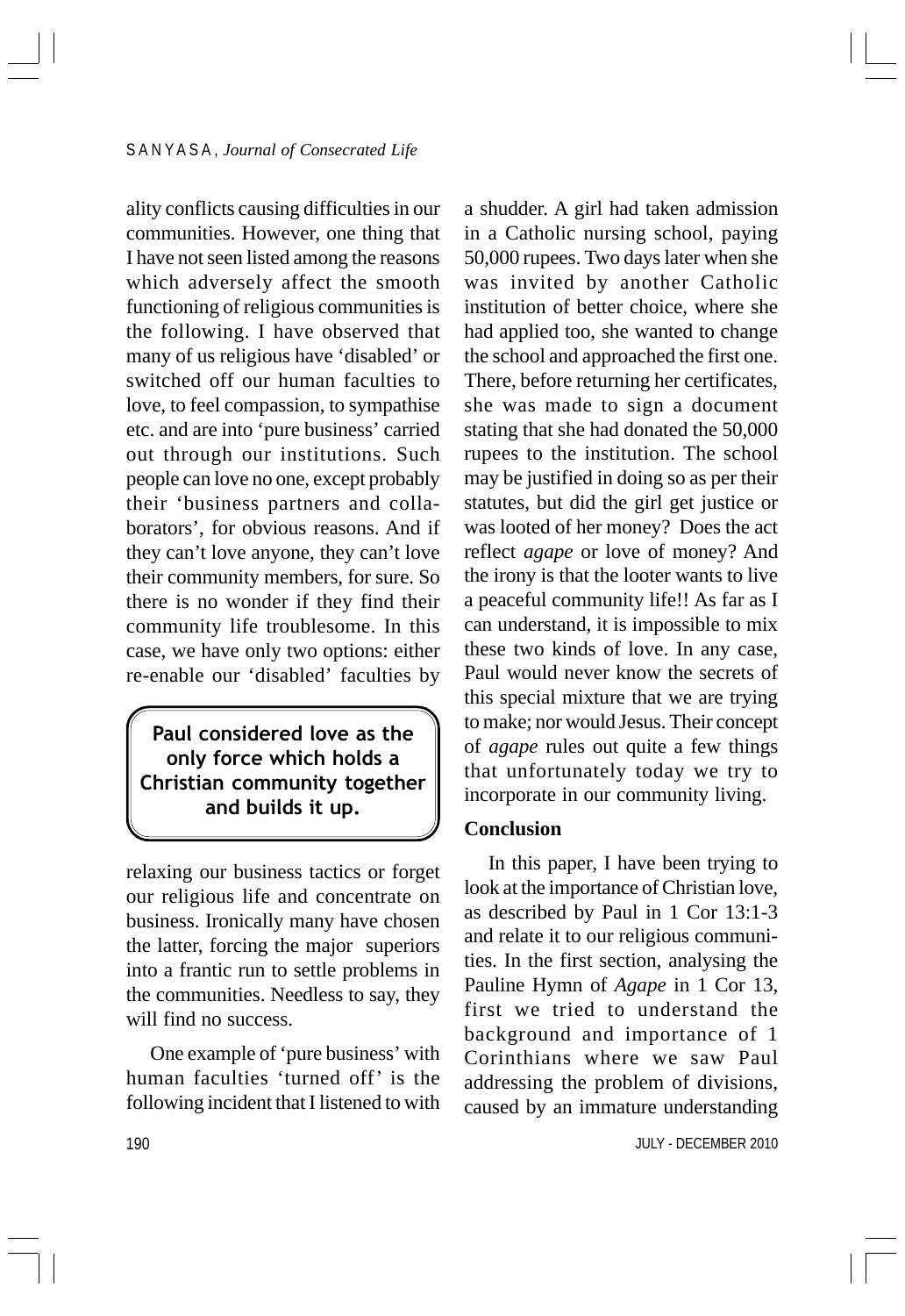ality conflicts causing difficulties in our communities. However, one thing that I have not seen listed among the reasons which adversely affect the smooth functioning of religious communities is the following. I have observed that many of us religious have 'disabled' or switched off our human faculties to love, to feel compassion, to sympathise etc. and are into 'pure business' carried out through our institutions. Such people can love no one, except probably their 'business partners and collaborators', for obvious reasons. And if they can't love anyone, they can't love their community members, for sure. So there is no wonder if they find their community life troublesome. In this case, we have only two options: either re-enable our 'disabled' faculties by relaxing our business tactics or forget our religious life and concentrate on business. Ironically many have chosen the latter, forcing the major superiors into a frantic run to settle problems in the communities. Needless to say, they will find no success.

> **Paul considered love as the only force which holds a Christian community together and builds it up.**

One example of 'pure business' with human faculties 'turned off' is the following incident that I listened to with a shudder. A girl had taken admission in a Catholic nursing school, paying 50,000 rupees. Two days later when she was invited by another Catholic institution of better choice, where she had applied too, she wanted to change the school and approached the first one. There, before returning her certificates, she was made to sign a document stating that she had donated the 50,000 rupees to the institution. The school may be justified in doing so as per their statutes, but did the girl get justice or was looted of her money? Does the act reflect *agape* or love of money? And the irony is that the looter wants to live a peaceful community life!! As far as I can understand, it is impossible to mix these two kinds of love. In any case, Paul would never know the secrets of this special mixture that we are trying to make; nor would Jesus. Their concept of *agape* rules out quite a few things that unfortunately today we try to incorporate in our community living.

## Conclusion

In this paper, I have been trying to look at the importance of Christian love, as described by Paul in 1 Cor 13:1-3 and relate it to our religious communities. In the first section, analysing the Pauline Hymn of *Agape* in 1 Cor 13, first we tried to understand the background and importance of 1 Corinthians where we saw Paul addressing the problem of divisions, caused by an immature understanding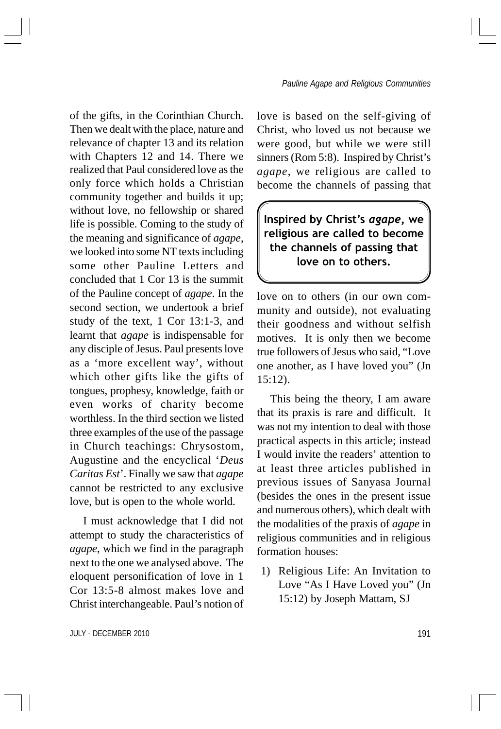of the gifts, in the Corinthian Church. Then we dealt with the place, nature and relevance of chapter 13 and its relation with Chapters 12 and 14. There we realized that Paul considered love as the only force which holds a Christian community together and builds it up; without love, no fellowship or shared life is possible. Coming to the study of the meaning and significance of *agape*, we looked into some NT texts including some other Pauline Letters and concluded that 1 Cor 13 is the summit of the Pauline concept of *agape*. In the second section, we undertook a brief study of the text, 1 Cor 13:1-3, and learnt that *agape* is indispensable for any disciple of Jesus. Paul presents love as a 'more excellent way', without which other gifts like the gifts of tongues, prophesy, knowledge, faith or even works of charity become worthless. In the third section we listed three examples of the use of the passage in Church teachings: Chrysostom, Augustine and the encyclical '*Deus Caritas Est*'. Finally we saw that *agape* cannot be restricted to any exclusive love, but is open to the whole world.

I must acknowledge that I did not attempt to study the characteristics of *agape*, which we find in the paragraph next to the one we analysed above. The eloquent personification of love in 1 Cor 13:5-8 almost makes love and Christ interchangeable. Paul's notion of love is based on the self-giving of Christ, who loved us not because we were good, but while we were still sinners (Rom 5:8). Inspired by Christ's *agape*, we religious are called to become the channels of passing that love on to others (in our own community and outside), not evaluating their goodness and without selfish motives. It is only then we become true followers of Jesus who said, "Love one another, as I have loved you" (Jn 15:12).

> **Inspired by Christ's *agape*, we religious are called to become the channels of passing that love on to others.**

This being the theory, I am aware that its praxis is rare and difficult. It was not my intention to deal with those practical aspects in this article; instead I would invite the readers' attention to at least three articles published in previous issues of Sanyasa Journal (besides the ones in the present issue and numerous others), which dealt with the modalities of the praxis of *agape* in religious communities and in religious formation houses:

1) Religious Life: An Invitation to Love "As I Have Loved you" (Jn 15:12) by Joseph Mattam, SJ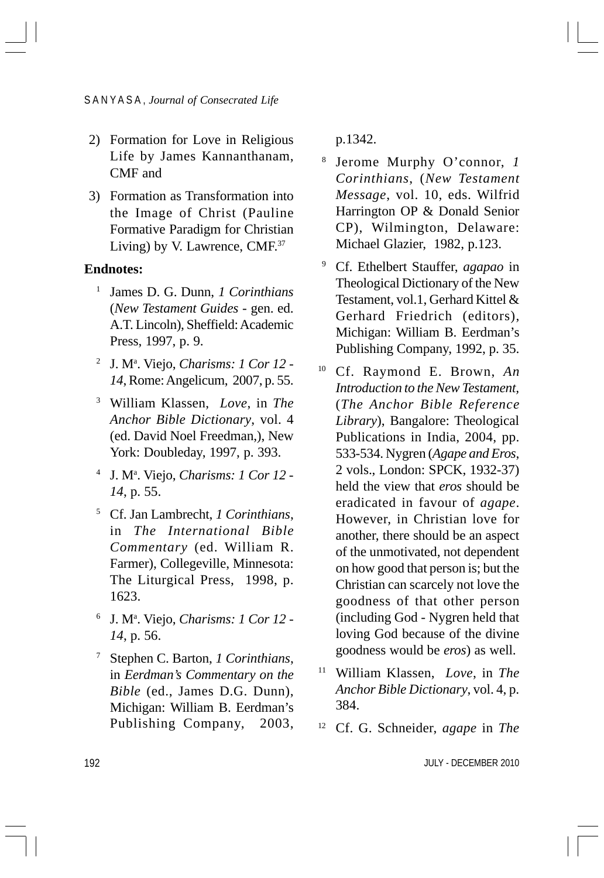2) Formation for Love in Religious Life by James Kannanthanam, CMF and

3) Formation as Transformation into the Image of Christ (Pauline Formative Paradigm for Christian Living) by V. Lawrence, CMF.[37]

**Endnotes:**

[1] James D. G. Dunn, *1 Corinthians* (*New Testament Guides* - gen. ed. A.T. Lincoln), Sheffield: Academic Press, 1997, p. 9.

[2] J. Mª. Viejo, *Charisms: 1 Cor 12 - 14*, Rome: Angelicum, 2007, p. 55.

[3] William Klassen, *Love*, in *The Anchor Bible Dictionary*, vol. 4 (ed. David Noel Freedman,), New York: Doubleday, 1997, p. 393.

[4] J. Mª. Viejo, *Charisms: 1 Cor 12 - 14*, p. 55.

[5] Cf. Jan Lambrecht, *1 Corinthians*, in *The International Bible Commentary* (ed. William R. Farmer), Collegeville, Minnesota: The Liturgical Press, 1998, p. 1623.

[6] J. Mª. Viejo, *Charisms: 1 Cor 12 - 14*, p. 56.

[7] Stephen C. Barton, *1 Corinthians*, in *Eerdman's Commentary on the Bible* (ed., James D.G. Dunn), Michigan: William B. Eerdman's Publishing Company, 2003, p.1342.

[8] Jerome Murphy O'connor, *1 Corinthians*, (*New Testament Message*, vol. 10, eds. Wilfrid Harrington OP & Donald Senior CP), Wilmington, Delaware: Michael Glazier, 1982, p.123.

[9] Cf. Ethelbert Stauffer, *agapao* in Theological Dictionary of the New Testament, vol.1, Gerhard Kittel & Gerhard Friedrich (editors), Michigan: William B. Eerdman's Publishing Company, 1992, p. 35.

[10] Cf. Raymond E. Brown, *An Introduction to the New Testament*, (*The Anchor Bible Reference Library*), Bangalore: Theological Publications in India, 2004, pp. 533-534. Nygren (*Agape and Eros*, 2 vols., London: SPCK, 1932-37) held the view that *eros* should be eradicated in favour of *agape*. However, in Christian love for another, there should be an aspect of the unmotivated, not dependent on how good that person is; but the Christian can scarcely not love the goodness of that other person (including God - Nygren held that loving God because of the divine goodness would be *eros*) as well.

[11] William Klassen, *Love*, in *The Anchor Bible Dictionary*, vol. 4, p. 384.

[12] Cf. G. Schneider, *agape* in *The*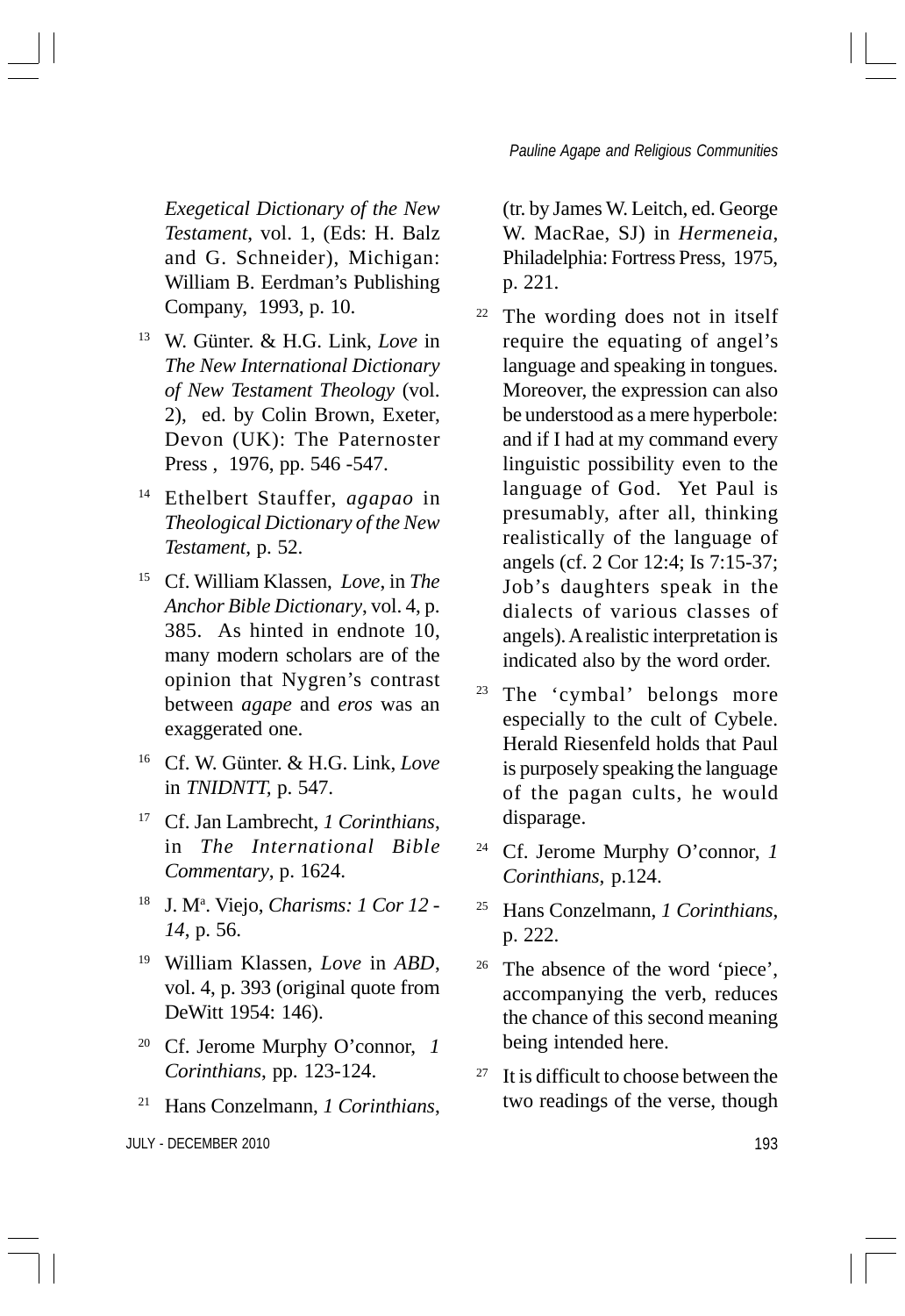*Exegetical Dictionary of the New Testament*, vol. 1, (Eds: H. Balz and G. Schneider), Michigan: William B. Eerdman's Publishing Company, 1993, p. 10.

[13] W. Günter. & H.G. Link, *Love* in *The New International Dictionary of New Testament Theology* (vol. 2), ed. by Colin Brown, Exeter, Devon (UK): The Paternoster Press , 1976, pp. 546 -547.

[14] Ethelbert Stauffer, *agapao* in *Theological Dictionary of the New Testament*, p. 52.

[15] Cf. William Klassen, *Love*, in *The Anchor Bible Dictionary*, vol. 4, p. 385. As hinted in endnote 10, many modern scholars are of the opinion that Nygren's contrast between *agape* and *eros* was an exaggerated one.

[16] Cf. W. Günter. & H.G. Link, *Love* in *TNIDNTT*, p. 547.

[17] Cf. Jan Lambrecht, *1 Corinthians*, in *The International Bible Commentary*, p. 1624.

[18] J. Mª. Viejo, *Charisms: 1 Cor 12 - 14*, p. 56.

[19] William Klassen, *Love* in *ABD*, vol. 4, p. 393 (original quote from DeWitt 1954: 146).

[20] Cf. Jerome Murphy O'connor, *1 Corinthians*, pp. 123-124.

[21] Hans Conzelmann, *1 Corinthians*, (tr. by James W. Leitch, ed. George W. MacRae, SJ) in *Hermeneia*, Philadelphia: Fortress Press, 1975, p. 221.

[22] The wording does not in itself require the equating of angel's language and speaking in tongues. Moreover, the expression can also be understood as a mere hyperbole: and if I had at my command every linguistic possibility even to the language of God. Yet Paul is presumably, after all, thinking realistically of the language of angels (cf. 2 Cor 12:4; Is 7:15-37; Job's daughters speak in the dialects of various classes of angels). A realistic interpretation is indicated also by the word order.

[23] The 'cymbal' belongs more especially to the cult of Cybele. Herald Riesenfeld holds that Paul is purposely speaking the language of the pagan cults, he would disparage.

[24] Cf. Jerome Murphy O'connor, *1 Corinthians*, p.124.

[25] Hans Conzelmann, *1 Corinthians*, p. 222.

[26] The absence of the word 'piece', accompanying the verb, reduces the chance of this second meaning being intended here.

[27] It is difficult to choose between the two readings of the verse, though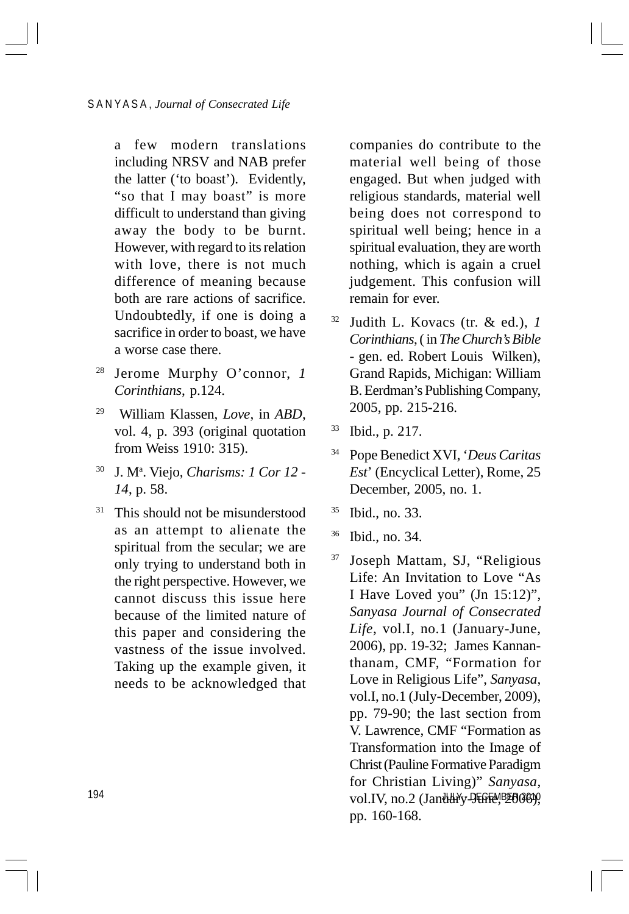a few modern translations including NRSV and NAB prefer the latter ('to boast'). Evidently, "so that I may boast" is more difficult to understand than giving away the body to be burnt. However, with regard to its relation with love, there is not much difference of meaning because both are rare actions of sacrifice. Undoubtedly, if one is doing a sacrifice in order to boast, we have a worse case there.

[28] Jerome Murphy O'connor, *1 Corinthians*, p.124.

[29] William Klassen, *Love*, in *ABD*, vol. 4, p. 393 (original quotation from Weiss 1910: 315).

[30] J. Mª. Viejo, *Charisms: 1 Cor 12 - 14*, p. 58.

[31] This should not be misunderstood as an attempt to alienate the spiritual from the secular; we are only trying to understand both in the right perspective. However, we cannot discuss this issue here because of the limited nature of this paper and considering the vastness of the issue involved. Taking up the example given, it needs to be acknowledged that companies do contribute to the material well being of those engaged. But when judged with religious standards, material well being does not correspond to spiritual well being; hence in a spiritual evaluation, they are worth nothing, which is again a cruel judgement. This confusion will remain for ever.

[32] Judith L. Kovacs (tr. & ed.), *1 Corinthians*, ( in *The Church's Bible* - gen. ed. Robert Louis Wilken), Grand Rapids, Michigan: William B. Eerdman's Publishing Company, 2005, pp. 215-216.

[33] Ibid., p. 217.

[34] Pope Benedict XVI, '*Deus Caritas Est*' (Encyclical Letter), Rome, 25 December, 2005, no. 1.

[35] Ibid., no. 33.

[36] Ibid., no. 34.

[37] Joseph Mattam, SJ, "Religious Life: An Invitation to Love "As I Have Loved you" (Jn 15:12)", *Sanyasa Journal of Consecrated Life*, vol.I, no.1 (January-June, 2006), pp. 19-32; James Kannanthanam, CMF, "Formation for Love in Religious Life", *Sanyasa*, vol.I, no.1 (July-December, 2009), pp. 79-90; the last section from V. Lawrence, CMF "Formation as Transformation into the Image of Christ (Pauline Formative Paradigm for Christian Living)" *Sanyasa*, vol.IV, no.2 (January-June, 2006), pp. 160-168.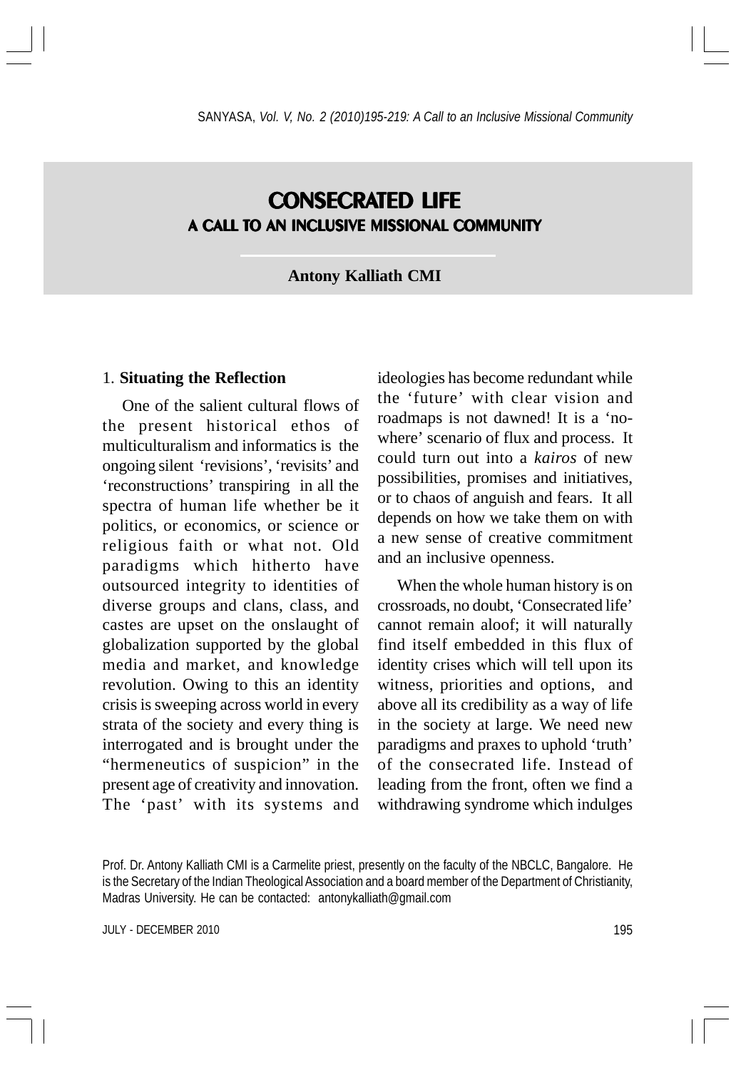# CONSECRATED LIFE
## A CALL TO AN INCLUSIVE MISSIONAL COMMUNITY

**Antony Kalliath CMI**

### 1. **Situating the Reflection**

One of the salient cultural flows of the present historical ethos of multiculturalism and informatics is the ongoing silent 'revisions', 'revisits' and 'reconstructions' transpiring in all the spectra of human life whether be it politics, or economics, or science or religious faith or what not. Old paradigms which hitherto have outsourced integrity to identities of diverse groups and clans, class, and castes are upset on the onslaught of globalization supported by the global media and market, and knowledge revolution. Owing to this an identity crisis is sweeping across world in every strata of the society and every thing is interrogated and is brought under the "hermeneutics of suspicion" in the present age of creativity and innovation. The 'past' with its systems and ideologies has become redundant while the 'future' with clear vision and roadmaps is not dawned! It is a 'no-where' scenario of flux and process. It could turn out into a *kairos* of new possibilities, promises and initiatives, or to chaos of anguish and fears. It all depends on how we take them on with a new sense of creative commitment and an inclusive openness.

When the whole human history is on crossroads, no doubt, 'Consecrated life' cannot remain aloof; it will naturally find itself embedded in this flux of identity crises which will tell upon its witness, priorities and options, and above all its credibility as a way of life in the society at large. We need new paradigms and praxes to uphold 'truth' of the consecrated life. Instead of leading from the front, often we find a withdrawing syndrome which indulges

Prof. Dr. Antony Kalliath CMI is a Carmelite priest, presently on the faculty of the NBCLC, Bangalore. He is the Secretary of the Indian Theological Association and a board member of the Department of Christianity, Madras University. He can be contacted: antonykalliath@gmail.com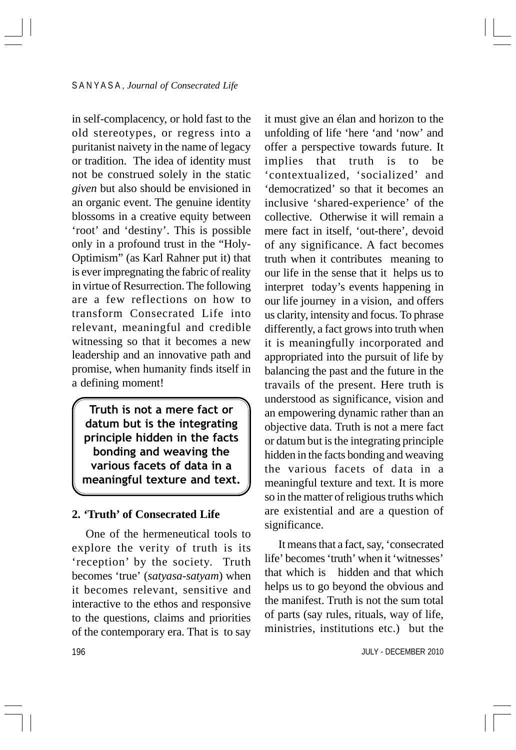in self-complacency, or hold fast to the old stereotypes, or regress into a puritanist naivety in the name of legacy or tradition. The idea of identity must not be construed solely in the static *given* but also should be envisioned in an organic event. The genuine identity blossoms in a creative equity between 'root' and 'destiny'. This is possible only in a profound trust in the "Holy-Optimism" (as Karl Rahner put it) that is ever impregnating the fabric of reality in virtue of Resurrection. The following are a few reflections on how to transform Consecrated Life into relevant, meaningful and credible witnessing so that it becomes a new leadership and an innovative path and promise, when humanity finds itself in a defining moment!

> **Truth is not a mere fact or datum but is the integrating principle hidden in the facts bonding and weaving the various facets of data in a meaningful texture and text.**

### 2. 'Truth' of Consecrated Life

One of the hermeneutical tools to explore the verity of truth is its 'reception' by the society. Truth becomes 'true' (*satyasa-satyam*) when it becomes relevant, sensitive and interactive to the ethos and responsive to the questions, claims and priorities of the contemporary era. That is to say it must give an élan and horizon to the unfolding of life 'here 'and 'now' and offer a perspective towards future. It implies that truth is to be 'contextualized, 'socialized' and 'democratized' so that it becomes an inclusive 'shared-experience' of the collective. Otherwise it will remain a mere fact in itself, 'out-there', devoid of any significance. A fact becomes truth when it contributes meaning to our life in the sense that it helps us to interpret today's events happening in our life journey in a vision, and offers us clarity, intensity and focus. To phrase differently, a fact grows into truth when it is meaningfully incorporated and appropriated into the pursuit of life by balancing the past and the future in the travails of the present. Here truth is understood as significance, vision and an empowering dynamic rather than an objective data. Truth is not a mere fact or datum but is the integrating principle hidden in the facts bonding and weaving the various facets of data in a meaningful texture and text. It is more so in the matter of religious truths which are existential and are a question of significance.

It means that a fact, say, 'consecrated life' becomes 'truth' when it 'witnesses' that which is hidden and that which helps us to go beyond the obvious and the manifest. Truth is not the sum total of parts (say rules, rituals, way of life, ministries, institutions etc.) but the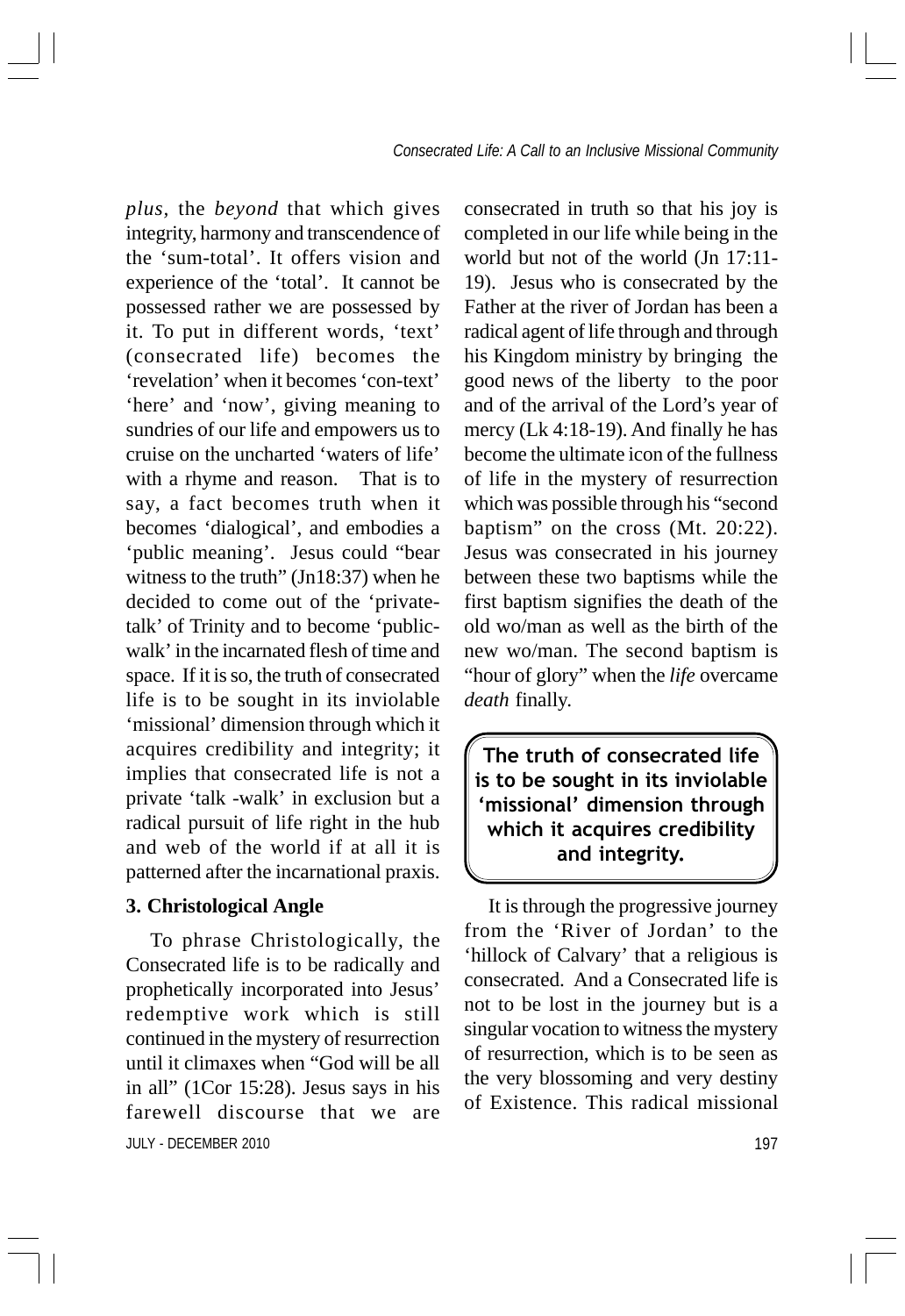*plus*, the *beyond* that which gives integrity, harmony and transcendence of the 'sum-total'. It offers vision and experience of the 'total'. It cannot be possessed rather we are possessed by it. To put in different words, 'text' (consecrated life) becomes the 'revelation' when it becomes 'con-text' 'here' and 'now', giving meaning to sundries of our life and empowers us to cruise on the uncharted 'waters of life' with a rhyme and reason. That is to say, a fact becomes truth when it becomes 'dialogical', and embodies a 'public meaning'. Jesus could "bear witness to the truth" (Jn18:37) when he decided to come out of the 'private-talk' of Trinity and to become 'public-walk' in the incarnated flesh of time and space. If it is so, the truth of consecrated life is to be sought in its inviolable 'missional' dimension through which it acquires credibility and integrity; it implies that consecrated life is not a private 'talk -walk' in exclusion but a radical pursuit of life right in the hub and web of the world if at all it is patterned after the incarnational praxis.

### 3. Christological Angle

To phrase Christologically, the Consecrated life is to be radically and prophetically incorporated into Jesus' redemptive work which is still continued in the mystery of resurrection until it climaxes when "God will be all in all" (1Cor 15:28). Jesus says in his farewell discourse that we are consecrated in truth so that his joy is completed in our life while being in the world but not of the world (Jn 17:11-19). Jesus who is consecrated by the Father at the river of Jordan has been a radical agent of life through and through his Kingdom ministry by bringing the good news of the liberty to the poor and of the arrival of the Lord's year of mercy (Lk 4:18-19). And finally he has become the ultimate icon of the fullness of life in the mystery of resurrection which was possible through his "second baptism" on the cross (Mt. 20:22). Jesus was consecrated in his journey between these two baptisms while the first baptism signifies the death of the old wo/man as well as the birth of the new wo/man. The second baptism is "hour of glory" when the *life* overcame *death* finally.

> **The truth of consecrated life is to be sought in its inviolable 'missional' dimension through which it acquires credibility and integrity.**

It is through the progressive journey from the 'River of Jordan' to the 'hillock of Calvary' that a religious is consecrated. And a Consecrated life is not to be lost in the journey but is a singular vocation to witness the mystery of resurrection, which is to be seen as the very blossoming and very destiny of Existence. This radical missional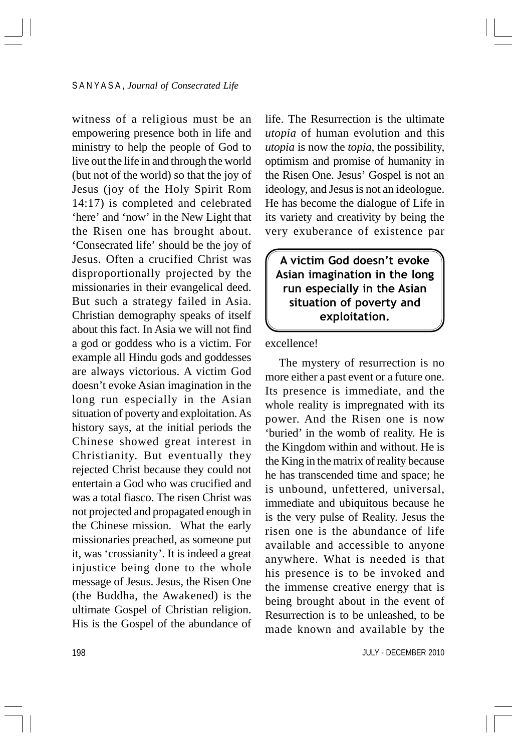witness of a religious must be an empowering presence both in life and ministry to help the people of God to live out the life in and through the world (but not of the world) so that the joy of Jesus (joy of the Holy Spirit Rom 14:17) is completed and celebrated 'here' and 'now' in the New Light that the Risen one has brought about. 'Consecrated life' should be the joy of Jesus. Often a crucified Christ was disproportionally projected by the missionaries in their evangelical deed. But such a strategy failed in Asia. Christian demography speaks of itself about this fact. In Asia we will not find a god or goddess who is a victim. For example all Hindu gods and goddesses are always victorious. A victim God doesn't evoke Asian imagination in the long run especially in the Asian situation of poverty and exploitation. As history says, at the initial periods the Chinese showed great interest in Christianity. But eventually they rejected Christ because they could not entertain a God who was crucified and was a total fiasco. The risen Christ was not projected and propagated enough in the Chinese mission. What the early missionaries preached, as someone put it, was 'crossianity'. It is indeed a great injustice being done to the whole message of Jesus. Jesus, the Risen One (the Buddha, the Awakened) is the ultimate Gospel of Christian religion. His is the Gospel of the abundance of life. The Resurrection is the ultimate *utopia* of human evolution and this *utopia* is now the *topia*, the possibility, optimism and promise of humanity in the Risen One. Jesus' Gospel is not an ideology, and Jesus is not an ideologue. He has become the dialogue of Life in its variety and creativity by being the very exuberance of existence par excellence!

> **A victim God doesn't evoke Asian imagination in the long run especially in the Asian situation of poverty and exploitation.**

The mystery of resurrection is no more either a past event or a future one. Its presence is immediate, and the whole reality is impregnated with its power. And the Risen one is now 'buried' in the womb of reality. He is the Kingdom within and without. He is the King in the matrix of reality because he has transcended time and space; he is unbound, unfettered, universal, immediate and ubiquitous because he is the very pulse of Reality. Jesus the risen one is the abundance of life available and accessible to anyone anywhere. What is needed is that his presence is to be invoked and the immense creative energy that is being brought about in the event of Resurrection is to be unleashed, to be made known and available by the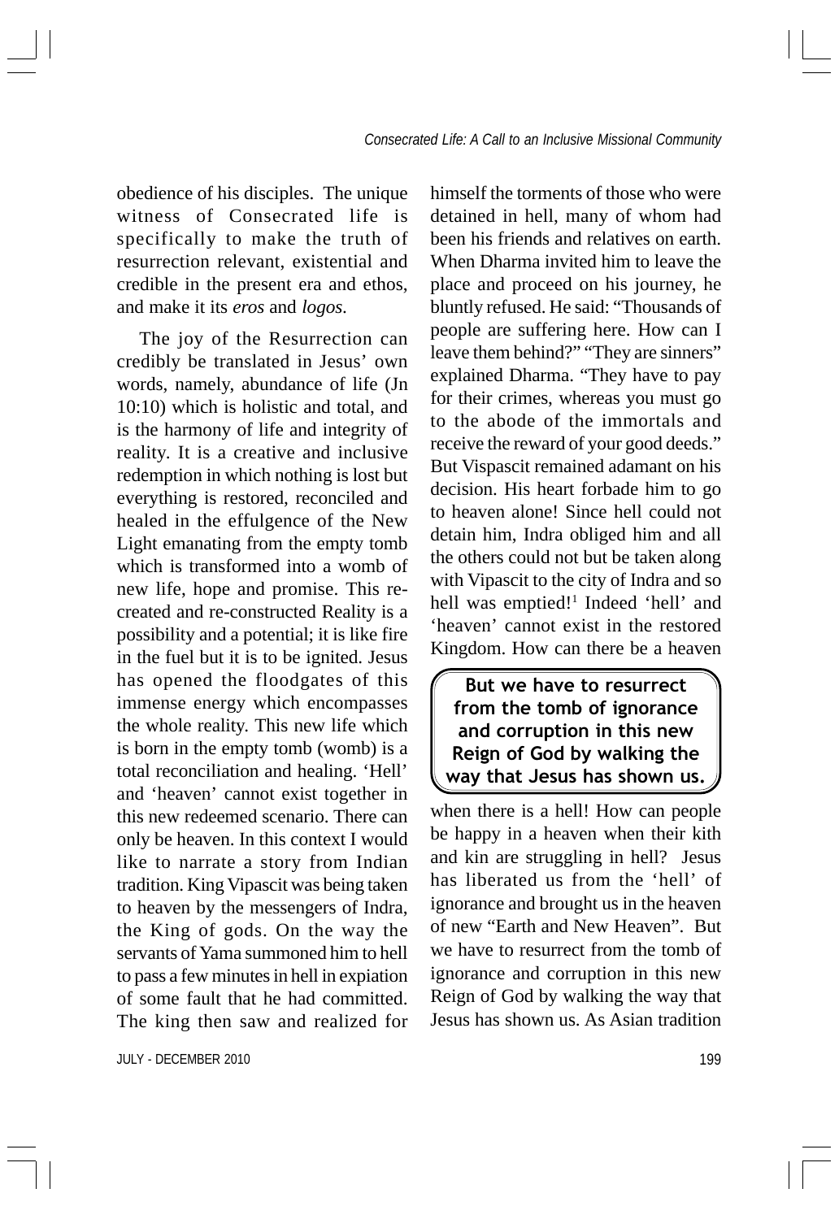obedience of his disciples. The unique witness of Consecrated life is specifically to make the truth of resurrection relevant, existential and credible in the present era and ethos, and make it its *eros* and *logos*.

The joy of the Resurrection can credibly be translated in Jesus' own words, namely, abundance of life (Jn 10:10) which is holistic and total, and is the harmony of life and integrity of reality. It is a creative and inclusive redemption in which nothing is lost but everything is restored, reconciled and healed in the effulgence of the New Light emanating from the empty tomb which is transformed into a womb of new life, hope and promise. This re-created and re-constructed Reality is a possibility and a potential; it is like fire in the fuel but it is to be ignited. Jesus has opened the floodgates of this immense energy which encompasses the whole reality. This new life which is born in the empty tomb (womb) is a total reconciliation and healing. 'Hell' and 'heaven' cannot exist together in this new redeemed scenario. There can only be heaven. In this context I would like to narrate a story from Indian tradition. King Vipascit was being taken to heaven by the messengers of Indra, the King of gods. On the way the servants of Yama summoned him to hell to pass a few minutes in hell in expiation of some fault that he had committed. The king then saw and realized for himself the torments of those who were detained in hell, many of whom had been his friends and relatives on earth. When Dharma invited him to leave the place and proceed on his journey, he bluntly refused. He said: "Thousands of people are suffering here. How can I leave them behind?" "They are sinners" explained Dharma. "They have to pay for their crimes, whereas you must go to the abode of the immortals and receive the reward of your good deeds." But Vispascit remained adamant on his decision. His heart forbade him to go to heaven alone! Since hell could not detain him, Indra obliged him and all the others could not but be taken along with Vipascit to the city of Indra and so hell was emptied![1] Indeed 'hell' and 'heaven' cannot exist in the restored Kingdom. How can there be a heaven when there is a hell! How can people be happy in a heaven when their kith and kin are struggling in hell? Jesus has liberated us from the 'hell' of ignorance and brought us in the heaven of new "Earth and New Heaven". But we have to resurrect from the tomb of ignorance and corruption in this new Reign of God by walking the way that Jesus has shown us. As Asian tradition

> **But we have to resurrect from the tomb of ignorance and corruption in this new Reign of God by walking the way that Jesus has shown us.**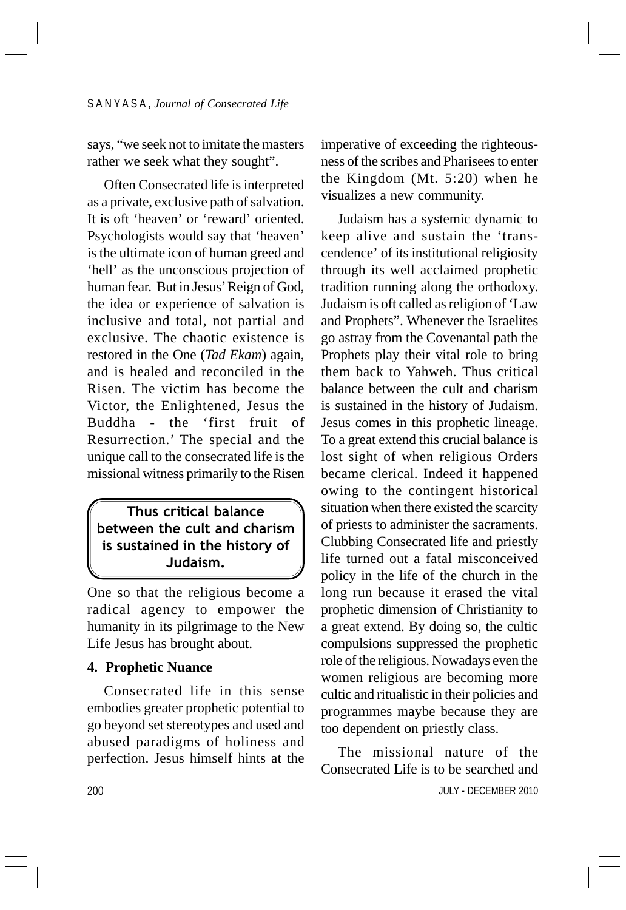says, "we seek not to imitate the masters rather we seek what they sought".

Often Consecrated life is interpreted as a private, exclusive path of salvation. It is oft 'heaven' or 'reward' oriented. Psychologists would say that 'heaven' is the ultimate icon of human greed and 'hell' as the unconscious projection of human fear. But in Jesus' Reign of God, the idea or experience of salvation is inclusive and total, not partial and exclusive. The chaotic existence is restored in the One (*Tad Ekam*) again, and is healed and reconciled in the Risen. The victim has become the Victor, the Enlightened, Jesus the Buddha - the 'first fruit of Resurrection.' The special and the unique call to the consecrated life is the missional witness primarily to the Risen One so that the religious become a radical agency to empower the humanity in its pilgrimage to the New Life Jesus has brought about.

> **Thus critical balance between the cult and charism is sustained in the history of Judaism.**

## 4. Prophetic Nuance

Consecrated life in this sense embodies greater prophetic potential to go beyond set stereotypes and used and abused paradigms of holiness and perfection. Jesus himself hints at the imperative of exceeding the righteousness of the scribes and Pharisees to enter the Kingdom (Mt. 5:20) when he visualizes a new community.

Judaism has a systemic dynamic to keep alive and sustain the 'transcendence' of its institutional religiosity through its well acclaimed prophetic tradition running along the orthodoxy. Judaism is oft called as religion of 'Law and Prophets". Whenever the Israelites go astray from the Covenantal path the Prophets play their vital role to bring them back to Yahweh. Thus critical balance between the cult and charism is sustained in the history of Judaism. Jesus comes in this prophetic lineage. To a great extend this crucial balance is lost sight of when religious Orders became clerical. Indeed it happened owing to the contingent historical situation when there existed the scarcity of priests to administer the sacraments. Clubbing Consecrated life and priestly life turned out a fatal misconceived policy in the life of the church in the long run because it erased the vital prophetic dimension of Christianity to a great extend. By doing so, the cultic compulsions suppressed the prophetic role of the religious. Nowadays even the women religious are becoming more cultic and ritualistic in their policies and programmes maybe because they are too dependent on priestly class.

The missional nature of the Consecrated Life is to be searched and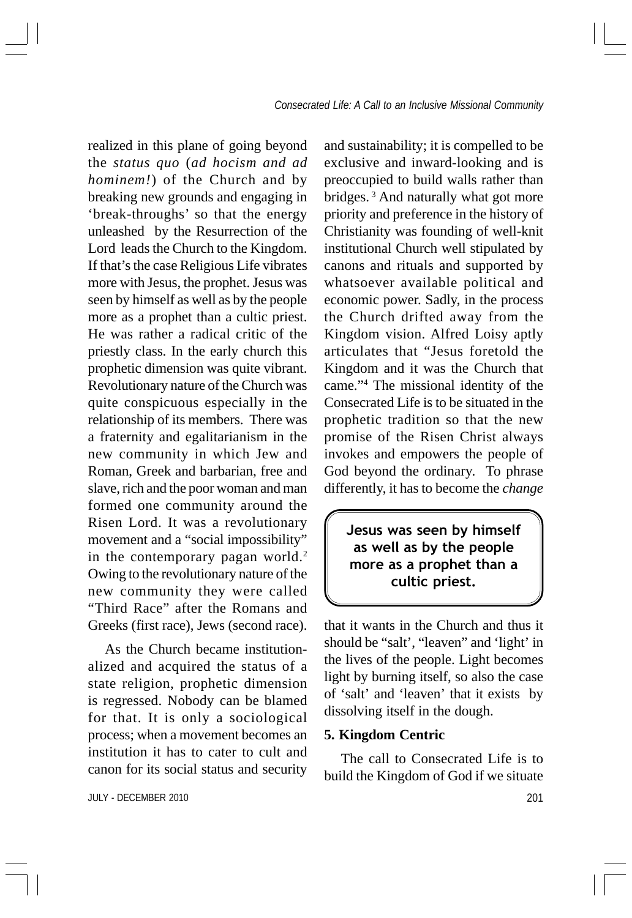realized in this plane of going beyond the *status quo* (*ad hocism and ad hominem!*) of the Church and by breaking new grounds and engaging in 'break-throughs' so that the energy unleashed by the Resurrection of the Lord leads the Church to the Kingdom. If that's the case Religious Life vibrates more with Jesus, the prophet. Jesus was seen by himself as well as by the people more as a prophet than a cultic priest. He was rather a radical critic of the priestly class. In the early church this prophetic dimension was quite vibrant. Revolutionary nature of the Church was quite conspicuous especially in the relationship of its members. There was a fraternity and egalitarianism in the new community in which Jew and Roman, Greek and barbarian, free and slave, rich and the poor woman and man formed one community around the Risen Lord. It was a revolutionary movement and a "social impossibility" in the contemporary pagan world.[2] Owing to the revolutionary nature of the new community they were called "Third Race" after the Romans and Greeks (first race), Jews (second race).

As the Church became institutionalized and acquired the status of a state religion, prophetic dimension is regressed. Nobody can be blamed for that. It is only a sociological process; when a movement becomes an institution it has to cater to cult and canon for its social status and security and sustainability; it is compelled to be exclusive and inward-looking and is preoccupied to build walls rather than bridges.[3] And naturally what got more priority and preference in the history of Christianity was founding of well-knit institutional Church well stipulated by canons and rituals and supported by whatsoever available political and economic power. Sadly, in the process the Church drifted away from the Kingdom vision. Alfred Loisy aptly articulates that "Jesus foretold the Kingdom and it was the Church that came."[4] The missional identity of the Consecrated Life is to be situated in the prophetic tradition so that the new promise of the Risen Christ always invokes and empowers the people of God beyond the ordinary. To phrase differently, it has to become the *change* that it wants in the Church and thus it should be "salt', "leaven" and 'light' in the lives of the people. Light becomes light by burning itself, so also the case of 'salt' and 'leaven' that it exists by dissolving itself in the dough.

> **Jesus was seen by himself as well as by the people more as a prophet than a cultic priest.**

**5. Kingdom Centric**

The call to Consecrated Life is to build the Kingdom of God if we situate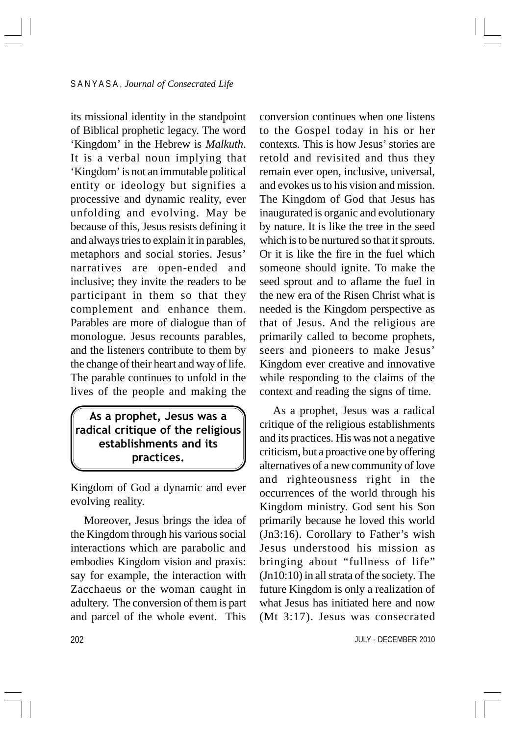its missional identity in the standpoint of Biblical prophetic legacy. The word 'Kingdom' in the Hebrew is *Malkuth*. It is a verbal noun implying that 'Kingdom' is not an immutable political entity or ideology but signifies a processive and dynamic reality, ever unfolding and evolving. May be because of this, Jesus resists defining it and always tries to explain it in parables, metaphors and social stories. Jesus' narratives are open-ended and inclusive; they invite the readers to be participant in them so that they complement and enhance them. Parables are more of dialogue than of monologue. Jesus recounts parables, and the listeners contribute to them by the change of their heart and way of life. The parable continues to unfold in the lives of the people and making the Kingdom of God a dynamic and ever evolving reality.

> **As a prophet, Jesus was a radical critique of the religious establishments and its practices.**

Moreover, Jesus brings the idea of the Kingdom through his various social interactions which are parabolic and embodies Kingdom vision and praxis: say for example, the interaction with Zacchaeus or the woman caught in adultery. The conversion of them is part and parcel of the whole event. This conversion continues when one listens to the Gospel today in his or her contexts. This is how Jesus' stories are retold and revisited and thus they remain ever open, inclusive, universal, and evokes us to his vision and mission. The Kingdom of God that Jesus has inaugurated is organic and evolutionary by nature. It is like the tree in the seed which is to be nurtured so that it sprouts. Or it is like the fire in the fuel which someone should ignite. To make the seed sprout and to aflame the fuel in the new era of the Risen Christ what is needed is the Kingdom perspective as that of Jesus. And the religious are primarily called to become prophets, seers and pioneers to make Jesus' Kingdom ever creative and innovative while responding to the claims of the context and reading the signs of time.

As a prophet, Jesus was a radical critique of the religious establishments and its practices. His was not a negative criticism, but a proactive one by offering alternatives of a new community of love and righteousness right in the occurrences of the world through his Kingdom ministry. God sent his Son primarily because he loved this world (Jn3:16). Corollary to Father's wish Jesus understood his mission as bringing about "fullness of life" (Jn10:10) in all strata of the society. The future Kingdom is only a realization of what Jesus has initiated here and now (Mt 3:17). Jesus was consecrated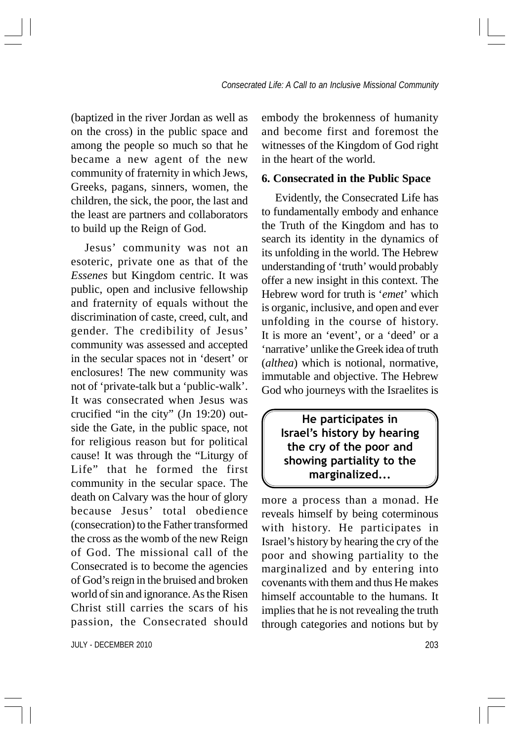(baptized in the river Jordan as well as on the cross) in the public space and among the people so much so that he became a new agent of the new community of fraternity in which Jews, Greeks, pagans, sinners, women, the children, the sick, the poor, the last and the least are partners and collaborators to build up the Reign of God.

Jesus' community was not an esoteric, private one as that of the *Essenes* but Kingdom centric. It was public, open and inclusive fellowship and fraternity of equals without the discrimination of caste, creed, cult, and gender. The credibility of Jesus' community was assessed and accepted in the secular spaces not in 'desert' or enclosures! The new community was not of 'private-talk but a 'public-walk'. It was consecrated when Jesus was crucified "in the city" (Jn 19:20) outside the Gate, in the public space, not for religious reason but for political cause! It was through the "Liturgy of Life" that he formed the first community in the secular space. The death on Calvary was the hour of glory because Jesus' total obedience (consecration) to the Father transformed the cross as the womb of the new Reign of God. The missional call of the Consecrated is to become the agencies of God's reign in the bruised and broken world of sin and ignorance. As the Risen Christ still carries the scars of his passion, the Consecrated should embody the brokenness of humanity and become first and foremost the witnesses of the Kingdom of God right in the heart of the world.

## 6. Consecrated in the Public Space

Evidently, the Consecrated Life has to fundamentally embody and enhance the Truth of the Kingdom and has to search its identity in the dynamics of its unfolding in the world. The Hebrew understanding of 'truth' would probably offer a new insight in this context. The Hebrew word for truth is '*emet*' which is organic, inclusive, and open and ever unfolding in the course of history. It is more an 'event', or a 'deed' or a 'narrative' unlike the Greek idea of truth (*althea*) which is notional, normative, immutable and objective. The Hebrew God who journeys with the Israelites is more a process than a monad. He reveals himself by being coterminous with history. He participates in Israel's history by hearing the cry of the poor and showing partiality to the marginalized and by entering into covenants with them and thus He makes himself accountable to the humans. It implies that he is not revealing the truth through categories and notions but by

> **He participates in Israel's history by hearing the cry of the poor and showing partiality to the marginalized...**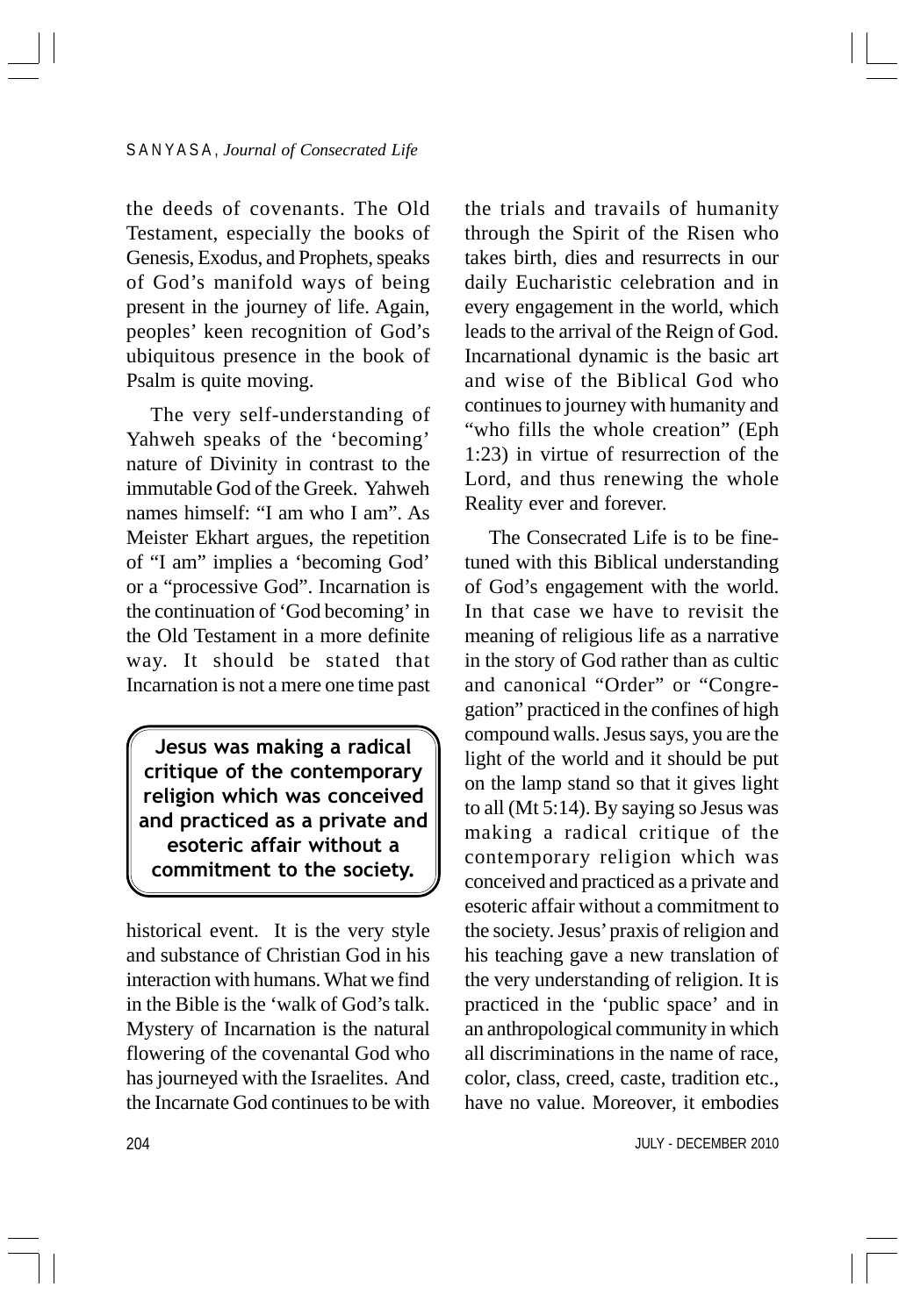the deeds of covenants. The Old Testament, especially the books of Genesis, Exodus, and Prophets, speaks of God's manifold ways of being present in the journey of life. Again, peoples' keen recognition of God's ubiquitous presence in the book of Psalm is quite moving.

The very self-understanding of Yahweh speaks of the 'becoming' nature of Divinity in contrast to the immutable God of the Greek. Yahweh names himself: "I am who I am". As Meister Ekhart argues, the repetition of "I am" implies a 'becoming God' or a "processive God". Incarnation is the continuation of 'God becoming' in the Old Testament in a more definite way. It should be stated that Incarnation is not a mere one time past historical event. It is the very style and substance of Christian God in his interaction with humans. What we find in the Bible is the 'walk of God's talk. Mystery of Incarnation is the natural flowering of the covenantal God who has journeyed with the Israelites. And the Incarnate God continues to be with the trials and travails of humanity through the Spirit of the Risen who takes birth, dies and resurrects in our daily Eucharistic celebration and in every engagement in the world, which leads to the arrival of the Reign of God. Incarnational dynamic is the basic art and wise of the Biblical God who continues to journey with humanity and "who fills the whole creation" (Eph 1:23) in virtue of resurrection of the Lord, and thus renewing the whole Reality ever and forever.

> **Jesus was making a radical critique of the contemporary religion which was conceived and practiced as a private and esoteric affair without a commitment to the society.**

The Consecrated Life is to be fine-tuned with this Biblical understanding of God's engagement with the world. In that case we have to revisit the meaning of religious life as a narrative in the story of God rather than as cultic and canonical "Order" or "Congregation" practiced in the confines of high compound walls. Jesus says, you are the light of the world and it should be put on the lamp stand so that it gives light to all (Mt 5:14). By saying so Jesus was making a radical critique of the contemporary religion which was conceived and practiced as a private and esoteric affair without a commitment to the society. Jesus' praxis of religion and his teaching gave a new translation of the very understanding of religion. It is practiced in the 'public space' and in an anthropological community in which all discriminations in the name of race, color, class, creed, caste, tradition etc., have no value. Moreover, it embodies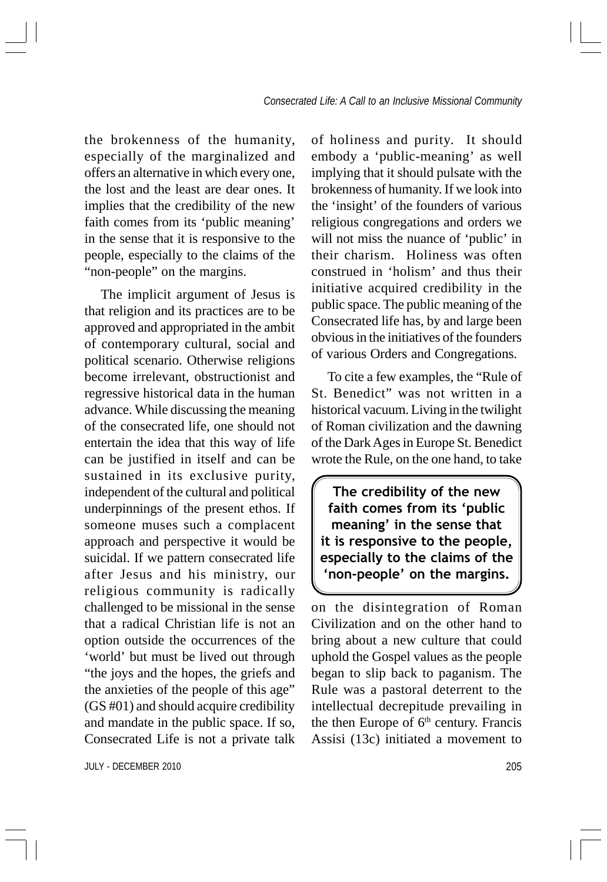the brokenness of the humanity, especially of the marginalized and offers an alternative in which every one, the lost and the least are dear ones. It implies that the credibility of the new faith comes from its 'public meaning' in the sense that it is responsive to the people, especially to the claims of the "non-people" on the margins.

The implicit argument of Jesus is that religion and its practices are to be approved and appropriated in the ambit of contemporary cultural, social and political scenario. Otherwise religions become irrelevant, obstructionist and regressive historical data in the human advance. While discussing the meaning of the consecrated life, one should not entertain the idea that this way of life can be justified in itself and can be sustained in its exclusive purity, independent of the cultural and political underpinnings of the present ethos. If someone muses such a complacent approach and perspective it would be suicidal. If we pattern consecrated life after Jesus and his ministry, our religious community is radically challenged to be missional in the sense that a radical Christian life is not an option outside the occurrences of the 'world' but must be lived out through "the joys and the hopes, the griefs and the anxieties of the people of this age" (GS #01) and should acquire credibility and mandate in the public space. If so, Consecrated Life is not a private talk of holiness and purity. It should embody a 'public-meaning' as well implying that it should pulsate with the brokenness of humanity. If we look into the 'insight' of the founders of various religious congregations and orders we will not miss the nuance of 'public' in their charism. Holiness was often construed in 'holism' and thus their initiative acquired credibility in the public space. The public meaning of the Consecrated life has, by and large been obvious in the initiatives of the founders of various Orders and Congregations.

To cite a few examples, the "Rule of St. Benedict" was not written in a historical vacuum. Living in the twilight of Roman civilization and the dawning of the Dark Ages in Europe St. Benedict wrote the Rule, on the one hand, to take on the disintegration of Roman Civilization and on the other hand to bring about a new culture that could uphold the Gospel values as the people began to slip back to paganism. The Rule was a pastoral deterrent to the intellectual decrepitude prevailing in the then Europe of 6th century. Francis Assisi (13c) initiated a movement to

> **The credibility of the new faith comes from its 'public meaning' in the sense that it is responsive to the people, especially to the claims of the 'non-people' on the margins.**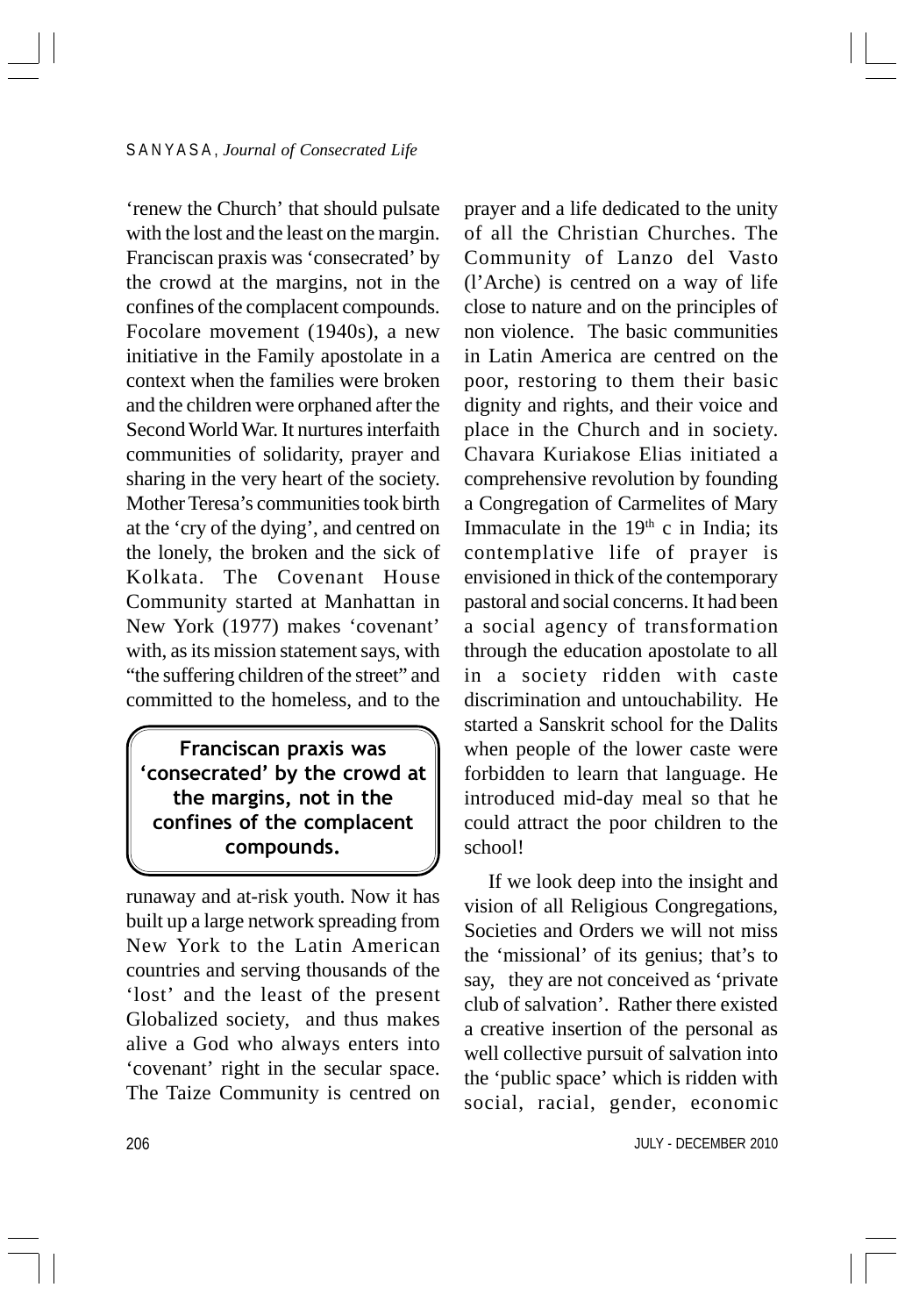'renew the Church' that should pulsate with the lost and the least on the margin. Franciscan praxis was 'consecrated' by the crowd at the margins, not in the confines of the complacent compounds. Focolare movement (1940s), a new initiative in the Family apostolate in a context when the families were broken and the children were orphaned after the Second World War. It nurtures interfaith communities of solidarity, prayer and sharing in the very heart of the society. Mother Teresa's communities took birth at the 'cry of the dying', and centred on the lonely, the broken and the sick of Kolkata. The Covenant House Community started at Manhattan in New York (1977) makes 'covenant' with, as its mission statement says, with "the suffering children of the street" and committed to the homeless, and to the runaway and at-risk youth. Now it has built up a large network spreading from New York to the Latin American countries and serving thousands of the 'lost' and the least of the present Globalized society, and thus makes alive a God who always enters into 'covenant' right in the secular space. The Taize Community is centred on prayer and a life dedicated to the unity of all the Christian Churches. The Community of Lanzo del Vasto (l'Arche) is centred on a way of life close to nature and on the principles of non violence. The basic communities in Latin America are centred on the poor, restoring to them their basic dignity and rights, and their voice and place in the Church and in society. Chavara Kuriakose Elias initiated a comprehensive revolution by founding a Congregation of Carmelites of Mary Immaculate in the 19th c in India; its contemplative life of prayer is envisioned in thick of the contemporary pastoral and social concerns. It had been a social agency of transformation through the education apostolate to all in a society ridden with caste discrimination and untouchability. He started a Sanskrit school for the Dalits when people of the lower caste were forbidden to learn that language. He introduced mid-day meal so that he could attract the poor children to the school!

**Franciscan praxis was 'consecrated' by the crowd at the margins, not in the confines of the complacent compounds.**

If we look deep into the insight and vision of all Religious Congregations, Societies and Orders we will not miss the 'missional' of its genius; that's to say, they are not conceived as 'private club of salvation'. Rather there existed a creative insertion of the personal as well collective pursuit of salvation into the 'public space' which is ridden with social, racial, gender, economic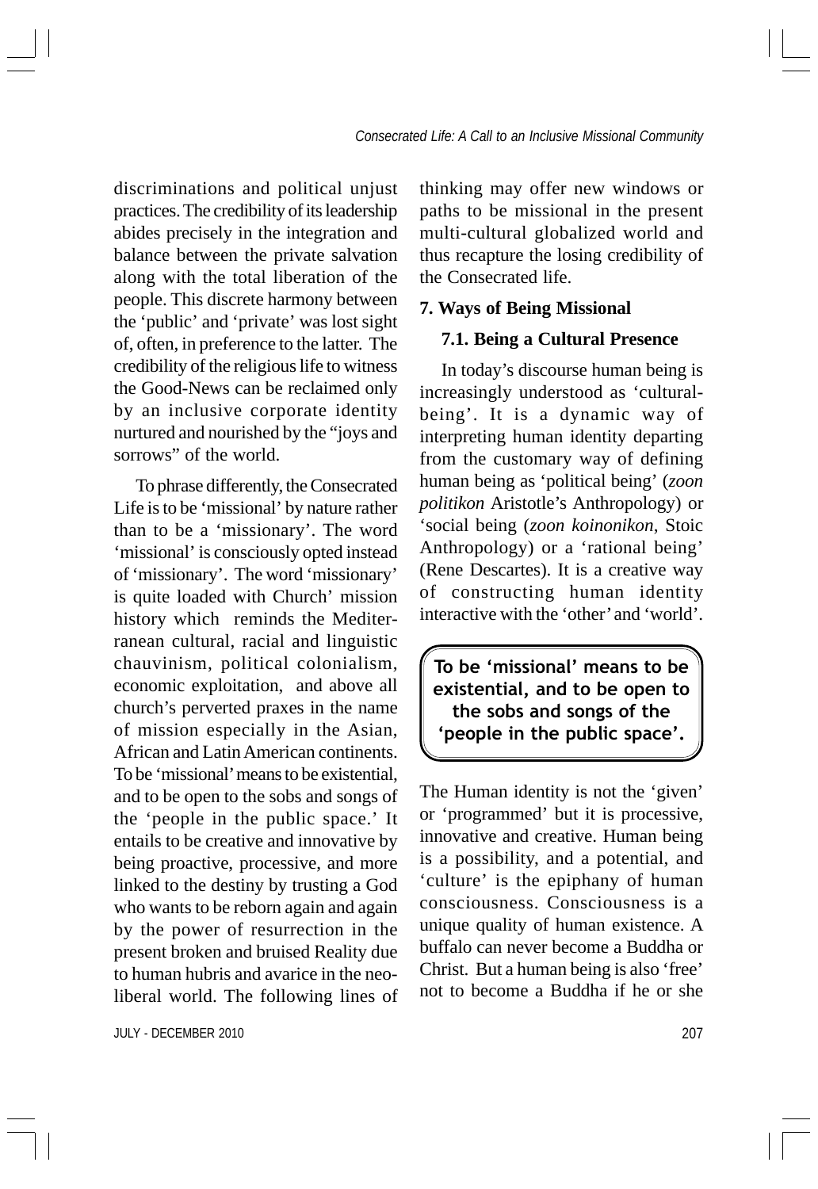discriminations and political unjust practices. The credibility of its leadership abides precisely in the integration and balance between the private salvation along with the total liberation of the people. This discrete harmony between the 'public' and 'private' was lost sight of, often, in preference to the latter. The credibility of the religious life to witness the Good-News can be reclaimed only by an inclusive corporate identity nurtured and nourished by the "joys and sorrows" of the world.

To phrase differently, the Consecrated Life is to be 'missional' by nature rather than to be a 'missionary'. The word 'missional' is consciously opted instead of 'missionary'. The word 'missionary' is quite loaded with Church' mission history which reminds the Mediterranean cultural, racial and linguistic chauvinism, political colonialism, economic exploitation, and above all church's perverted praxes in the name of mission especially in the Asian, African and Latin American continents. To be 'missional' means to be existential, and to be open to the sobs and songs of the 'people in the public space.' It entails to be creative and innovative by being proactive, processive, and more linked to the destiny by trusting a God who wants to be reborn again and again by the power of resurrection in the present broken and bruised Reality due to human hubris and avarice in the neo-liberal world. The following lines of thinking may offer new windows or paths to be missional in the present multi-cultural globalized world and thus recapture the losing credibility of the Consecrated life.

## 7. Ways of Being Missional

### 7.1. Being a Cultural Presence

In today's discourse human being is increasingly understood as 'cultural-being'. It is a dynamic way of interpreting human identity departing from the customary way of defining human being as 'political being' (*zoon politikon* Aristotle's Anthropology) or 'social being (*zoon koinonikon*, Stoic Anthropology) or a 'rational being' (Rene Descartes). It is a creative way of constructing human identity interactive with the 'other' and 'world'.

> **To be 'missional' means to be existential, and to be open to the sobs and songs of the 'people in the public space'.**

The Human identity is not the 'given' or 'programmed' but it is processive, innovative and creative. Human being is a possibility, and a potential, and 'culture' is the epiphany of human consciousness. Consciousness is a unique quality of human existence. A buffalo can never become a Buddha or Christ. But a human being is also 'free' not to become a Buddha if he or she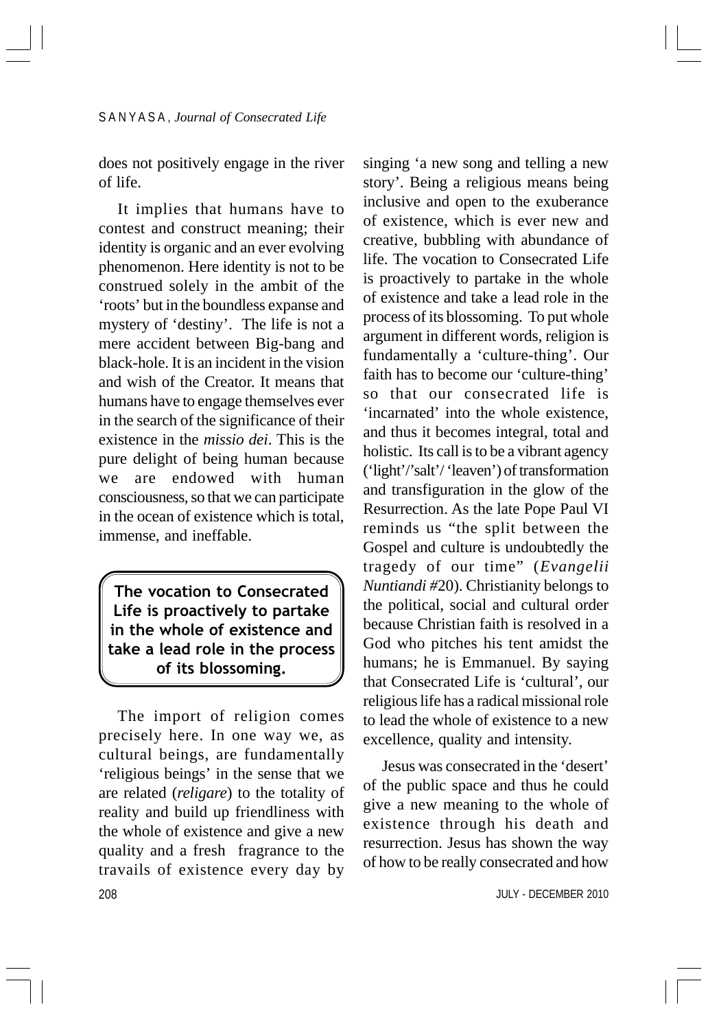does not positively engage in the river of life.

It implies that humans have to contest and construct meaning; their identity is organic and an ever evolving phenomenon. Here identity is not to be construed solely in the ambit of the 'roots' but in the boundless expanse and mystery of 'destiny'. The life is not a mere accident between Big-bang and black-hole. It is an incident in the vision and wish of the Creator. It means that humans have to engage themselves ever in the search of the significance of their existence in the *missio dei*. This is the pure delight of being human because we are endowed with human consciousness, so that we can participate in the ocean of existence which is total, immense, and ineffable.

**The vocation to Consecrated Life is proactively to partake in the whole of existence and take a lead role in the process of its blossoming.**

The import of religion comes precisely here. In one way we, as cultural beings, are fundamentally 'religious beings' in the sense that we are related (*religare*) to the totality of reality and build up friendliness with the whole of existence and give a new quality and a fresh fragrance to the travails of existence every day by singing 'a new song and telling a new story'. Being a religious means being inclusive and open to the exuberance of existence, which is ever new and creative, bubbling with abundance of life. The vocation to Consecrated Life is proactively to partake in the whole of existence and take a lead role in the process of its blossoming. To put whole argument in different words, religion is fundamentally a 'culture-thing'. Our faith has to become our 'culture-thing' so that our consecrated life is 'incarnated' into the whole existence, and thus it becomes integral, total and holistic. Its call is to be a vibrant agency ('light'/'salt'/ 'leaven') of transformation and transfiguration in the glow of the Resurrection. As the late Pope Paul VI reminds us "the split between the Gospel and culture is undoubtedly the tragedy of our time" (*Evangelii Nuntiandi* #20). Christianity belongs to the political, social and cultural order because Christian faith is resolved in a God who pitches his tent amidst the humans; he is Emmanuel. By saying that Consecrated Life is 'cultural', our religious life has a radical missional role to lead the whole of existence to a new excellence, quality and intensity.

Jesus was consecrated in the 'desert' of the public space and thus he could give a new meaning to the whole of existence through his death and resurrection. Jesus has shown the way of how to be really consecrated and how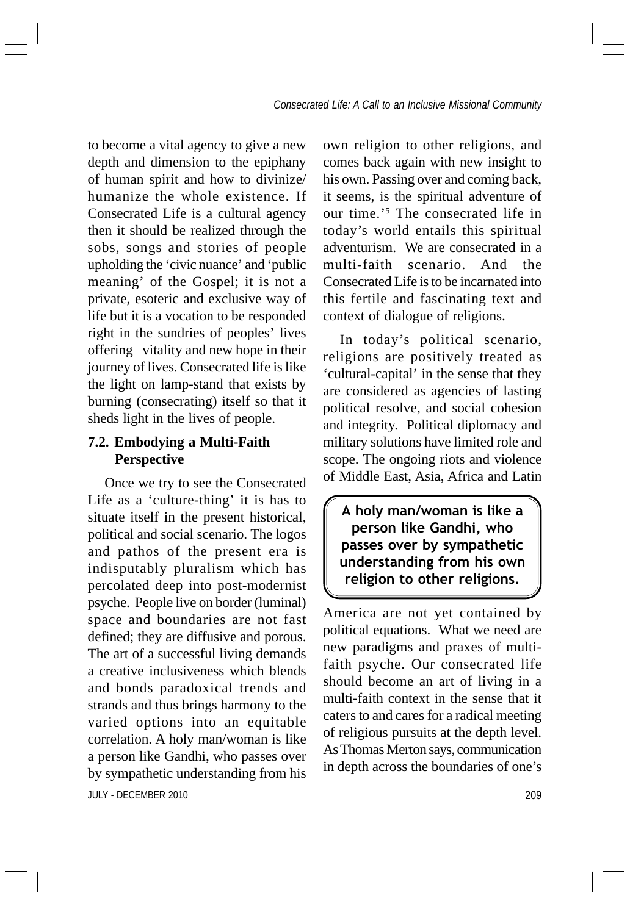to become a vital agency to give a new depth and dimension to the epiphany of human spirit and how to divinize/ humanize the whole existence. If Consecrated Life is a cultural agency then it should be realized through the sobs, songs and stories of people upholding the 'civic nuance' and 'public meaning' of the Gospel; it is not a private, esoteric and exclusive way of life but it is a vocation to be responded right in the sundries of peoples' lives offering vitality and new hope in their journey of lives. Consecrated life is like the light on lamp-stand that exists by burning (consecrating) itself so that it sheds light in the lives of people.

### 7.2. Embodying a Multi-Faith Perspective

Once we try to see the Consecrated Life as a 'culture-thing' it is has to situate itself in the present historical, political and social scenario. The logos and pathos of the present era is indisputably pluralism which has percolated deep into post-modernist psyche. People live on border (luminal) space and boundaries are not fast defined; they are diffusive and porous. The art of a successful living demands a creative inclusiveness which blends and bonds paradoxical trends and strands and thus brings harmony to the varied options into an equitable correlation. A holy man/woman is like a person like Gandhi, who passes over by sympathetic understanding from his own religion to other religions, and comes back again with new insight to his own. Passing over and coming back, it seems, is the spiritual adventure of our time.'[5] The consecrated life in today's world entails this spiritual adventurism. We are consecrated in a multi-faith scenario. And the Consecrated Life is to be incarnated into this fertile and fascinating text and context of dialogue of religions.

In today's political scenario, religions are positively treated as 'cultural-capital' in the sense that they are considered as agencies of lasting political resolve, and social cohesion and integrity. Political diplomacy and military solutions have limited role and scope. The ongoing riots and violence of Middle East, Asia, Africa and Latin America are not yet contained by political equations. What we need are new paradigms and praxes of multi-faith psyche. Our consecrated life should become an art of living in a multi-faith context in the sense that it caters to and cares for a radical meeting of religious pursuits at the depth level. As Thomas Merton says, communication in depth across the boundaries of one's

> **A holy man/woman is like a person like Gandhi, who passes over by sympathetic understanding from his own religion to other religions.**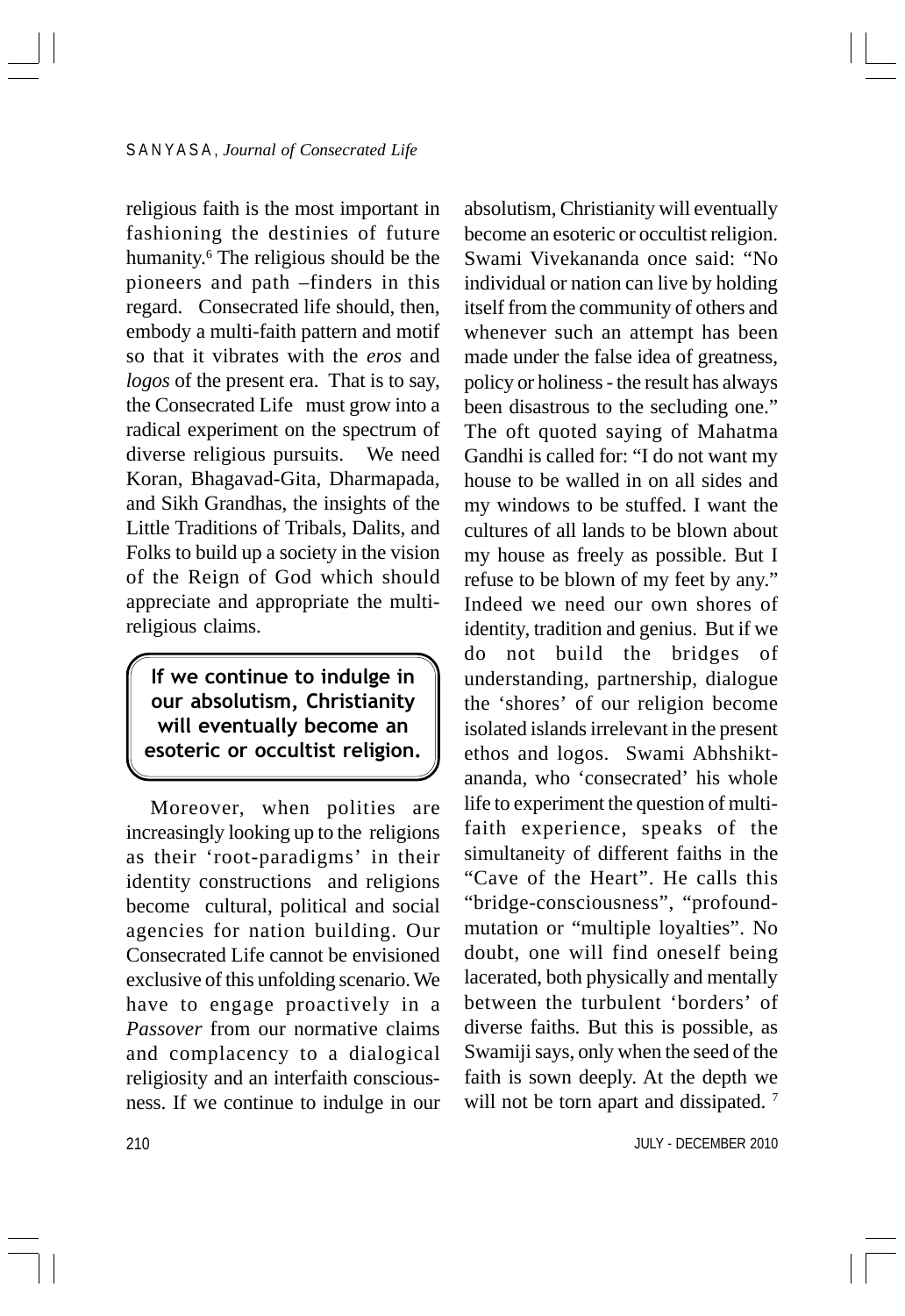religious faith is the most important in fashioning the destinies of future humanity.[6] The religious should be the pioneers and path –finders in this regard. Consecrated life should, then, embody a multi-faith pattern and motif so that it vibrates with the *eros* and *logos* of the present era. That is to say, the Consecrated Life must grow into a radical experiment on the spectrum of diverse religious pursuits. We need Koran, Bhagavad-Gita, Dharmapada, and Sikh Grandhas, the insights of the Little Traditions of Tribals, Dalits, and Folks to build up a society in the vision of the Reign of God which should appreciate and appropriate the multi-religious claims.

> **If we continue to indulge in our absolutism, Christianity will eventually become an esoteric or occultist religion.**

Moreover, when polities are increasingly looking up to the religions as their 'root-paradigms' in their identity constructions and religions become cultural, political and social agencies for nation building. Our Consecrated Life cannot be envisioned exclusive of this unfolding scenario. We have to engage proactively in a *Passover* from our normative claims and complacency to a dialogical religiosity and an interfaith consciousness. If we continue to indulge in our absolutism, Christianity will eventually become an esoteric or occultist religion. Swami Vivekananda once said: "No individual or nation can live by holding itself from the community of others and whenever such an attempt has been made under the false idea of greatness, policy or holiness - the result has always been disastrous to the secluding one." The oft quoted saying of Mahatma Gandhi is called for: "I do not want my house to be walled in on all sides and my windows to be stuffed. I want the cultures of all lands to be blown about my house as freely as possible. But I refuse to be blown of my feet by any." Indeed we need our own shores of identity, tradition and genius. But if we do not build the bridges of understanding, partnership, dialogue the 'shores' of our religion become isolated islands irrelevant in the present ethos and logos. Swami Abhshikt-ananda, who 'consecrated' his whole life to experiment the question of multi-faith experience, speaks of the simultaneity of different faiths in the "Cave of the Heart". He calls this "bridge-consciousness", "profound-mutation or "multiple loyalties". No doubt, one will find oneself being lacerated, both physically and mentally between the turbulent 'borders' of diverse faiths. But this is possible, as Swamiji says, only when the seed of the faith is sown deeply. At the depth we will not be torn apart and dissipated. [7]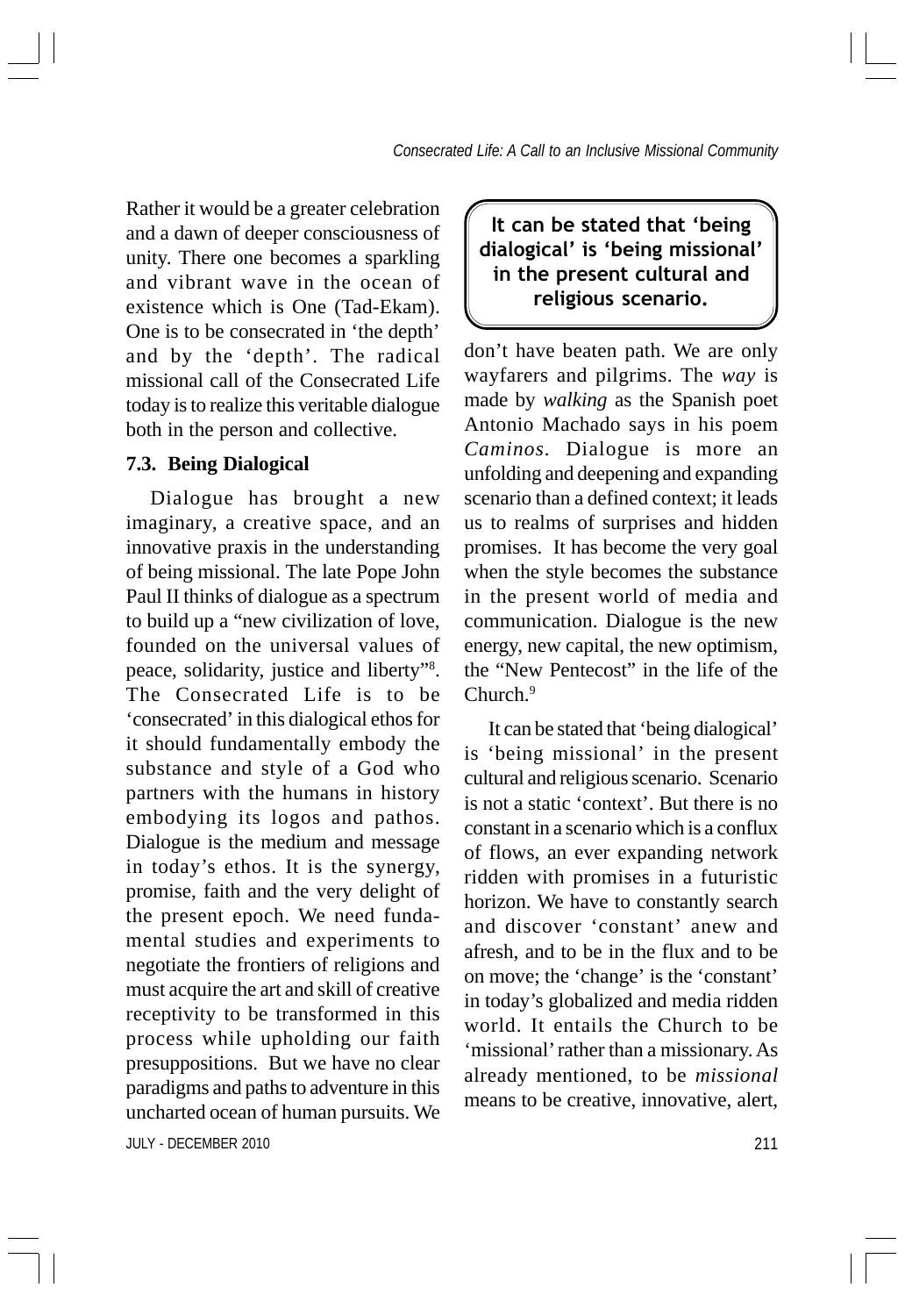Rather it would be a greater celebration and a dawn of deeper consciousness of unity. There one becomes a sparkling and vibrant wave in the ocean of existence which is One (Tad-Ekam). One is to be consecrated in 'the depth' and by the 'depth'. The radical missional call of the Consecrated Life today is to realize this veritable dialogue both in the person and collective.

### 7.3. Being Dialogical

Dialogue has brought a new imaginary, a creative space, and an innovative praxis in the understanding of being missional. The late Pope John Paul II thinks of dialogue as a spectrum to build up a "new civilization of love, founded on the universal values of peace, solidarity, justice and liberty"[8]. The Consecrated Life is to be 'consecrated' in this dialogical ethos for it should fundamentally embody the substance and style of a God who partners with the humans in history embodying its logos and pathos. Dialogue is the medium and message in today's ethos. It is the synergy, promise, faith and the very delight of the present epoch. We need fundamental studies and experiments to negotiate the frontiers of religions and must acquire the art and skill of creative receptivity to be transformed in this process while upholding our faith presuppositions. But we have no clear paradigms and paths to adventure in this uncharted ocean of human pursuits. We don't have beaten path. We are only wayfarers and pilgrims. The *way* is made by *walking* as the Spanish poet Antonio Machado says in his poem *Caminos*. Dialogue is more an unfolding and deepening and expanding scenario than a defined context; it leads us to realms of surprises and hidden promises. It has become the very goal when the style becomes the substance in the present world of media and communication. Dialogue is the new energy, new capital, the new optimism, the "New Pentecost" in the life of the Church.[9]

**It can be stated that 'being dialogical' is 'being missional' in the present cultural and religious scenario.**

It can be stated that 'being dialogical' is 'being missional' in the present cultural and religious scenario. Scenario is not a static 'context'. But there is no constant in a scenario which is a conflux of flows, an ever expanding network ridden with promises in a futuristic horizon. We have to constantly search and discover 'constant' anew and afresh, and to be in the flux and to be on move; the 'change' is the 'constant' in today's globalized and media ridden world. It entails the Church to be 'missional' rather than a missionary. As already mentioned, to be *missional* means to be creative, innovative, alert,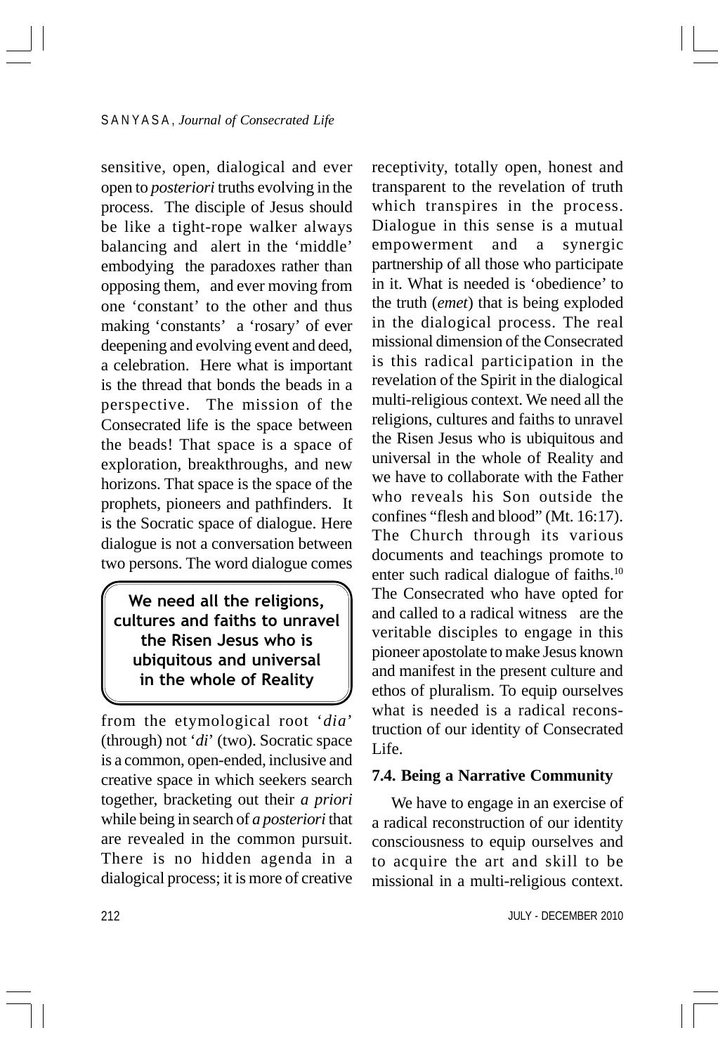sensitive, open, dialogical and ever open to *posteriori* truths evolving in the process. The disciple of Jesus should be like a tight-rope walker always balancing and alert in the 'middle' embodying the paradoxes rather than opposing them, and ever moving from one 'constant' to the other and thus making 'constants' a 'rosary' of ever deepening and evolving event and deed, a celebration. Here what is important is the thread that bonds the beads in a perspective. The mission of the Consecrated life is the space between the beads! That space is a space of exploration, breakthroughs, and new horizons. That space is the space of the prophets, pioneers and pathfinders. It is the Socratic space of dialogue. Here dialogue is not a conversation between two persons. The word dialogue comes from the etymological root '*dia*' (through) not '*di*' (two). Socratic space is a common, open-ended, inclusive and creative space in which seekers search together, bracketing out their *a priori* while being in search of *a posteriori* that are revealed in the common pursuit. There is no hidden agenda in a dialogical process; it is more of creative receptivity, totally open, honest and transparent to the revelation of truth which transpires in the process. Dialogue in this sense is a mutual empowerment and a synergic partnership of all those who participate in it. What is needed is 'obedience' to the truth (*emet*) that is being exploded in the dialogical process. The real missional dimension of the Consecrated is this radical participation in the revelation of the Spirit in the dialogical multi-religious context. We need all the religions, cultures and faiths to unravel the Risen Jesus who is ubiquitous and universal in the whole of Reality and we have to collaborate with the Father who reveals his Son outside the confines "flesh and blood" (Mt. 16:17). The Church through its various documents and teachings promote to enter such radical dialogue of faiths.[10] The Consecrated who have opted for and called to a radical witness are the veritable disciples to engage in this pioneer apostolate to make Jesus known and manifest in the present culture and ethos of pluralism. To equip ourselves what is needed is a radical reconstruction of our identity of Consecrated Life.

> **We need all the religions, cultures and faiths to unravel the Risen Jesus who is ubiquitous and universal in the whole of Reality**

### 7.4. Being a Narrative Community

We have to engage in an exercise of a radical reconstruction of our identity consciousness to equip ourselves and to acquire the art and skill to be missional in a multi-religious context.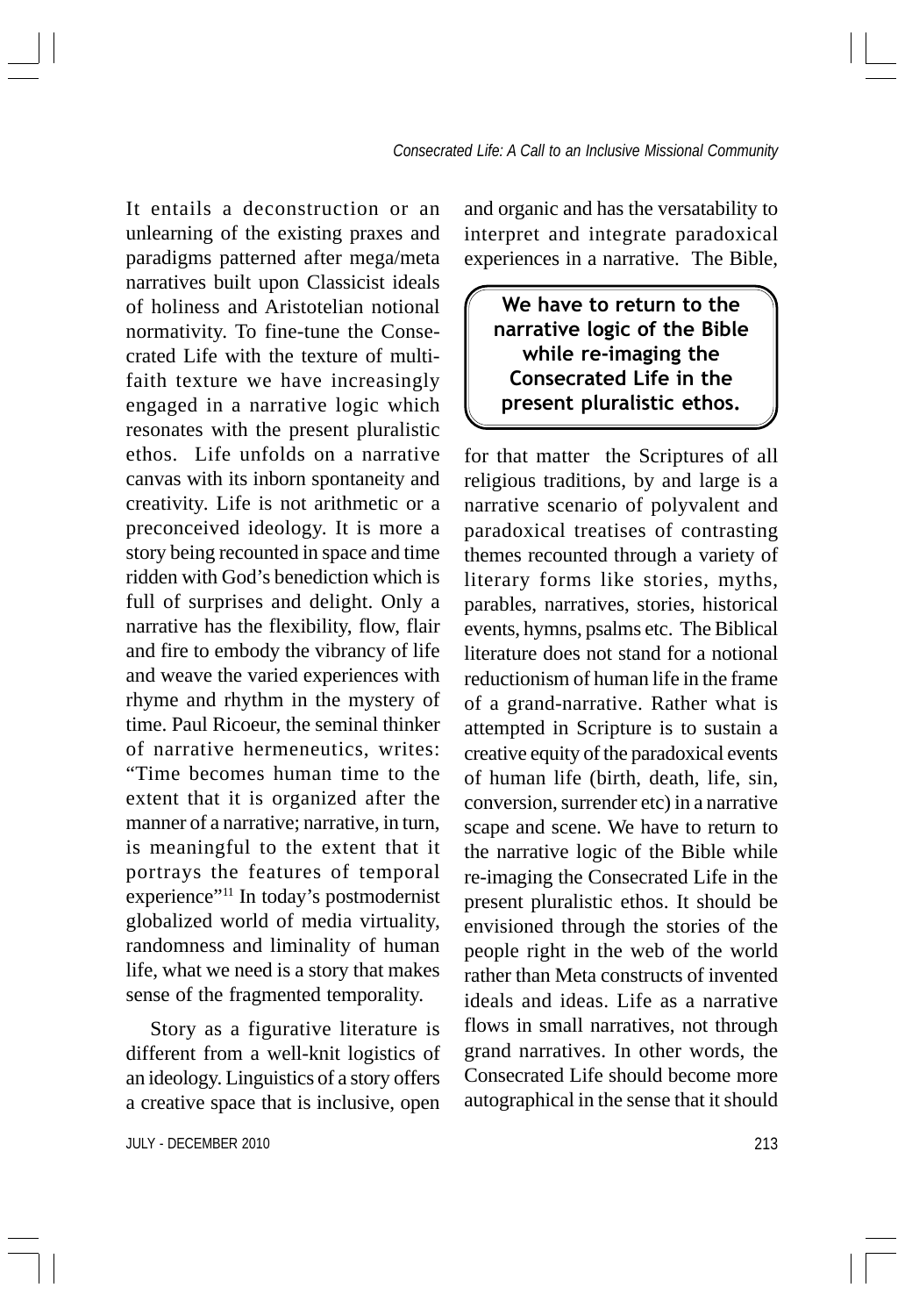It entails a deconstruction or an unlearning of the existing praxes and paradigms patterned after mega/meta narratives built upon Classicist ideals of holiness and Aristotelian notional normativity. To fine-tune the Consecrated Life with the texture of multi-faith texture we have increasingly engaged in a narrative logic which resonates with the present pluralistic ethos. Life unfolds on a narrative canvas with its inborn spontaneity and creativity. Life is not arithmetic or a preconceived ideology. It is more a story being recounted in space and time ridden with God's benediction which is full of surprises and delight. Only a narrative has the flexibility, flow, flair and fire to embody the vibrancy of life and weave the varied experiences with rhyme and rhythm in the mystery of time. Paul Ricoeur, the seminal thinker of narrative hermeneutics, writes: "Time becomes human time to the extent that it is organized after the manner of a narrative; narrative, in turn, is meaningful to the extent that it portrays the features of temporal experience"[11] In today's postmodernist globalized world of media virtuality, randomness and liminality of human life, what we need is a story that makes sense of the fragmented temporality.

Story as a figurative literature is different from a well-knit logistics of an ideology. Linguistics of a story offers a creative space that is inclusive, open and organic and has the versatability to interpret and integrate paradoxical experiences in a narrative. The Bible,

> **We have to return to the narrative logic of the Bible while re-imaging the Consecrated Life in the present pluralistic ethos.**

for that matter the Scriptures of all religious traditions, by and large is a narrative scenario of polyvalent and paradoxical treatises of contrasting themes recounted through a variety of literary forms like stories, myths, parables, narratives, stories, historical events, hymns, psalms etc. The Biblical literature does not stand for a notional reductionism of human life in the frame of a grand-narrative. Rather what is attempted in Scripture is to sustain a creative equity of the paradoxical events of human life (birth, death, life, sin, conversion, surrender etc) in a narrative scape and scene. We have to return to the narrative logic of the Bible while re-imaging the Consecrated Life in the present pluralistic ethos. It should be envisioned through the stories of the people right in the web of the world rather than Meta constructs of invented ideals and ideas. Life as a narrative flows in small narratives, not through grand narratives. In other words, the Consecrated Life should become more autographical in the sense that it should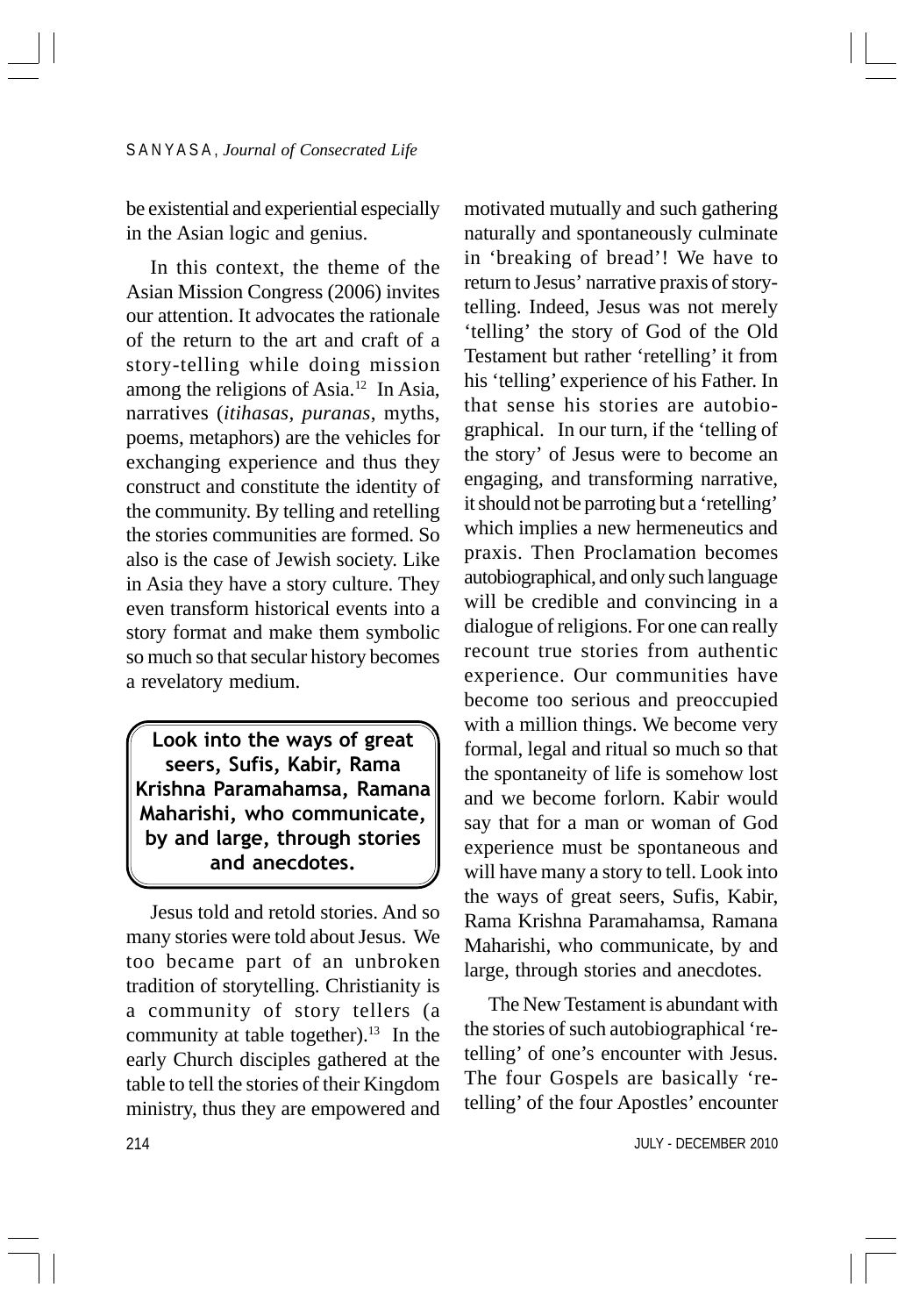be existential and experiential especially in the Asian logic and genius.

In this context, the theme of the Asian Mission Congress (2006) invites our attention. It advocates the rationale of the return to the art and craft of a story-telling while doing mission among the religions of Asia.[12] In Asia, narratives (*itihasas*, *puranas*, myths, poems, metaphors) are the vehicles for exchanging experience and thus they construct and constitute the identity of the community. By telling and retelling the stories communities are formed. So also is the case of Jewish society. Like in Asia they have a story culture. They even transform historical events into a story format and make them symbolic so much so that secular history becomes a revelatory medium.

**Look into the ways of great seers, Sufis, Kabir, Rama Krishna Paramahamsa, Ramana Maharishi, who communicate, by and large, through stories and anecdotes.**

Jesus told and retold stories. And so many stories were told about Jesus. We too became part of an unbroken tradition of storytelling. Christianity is a community of story tellers (a community at table together).[13] In the early Church disciples gathered at the table to tell the stories of their Kingdom ministry, thus they are empowered and motivated mutually and such gathering naturally and spontaneously culminate in 'breaking of bread'! We have to return to Jesus' narrative praxis of story-telling. Indeed, Jesus was not merely 'telling' the story of God of the Old Testament but rather 'retelling' it from his 'telling' experience of his Father. In that sense his stories are autobiographical. In our turn, if the 'telling of the story' of Jesus were to become an engaging, and transforming narrative, it should not be parroting but a 'retelling' which implies a new hermeneutics and praxis. Then Proclamation becomes autobiographical, and only such language will be credible and convincing in a dialogue of religions. For one can really recount true stories from authentic experience. Our communities have become too serious and preoccupied with a million things. We become very formal, legal and ritual so much so that the spontaneity of life is somehow lost and we become forlorn. Kabir would say that for a man or woman of God experience must be spontaneous and will have many a story to tell. Look into the ways of great seers, Sufis, Kabir, Rama Krishna Paramahamsa, Ramana Maharishi, who communicate, by and large, through stories and anecdotes.

The New Testament is abundant with the stories of such autobiographical 're-telling' of one's encounter with Jesus. The four Gospels are basically 're-telling' of the four Apostles' encounter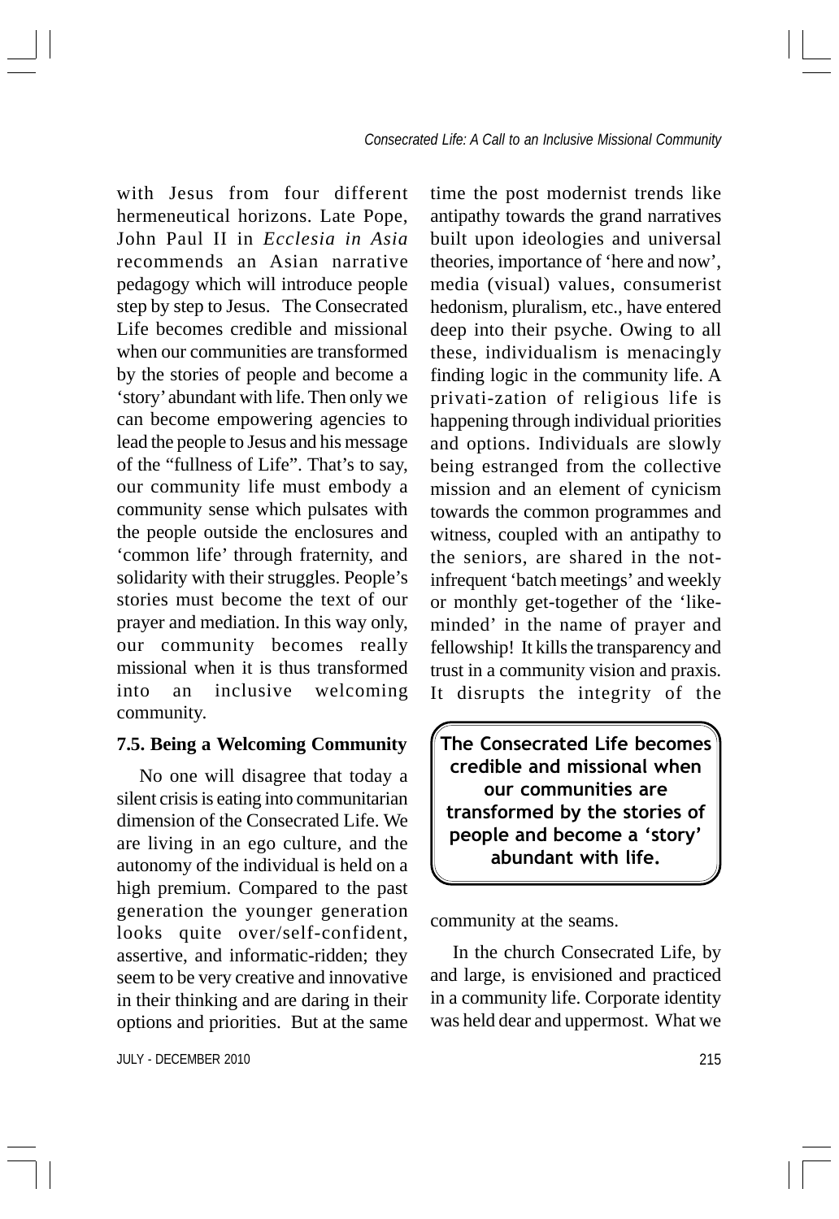with Jesus from four different hermeneutical horizons. Late Pope, John Paul II in *Ecclesia in Asia* recommends an Asian narrative pedagogy which will introduce people step by step to Jesus. The Consecrated Life becomes credible and missional when our communities are transformed by the stories of people and become a 'story' abundant with life. Then only we can become empowering agencies to lead the people to Jesus and his message of the "fullness of Life". That's to say, our community life must embody a community sense which pulsates with the people outside the enclosures and 'common life' through fraternity, and solidarity with their struggles. People's stories must become the text of our prayer and mediation. In this way only, our community becomes really missional when it is thus transformed into an inclusive welcoming community.

### 7.5. Being a Welcoming Community

No one will disagree that today a silent crisis is eating into communitarian dimension of the Consecrated Life. We are living in an ego culture, and the autonomy of the individual is held on a high premium. Compared to the past generation the younger generation looks quite over/self-confident, assertive, and informatic-ridden; they seem to be very creative and innovative in their thinking and are daring in their options and priorities. But at the same time the post modernist trends like antipathy towards the grand narratives built upon ideologies and universal theories, importance of 'here and now', media (visual) values, consumerist hedonism, pluralism, etc., have entered deep into their psyche. Owing to all these, individualism is menacingly finding logic in the community life. A privati-zation of religious life is happening through individual priorities and options. Individuals are slowly being estranged from the collective mission and an element of cynicism towards the common programmes and witness, coupled with an antipathy to the seniors, are shared in the not-infrequent 'batch meetings' and weekly or monthly get-together of the 'like-minded' in the name of prayer and fellowship! It kills the transparency and trust in a community vision and praxis. It disrupts the integrity of the community at the seams.

> **The Consecrated Life becomes credible and missional when our communities are transformed by the stories of people and become a 'story' abundant with life.**

In the church Consecrated Life, by and large, is envisioned and practiced in a community life. Corporate identity was held dear and uppermost. What we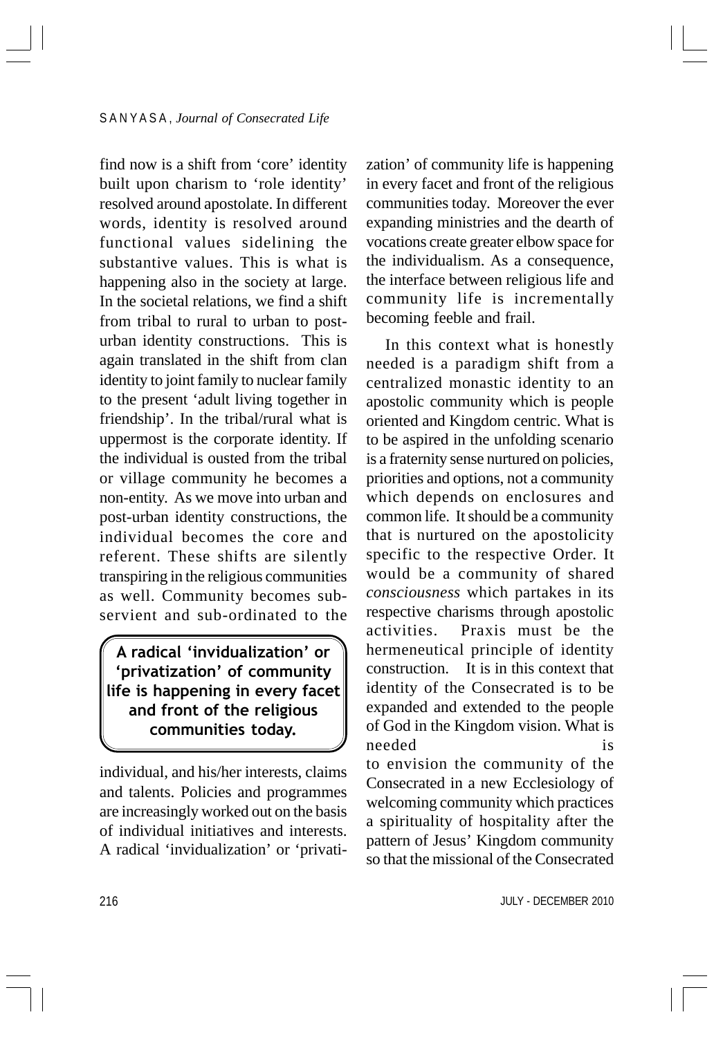find now is a shift from 'core' identity built upon charism to 'role identity' resolved around apostolate. In different words, identity is resolved around functional values sidelining the substantive values. This is what is happening also in the society at large. In the societal relations, we find a shift from tribal to rural to urban to post-urban identity constructions. This is again translated in the shift from clan identity to joint family to nuclear family to the present 'adult living together in friendship'. In the tribal/rural what is uppermost is the corporate identity. If the individual is ousted from the tribal or village community he becomes a non-entity. As we move into urban and post-urban identity constructions, the individual becomes the core and referent. These shifts are silently transpiring in the religious communities as well. Community becomes sub-servient and sub-ordinated to the individual, and his/her interests, claims and talents. Policies and programmes are increasingly worked out on the basis of individual initiatives and interests. A radical 'invidualization' or 'privatization' of community life is happening in every facet and front of the religious communities today. Moreover the ever expanding ministries and the dearth of vocations create greater elbow space for the individualism. As a consequence, the interface between religious life and community life is incrementally becoming feeble and frail.

> **A radical 'invidualization' or 'privatization' of community life is happening in every facet and front of the religious communities today.**

In this context what is honestly needed is a paradigm shift from a centralized monastic identity to an apostolic community which is people oriented and Kingdom centric. What is to be aspired in the unfolding scenario is a fraternity sense nurtured on policies, priorities and options, not a community which depends on enclosures and common life. It should be a community that is nurtured on the apostolicity specific to the respective Order. It would be a community of shared *consciousness* which partakes in its respective charisms through apostolic activities. Praxis must be the hermeneutical principle of identity construction. It is in this context that identity of the Consecrated is to be expanded and extended to the people of God in the Kingdom vision. What is needed is to envision the community of the Consecrated in a new Ecclesiology of welcoming community which practices a spirituality of hospitality after the pattern of Jesus' Kingdom community so that the missional of the Consecrated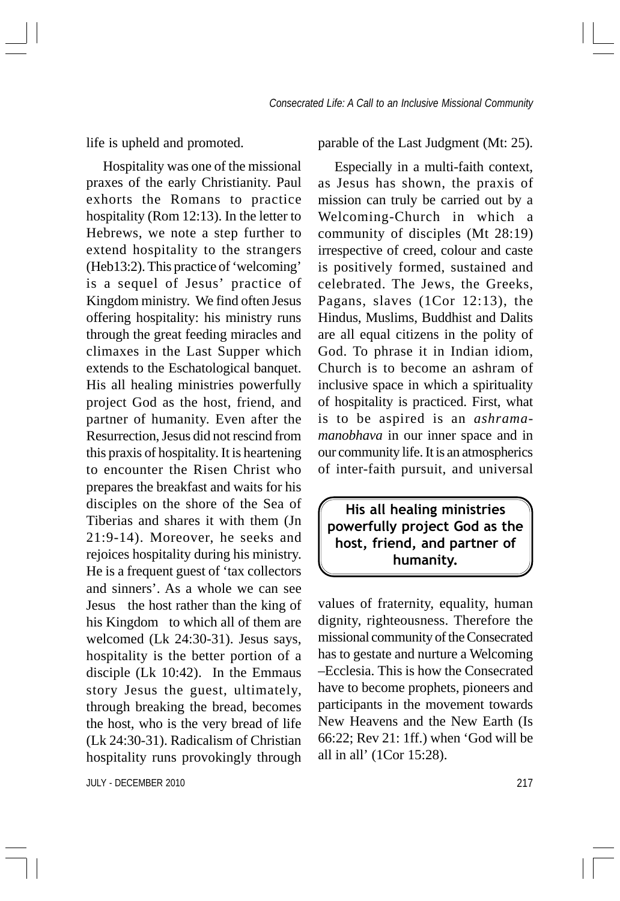life is upheld and promoted.

Hospitality was one of the missional praxes of the early Christianity. Paul exhorts the Romans to practice hospitality (Rom 12:13). In the letter to Hebrews, we note a step further to extend hospitality to the strangers (Heb13:2). This practice of 'welcoming' is a sequel of Jesus' practice of Kingdom ministry. We find often Jesus offering hospitality: his ministry runs through the great feeding miracles and climaxes in the Last Supper which extends to the Eschatological banquet. His all healing ministries powerfully project God as the host, friend, and partner of humanity. Even after the Resurrection, Jesus did not rescind from this praxis of hospitality. It is heartening to encounter the Risen Christ who prepares the breakfast and waits for his disciples on the shore of the Sea of Tiberias and shares it with them (Jn 21:9-14). Moreover, he seeks and rejoices hospitality during his ministry. He is a frequent guest of 'tax collectors and sinners'. As a whole we can see Jesus the host rather than the king of his Kingdom to which all of them are welcomed (Lk 24:30-31). Jesus says, hospitality is the better portion of a disciple (Lk 10:42). In the Emmaus story Jesus the guest, ultimately, through breaking the bread, becomes the host, who is the very bread of life (Lk 24:30-31). Radicalism of Christian hospitality runs provokingly through parable of the Last Judgment (Mt: 25).

Especially in a multi-faith context, as Jesus has shown, the praxis of mission can truly be carried out by a Welcoming-Church in which a community of disciples (Mt 28:19) irrespective of creed, colour and caste is positively formed, sustained and celebrated. The Jews, the Greeks, Pagans, slaves (1Cor 12:13), the Hindus, Muslims, Buddhist and Dalits are all equal citizens in the polity of God. To phrase it in Indian idiom, Church is to become an ashram of inclusive space in which a spirituality of hospitality is practiced. First, what is to be aspired is an *ashrama-manobhava* in our inner space and in our community life. It is an atmospherics of inter-faith pursuit, and universal values of fraternity, equality, human dignity, righteousness. Therefore the missional community of the Consecrated has to gestate and nurture a Welcoming –Ecclesia. This is how the Consecrated have to become prophets, pioneers and participants in the movement towards New Heavens and the New Earth (Is 66:22; Rev 21: 1ff.) when 'God will be all in all' (1Cor 15:28).

**His all healing ministries powerfully project God as the host, friend, and partner of humanity.**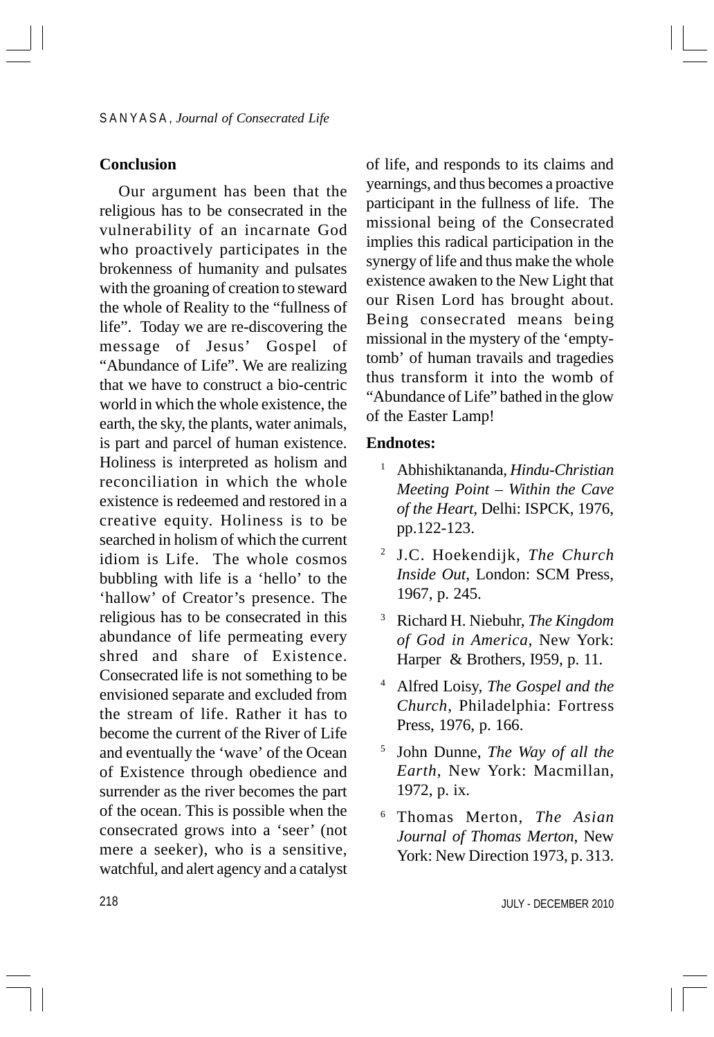## Conclusion

Our argument has been that the religious has to be consecrated in the vulnerability of an incarnate God who proactively participates in the brokenness of humanity and pulsates with the groaning of creation to steward the whole of Reality to the "fullness of life". Today we are re-discovering the message of Jesus' Gospel of "Abundance of Life". We are realizing that we have to construct a bio-centric world in which the whole existence, the earth, the sky, the plants, water animals, is part and parcel of human existence. Holiness is interpreted as holism and reconciliation in which the whole existence is redeemed and restored in a creative equity. Holiness is to be searched in holism of which the current idiom is Life. The whole cosmos bubbling with life is a 'hello' to the 'hallow' of Creator's presence. The religious has to be consecrated in this abundance of life permeating every shred and share of Existence. Consecrated life is not something to be envisioned separate and excluded from the stream of life. Rather it has to become the current of the River of Life and eventually the 'wave' of the Ocean of Existence through obedience and surrender as the river becomes the part of the ocean. This is possible when the consecrated grows into a 'seer' (not mere a seeker), who is a sensitive, watchful, and alert agency and a catalyst of life, and responds to its claims and yearnings, and thus becomes a proactive participant in the fullness of life. The missional being of the Consecrated implies this radical participation in the synergy of life and thus make the whole existence awaken to the New Light that our Risen Lord has brought about. Being consecrated means being missional in the mystery of the 'empty-tomb' of human travails and tragedies thus transform it into the womb of "Abundance of Life" bathed in the glow of the Easter Lamp!

## Endnotes:

1. Abhishiktananda, *Hindu-Christian Meeting Point – Within the Cave of the Heart*, Delhi: ISPCK, 1976, pp.122-123.
2. J.C. Hoekendijk, *The Church Inside Out*, London: SCM Press, 1967, p. 245.
3. Richard H. Niebuhr, *The Kingdom of God in America*, New York: Harper & Brothers, I959, p. 11.
4. Alfred Loisy, *The Gospel and the Church*, Philadelphia: Fortress Press, 1976, p. 166.
5. John Dunne, *The Way of all the Earth*, New York: Macmillan, 1972, p. ix.
6. Thomas Merton, *The Asian Journal of Thomas Merton*, New York: New Direction 1973, p. 313.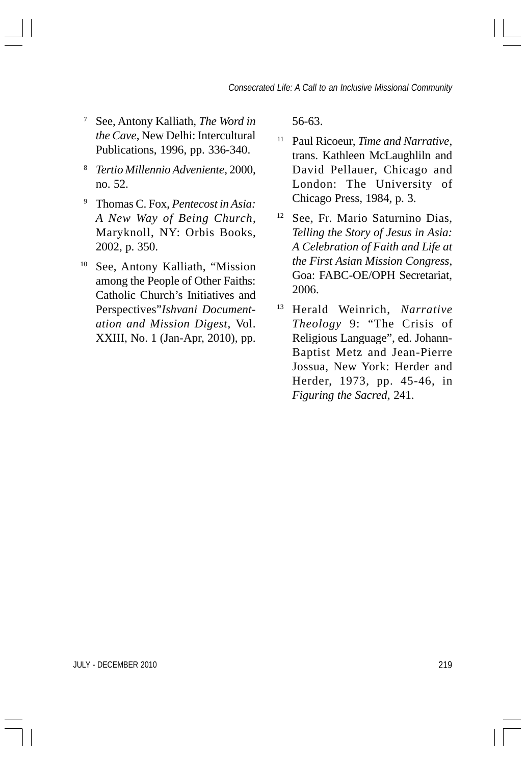[7] See, Antony Kalliath, *The Word in the Cave*, New Delhi: Intercultural Publications, 1996, pp. 336-340.

[8] *Tertio Millennio Adveniente*, 2000, no. 52.

[9] Thomas C. Fox, *Pentecost in Asia: A New Way of Being Church*, Maryknoll, NY: Orbis Books, 2002, p. 350.

[10] See, Antony Kalliath, "Mission among the People of Other Faiths: Catholic Church's Initiatives and Perspectives"*Ishvani Documentation and Mission Digest*, Vol. XXIII, No. 1 (Jan-Apr, 2010), pp. 56-63.

[11] Paul Ricoeur, *Time and Narrative*, trans. Kathleen McLaughliln and David Pellauer, Chicago and London: The University of Chicago Press, 1984, p. 3.

[12] See, Fr. Mario Saturnino Dias, *Telling the Story of Jesus in Asia: A Celebration of Faith and Life at the First Asian Mission Congress*, Goa: FABC-OE/OPH Secretariat, 2006.

[13] Herald Weinrich, *Narrative Theology* 9: "The Crisis of Religious Language", ed. Johann-Baptist Metz and Jean-Pierre Jossua, New York: Herder and Herder, 1973, pp. 45-46, in *Figuring the Sacred*, 241.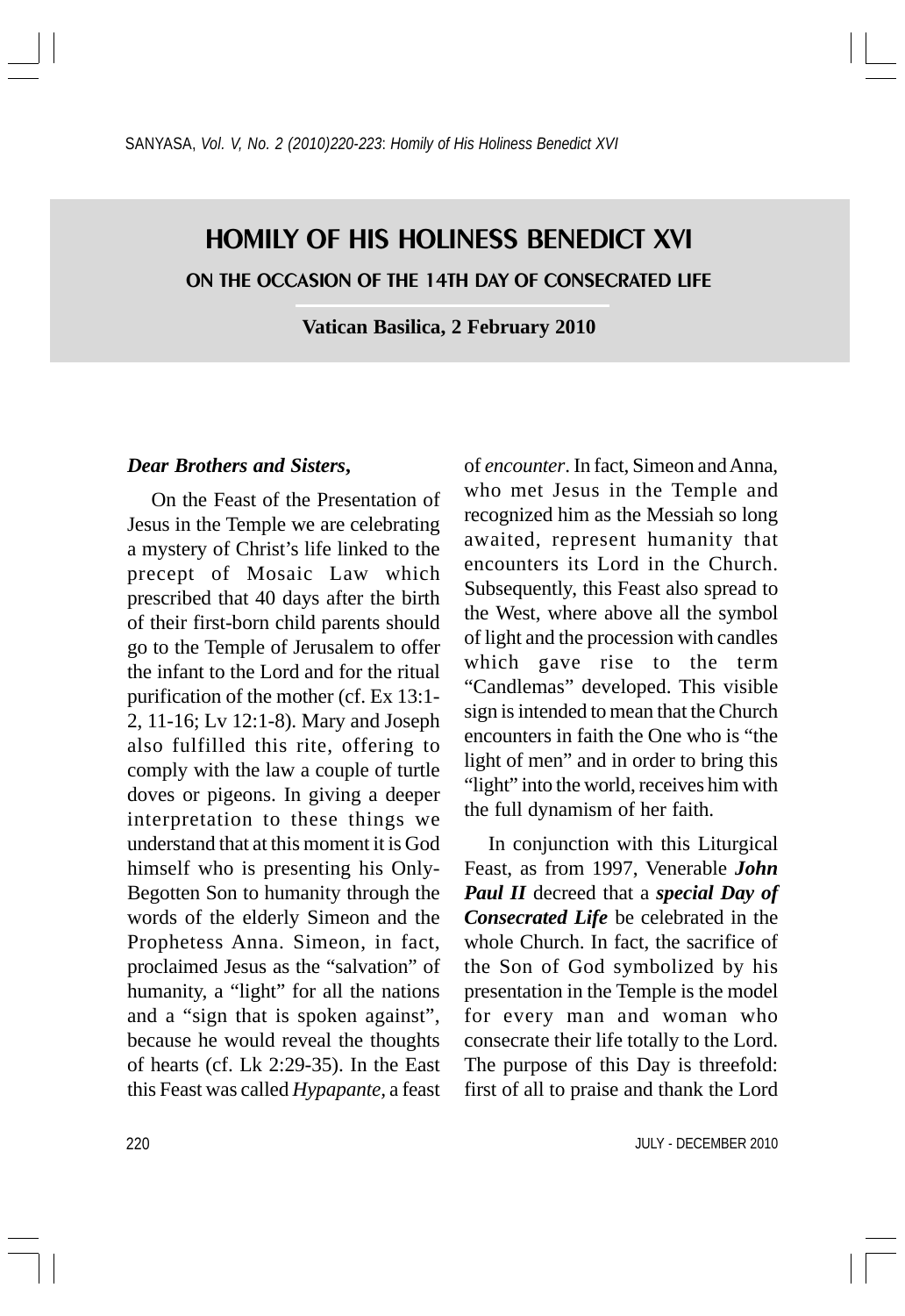# HOMILY OF HIS HOLINESS BENEDICT XVI

## ON THE OCCASION OF THE 14TH DAY OF CONSECRATED LIFE

**Vatican Basilica, 2 February 2010**

***Dear Brothers and Sisters,***

On the Feast of the Presentation of Jesus in the Temple we are celebrating a mystery of Christ's life linked to the precept of Mosaic Law which prescribed that 40 days after the birth of their first-born child parents should go to the Temple of Jerusalem to offer the infant to the Lord and for the ritual purification of the mother (cf. Ex 13:1-2, 11-16; Lv 12:1-8). Mary and Joseph also fulfilled this rite, offering to comply with the law a couple of turtle doves or pigeons. In giving a deeper interpretation to these things we understand that at this moment it is God himself who is presenting his Only-Begotten Son to humanity through the words of the elderly Simeon and the Prophetess Anna. Simeon, in fact, proclaimed Jesus as the "salvation" of humanity, a "light" for all the nations and a "sign that is spoken against", because he would reveal the thoughts of hearts (cf. Lk 2:29-35). In the East this Feast was called *Hypapante*, a feast of *encounter*. In fact, Simeon and Anna, who met Jesus in the Temple and recognized him as the Messiah so long awaited, represent humanity that encounters its Lord in the Church. Subsequently, this Feast also spread to the West, where above all the symbol of light and the procession with candles which gave rise to the term "Candlemas" developed. This visible sign is intended to mean that the Church encounters in faith the One who is "the light of men" and in order to bring this "light" into the world, receives him with the full dynamism of her faith.

In conjunction with this Liturgical Feast, as from 1997, Venerable ***John Paul II*** decreed that a ***special Day of Consecrated Life*** be celebrated in the whole Church. In fact, the sacrifice of the Son of God symbolized by his presentation in the Temple is the model for every man and woman who consecrate their life totally to the Lord. The purpose of this Day is threefold: first of all to praise and thank the Lord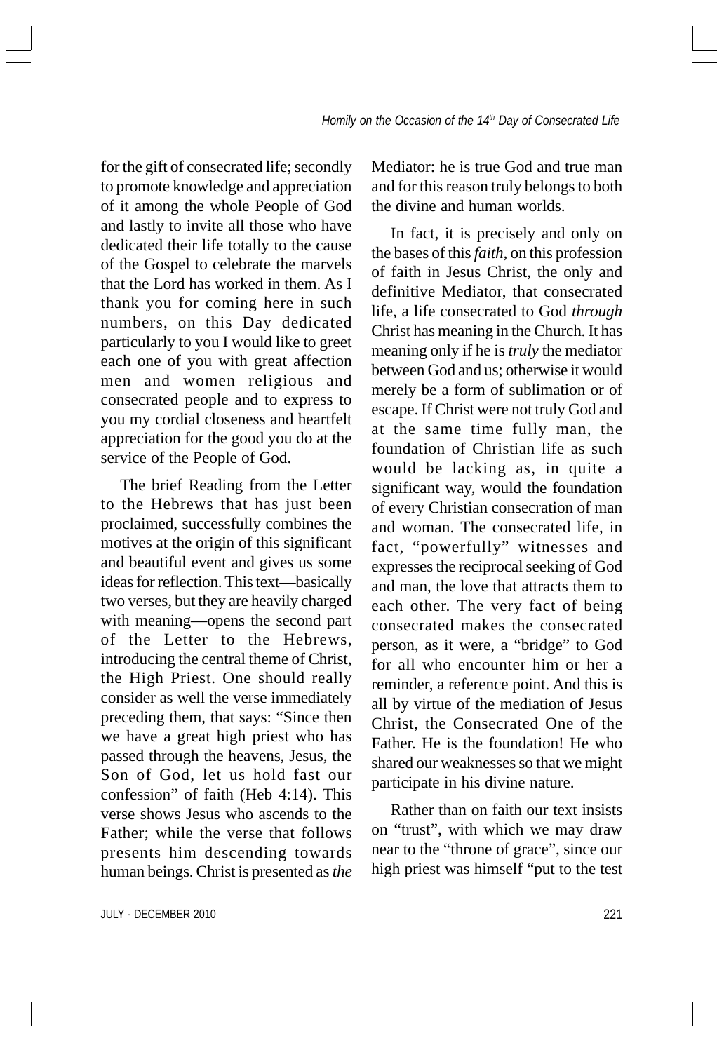for the gift of consecrated life; secondly to promote knowledge and appreciation of it among the whole People of God and lastly to invite all those who have dedicated their life totally to the cause of the Gospel to celebrate the marvels that the Lord has worked in them. As I thank you for coming here in such numbers, on this Day dedicated particularly to you I would like to greet each one of you with great affection men and women religious and consecrated people and to express to you my cordial closeness and heartfelt appreciation for the good you do at the service of the People of God.

The brief Reading from the Letter to the Hebrews that has just been proclaimed, successfully combines the motives at the origin of this significant and beautiful event and gives us some ideas for reflection. This text—basically two verses, but they are heavily charged with meaning—opens the second part of the Letter to the Hebrews, introducing the central theme of Christ, the High Priest. One should really consider as well the verse immediately preceding them, that says: "Since then we have a great high priest who has passed through the heavens, Jesus, the Son of God, let us hold fast our confession" of faith (Heb 4:14). This verse shows Jesus who ascends to the Father; while the verse that follows presents him descending towards human beings. Christ is presented as *the* Mediator: he is true God and true man and for this reason truly belongs to both the divine and human worlds.

In fact, it is precisely and only on the bases of this *faith*, on this profession of faith in Jesus Christ, the only and definitive Mediator, that consecrated life, a life consecrated to God *through* Christ has meaning in the Church. It has meaning only if he is *truly* the mediator between God and us; otherwise it would merely be a form of sublimation or of escape. If Christ were not truly God and at the same time fully man, the foundation of Christian life as such would be lacking as, in quite a significant way, would the foundation of every Christian consecration of man and woman. The consecrated life, in fact, "powerfully" witnesses and expresses the reciprocal seeking of God and man, the love that attracts them to each other. The very fact of being consecrated makes the consecrated person, as it were, a "bridge" to God for all who encounter him or her a reminder, a reference point. And this is all by virtue of the mediation of Jesus Christ, the Consecrated One of the Father. He is the foundation! He who shared our weaknesses so that we might participate in his divine nature.

Rather than on faith our text insists on "trust", with which we may draw near to the "throne of grace", since our high priest was himself "put to the test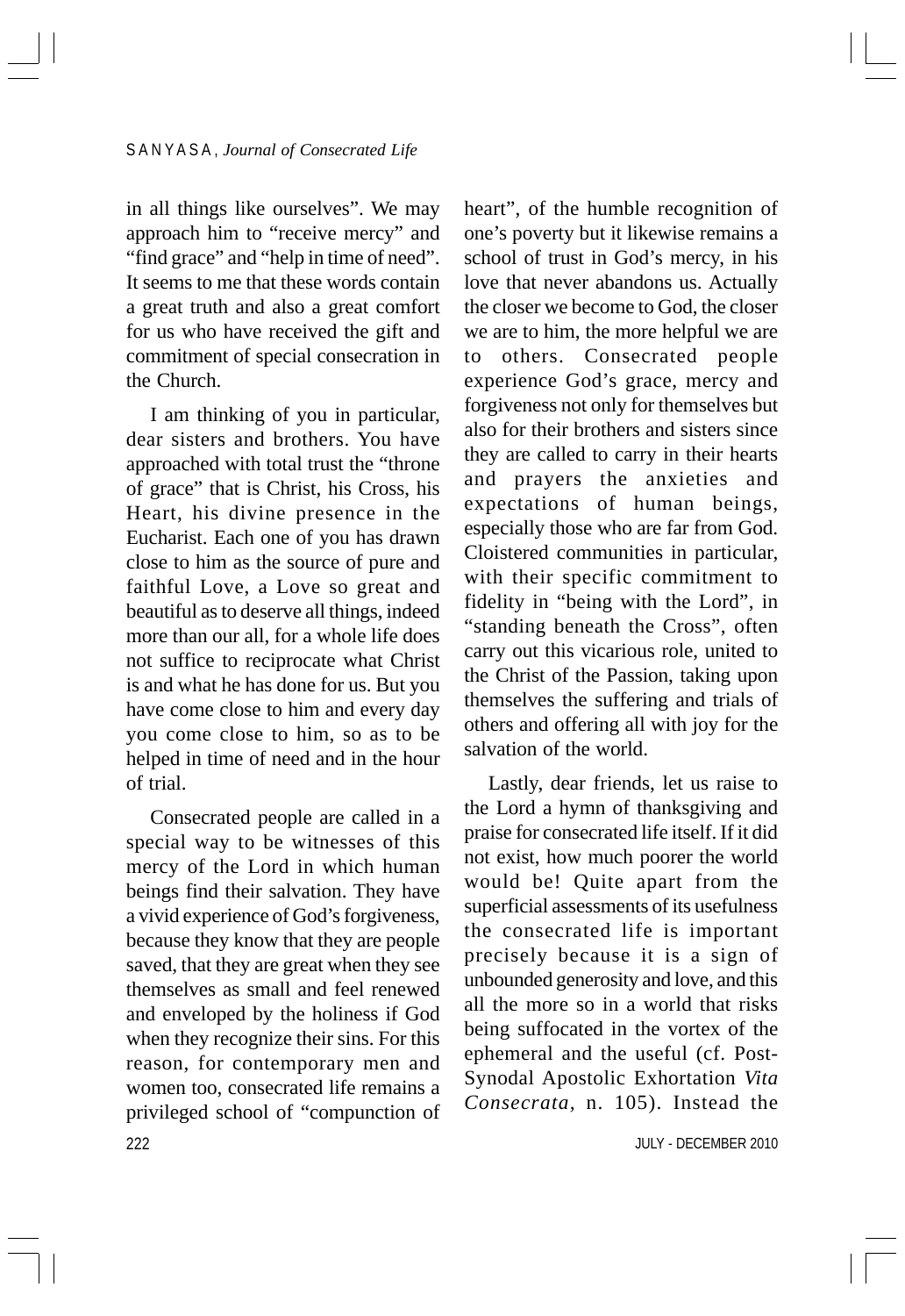in all things like ourselves". We may approach him to "receive mercy" and "find grace" and "help in time of need". It seems to me that these words contain a great truth and also a great comfort for us who have received the gift and commitment of special consecration in the Church.

I am thinking of you in particular, dear sisters and brothers. You have approached with total trust the "throne of grace" that is Christ, his Cross, his Heart, his divine presence in the Eucharist. Each one of you has drawn close to him as the source of pure and faithful Love, a Love so great and beautiful as to deserve all things, indeed more than our all, for a whole life does not suffice to reciprocate what Christ is and what he has done for us. But you have come close to him and every day you come close to him, so as to be helped in time of need and in the hour of trial.

Consecrated people are called in a special way to be witnesses of this mercy of the Lord in which human beings find their salvation. They have a vivid experience of God's forgiveness, because they know that they are people saved, that they are great when they see themselves as small and feel renewed and enveloped by the holiness if God when they recognize their sins. For this reason, for contemporary men and women too, consecrated life remains a privileged school of "compunction of heart", of the humble recognition of one's poverty but it likewise remains a school of trust in God's mercy, in his love that never abandons us. Actually the closer we become to God, the closer we are to him, the more helpful we are to others. Consecrated people experience God's grace, mercy and forgiveness not only for themselves but also for their brothers and sisters since they are called to carry in their hearts and prayers the anxieties and expectations of human beings, especially those who are far from God. Cloistered communities in particular, with their specific commitment to fidelity in "being with the Lord", in "standing beneath the Cross", often carry out this vicarious role, united to the Christ of the Passion, taking upon themselves the suffering and trials of others and offering all with joy for the salvation of the world.

Lastly, dear friends, let us raise to the Lord a hymn of thanksgiving and praise for consecrated life itself. If it did not exist, how much poorer the world would be! Quite apart from the superficial assessments of its usefulness the consecrated life is important precisely because it is a sign of unbounded generosity and love, and this all the more so in a world that risks being suffocated in the vortex of the ephemeral and the useful (cf. Post-Synodal Apostolic Exhortation *Vita Consecrata*, n. 105). Instead the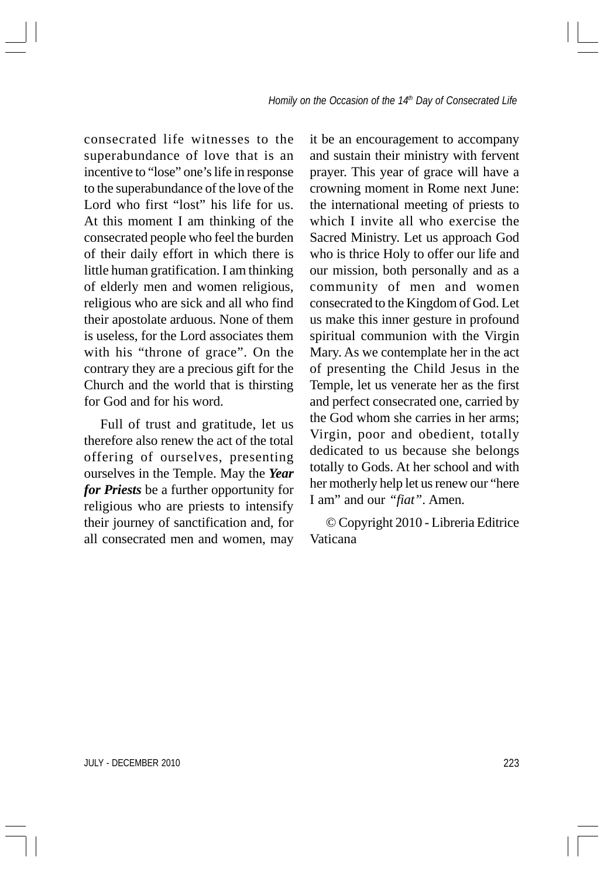consecrated life witnesses to the superabundance of love that is an incentive to "lose" one's life in response to the superabundance of the love of the Lord who first "lost" his life for us. At this moment I am thinking of the consecrated people who feel the burden of their daily effort in which there is little human gratification. I am thinking of elderly men and women religious, religious who are sick and all who find their apostolate arduous. None of them is useless, for the Lord associates them with his "throne of grace". On the contrary they are a precious gift for the Church and the world that is thirsting for God and for his word.

Full of trust and gratitude, let us therefore also renew the act of the total offering of ourselves, presenting ourselves in the Temple. May the ***Year for Priests*** be a further opportunity for religious who are priests to intensify their journey of sanctification and, for all consecrated men and women, may it be an encouragement to accompany and sustain their ministry with fervent prayer. This year of grace will have a crowning moment in Rome next June: the international meeting of priests to which I invite all who exercise the Sacred Ministry. Let us approach God who is thrice Holy to offer our life and our mission, both personally and as a community of men and women consecrated to the Kingdom of God. Let us make this inner gesture in profound spiritual communion with the Virgin Mary. As we contemplate her in the act of presenting the Child Jesus in the Temple, let us venerate her as the first and perfect consecrated one, carried by the God whom she carries in her arms; Virgin, poor and obedient, totally dedicated to us because she belongs totally to Gods. At her school and with her motherly help let us renew our "here I am" and our *"fiat"*. Amen.

© Copyright 2010 - Libreria Editrice Vaticana